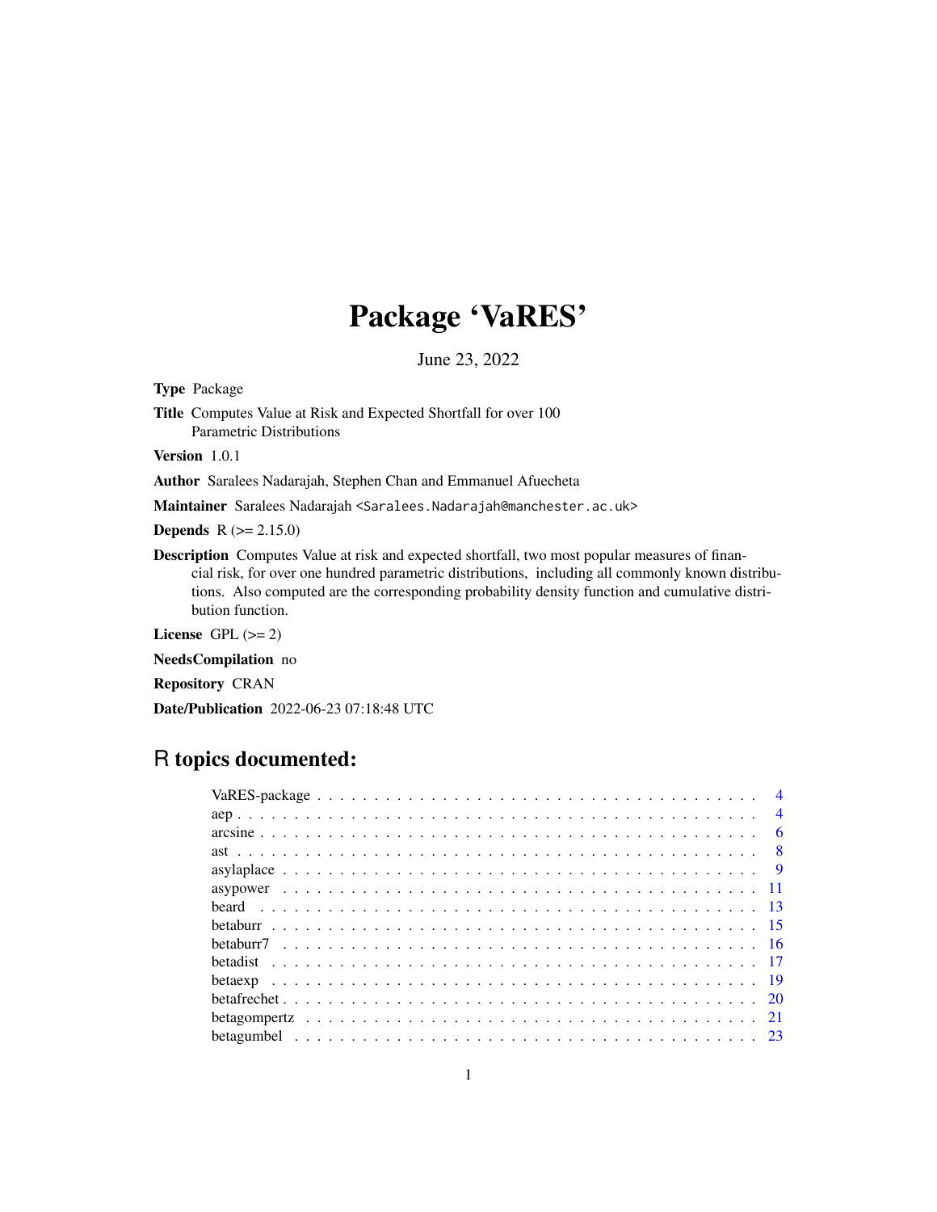# Package 'VaRES'

June 23, 2022

**Type** Package

**Title** Computes Value at Risk and Expected Shortfall for over 100 Parametric Distributions

**Version** 1.0.1

**Author** Saralees Nadarajah, Stephen Chan and Emmanuel Afuecheta

**Maintainer** Saralees Nadarajah <Saralees.Nadarajah@manchester.ac.uk>

**Depends** R (>= 2.15.0)

**Description** Computes Value at risk and expected shortfall, two most popular measures of financial risk, for over one hundred parametric distributions, including all commonly known distributions. Also computed are the corresponding probability density function and cumulative distribution function.

**License** GPL (>= 2)

**NeedsCompilation** no

**Repository** CRAN

**Date/Publication** 2022-06-23 07:18:48 UTC

## R topics documented:

| | |
|---|---|
| VaRES-package | 4 |
| aep | 4 |
| arcsine | 6 |
| ast | 8 |
| asylaplace | 9 |
| asypower | 11 |
| beard | 13 |
| betaburr | 15 |
| betaburr7 | 16 |
| betadist | 17 |
| betaexp | 19 |
| betafrechet | 20 |
| betagompertz | 21 |
| betagumbel | 23 |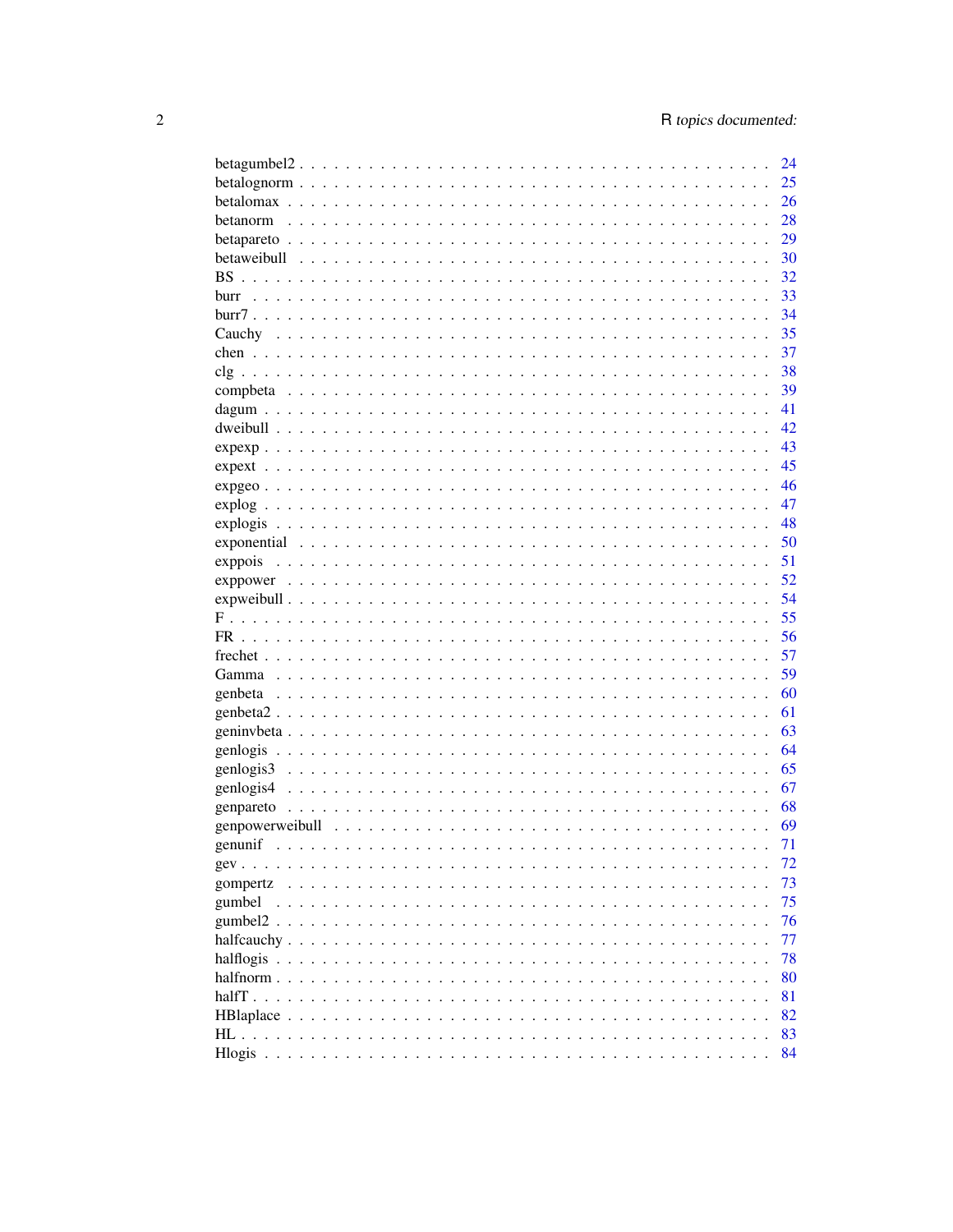betagumbel2 . . . . . . . . . . . . . . . . . . . . . . . . . . . . . . . . . . . . . . . 24
betalognorm . . . . . . . . . . . . . . . . . . . . . . . . . . . . . . . . . . . . . . . 25
betalomax . . . . . . . . . . . . . . . . . . . . . . . . . . . . . . . . . . . . . . . . 26
betanorm . . . . . . . . . . . . . . . . . . . . . . . . . . . . . . . . . . . . . . . . 28
betapareto . . . . . . . . . . . . . . . . . . . . . . . . . . . . . . . . . . . . . . . . 29
betaweibull . . . . . . . . . . . . . . . . . . . . . . . . . . . . . . . . . . . . . . . 30
BS . . . . . . . . . . . . . . . . . . . . . . . . . . . . . . . . . . . . . . . . . . . 32
burr . . . . . . . . . . . . . . . . . . . . . . . . . . . . . . . . . . . . . . . . . . 33
burr7 . . . . . . . . . . . . . . . . . . . . . . . . . . . . . . . . . . . . . . . . . . 34
Cauchy . . . . . . . . . . . . . . . . . . . . . . . . . . . . . . . . . . . . . . . . . 35
chen . . . . . . . . . . . . . . . . . . . . . . . . . . . . . . . . . . . . . . . . . . 37
clg . . . . . . . . . . . . . . . . . . . . . . . . . . . . . . . . . . . . . . . . . . . 38
compbeta . . . . . . . . . . . . . . . . . . . . . . . . . . . . . . . . . . . . . . . . 39
dagum . . . . . . . . . . . . . . . . . . . . . . . . . . . . . . . . . . . . . . . . . 41
dweibull . . . . . . . . . . . . . . . . . . . . . . . . . . . . . . . . . . . . . . . . 42
expexp . . . . . . . . . . . . . . . . . . . . . . . . . . . . . . . . . . . . . . . . . 43
expext . . . . . . . . . . . . . . . . . . . . . . . . . . . . . . . . . . . . . . . . . 45
expgeo . . . . . . . . . . . . . . . . . . . . . . . . . . . . . . . . . . . . . . . . . 46
explog . . . . . . . . . . . . . . . . . . . . . . . . . . . . . . . . . . . . . . . . . 47
explogis . . . . . . . . . . . . . . . . . . . . . . . . . . . . . . . . . . . . . . . . 48
exponential . . . . . . . . . . . . . . . . . . . . . . . . . . . . . . . . . . . . . . 50
exppois . . . . . . . . . . . . . . . . . . . . . . . . . . . . . . . . . . . . . . . . . 51
exppower . . . . . . . . . . . . . . . . . . . . . . . . . . . . . . . . . . . . . . . . 52
expweibull . . . . . . . . . . . . . . . . . . . . . . . . . . . . . . . . . . . . . . . 54
F . . . . . . . . . . . . . . . . . . . . . . . . . . . . . . . . . . . . . . . . . . . . 55
FR . . . . . . . . . . . . . . . . . . . . . . . . . . . . . . . . . . . . . . . . . . . 56
frechet . . . . . . . . . . . . . . . . . . . . . . . . . . . . . . . . . . . . . . . . . 57
Gamma . . . . . . . . . . . . . . . . . . . . . . . . . . . . . . . . . . . . . . . . . 59
genbeta . . . . . . . . . . . . . . . . . . . . . . . . . . . . . . . . . . . . . . . . 60
genbeta2 . . . . . . . . . . . . . . . . . . . . . . . . . . . . . . . . . . . . . . . . 61
geninvbeta . . . . . . . . . . . . . . . . . . . . . . . . . . . . . . . . . . . . . . . 63
genlogis . . . . . . . . . . . . . . . . . . . . . . . . . . . . . . . . . . . . . . . . 64
genlogis3 . . . . . . . . . . . . . . . . . . . . . . . . . . . . . . . . . . . . . . . 65
genlogis4 . . . . . . . . . . . . . . . . . . . . . . . . . . . . . . . . . . . . . . . 67
genpareto . . . . . . . . . . . . . . . . . . . . . . . . . . . . . . . . . . . . . . . 68
genpowerweibull . . . . . . . . . . . . . . . . . . . . . . . . . . . . . . . . . . . . 69
genunif . . . . . . . . . . . . . . . . . . . . . . . . . . . . . . . . . . . . . . . . 71
gev . . . . . . . . . . . . . . . . . . . . . . . . . . . . . . . . . . . . . . . . . . . 72
gompertz . . . . . . . . . . . . . . . . . . . . . . . . . . . . . . . . . . . . . . . . 73
gumbel . . . . . . . . . . . . . . . . . . . . . . . . . . . . . . . . . . . . . . . . . 75
gumbel2 . . . . . . . . . . . . . . . . . . . . . . . . . . . . . . . . . . . . . . . . 76
halfcauchy . . . . . . . . . . . . . . . . . . . . . . . . . . . . . . . . . . . . . . . 77
halflogis . . . . . . . . . . . . . . . . . . . . . . . . . . . . . . . . . . . . . . . . 78
halfnorm . . . . . . . . . . . . . . . . . . . . . . . . . . . . . . . . . . . . . . . . 80
halfT . . . . . . . . . . . . . . . . . . . . . . . . . . . . . . . . . . . . . . . . . . 81
HBlaplace . . . . . . . . . . . . . . . . . . . . . . . . . . . . . . . . . . . . . . . 82
HL . . . . . . . . . . . . . . . . . . . . . . . . . . . . . . . . . . . . . . . . . . . 83
Hlogis . . . . . . . . . . . . . . . . . . . . . . . . . . . . . . . . . . . . . . . . . 84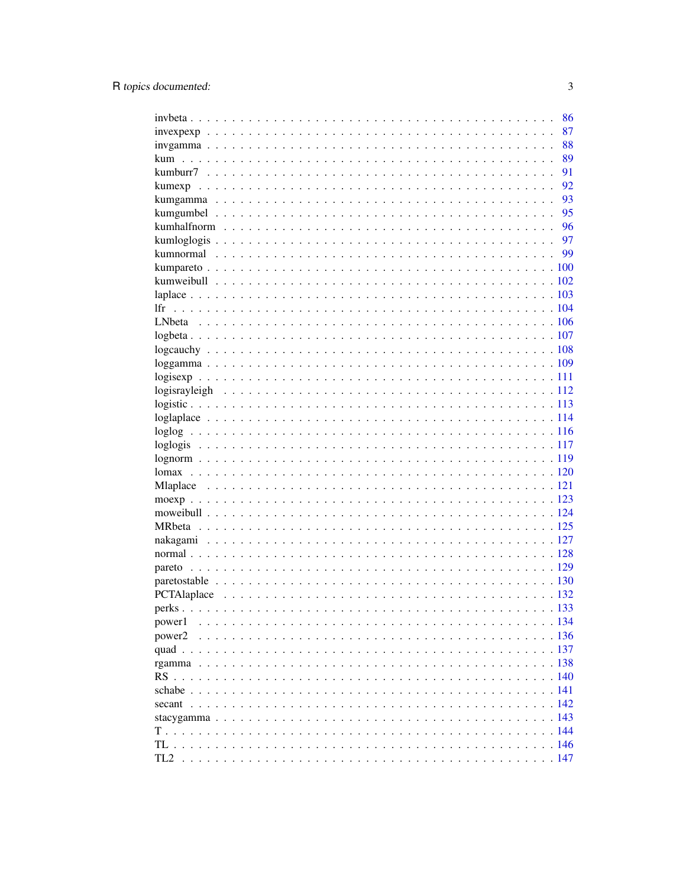| | |
|---|---|
| invbeta | 86 |
| invexpexp | 87 |
| invgamma | 88 |
| kum | 89 |
| kumburr7 | 91 |
| kumexp | 92 |
| kumgamma | 93 |
| kumgumbel | 95 |
| kumhalfnorm | 96 |
| kumloglogis | 97 |
| kumnormal | 99 |
| kumpareto | 100 |
| kumweibull | 102 |
| laplace | 103 |
| lfr | 104 |
| LNbeta | 106 |
| logbeta | 107 |
| logcauchy | 108 |
| loggamma | 109 |
| logisexp | 111 |
| logisrayleigh | 112 |
| logistic | 113 |
| loglaplace | 114 |
| loglog | 116 |
| loglogis | 117 |
| lognorm | 119 |
| lomax | 120 |
| Mlaplace | 121 |
| moexp | 123 |
| moweibull | 124 |
| MRbeta | 125 |
| nakagami | 127 |
| normal | 128 |
| pareto | 129 |
| paretostable | 130 |
| PCTAlaplace | 132 |
| perks | 133 |
| power1 | 134 |
| power2 | 136 |
| quad | 137 |
| rgamma | 138 |
| RS | 140 |
| schabe | 141 |
| secant | 142 |
| stacygamma | 143 |
| T | 144 |
| TL | 146 |
| TL2 | 147 |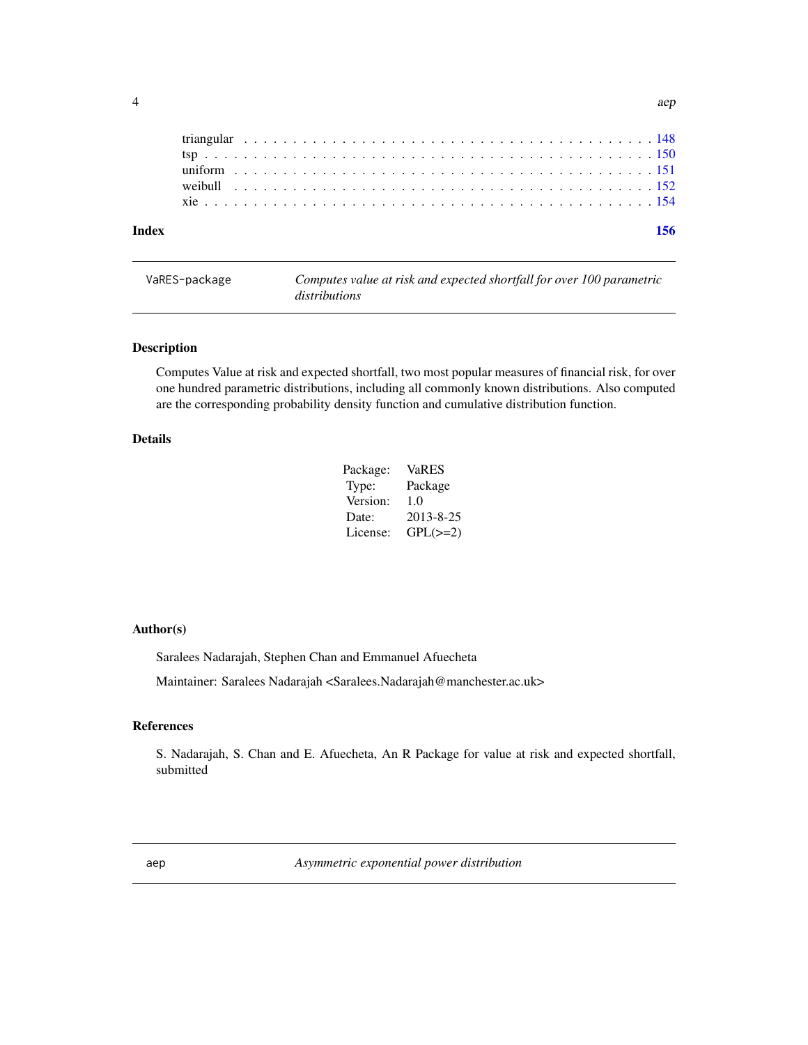triangular . . . . . . . . . . . . . . . . . . . . . . . . . . . . . . . . . . . . . . . . 148
tsp . . . . . . . . . . . . . . . . . . . . . . . . . . . . . . . . . . . . . . . . . . . 150
uniform . . . . . . . . . . . . . . . . . . . . . . . . . . . . . . . . . . . . . . . . . 151
weibull . . . . . . . . . . . . . . . . . . . . . . . . . . . . . . . . . . . . . . . . . 152
xie . . . . . . . . . . . . . . . . . . . . . . . . . . . . . . . . . . . . . . . . . . . 154

**Index** **156**

---

`VaRES-package` *Computes value at risk and expected shortfall for over 100 parametric distributions*

---

### Description

Computes Value at risk and expected shortfall, two most popular measures of financial risk, for over one hundred parametric distributions, including all commonly known distributions. Also computed are the corresponding probability density function and cumulative distribution function.

### Details

| | |
|---|---|
| Package: | VaRES |
| Type: | Package |
| Version: | 1.0 |
| Date: | 2013-8-25 |
| License: | GPL(>=2) |

### Author(s)

Saralees Nadarajah, Stephen Chan and Emmanuel Afuecheta

Maintainer: Saralees Nadarajah <Saralees.Nadarajah@manchester.ac.uk>

### References

S. Nadarajah, S. Chan and E. Afuecheta, An R Package for value at risk and expected shortfall, submitted

---

`aep` *Asymmetric exponential power distribution*

---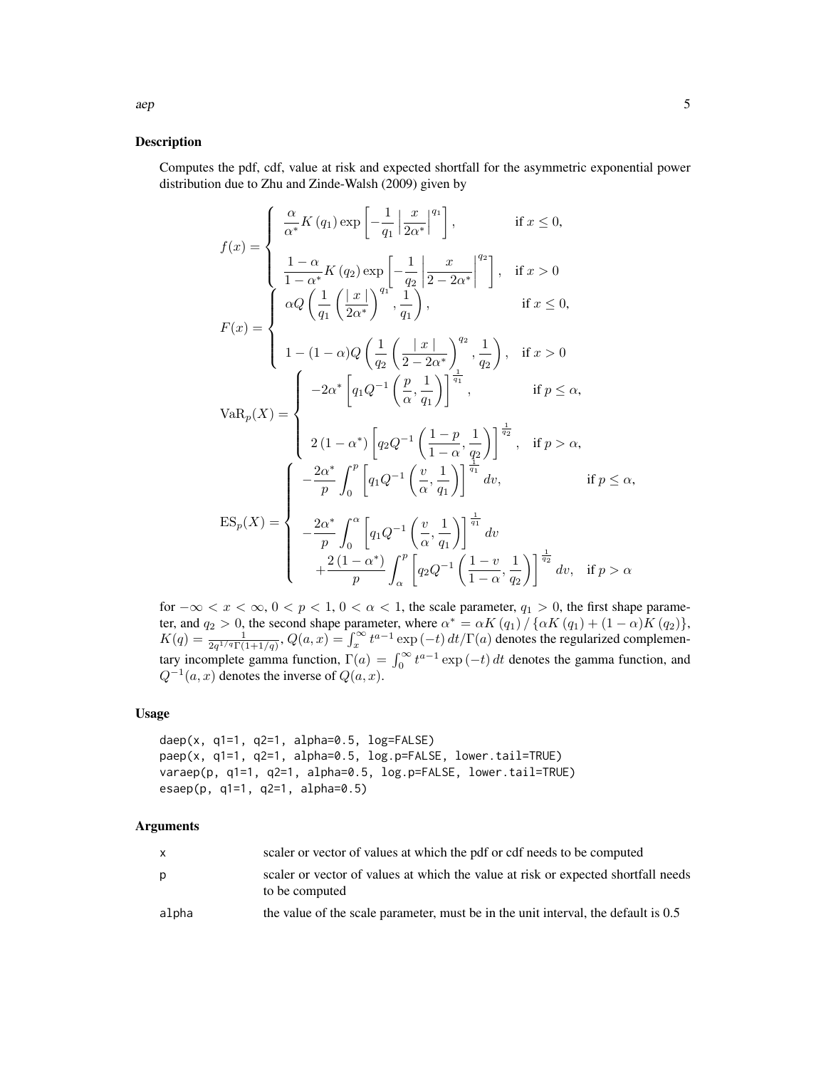## Description

Computes the pdf, cdf, value at risk and expected shortfall for the asymmetric exponential power distribution due to Zhu and Zinde-Walsh (2009) given by

$$
f(x) = \begin{cases} \dfrac{\alpha}{\alpha^*} K\left(q_1\right) \exp\left[ -\dfrac{1}{q_1} \left| \dfrac{x}{2\alpha^*} \right|^{q_1} \right], & \text{if } x \leq 0, \\ \\ \dfrac{1-\alpha}{1-\alpha^*} K\left(q_2\right) \exp\left[ -\dfrac{1}{q_2} \left| \dfrac{x}{2-2\alpha^*} \right|^{q_2} \right], & \text{if } x > 0 \end{cases}
$$

$$
F(x) = \begin{cases} \alpha Q\left( \dfrac{1}{q_1} \left( \dfrac{\mid x \mid}{2\alpha^*} \right)^{q_1}, \dfrac{1}{q_1} \right), & \text{if } x \leq 0, \\ \\ 1 - (1-\alpha) Q\left( \dfrac{1}{q_2} \left( \dfrac{\mid x \mid}{2-2\alpha^*} \right)^{q_2}, \dfrac{1}{q_2} \right), & \text{if } x > 0 \end{cases}
$$

$$
\mathrm{VaR}_p(X) = \begin{cases} -2\alpha^* \left[ q_1 Q^{-1}\left( \dfrac{p}{\alpha}, \dfrac{1}{q_1} \right) \right]^{\frac{1}{q_1}}, & \text{if } p \leq \alpha, \\ \\ 2\left(1-\alpha^*\right) \left[ q_2 Q^{-1}\left( \dfrac{1-p}{1-\alpha}, \dfrac{1}{q_2} \right) \right]^{\frac{1}{q_2}}, & \text{if } p > \alpha, \end{cases}
$$

$$
\mathrm{ES}_p(X) = \begin{cases} -\dfrac{2\alpha^*}{p} \displaystyle\int_0^p \left[ q_1 Q^{-1}\left( \dfrac{v}{\alpha}, \dfrac{1}{q_1} \right) \right]^{\frac{1}{q_1}} dv, & \text{if } p \leq \alpha, \\ \\ -\dfrac{2\alpha^*}{p} \displaystyle\int_0^\alpha \left[ q_1 Q^{-1}\left( \dfrac{v}{\alpha}, \dfrac{1}{q_1} \right) \right]^{\frac{1}{q_1}} dv \\ \quad + \dfrac{2\left(1-\alpha^*\right)}{p} \displaystyle\int_\alpha^p \left[ q_2 Q^{-1}\left( \dfrac{1-v}{1-\alpha}, \dfrac{1}{q_2} \right) \right]^{\frac{1}{q_2}} dv, & \text{if } p > \alpha \end{cases}
$$

for $-\infty < x < \infty$, $0 < p < 1$, $0 < \alpha < 1$, the scale parameter, $q_1 > 0$, the first shape parameter, and $q_2 > 0$, the second shape parameter, where $\alpha^* = \alpha K\left(q_1\right) / \left\{ \alpha K\left(q_1\right) + (1-\alpha) K\left(q_2\right) \right\}$, $K(q) = \frac{1}{2q^{1/q}\Gamma(1+1/q)}$, $Q(a,x) = \int_x^\infty t^{a-1} \exp(-t)\, dt / \Gamma(a)$ denotes the regularized complementary incomplete gamma function, $\Gamma(a) = \int_0^\infty t^{a-1} \exp(-t)\, dt$ denotes the gamma function, and $Q^{-1}(a,x)$ denotes the inverse of $Q(a,x)$.

## Usage

```
daep(x, q1=1, q2=1, alpha=0.5, log=FALSE)
paep(x, q1=1, q2=1, alpha=0.5, log.p=FALSE, lower.tail=TRUE)
varaep(p, q1=1, q2=1, alpha=0.5, log.p=FALSE, lower.tail=TRUE)
esaep(p, q1=1, q2=1, alpha=0.5)
```

## Arguments

| | |
|---|---|
| x | scaler or vector of values at which the pdf or cdf needs to be computed |
| p | scaler or vector of values at which the value at risk or expected shortfall needs to be computed |
| alpha | the value of the scale parameter, must be in the unit interval, the default is 0.5 |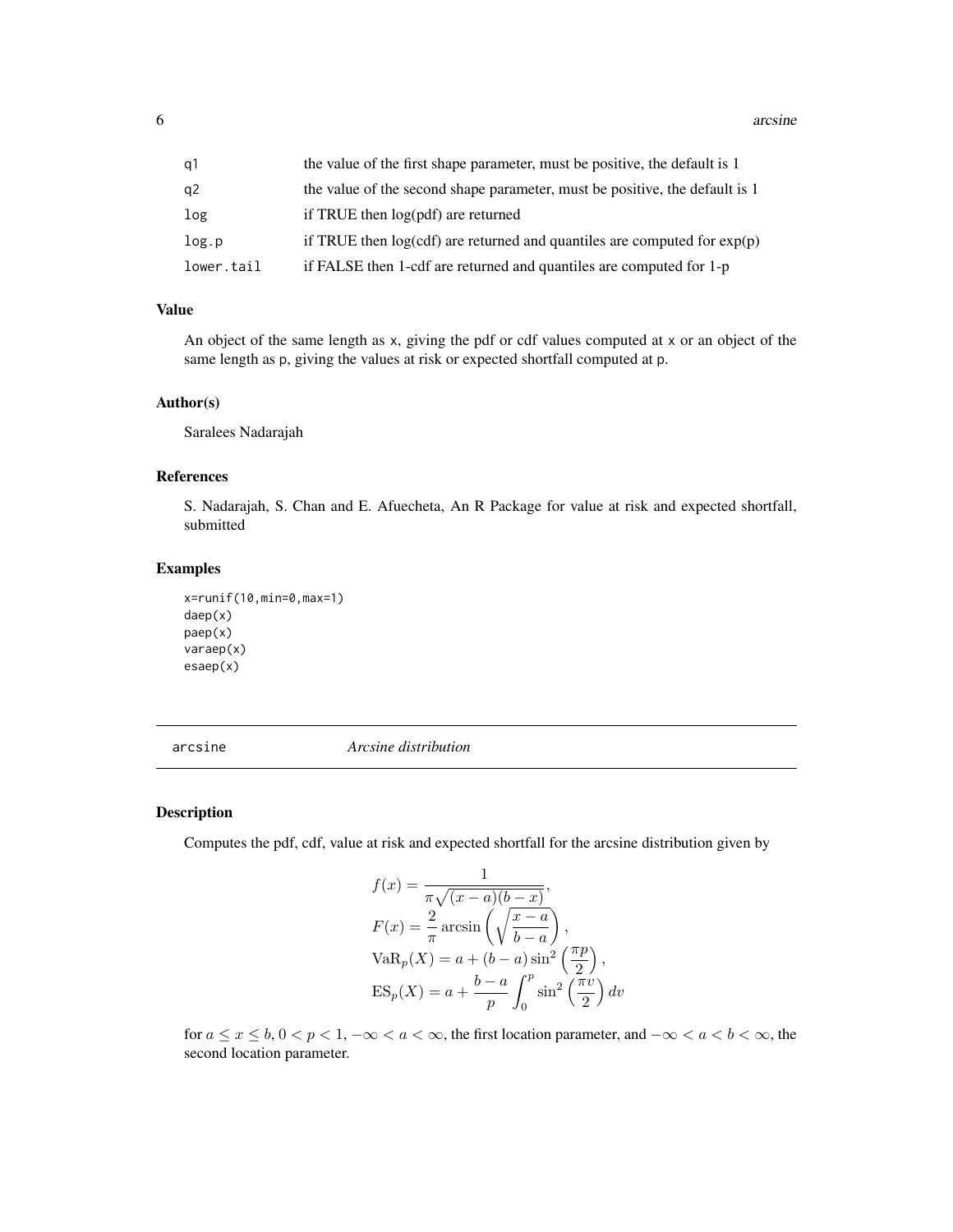| | |
|---|---|
| q1 | the value of the first shape parameter, must be positive, the default is 1 |
| q2 | the value of the second shape parameter, must be positive, the default is 1 |
| log | if TRUE then log(pdf) are returned |
| log.p | if TRUE then log(cdf) are returned and quantiles are computed for exp(p) |
| lower.tail | if FALSE then 1-cdf are returned and quantiles are computed for 1-p |

### Value

An object of the same length as x, giving the pdf or cdf values computed at x or an object of the same length as p, giving the values at risk or expected shortfall computed at p.

### Author(s)

Saralees Nadarajah

### References

S. Nadarajah, S. Chan and E. Afuecheta, An R Package for value at risk and expected shortfall, submitted

### Examples

```
x=runif(10,min=0,max=1)
daep(x)
paep(x)
varaep(x)
esaep(x)
```

---

## arcsine — *Arcsine distribution*

### Description

Computes the pdf, cdf, value at risk and expected shortfall for the arcsine distribution given by

$$
\begin{aligned}
f(x) &= \frac{1}{\pi \sqrt{(x-a)(b-x)}}, \\
F(x) &= \frac{2}{\pi} \arcsin\left(\sqrt{\frac{x-a}{b-a}}\right), \\
\mathrm{VaR}_p(X) &= a + (b-a)\sin^2\left(\frac{\pi p}{2}\right), \\
\mathrm{ES}_p(X) &= a + \frac{b-a}{p} \int_0^p \sin^2\left(\frac{\pi v}{2}\right) dv
\end{aligned}
$$

for $a \leq x \leq b$, $0 < p < 1$, $-\infty < a < \infty$, the first location parameter, and $-\infty < a < b < \infty$, the second location parameter.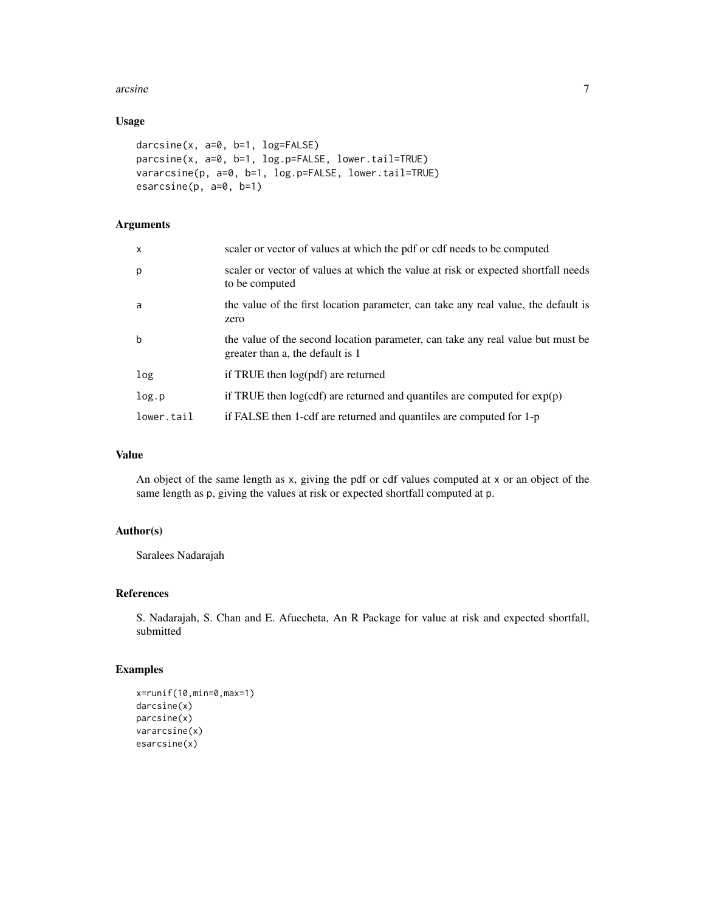## Usage

```
darcsine(x, a=0, b=1, log=FALSE)
parcsine(x, a=0, b=1, log.p=FALSE, lower.tail=TRUE)
vararcsine(p, a=0, b=1, log.p=FALSE, lower.tail=TRUE)
esarcsine(p, a=0, b=1)
```

## Arguments

| | |
|---|---|
| x | scaler or vector of values at which the pdf or cdf needs to be computed |
| p | scaler or vector of values at which the value at risk or expected shortfall needs to be computed |
| a | the value of the first location parameter, can take any real value, the default is zero |
| b | the value of the second location parameter, can take any real value but must be greater than a, the default is 1 |
| log | if TRUE then log(pdf) are returned |
| log.p | if TRUE then log(cdf) are returned and quantiles are computed for exp(p) |
| lower.tail | if FALSE then 1-cdf are returned and quantiles are computed for 1-p |

## Value

An object of the same length as x, giving the pdf or cdf values computed at x or an object of the same length as p, giving the values at risk or expected shortfall computed at p.

## Author(s)

Saralees Nadarajah

## References

S. Nadarajah, S. Chan and E. Afuecheta, An R Package for value at risk and expected shortfall, submitted

## Examples

```
x=runif(10,min=0,max=1)
darcsine(x)
parcsine(x)
vararcsine(x)
esarcsine(x)
```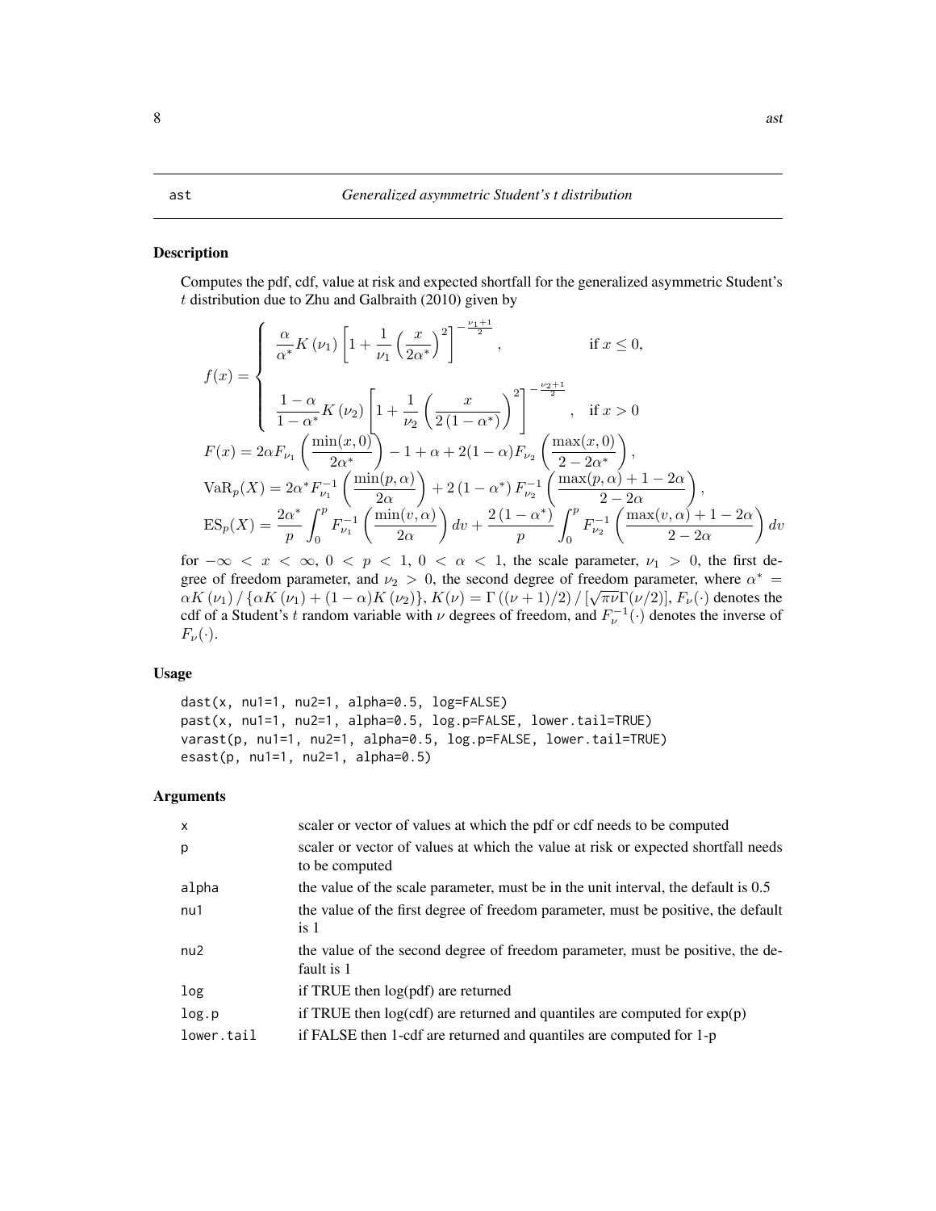ast — *Generalized asymmetric Student's t distribution*

### Description

Computes the pdf, cdf, value at risk and expected shortfall for the generalized asymmetric Student's $t$ distribution due to Zhu and Galbraith (2010) given by

$$
f(x) = \begin{cases} \dfrac{\alpha}{\alpha^*} K(\nu_1) \left[ 1 + \dfrac{1}{\nu_1} \left( \dfrac{x}{2\alpha^*} \right)^2 \right]^{-\frac{\nu_1+1}{2}}, & \text{if } x \le 0, \\[2ex] \dfrac{1-\alpha}{1-\alpha^*} K(\nu_2) \left[ 1 + \dfrac{1}{\nu_2} \left( \dfrac{x}{2(1-\alpha^*)} \right)^2 \right]^{-\frac{\nu_2+1}{2}}, & \text{if } x > 0 \end{cases}
$$

$$
F(x) = 2\alpha F_{\nu_1}\left( \frac{\min(x,0)}{2\alpha^*} \right) - 1 + \alpha + 2(1-\alpha) F_{\nu_2}\left( \frac{\max(x,0)}{2 - 2\alpha^*} \right),
$$

$$
\mathrm{VaR}_p(X) = 2\alpha^* F_{\nu_1}^{-1}\left( \frac{\min(p,\alpha)}{2\alpha} \right) + 2(1-\alpha^*) F_{\nu_2}^{-1}\left( \frac{\max(p,\alpha) + 1 - 2\alpha}{2 - 2\alpha} \right),
$$

$$
\mathrm{ES}_p(X) = \frac{2\alpha^*}{p} \int_0^p F_{\nu_1}^{-1}\left( \frac{\min(v,\alpha)}{2\alpha} \right) dv + \frac{2(1-\alpha^*)}{p} \int_0^p F_{\nu_2}^{-1}\left( \frac{\max(v,\alpha) + 1 - 2\alpha}{2 - 2\alpha} \right) dv
$$

for $-\infty < x < \infty$, $0 < p < 1$, $0 < \alpha < 1$, the scale parameter, $\nu_1 > 0$, the first degree of freedom parameter, and $\nu_2 > 0$, the second degree of freedom parameter, where $\alpha^* = \alpha K(\nu_1) / \{\alpha K(\nu_1) + (1-\alpha) K(\nu_2)\}$, $K(\nu) = \Gamma((\nu+1)/2) / [\sqrt{\pi\nu}\Gamma(\nu/2)]$, $F_\nu(\cdot)$ denotes the cdf of a Student's $t$ random variable with $\nu$ degrees of freedom, and $F_\nu^{-1}(\cdot)$ denotes the inverse of $F_\nu(\cdot)$.

### Usage

```
dast(x, nu1=1, nu2=1, alpha=0.5, log=FALSE)
past(x, nu1=1, nu2=1, alpha=0.5, log.p=FALSE, lower.tail=TRUE)
varast(p, nu1=1, nu2=1, alpha=0.5, log.p=FALSE, lower.tail=TRUE)
esast(p, nu1=1, nu2=1, alpha=0.5)
```

### Arguments

| | |
|---|---|
| x | scaler or vector of values at which the pdf or cdf needs to be computed |
| p | scaler or vector of values at which the value at risk or expected shortfall needs to be computed |
| alpha | the value of the scale parameter, must be in the unit interval, the default is 0.5 |
| nu1 | the value of the first degree of freedom parameter, must be positive, the default is 1 |
| nu2 | the value of the second degree of freedom parameter, must be positive, the default is 1 |
| log | if TRUE then log(pdf) are returned |
| log.p | if TRUE then log(cdf) are returned and quantiles are computed for exp(p) |
| lower.tail | if FALSE then 1-cdf are returned and quantiles are computed for 1-p |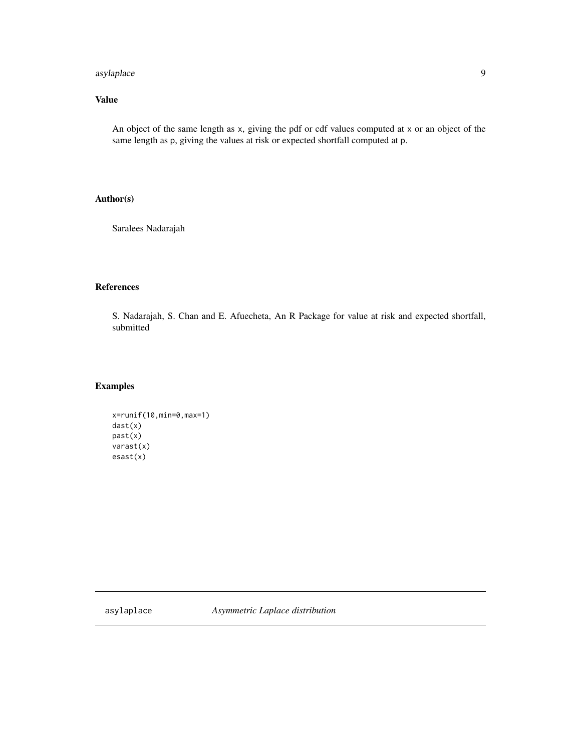## Value

An object of the same length as x, giving the pdf or cdf values computed at x or an object of the same length as p, giving the values at risk or expected shortfall computed at p.

## Author(s)

Saralees Nadarajah

## References

S. Nadarajah, S. Chan and E. Afuecheta, An R Package for value at risk and expected shortfall, submitted

## Examples

```
x=runif(10,min=0,max=1)
dast(x)
past(x)
varast(x)
esast(x)
```

---

asylaplace *Asymmetric Laplace distribution*

---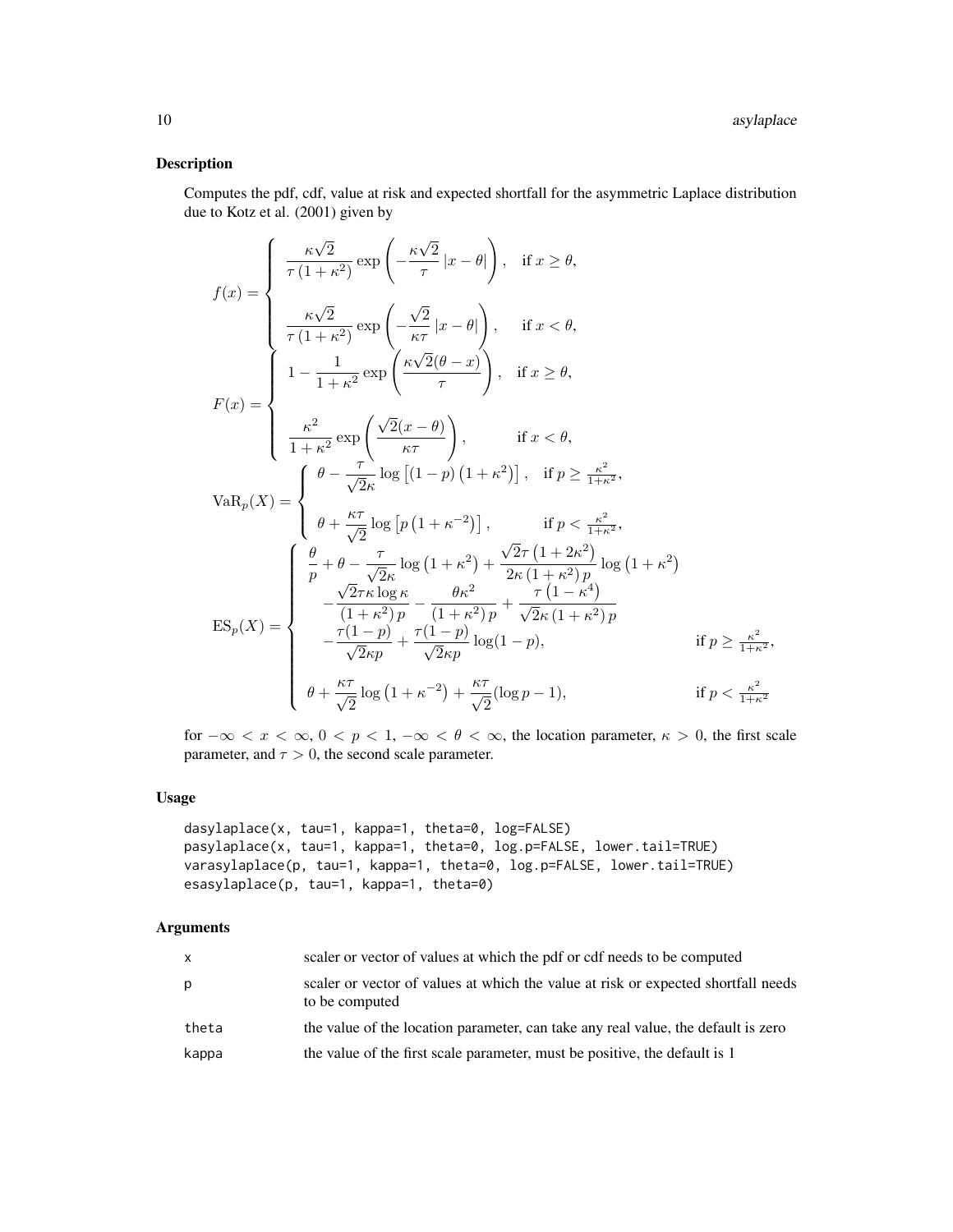## Description

Computes the pdf, cdf, value at risk and expected shortfall for the asymmetric Laplace distribution due to Kotz et al. (2001) given by

$$
f(x) = \begin{cases} \dfrac{\kappa\sqrt{2}}{\tau\left(1+\kappa^2\right)} \exp\left(-\dfrac{\kappa\sqrt{2}}{\tau}\left|x-\theta\right|\right), & \text{if } x \geq \theta, \\[2ex] \dfrac{\kappa\sqrt{2}}{\tau\left(1+\kappa^2\right)} \exp\left(-\dfrac{\sqrt{2}}{\kappa\tau}\left|x-\theta\right|\right), & \text{if } x < \theta, \end{cases}
$$

$$
F(x) = \begin{cases} 1 - \dfrac{1}{1+\kappa^2} \exp\left(\dfrac{\kappa\sqrt{2}(\theta-x)}{\tau}\right), & \text{if } x \geq \theta, \\[2ex] \dfrac{\kappa^2}{1+\kappa^2} \exp\left(\dfrac{\sqrt{2}(x-\theta)}{\kappa\tau}\right), & \text{if } x < \theta, \end{cases}
$$

$$
\mathrm{VaR}_p(X) = \begin{cases} \theta - \dfrac{\tau}{\sqrt{2}\kappa} \log\left[(1-p)\left(1+\kappa^2\right)\right], & \text{if } p \geq \frac{\kappa^2}{1+\kappa^2}, \\[2ex] \theta + \dfrac{\kappa\tau}{\sqrt{2}} \log\left[p\left(1+\kappa^{-2}\right)\right], & \text{if } p < \frac{\kappa^2}{1+\kappa^2}, \end{cases}
$$

$$
\mathrm{ES}_p(X) = \begin{cases} \dfrac{\theta}{p} + \theta - \dfrac{\tau}{\sqrt{2}\kappa}\log\left(1+\kappa^2\right) + \dfrac{\sqrt{2}\tau\left(1+2\kappa^2\right)}{2\kappa\left(1+\kappa^2\right)p}\log\left(1+\kappa^2\right) \\ \quad - \dfrac{\sqrt{2}\tau\kappa\log\kappa}{\left(1+\kappa^2\right)p} - \dfrac{\theta\kappa^2}{\left(1+\kappa^2\right)p} + \dfrac{\tau\left(1-\kappa^4\right)}{\sqrt{2}\kappa\left(1+\kappa^2\right)p} \\ \quad - \dfrac{\tau(1-p)}{\sqrt{2}\kappa p} + \dfrac{\tau(1-p)}{\sqrt{2}\kappa p}\log(1-p), & \text{if } p \geq \frac{\kappa^2}{1+\kappa^2}, \\[2ex] \theta + \dfrac{\kappa\tau}{\sqrt{2}}\log\left(1+\kappa^{-2}\right) + \dfrac{\kappa\tau}{\sqrt{2}}(\log p - 1), & \text{if } p < \frac{\kappa^2}{1+\kappa^2} \end{cases}
$$

for $-\infty < x < \infty$, $0 < p < 1$, $-\infty < \theta < \infty$, the location parameter, $\kappa > 0$, the first scale parameter, and $\tau > 0$, the second scale parameter.

## Usage

```
dasylaplace(x, tau=1, kappa=1, theta=0, log=FALSE)
pasylaplace(x, tau=1, kappa=1, theta=0, log.p=FALSE, lower.tail=TRUE)
varasylaplace(p, tau=1, kappa=1, theta=0, log.p=FALSE, lower.tail=TRUE)
esasylaplace(p, tau=1, kappa=1, theta=0)
```

## Arguments

| | |
|---|---|
| x | scaler or vector of values at which the pdf or cdf needs to be computed |
| p | scaler or vector of values at which the value at risk or expected shortfall needs to be computed |
| theta | the value of the location parameter, can take any real value, the default is zero |
| kappa | the value of the first scale parameter, must be positive, the default is 1 |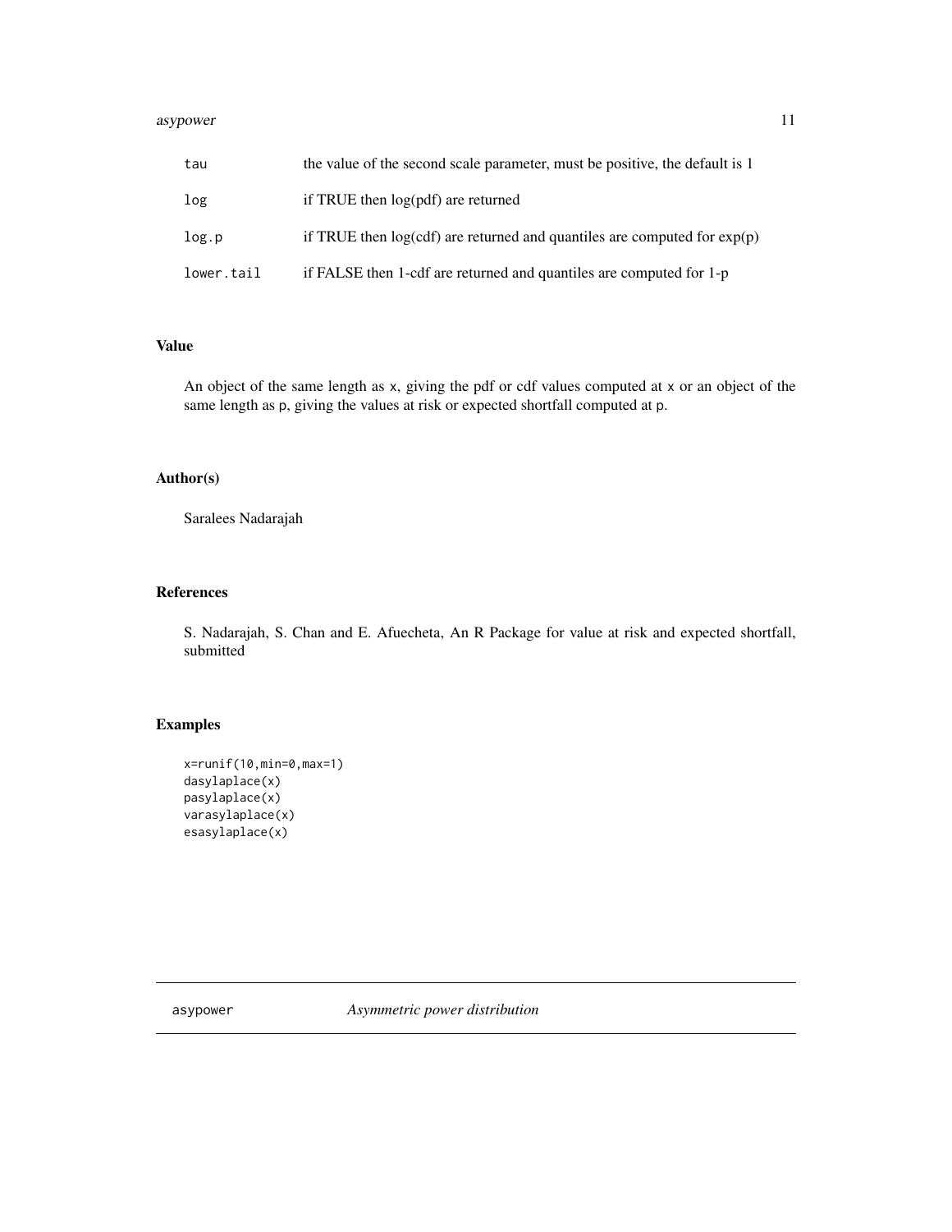| | |
|---|---|
| tau | the value of the second scale parameter, must be positive, the default is 1 |
| log | if TRUE then log(pdf) are returned |
| log.p | if TRUE then log(cdf) are returned and quantiles are computed for exp(p) |
| lower.tail | if FALSE then 1-cdf are returned and quantiles are computed for 1-p |

## Value

An object of the same length as x, giving the pdf or cdf values computed at x or an object of the same length as p, giving the values at risk or expected shortfall computed at p.

## Author(s)

Saralees Nadarajah

## References

S. Nadarajah, S. Chan and E. Afuecheta, An R Package for value at risk and expected shortfall, submitted

## Examples

```
x=runif(10,min=0,max=1)
dasylaplace(x)
pasylaplace(x)
varasylaplace(x)
esasylaplace(x)
```

---

# asypower *Asymmetric power distribution*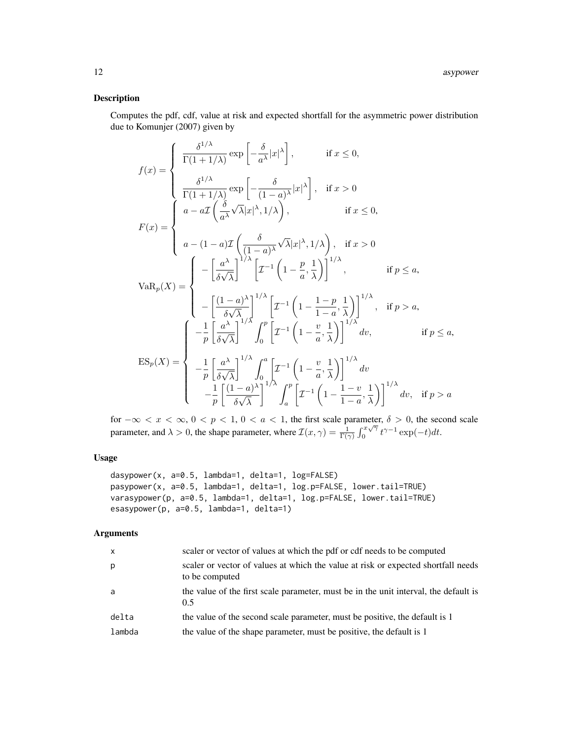## Description

Computes the pdf, cdf, value at risk and expected shortfall for the asymmetric power distribution due to Komunjer (2007) given by

$$
f(x) = \begin{cases} \dfrac{\delta^{1/\lambda}}{\Gamma(1+1/\lambda)} \exp\left[-\dfrac{\delta}{a^\lambda}|x|^\lambda\right], & \text{if } x \le 0, \\[2ex] \dfrac{\delta^{1/\lambda}}{\Gamma(1+1/\lambda)} \exp\left[-\dfrac{\delta}{(1-a)^\lambda}|x|^\lambda\right], & \text{if } x > 0 \end{cases}
$$

$$
F(x) = \begin{cases} a - a\mathcal{I}\left(\dfrac{\delta}{a^\lambda}\sqrt{\lambda}|x|^\lambda, 1/\lambda\right), & \text{if } x \le 0, \\[2ex] a - (1-a)\mathcal{I}\left(\dfrac{\delta}{(1-a)^\lambda}\sqrt{\lambda}|x|^\lambda, 1/\lambda\right), & \text{if } x > 0 \end{cases}
$$

$$
\mathrm{VaR}_p(X) = \begin{cases} -\left[\dfrac{a^\lambda}{\delta\sqrt{\lambda}}\right]^{1/\lambda} \left[\mathcal{I}^{-1}\left(1-\dfrac{p}{a}, \dfrac{1}{\lambda}\right)\right]^{1/\lambda}, & \text{if } p \le a, \\[2ex] -\left[\dfrac{(1-a)^\lambda}{\delta\sqrt{\lambda}}\right]^{1/\lambda} \left[\mathcal{I}^{-1}\left(1-\dfrac{1-p}{1-a}, \dfrac{1}{\lambda}\right)\right]^{1/\lambda}, & \text{if } p > a, \end{cases}
$$

$$
\mathrm{ES}_p(X) = \begin{cases} -\dfrac{1}{p}\left[\dfrac{a^\lambda}{\delta\sqrt{\lambda}}\right]^{1/\lambda} \displaystyle\int_0^p \left[\mathcal{I}^{-1}\left(1-\dfrac{v}{a}, \dfrac{1}{\lambda}\right)\right]^{1/\lambda} dv, & \text{if } p \le a, \\[2ex] -\dfrac{1}{p}\left[\dfrac{a^\lambda}{\delta\sqrt{\lambda}}\right]^{1/\lambda} \displaystyle\int_0^a \left[\mathcal{I}^{-1}\left(1-\dfrac{v}{a}, \dfrac{1}{\lambda}\right)\right]^{1/\lambda} dv \\ \quad -\dfrac{1}{p}\left[\dfrac{(1-a)^\lambda}{\delta\sqrt{\lambda}}\right]^{1/\lambda} \displaystyle\int_a^p \left[\mathcal{I}^{-1}\left(1-\dfrac{1-v}{1-a}, \dfrac{1}{\lambda}\right)\right]^{1/\lambda} dv, & \text{if } p > a \end{cases}
$$

for $-\infty < x < \infty$, $0 < p < 1$, $0 < a < 1$, the first scale parameter, $\delta > 0$, the second scale parameter, and $\lambda > 0$, the shape parameter, where $\mathcal{I}(x, \gamma) = \frac{1}{\Gamma(\gamma)} \int_0^{x\sqrt{\gamma}} t^{\gamma-1} \exp(-t) dt$.

## Usage

```
dasypower(x, a=0.5, lambda=1, delta=1, log=FALSE)
pasypower(x, a=0.5, lambda=1, delta=1, log.p=FALSE, lower.tail=TRUE)
varasypower(p, a=0.5, lambda=1, delta=1, log.p=FALSE, lower.tail=TRUE)
esasypower(p, a=0.5, lambda=1, delta=1)
```

## Arguments

| | |
|---|---|
| x | scaler or vector of values at which the pdf or cdf needs to be computed |
| p | scaler or vector of values at which the value at risk or expected shortfall needs to be computed |
| a | the value of the first scale parameter, must be in the unit interval, the default is 0.5 |
| delta | the value of the second scale parameter, must be positive, the default is 1 |
| lambda | the value of the shape parameter, must be positive, the default is 1 |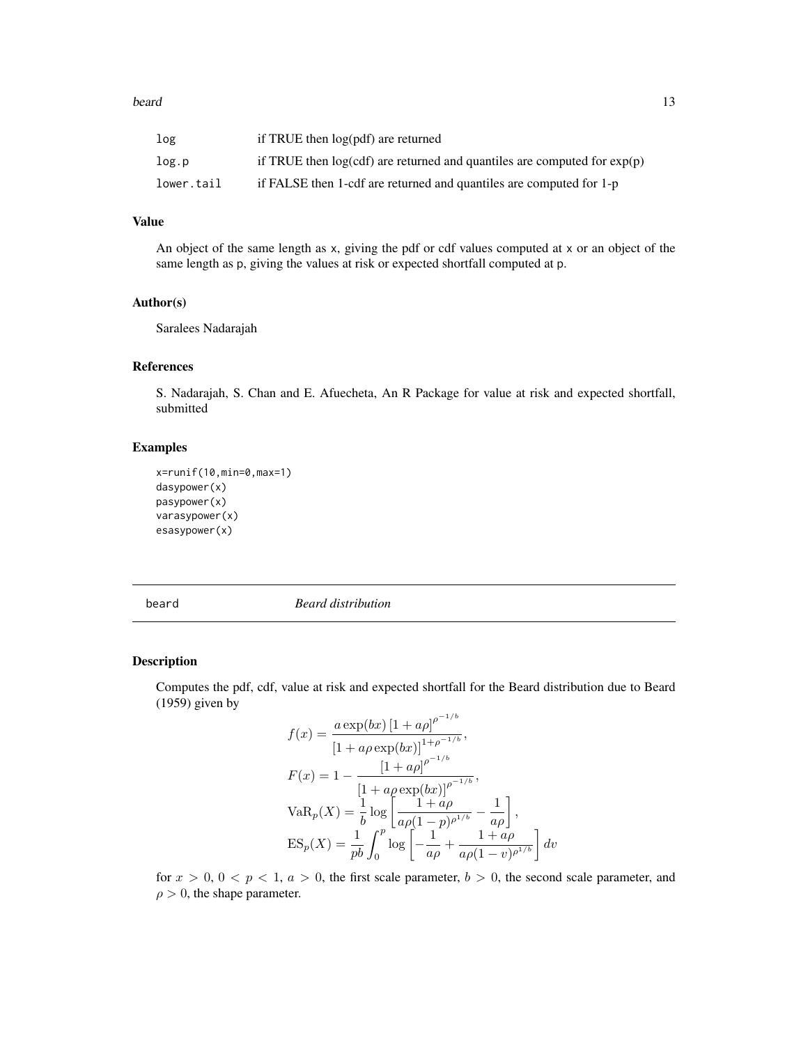| | |
|---|---|
| log | if TRUE then log(pdf) are returned |
| log.p | if TRUE then log(cdf) are returned and quantiles are computed for exp(p) |
| lower.tail | if FALSE then 1-cdf are returned and quantiles are computed for 1-p |

### Value

An object of the same length as x, giving the pdf or cdf values computed at x or an object of the same length as p, giving the values at risk or expected shortfall computed at p.

### Author(s)

Saralees Nadarajah

### References

S. Nadarajah, S. Chan and E. Afuecheta, An R Package for value at risk and expected shortfall, submitted

### Examples

```
x=runif(10,min=0,max=1)
dasypower(x)
pasypower(x)
varasypower(x)
esasypower(x)
```

---

## beard — *Beard distribution*

### Description

Computes the pdf, cdf, value at risk and expected shortfall for the Beard distribution due to Beard (1959) given by

$$
\begin{aligned}
f(x) &= \frac{a \exp(bx) \left[1 + a\rho\right]^{\rho^{-1/b}}}{\left[1 + a\rho \exp(bx)\right]^{1+\rho^{-1/b}}}, \\
F(x) &= 1 - \frac{\left[1 + a\rho\right]^{\rho^{-1/b}}}{\left[1 + a\rho \exp(bx)\right]^{\rho^{-1/b}}}, \\
\mathrm{VaR}_p(X) &= \frac{1}{b} \log\left[\frac{1 + a\rho}{a\rho(1-p)^{\rho^{1/b}}} - \frac{1}{a\rho}\right], \\
\mathrm{ES}_p(X) &= \frac{1}{pb} \int_0^p \log\left[-\frac{1}{a\rho} + \frac{1 + a\rho}{a\rho(1-v)^{\rho^{1/b}}}\right] dv
\end{aligned}
$$

for $x > 0$, $0 < p < 1$, $a > 0$, the first scale parameter, $b > 0$, the second scale parameter, and $\rho > 0$, the shape parameter.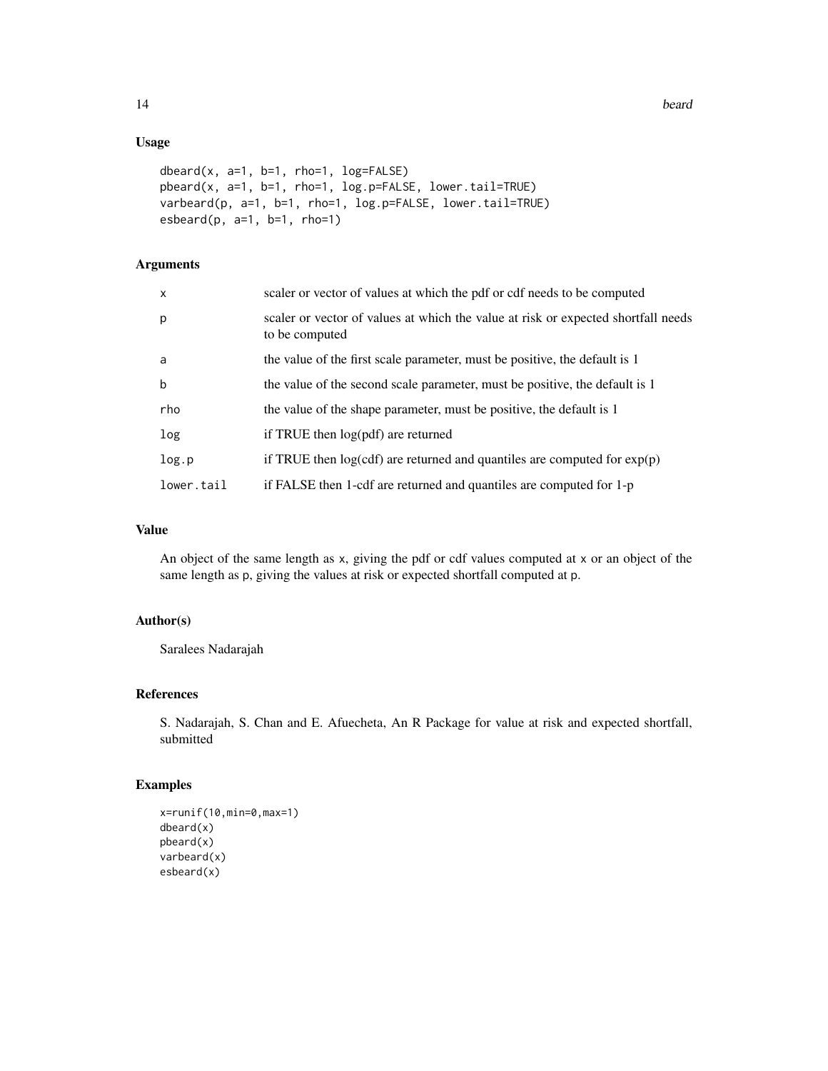## Usage

```
dbeard(x, a=1, b=1, rho=1, log=FALSE)
pbeard(x, a=1, b=1, rho=1, log.p=FALSE, lower.tail=TRUE)
varbeard(p, a=1, b=1, rho=1, log.p=FALSE, lower.tail=TRUE)
esbeard(p, a=1, b=1, rho=1)
```

## Arguments

| | |
|---|---|
| x | scaler or vector of values at which the pdf or cdf needs to be computed |
| p | scaler or vector of values at which the value at risk or expected shortfall needs to be computed |
| a | the value of the first scale parameter, must be positive, the default is 1 |
| b | the value of the second scale parameter, must be positive, the default is 1 |
| rho | the value of the shape parameter, must be positive, the default is 1 |
| log | if TRUE then log(pdf) are returned |
| log.p | if TRUE then log(cdf) are returned and quantiles are computed for exp(p) |
| lower.tail | if FALSE then 1-cdf are returned and quantiles are computed for 1-p |

## Value

An object of the same length as x, giving the pdf or cdf values computed at x or an object of the same length as p, giving the values at risk or expected shortfall computed at p.

## Author(s)

Saralees Nadarajah

## References

S. Nadarajah, S. Chan and E. Afuecheta, An R Package for value at risk and expected shortfall, submitted

## Examples

```
x=runif(10,min=0,max=1)
dbeard(x)
pbeard(x)
varbeard(x)
esbeard(x)
```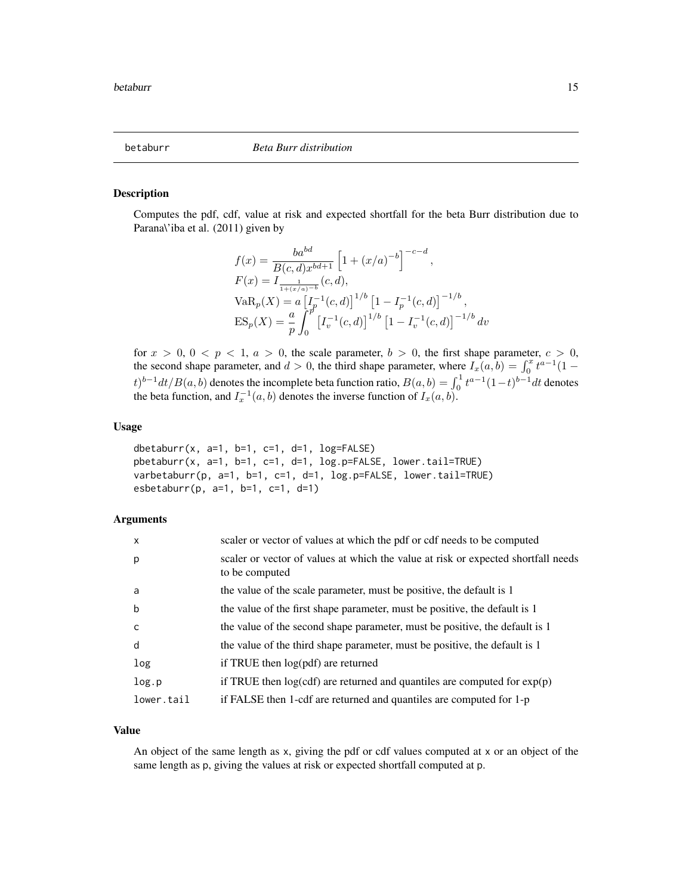betaburr *Beta Burr distribution*

## Description

Computes the pdf, cdf, value at risk and expected shortfall for the beta Burr distribution due to Parana\'iba et al. (2011) given by

$$
\begin{aligned}
f(x) &= \frac{b a^{bd}}{B(c,d) x^{bd+1}} \left[1 + (x/a)^{-b}\right]^{-c-d}, \\
F(x) &= I_{\frac{1}{1+(x/a)^{-b}}}(c,d), \\
\mathrm{VaR}_p(X) &= a \left[I_p^{-1}(c,d)\right]^{1/b} \left[1 - I_p^{-1}(c,d)\right]^{-1/b}, \\
\mathrm{ES}_p(X) &= \frac{a}{p} \int_0^p \left[I_v^{-1}(c,d)\right]^{1/b} \left[1 - I_v^{-1}(c,d)\right]^{-1/b} dv
\end{aligned}
$$

for $x > 0$, $0 < p < 1$, $a > 0$, the scale parameter, $b > 0$, the first shape parameter, $c > 0$, the second shape parameter, and $d > 0$, the third shape parameter, where $I_x(a,b) = \int_0^x t^{a-1}(1-t)^{b-1} dt / B(a,b)$ denotes the incomplete beta function ratio, $B(a,b) = \int_0^1 t^{a-1}(1-t)^{b-1} dt$ denotes the beta function, and $I_x^{-1}(a,b)$ denotes the inverse function of $I_x(a,b)$.

## Usage

```
dbetaburr(x, a=1, b=1, c=1, d=1, log=FALSE)
pbetaburr(x, a=1, b=1, c=1, d=1, log.p=FALSE, lower.tail=TRUE)
varbetaburr(p, a=1, b=1, c=1, d=1, log.p=FALSE, lower.tail=TRUE)
esbetaburr(p, a=1, b=1, c=1, d=1)
```

## Arguments

| | |
|---|---|
| x | scaler or vector of values at which the pdf or cdf needs to be computed |
| p | scaler or vector of values at which the value at risk or expected shortfall needs to be computed |
| a | the value of the scale parameter, must be positive, the default is 1 |
| b | the value of the first shape parameter, must be positive, the default is 1 |
| c | the value of the second shape parameter, must be positive, the default is 1 |
| d | the value of the third shape parameter, must be positive, the default is 1 |
| log | if TRUE then log(pdf) are returned |
| log.p | if TRUE then log(cdf) are returned and quantiles are computed for exp(p) |
| lower.tail | if FALSE then 1-cdf are returned and quantiles are computed for 1-p |

## Value

An object of the same length as x, giving the pdf or cdf values computed at x or an object of the same length as p, giving the values at risk or expected shortfall computed at p.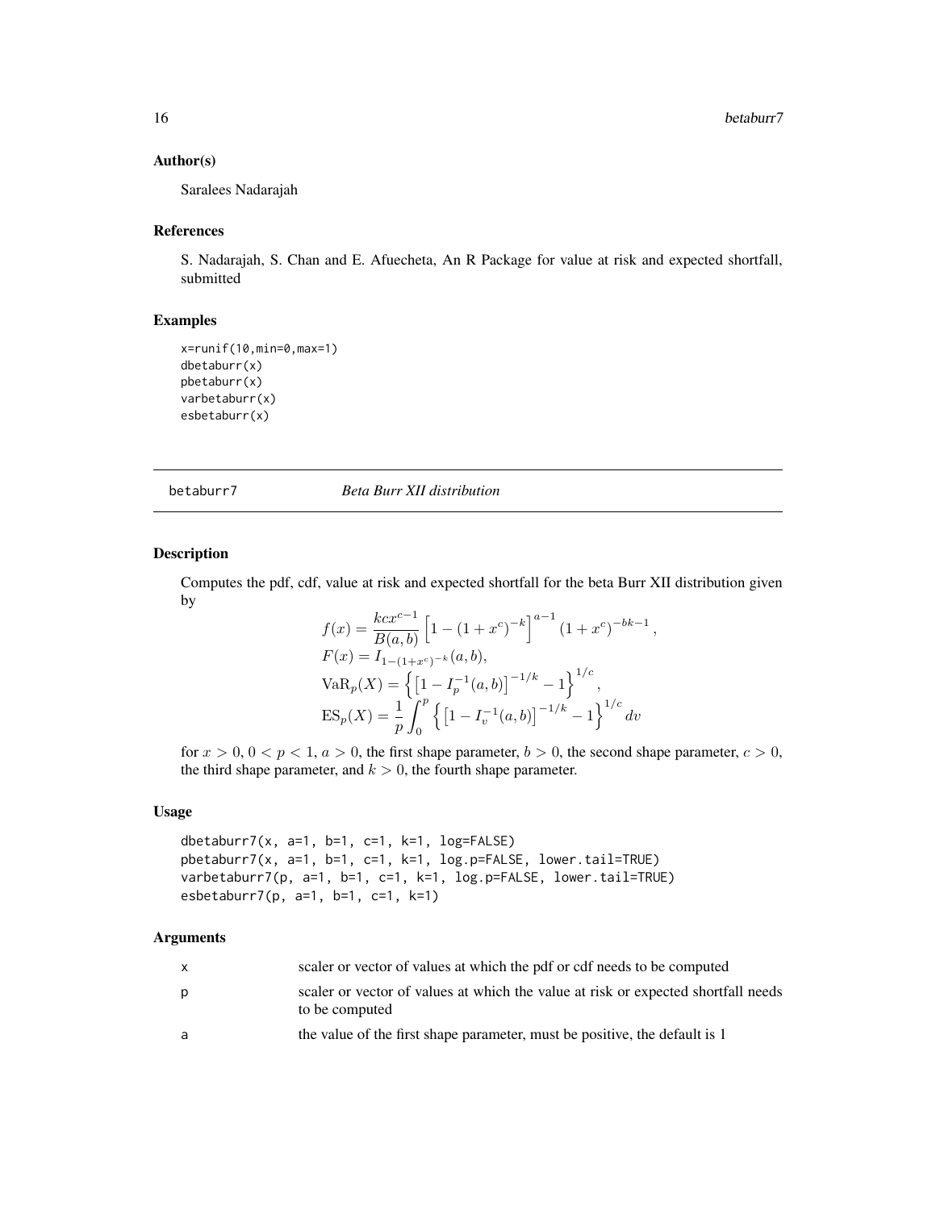### Author(s)

Saralees Nadarajah

### References

S. Nadarajah, S. Chan and E. Afuecheta, An R Package for value at risk and expected shortfall, submitted

### Examples

```
x=runif(10,min=0,max=1)
dbetaburr(x)
pbetaburr(x)
varbetaburr(x)
esbetaburr(x)
```

---

## betaburr7 — *Beta Burr XII distribution*

### Description

Computes the pdf, cdf, value at risk and expected shortfall for the beta Burr XII distribution given by

$$
\begin{aligned}
f(x) &= \frac{kcx^{c-1}}{B(a,b)} \left[1 - (1+x^c)^{-k}\right]^{a-1} (1+x^c)^{-bk-1}, \\
F(x) &= I_{1-(1+x^c)^{-k}}(a,b), \\
\mathrm{VaR}_p(X) &= \left\{ \left[1 - I_p^{-1}(a,b)\right]^{-1/k} - 1 \right\}^{1/c}, \\
\mathrm{ES}_p(X) &= \frac{1}{p} \int_0^p \left\{ \left[1 - I_v^{-1}(a,b)\right]^{-1/k} - 1 \right\}^{1/c} dv
\end{aligned}
$$

for $x > 0$, $0 < p < 1$, $a > 0$, the first shape parameter, $b > 0$, the second shape parameter, $c > 0$, the third shape parameter, and $k > 0$, the fourth shape parameter.

### Usage

```
dbetaburr7(x, a=1, b=1, c=1, k=1, log=FALSE)
pbetaburr7(x, a=1, b=1, c=1, k=1, log.p=FALSE, lower.tail=TRUE)
varbetaburr7(p, a=1, b=1, c=1, k=1, log.p=FALSE, lower.tail=TRUE)
esbetaburr7(p, a=1, b=1, c=1, k=1)
```

### Arguments

| | |
|---|---|
| x | scaler or vector of values at which the pdf or cdf needs to be computed |
| p | scaler or vector of values at which the value at risk or expected shortfall needs to be computed |
| a | the value of the first shape parameter, must be positive, the default is 1 |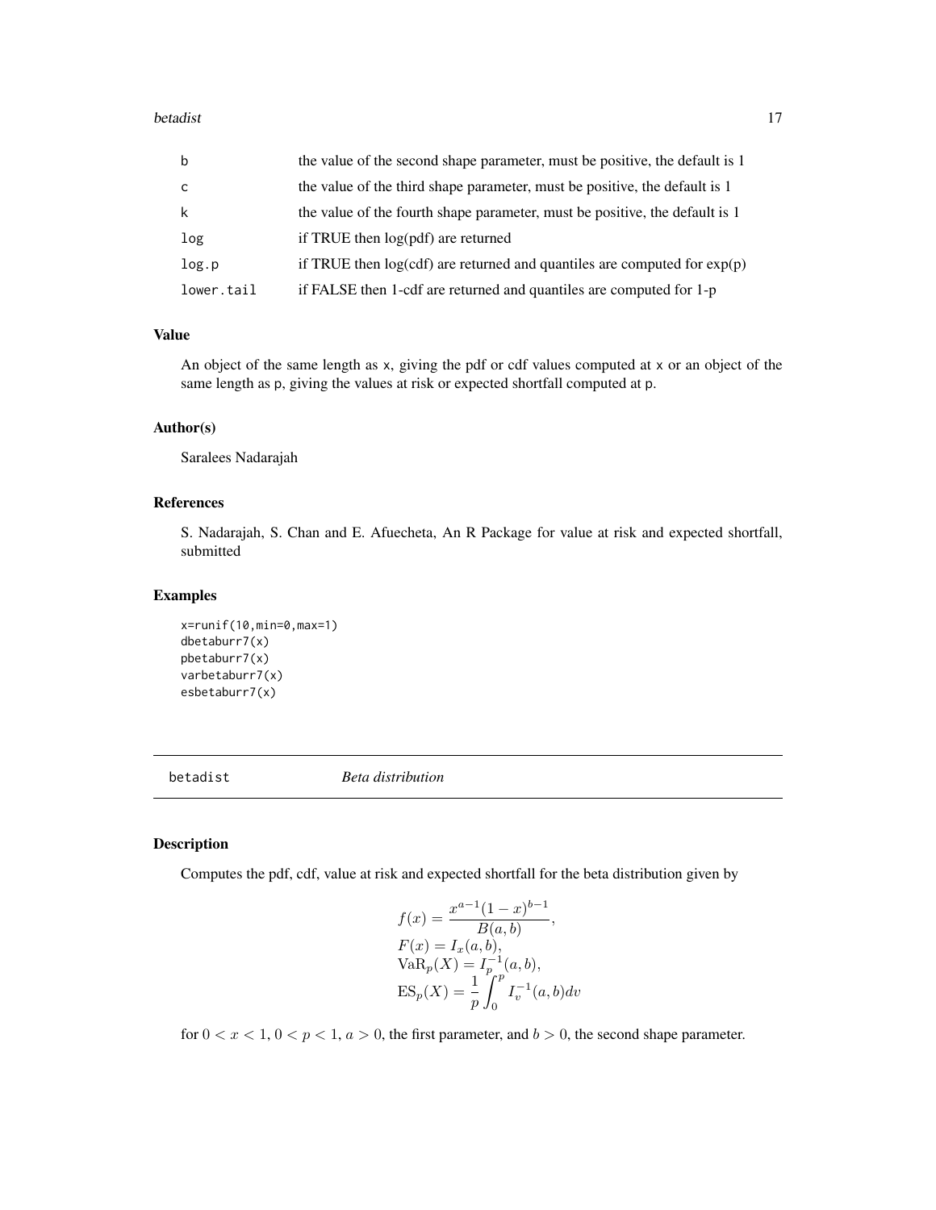| | |
|---|---|
| b | the value of the second shape parameter, must be positive, the default is 1 |
| c | the value of the third shape parameter, must be positive, the default is 1 |
| k | the value of the fourth shape parameter, must be positive, the default is 1 |
| log | if TRUE then log(pdf) are returned |
| log.p | if TRUE then log(cdf) are returned and quantiles are computed for exp(p) |
| lower.tail | if FALSE then 1-cdf are returned and quantiles are computed for 1-p |

### Value

An object of the same length as x, giving the pdf or cdf values computed at x or an object of the same length as p, giving the values at risk or expected shortfall computed at p.

### Author(s)

Saralees Nadarajah

### References

S. Nadarajah, S. Chan and E. Afuecheta, An R Package for value at risk and expected shortfall, submitted

### Examples

```
x=runif(10,min=0,max=1)
dbetaburr7(x)
pbetaburr7(x)
varbetaburr7(x)
esbetaburr7(x)
```

---

## betadist *Beta distribution*

### Description

Computes the pdf, cdf, value at risk and expected shortfall for the beta distribution given by

$$
\begin{array}{l}
f(x) = \dfrac{x^{a-1}(1-x)^{b-1}}{B(a,b)}, \\
F(x) = I_x(a,b), \\
\mathrm{VaR}_p(X) = I_p^{-1}(a,b), \\
\mathrm{ES}_p(X) = \dfrac{1}{p}\displaystyle\int_0^p I_v^{-1}(a,b)dv
\end{array}
$$

for $0 < x < 1$, $0 < p < 1$, $a > 0$, the first parameter, and $b > 0$, the second shape parameter.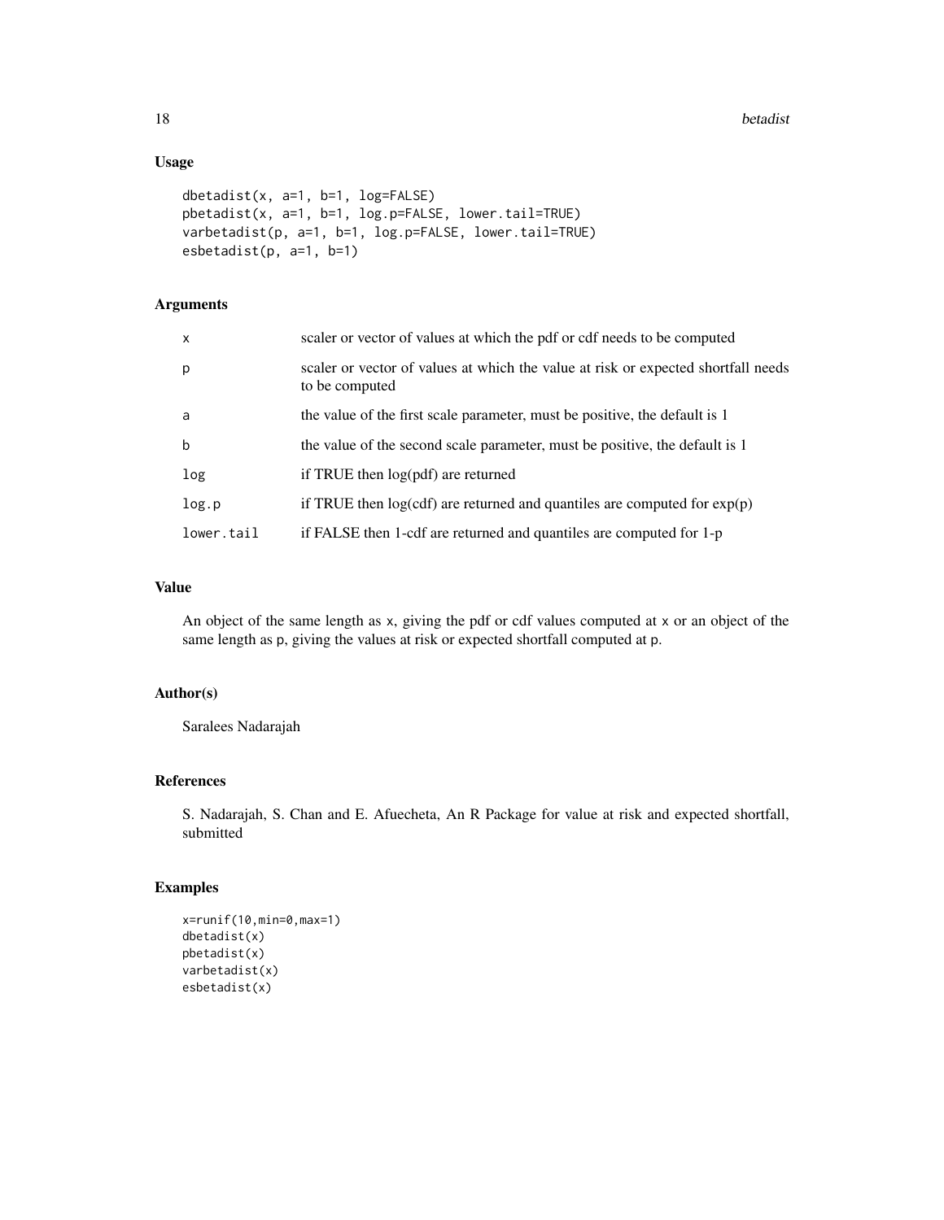## Usage

```
dbetadist(x, a=1, b=1, log=FALSE)
pbetadist(x, a=1, b=1, log.p=FALSE, lower.tail=TRUE)
varbetadist(p, a=1, b=1, log.p=FALSE, lower.tail=TRUE)
esbetadist(p, a=1, b=1)
```

## Arguments

| | |
|---|---|
| x | scaler or vector of values at which the pdf or cdf needs to be computed |
| p | scaler or vector of values at which the value at risk or expected shortfall needs to be computed |
| a | the value of the first scale parameter, must be positive, the default is 1 |
| b | the value of the second scale parameter, must be positive, the default is 1 |
| log | if TRUE then log(pdf) are returned |
| log.p | if TRUE then log(cdf) are returned and quantiles are computed for exp(p) |
| lower.tail | if FALSE then 1-cdf are returned and quantiles are computed for 1-p |

## Value

An object of the same length as x, giving the pdf or cdf values computed at x or an object of the same length as p, giving the values at risk or expected shortfall computed at p.

## Author(s)

Saralees Nadarajah

## References

S. Nadarajah, S. Chan and E. Afuecheta, An R Package for value at risk and expected shortfall, submitted

## Examples

```
x=runif(10,min=0,max=1)
dbetadist(x)
pbetadist(x)
varbetadist(x)
esbetadist(x)
```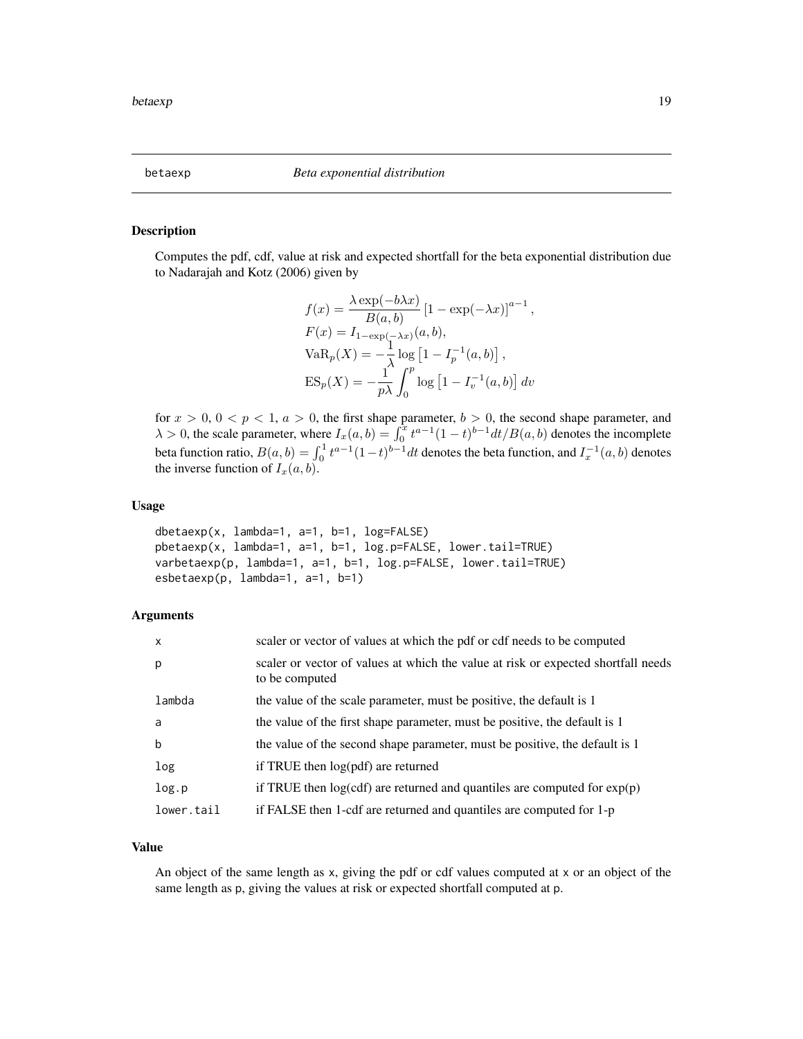# betaexp *Beta exponential distribution*

## Description

Computes the pdf, cdf, value at risk and expected shortfall for the beta exponential distribution due to Nadarajah and Kotz (2006) given by

$$
\begin{aligned}
f(x) &= \frac{\lambda \exp(-b\lambda x)}{B(a,b)} \left[1 - \exp(-\lambda x)\right]^{a-1}, \\
F(x) &= I_{1-\exp(-\lambda x)}(a,b), \\
\mathrm{VaR}_p(X) &= -\frac{1}{\lambda} \log\left[1 - I_p^{-1}(a,b)\right], \\
\mathrm{ES}_p(X) &= -\frac{1}{p\lambda} \int_0^p \log\left[1 - I_v^{-1}(a,b)\right] dv
\end{aligned}
$$

for $x > 0$, $0 < p < 1$, $a > 0$, the first shape parameter, $b > 0$, the second shape parameter, and $\lambda > 0$, the scale parameter, where $I_x(a,b) = \int_0^x t^{a-1}(1-t)^{b-1} dt / B(a,b)$ denotes the incomplete beta function ratio, $B(a,b) = \int_0^1 t^{a-1}(1-t)^{b-1} dt$ denotes the beta function, and $I_x^{-1}(a,b)$ denotes the inverse function of $I_x(a,b)$.

## Usage

```
dbetaexp(x, lambda=1, a=1, b=1, log=FALSE)
pbetaexp(x, lambda=1, a=1, b=1, log.p=FALSE, lower.tail=TRUE)
varbetaexp(p, lambda=1, a=1, b=1, log.p=FALSE, lower.tail=TRUE)
esbetaexp(p, lambda=1, a=1, b=1)
```

## Arguments

| | |
|---|---|
| x | scaler or vector of values at which the pdf or cdf needs to be computed |
| p | scaler or vector of values at which the value at risk or expected shortfall needs to be computed |
| lambda | the value of the scale parameter, must be positive, the default is 1 |
| a | the value of the first shape parameter, must be positive, the default is 1 |
| b | the value of the second shape parameter, must be positive, the default is 1 |
| log | if TRUE then log(pdf) are returned |
| log.p | if TRUE then log(cdf) are returned and quantiles are computed for exp(p) |
| lower.tail | if FALSE then 1-cdf are returned and quantiles are computed for 1-p |

## Value

An object of the same length as x, giving the pdf or cdf values computed at x or an object of the same length as p, giving the values at risk or expected shortfall computed at p.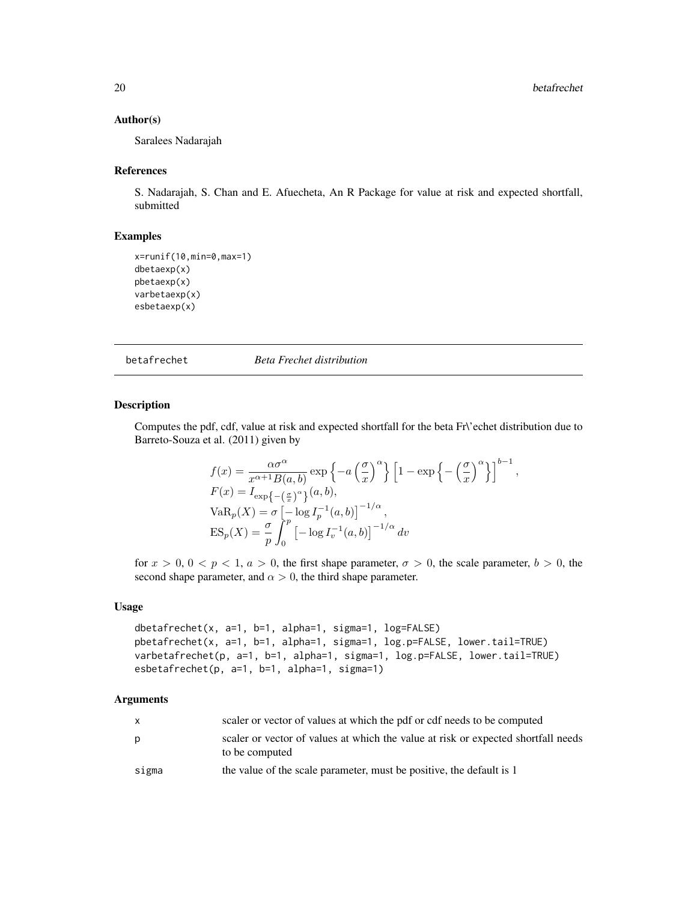## Author(s)

Saralees Nadarajah

## References

S. Nadarajah, S. Chan and E. Afuecheta, An R Package for value at risk and expected shortfall, submitted

## Examples

```
x=runif(10,min=0,max=1)
dbetaexp(x)
pbetaexp(x)
varbetaexp(x)
esbetaexp(x)
```

---

# betafrechet — *Beta Frechet distribution*

## Description

Computes the pdf, cdf, value at risk and expected shortfall for the beta Fr\'echet distribution due to Barreto-Souza et al. (2011) given by

$$
\begin{aligned}
f(x) &= \frac{\alpha \sigma^{\alpha}}{x^{\alpha+1} B(a,b)} \exp\left\{-a\left(\frac{\sigma}{x}\right)^{\alpha}\right\}\left[1-\exp\left\{-\left(\frac{\sigma}{x}\right)^{\alpha}\right\}\right]^{b-1}, \\
F(x) &= I_{\exp\left\{-\left(\frac{\sigma}{x}\right)^{\alpha}\right\}}(a,b), \\
\mathrm{VaR}_p(X) &= \sigma\left[-\log I_p^{-1}(a,b)\right]^{-1/\alpha}, \\
\mathrm{ES}_p(X) &= \frac{\sigma}{p}\int_0^p \left[-\log I_v^{-1}(a,b)\right]^{-1/\alpha} dv
\end{aligned}
$$

for $x > 0$, $0 < p < 1$, $a > 0$, the first shape parameter, $\sigma > 0$, the scale parameter, $b > 0$, the second shape parameter, and $\alpha > 0$, the third shape parameter.

## Usage

```
dbetafrechet(x, a=1, b=1, alpha=1, sigma=1, log=FALSE)
pbetafrechet(x, a=1, b=1, alpha=1, sigma=1, log.p=FALSE, lower.tail=TRUE)
varbetafrechet(p, a=1, b=1, alpha=1, sigma=1, log.p=FALSE, lower.tail=TRUE)
esbetafrechet(p, a=1, b=1, alpha=1, sigma=1)
```

## Arguments

| | |
|---|---|
| x | scaler or vector of values at which the pdf or cdf needs to be computed |
| p | scaler or vector of values at which the value at risk or expected shortfall needs to be computed |
| sigma | the value of the scale parameter, must be positive, the default is 1 |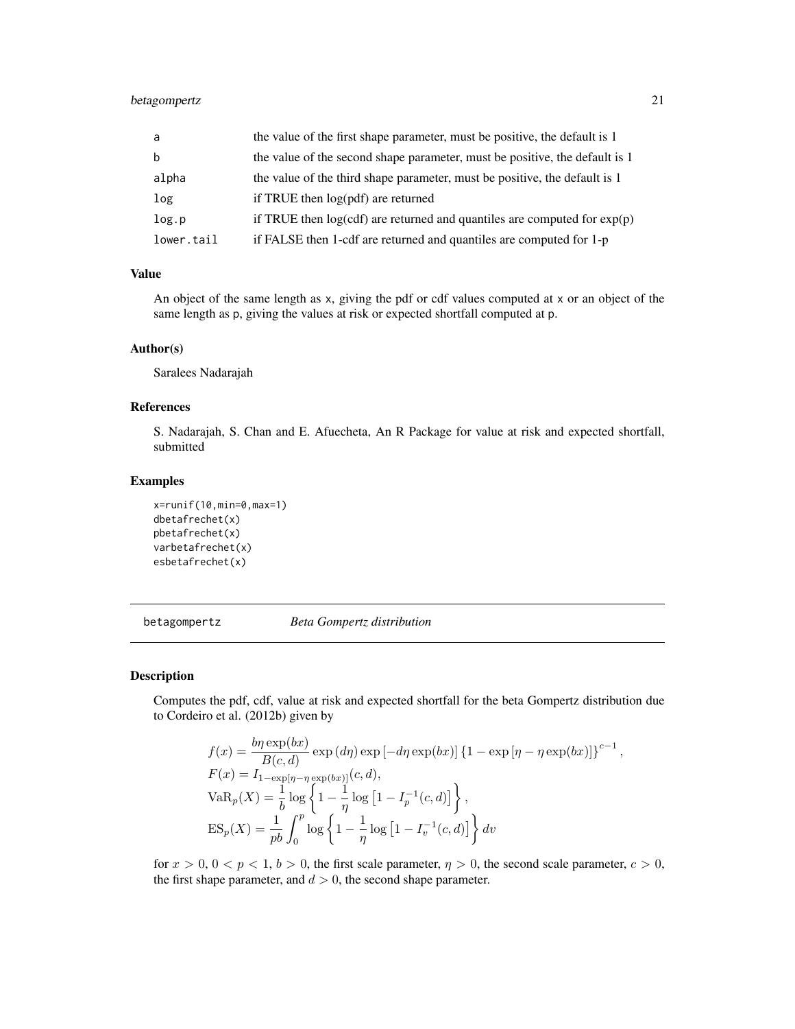| | |
|---|---|
| a | the value of the first shape parameter, must be positive, the default is 1 |
| b | the value of the second shape parameter, must be positive, the default is 1 |
| alpha | the value of the third shape parameter, must be positive, the default is 1 |
| log | if TRUE then log(pdf) are returned |
| log.p | if TRUE then log(cdf) are returned and quantiles are computed for exp(p) |
| lower.tail | if FALSE then 1-cdf are returned and quantiles are computed for 1-p |

### Value

An object of the same length as x, giving the pdf or cdf values computed at x or an object of the same length as p, giving the values at risk or expected shortfall computed at p.

### Author(s)

Saralees Nadarajah

### References

S. Nadarajah, S. Chan and E. Afuecheta, An R Package for value at risk and expected shortfall, submitted

### Examples

```
x=runif(10,min=0,max=1)
dbetafrechet(x)
pbetafrechet(x)
varbetafrechet(x)
esbetafrechet(x)
```

---

## betagompertz *Beta Gompertz distribution*

---

### Description

Computes the pdf, cdf, value at risk and expected shortfall for the beta Gompertz distribution due to Cordeiro et al. (2012b) given by

$$
\begin{aligned}
f(x) &= \frac{b\eta \exp(bx)}{B(c,d)} \exp(d\eta) \exp\left[-d\eta \exp(bx)\right] \left\{1 - \exp\left[\eta - \eta \exp(bx)\right]\right\}^{c-1}, \\
F(x) &= I_{1-\exp[\eta-\eta\exp(bx)]}(c,d), \\
\mathrm{VaR}_p(X) &= \frac{1}{b} \log\left\{1 - \frac{1}{\eta} \log\left[1 - I_p^{-1}(c,d)\right]\right\}, \\
\mathrm{ES}_p(X) &= \frac{1}{pb} \int_0^p \log\left\{1 - \frac{1}{\eta} \log\left[1 - I_v^{-1}(c,d)\right]\right\} dv
\end{aligned}
$$

for $x > 0$, $0 < p < 1$, $b > 0$, the first scale parameter, $\eta > 0$, the second scale parameter, $c > 0$, the first shape parameter, and $d > 0$, the second shape parameter.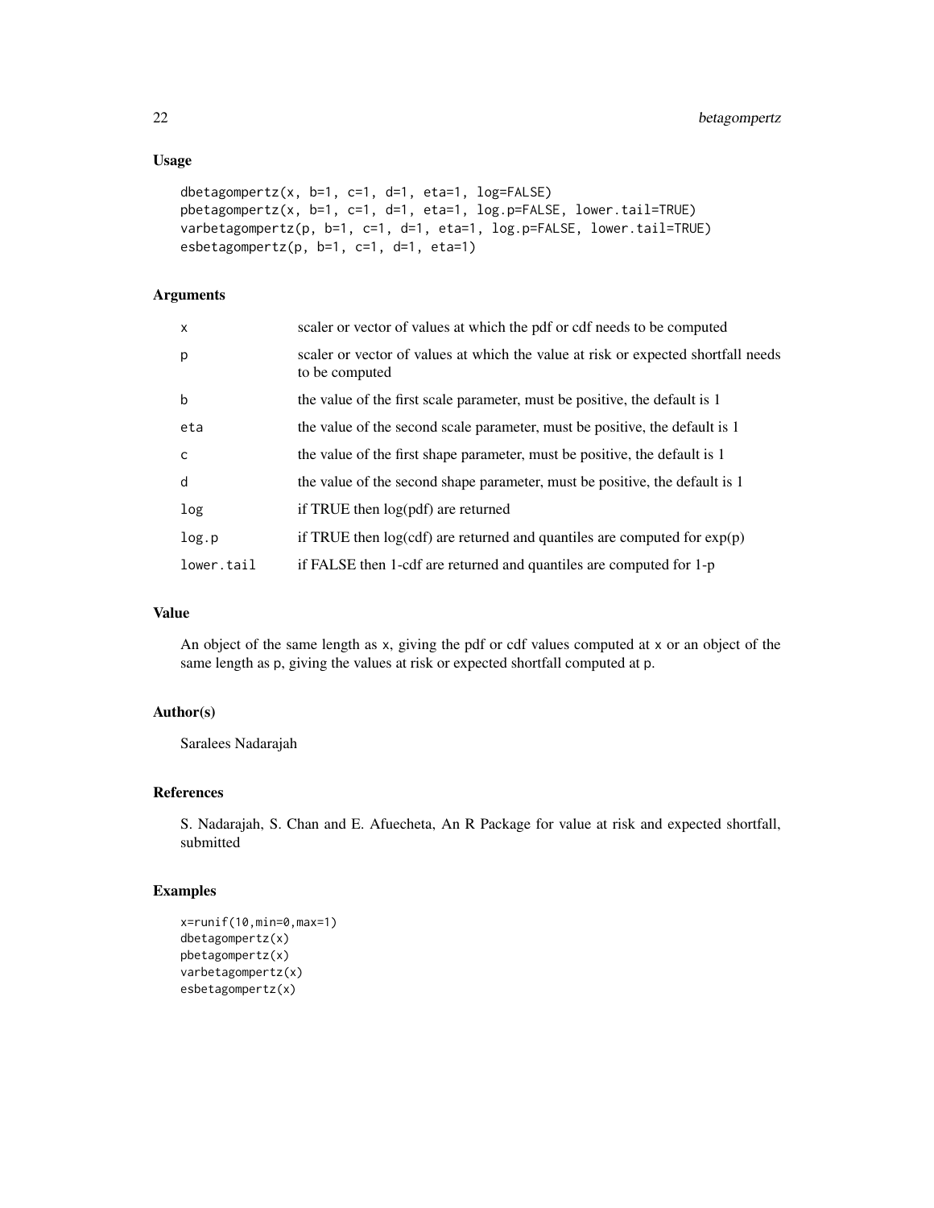### Usage

```
dbetagompertz(x, b=1, c=1, d=1, eta=1, log=FALSE)
pbetagompertz(x, b=1, c=1, d=1, eta=1, log.p=FALSE, lower.tail=TRUE)
varbetagompertz(p, b=1, c=1, d=1, eta=1, log.p=FALSE, lower.tail=TRUE)
esbetagompertz(p, b=1, c=1, d=1, eta=1)
```

### Arguments

| | |
|---|---|
| x | scaler or vector of values at which the pdf or cdf needs to be computed |
| p | scaler or vector of values at which the value at risk or expected shortfall needs to be computed |
| b | the value of the first scale parameter, must be positive, the default is 1 |
| eta | the value of the second scale parameter, must be positive, the default is 1 |
| c | the value of the first shape parameter, must be positive, the default is 1 |
| d | the value of the second shape parameter, must be positive, the default is 1 |
| log | if TRUE then log(pdf) are returned |
| log.p | if TRUE then log(cdf) are returned and quantiles are computed for exp(p) |
| lower.tail | if FALSE then 1-cdf are returned and quantiles are computed for 1-p |

### Value

An object of the same length as x, giving the pdf or cdf values computed at x or an object of the same length as p, giving the values at risk or expected shortfall computed at p.

### Author(s)

Saralees Nadarajah

### References

S. Nadarajah, S. Chan and E. Afuecheta, An R Package for value at risk and expected shortfall, submitted

### Examples

```
x=runif(10,min=0,max=1)
dbetagompertz(x)
pbetagompertz(x)
varbetagompertz(x)
esbetagompertz(x)
```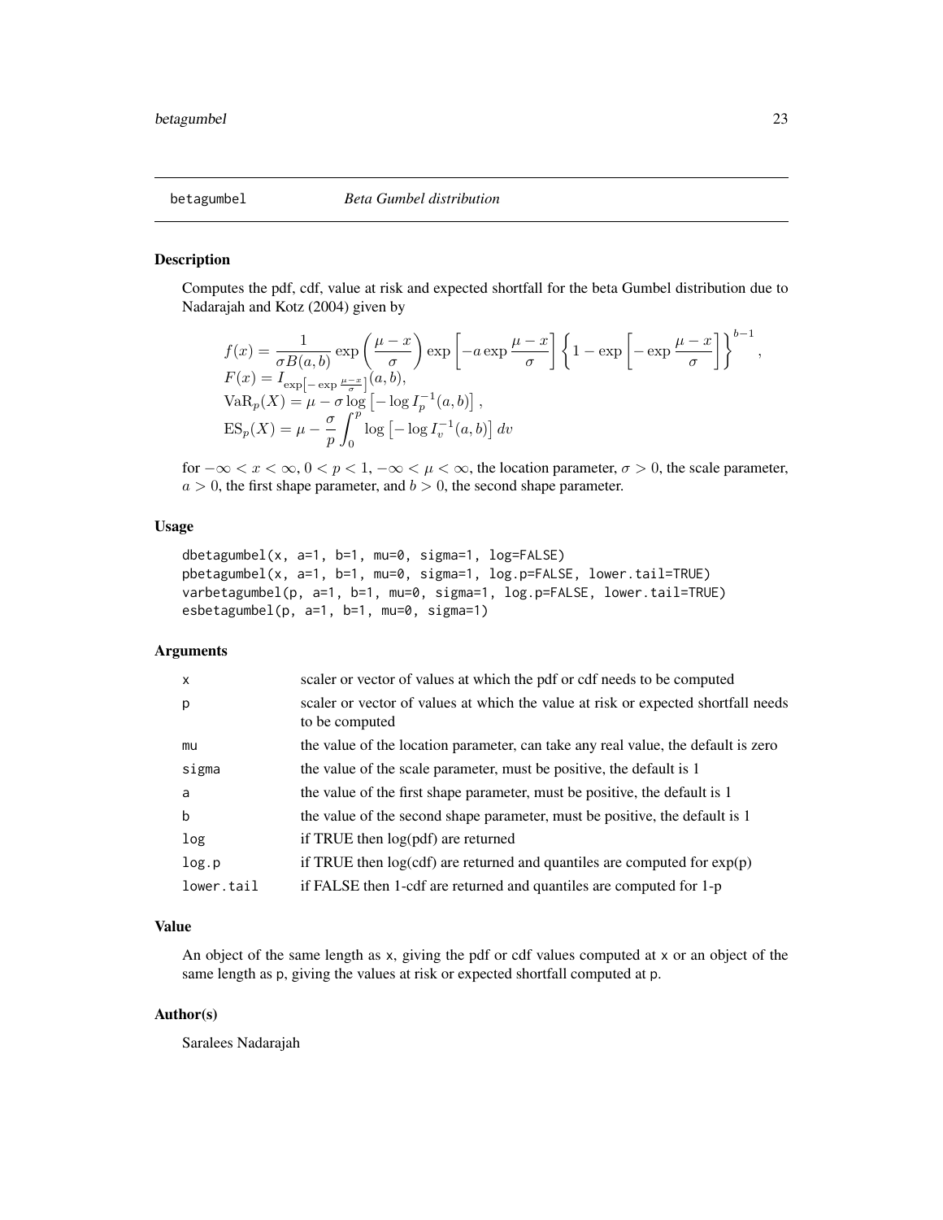betagumbel *Beta Gumbel distribution*

## Description

Computes the pdf, cdf, value at risk and expected shortfall for the beta Gumbel distribution due to Nadarajah and Kotz (2004) given by

$$
\begin{aligned}
&f(x) = \frac{1}{\sigma B(a,b)} \exp\left(\frac{\mu - x}{\sigma}\right) \exp\left[-a \exp \frac{\mu - x}{\sigma}\right] \left\{1 - \exp\left[-\exp\frac{\mu - x}{\sigma}\right]\right\}^{b-1}, \\
&F(x) = I_{\exp\left[-\exp\frac{\mu - x}{\sigma}\right]}(a,b), \\
&\mathrm{VaR}_p(X) = \mu - \sigma \log\left[-\log I_p^{-1}(a,b)\right], \\
&\mathrm{ES}_p(X) = \mu - \frac{\sigma}{p} \int_0^p \log\left[-\log I_v^{-1}(a,b)\right] dv
\end{aligned}
$$

for $-\infty < x < \infty$, $0 < p < 1$, $-\infty < \mu < \infty$, the location parameter, $\sigma > 0$, the scale parameter, $a > 0$, the first shape parameter, and $b > 0$, the second shape parameter.

## Usage

```
dbetagumbel(x, a=1, b=1, mu=0, sigma=1, log=FALSE)
pbetagumbel(x, a=1, b=1, mu=0, sigma=1, log.p=FALSE, lower.tail=TRUE)
varbetagumbel(p, a=1, b=1, mu=0, sigma=1, log.p=FALSE, lower.tail=TRUE)
esbetagumbel(p, a=1, b=1, mu=0, sigma=1)
```

## Arguments

| | |
|---|---|
| x | scaler or vector of values at which the pdf or cdf needs to be computed |
| p | scaler or vector of values at which the value at risk or expected shortfall needs to be computed |
| mu | the value of the location parameter, can take any real value, the default is zero |
| sigma | the value of the scale parameter, must be positive, the default is 1 |
| a | the value of the first shape parameter, must be positive, the default is 1 |
| b | the value of the second shape parameter, must be positive, the default is 1 |
| log | if TRUE then log(pdf) are returned |
| log.p | if TRUE then log(cdf) are returned and quantiles are computed for exp(p) |
| lower.tail | if FALSE then 1-cdf are returned and quantiles are computed for 1-p |

## Value

An object of the same length as x, giving the pdf or cdf values computed at x or an object of the same length as p, giving the values at risk or expected shortfall computed at p.

## Author(s)

Saralees Nadarajah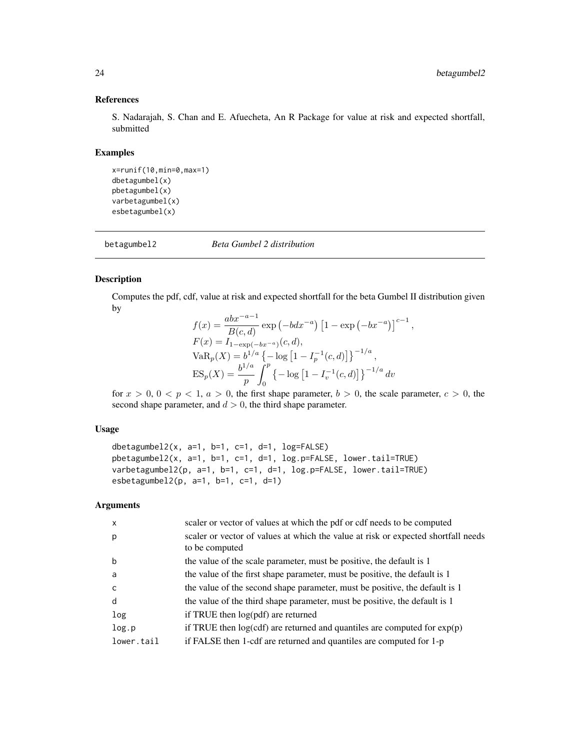### References

S. Nadarajah, S. Chan and E. Afuecheta, An R Package for value at risk and expected shortfall, submitted

### Examples

```
x=runif(10,min=0,max=1)
dbetagumbel(x)
pbetagumbel(x)
varbetagumbel(x)
esbetagumbel(x)
```

## betagumbel2 — *Beta Gumbel 2 distribution*

### Description

Computes the pdf, cdf, value at risk and expected shortfall for the beta Gumbel II distribution given by

$$
\begin{aligned}
f(x) &= \frac{abx^{-a-1}}{B(c,d)} \exp\left(-bdx^{-a}\right) \left[1 - \exp\left(-bx^{-a}\right)\right]^{c-1}, \\
F(x) &= I_{1-\exp(-bx^{-a})}(c,d), \\
\mathrm{VaR}_p(X) &= b^{1/a} \left\{-\log\left[1 - I_p^{-1}(c,d)\right]\right\}^{-1/a}, \\
\mathrm{ES}_p(X) &= \frac{b^{1/a}}{p} \int_0^p \left\{-\log\left[1 - I_v^{-1}(c,d)\right]\right\}^{-1/a} dv
\end{aligned}
$$

for $x > 0$, $0 < p < 1$, $a > 0$, the first shape parameter, $b > 0$, the scale parameter, $c > 0$, the second shape parameter, and $d > 0$, the third shape parameter.

### Usage

```
dbetagumbel2(x, a=1, b=1, c=1, d=1, log=FALSE)
pbetagumbel2(x, a=1, b=1, c=1, d=1, log.p=FALSE, lower.tail=TRUE)
varbetagumbel2(p, a=1, b=1, c=1, d=1, log.p=FALSE, lower.tail=TRUE)
esbetagumbel2(p, a=1, b=1, c=1, d=1)
```

### Arguments

| | |
|---|---|
| x | scaler or vector of values at which the pdf or cdf needs to be computed |
| p | scaler or vector of values at which the value at risk or expected shortfall needs to be computed |
| b | the value of the scale parameter, must be positive, the default is 1 |
| a | the value of the first shape parameter, must be positive, the default is 1 |
| c | the value of the second shape parameter, must be positive, the default is 1 |
| d | the value of the third shape parameter, must be positive, the default is 1 |
| log | if TRUE then log(pdf) are returned |
| log.p | if TRUE then log(cdf) are returned and quantiles are computed for exp(p) |
| lower.tail | if FALSE then 1-cdf are returned and quantiles are computed for 1-p |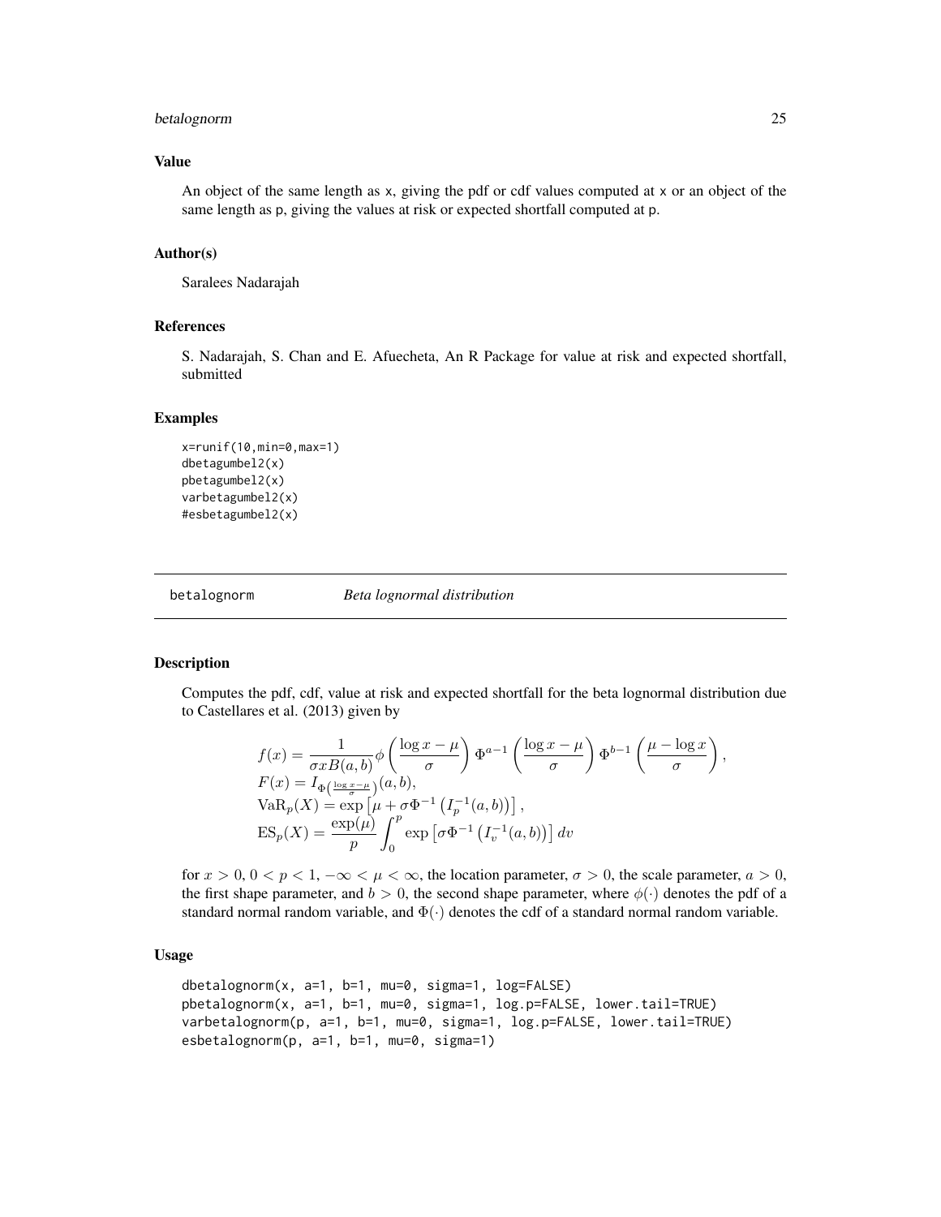### Value

An object of the same length as x, giving the pdf or cdf values computed at x or an object of the same length as p, giving the values at risk or expected shortfall computed at p.

### Author(s)

Saralees Nadarajah

### References

S. Nadarajah, S. Chan and E. Afuecheta, An R Package for value at risk and expected shortfall, submitted

### Examples

```
x=runif(10,min=0,max=1)
dbetagumbel2(x)
pbetagumbel2(x)
varbetagumbel2(x)
#esbetagumbel2(x)
```

---

## betalognorm *Beta lognormal distribution*

### Description

Computes the pdf, cdf, value at risk and expected shortfall for the beta lognormal distribution due to Castellares et al. (2013) given by

$$
\begin{aligned}
&f(x) = \frac{1}{\sigma x B(a,b)} \phi\left(\frac{\log x - \mu}{\sigma}\right) \Phi^{a-1}\left(\frac{\log x - \mu}{\sigma}\right) \Phi^{b-1}\left(\frac{\mu - \log x}{\sigma}\right), \\
&F(x) = I_{\Phi\left(\frac{\log x - \mu}{\sigma}\right)}(a,b), \\
&\mathrm{VaR}_p(X) = \exp\left[\mu + \sigma \Phi^{-1}\left(I_p^{-1}(a,b)\right)\right], \\
&\mathrm{ES}_p(X) = \frac{\exp(\mu)}{p} \int_0^p \exp\left[\sigma \Phi^{-1}\left(I_v^{-1}(a,b)\right)\right] dv
\end{aligned}
$$

for $x > 0$, $0 < p < 1$, $-\infty < \mu < \infty$, the location parameter, $\sigma > 0$, the scale parameter, $a > 0$, the first shape parameter, and $b > 0$, the second shape parameter, where $\phi(\cdot)$ denotes the pdf of a standard normal random variable, and $\Phi(\cdot)$ denotes the cdf of a standard normal random variable.

### Usage

```
dbetalognorm(x, a=1, b=1, mu=0, sigma=1, log=FALSE)
pbetalognorm(x, a=1, b=1, mu=0, sigma=1, log.p=FALSE, lower.tail=TRUE)
varbetalognorm(p, a=1, b=1, mu=0, sigma=1, log.p=FALSE, lower.tail=TRUE)
esbetalognorm(p, a=1, b=1, mu=0, sigma=1)
```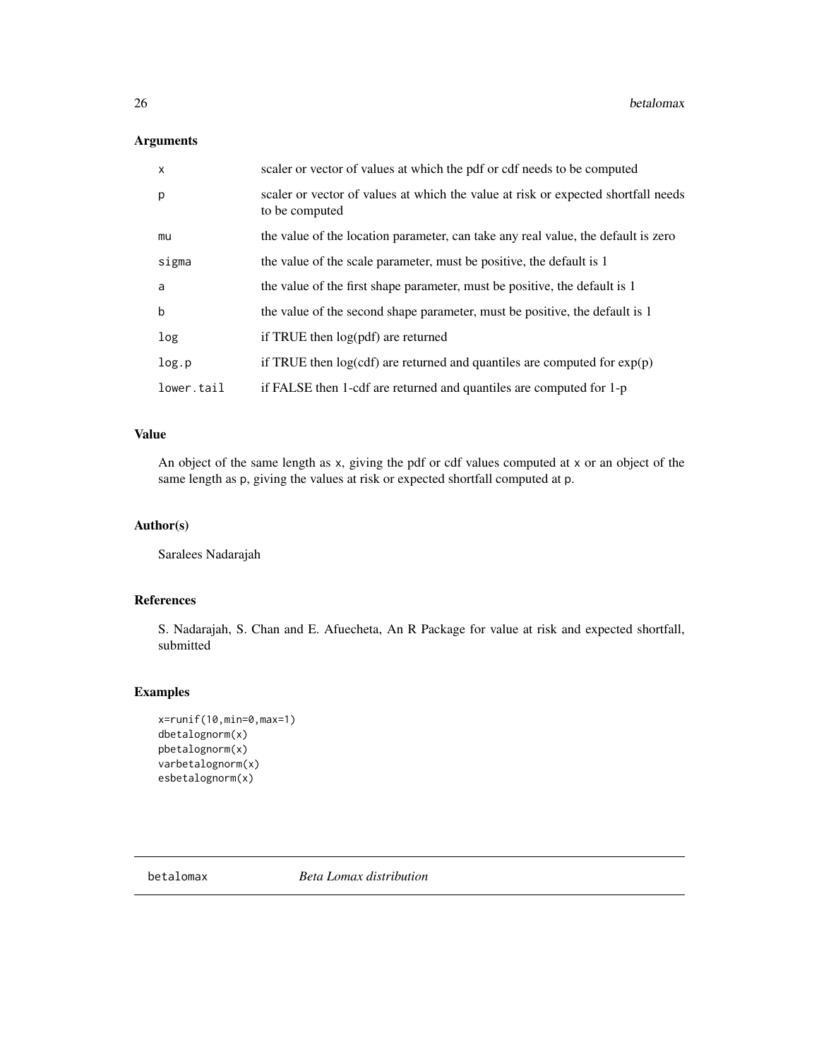## Arguments

| | |
|---|---|
| x | scaler or vector of values at which the pdf or cdf needs to be computed |
| p | scaler or vector of values at which the value at risk or expected shortfall needs to be computed |
| mu | the value of the location parameter, can take any real value, the default is zero |
| sigma | the value of the scale parameter, must be positive, the default is 1 |
| a | the value of the first shape parameter, must be positive, the default is 1 |
| b | the value of the second shape parameter, must be positive, the default is 1 |
| log | if TRUE then log(pdf) are returned |
| log.p | if TRUE then log(cdf) are returned and quantiles are computed for exp(p) |
| lower.tail | if FALSE then 1-cdf are returned and quantiles are computed for 1-p |

## Value

An object of the same length as x, giving the pdf or cdf values computed at x or an object of the same length as p, giving the values at risk or expected shortfall computed at p.

## Author(s)

Saralees Nadarajah

## References

S. Nadarajah, S. Chan and E. Afuecheta, An R Package for value at risk and expected shortfall, submitted

## Examples

```
x=runif(10,min=0,max=1)
dbetalognorm(x)
pbetalognorm(x)
varbetalognorm(x)
esbetalognorm(x)
```

---

betalomax *Beta Lomax distribution*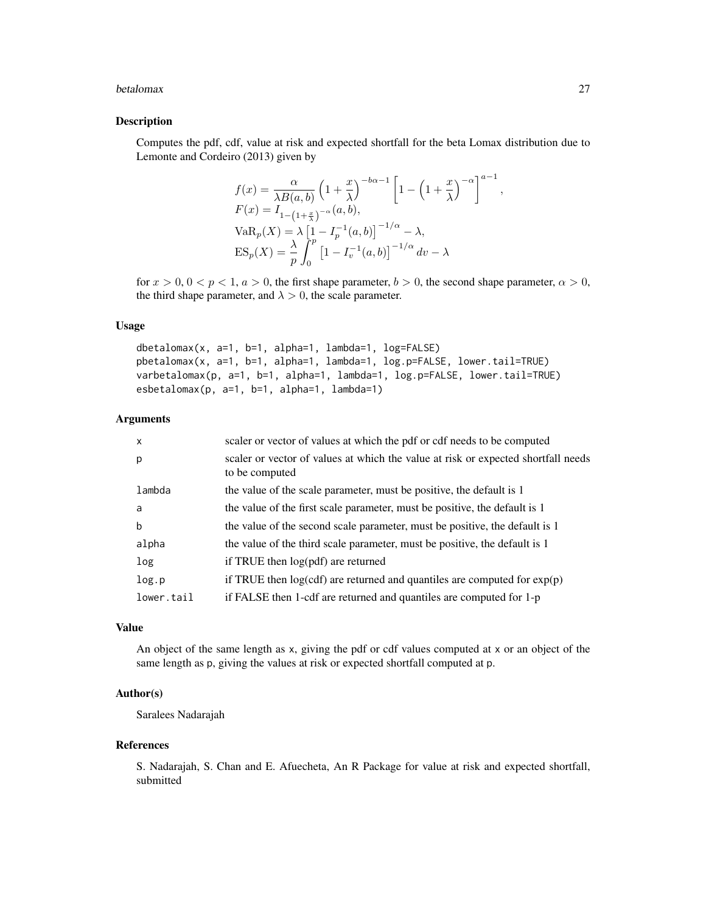## Description

Computes the pdf, cdf, value at risk and expected shortfall for the beta Lomax distribution due to Lemonte and Cordeiro (2013) given by

$$
\begin{aligned}
f(x) &= \frac{\alpha}{\lambda B(a,b)} \left(1 + \frac{x}{\lambda}\right)^{-b\alpha - 1} \left[1 - \left(1 + \frac{x}{\lambda}\right)^{-\alpha}\right]^{a-1}, \\
F(x) &= I_{1-\left(1+\frac{x}{\lambda}\right)^{-\alpha}}(a,b), \\
\mathrm{VaR}_p(X) &= \lambda \left[1 - I_p^{-1}(a,b)\right]^{-1/\alpha} - \lambda, \\
\mathrm{ES}_p(X) &= \frac{\lambda}{p} \int_0^p \left[1 - I_v^{-1}(a,b)\right]^{-1/\alpha} dv - \lambda
\end{aligned}
$$

for $x > 0$, $0 < p < 1$, $a > 0$, the first shape parameter, $b > 0$, the second shape parameter, $\alpha > 0$, the third shape parameter, and $\lambda > 0$, the scale parameter.

## Usage

```
dbetalomax(x, a=1, b=1, alpha=1, lambda=1, log=FALSE)
pbetalomax(x, a=1, b=1, alpha=1, lambda=1, log.p=FALSE, lower.tail=TRUE)
varbetalomax(p, a=1, b=1, alpha=1, lambda=1, log.p=FALSE, lower.tail=TRUE)
esbetalomax(p, a=1, b=1, alpha=1, lambda=1)
```

## Arguments

| | |
|---|---|
| x | scaler or vector of values at which the pdf or cdf needs to be computed |
| p | scaler or vector of values at which the value at risk or expected shortfall needs to be computed |
| lambda | the value of the scale parameter, must be positive, the default is 1 |
| a | the value of the first scale parameter, must be positive, the default is 1 |
| b | the value of the second scale parameter, must be positive, the default is 1 |
| alpha | the value of the third scale parameter, must be positive, the default is 1 |
| log | if TRUE then log(pdf) are returned |
| log.p | if TRUE then log(cdf) are returned and quantiles are computed for exp(p) |
| lower.tail | if FALSE then 1-cdf are returned and quantiles are computed for 1-p |

## Value

An object of the same length as x, giving the pdf or cdf values computed at x or an object of the same length as p, giving the values at risk or expected shortfall computed at p.

## Author(s)

Saralees Nadarajah

## References

S. Nadarajah, S. Chan and E. Afuecheta, An R Package for value at risk and expected shortfall, submitted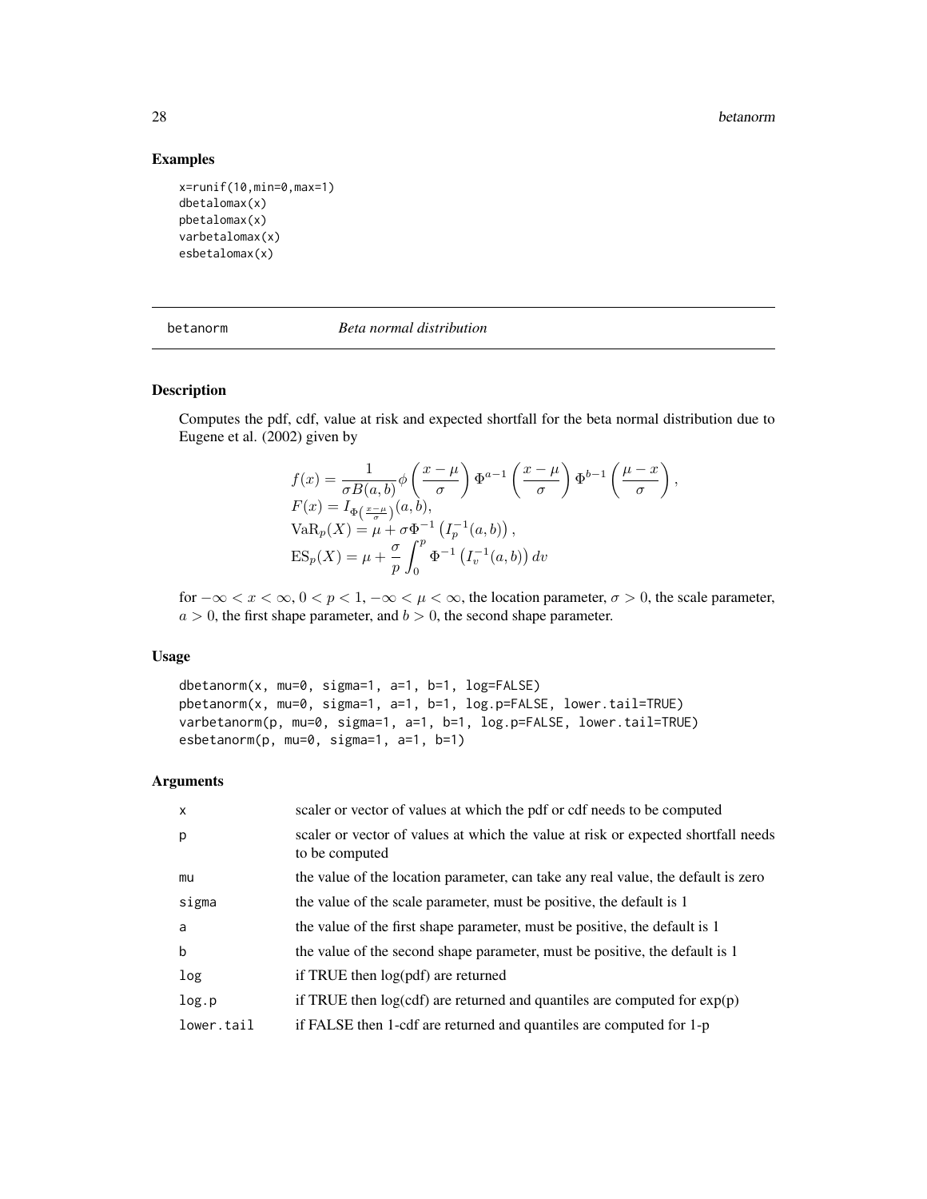## Examples

```
x=runif(10,min=0,max=1)
dbetalomax(x)
pbetalomax(x)
varbetalomax(x)
esbetalomax(x)
```

---

# betanorm &nbsp;&nbsp;&nbsp;&nbsp; *Beta normal distribution*

## Description

Computes the pdf, cdf, value at risk and expected shortfall for the beta normal distribution due to Eugene et al. (2002) given by

$$
\begin{aligned}
& f(x) = \frac{1}{\sigma B(a,b)} \phi\left(\frac{x-\mu}{\sigma}\right) \Phi^{a-1}\left(\frac{x-\mu}{\sigma}\right) \Phi^{b-1}\left(\frac{\mu-x}{\sigma}\right), \\
& F(x) = I_{\Phi\left(\frac{x-\mu}{\sigma}\right)}(a,b), \\
& \mathrm{VaR}_p(X) = \mu + \sigma \Phi^{-1}\left(I_p^{-1}(a,b)\right), \\
& \mathrm{ES}_p(X) = \mu + \frac{\sigma}{p} \int_0^p \Phi^{-1}\left(I_v^{-1}(a,b)\right) dv
\end{aligned}
$$

for $-\infty < x < \infty$, $0 < p < 1$, $-\infty < \mu < \infty$, the location parameter, $\sigma > 0$, the scale parameter, $a > 0$, the first shape parameter, and $b > 0$, the second shape parameter.

## Usage

```
dbetanorm(x, mu=0, sigma=1, a=1, b=1, log=FALSE)
pbetanorm(x, mu=0, sigma=1, a=1, b=1, log.p=FALSE, lower.tail=TRUE)
varbetanorm(p, mu=0, sigma=1, a=1, b=1, log.p=FALSE, lower.tail=TRUE)
esbetanorm(p, mu=0, sigma=1, a=1, b=1)
```

## Arguments

| | |
|---|---|
| x | scaler or vector of values at which the pdf or cdf needs to be computed |
| p | scaler or vector of values at which the value at risk or expected shortfall needs to be computed |
| mu | the value of the location parameter, can take any real value, the default is zero |
| sigma | the value of the scale parameter, must be positive, the default is 1 |
| a | the value of the first shape parameter, must be positive, the default is 1 |
| b | the value of the second shape parameter, must be positive, the default is 1 |
| log | if TRUE then log(pdf) are returned |
| log.p | if TRUE then log(cdf) are returned and quantiles are computed for exp(p) |
| lower.tail | if FALSE then 1-cdf are returned and quantiles are computed for 1-p |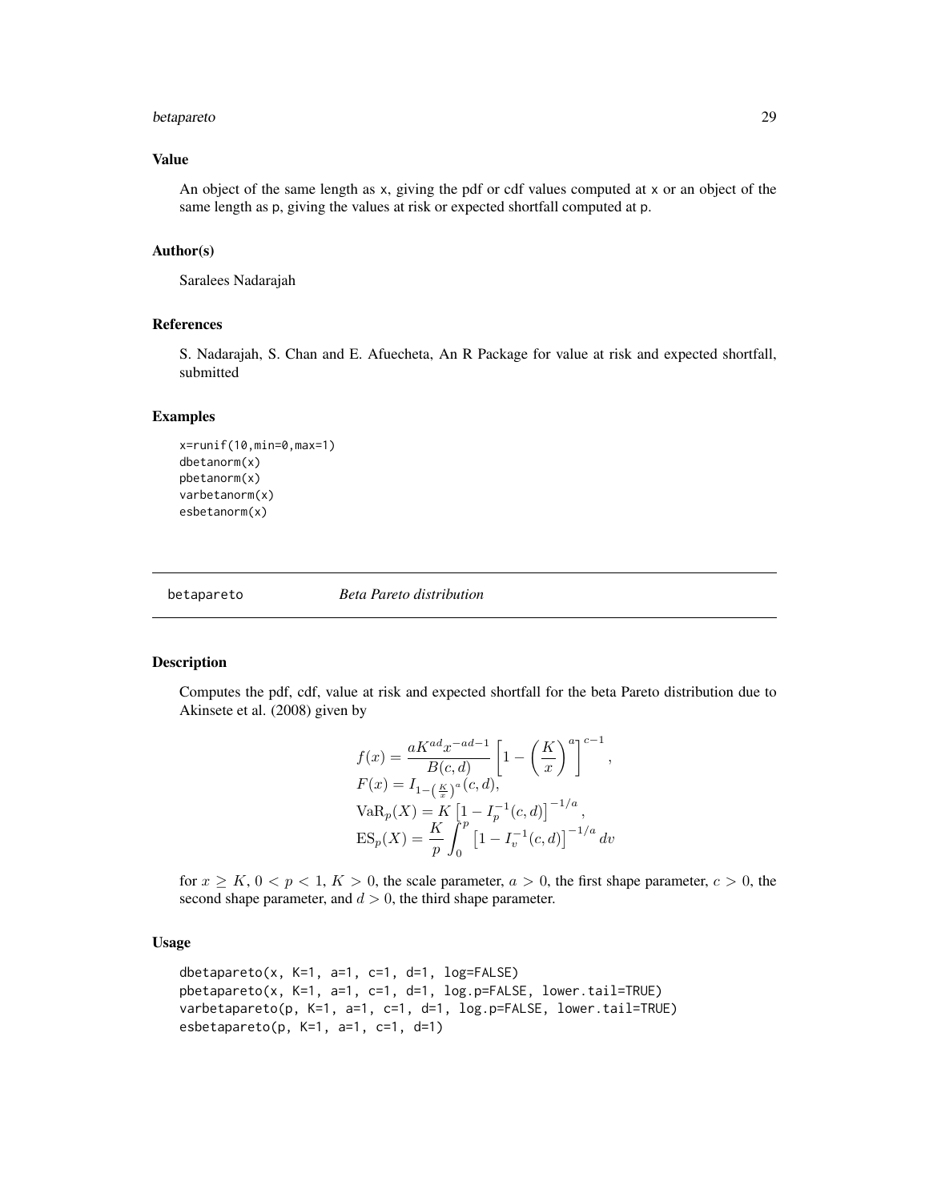### Value

An object of the same length as x, giving the pdf or cdf values computed at x or an object of the same length as p, giving the values at risk or expected shortfall computed at p.

### Author(s)

Saralees Nadarajah

### References

S. Nadarajah, S. Chan and E. Afuecheta, An R Package for value at risk and expected shortfall, submitted

### Examples

```
x=runif(10,min=0,max=1)
dbetanorm(x)
pbetanorm(x)
varbetanorm(x)
esbetanorm(x)
```

---

## betapareto &nbsp;&nbsp;&nbsp;&nbsp; *Beta Pareto distribution*

### Description

Computes the pdf, cdf, value at risk and expected shortfall for the beta Pareto distribution due to Akinsete et al. (2008) given by

$$
\begin{aligned}
f(x) &= \frac{aK^{ad}x^{-ad-1}}{B(c,d)}\left[1-\left(\frac{K}{x}\right)^{a}\right]^{c-1}, \\
F(x) &= I_{1-\left(\frac{K}{x}\right)^{a}}(c,d), \\
\mathrm{VaR}_p(X) &= K\left[1-I_p^{-1}(c,d)\right]^{-1/a}, \\
\mathrm{ES}_p(X) &= \frac{K}{p}\int_0^p \left[1-I_v^{-1}(c,d)\right]^{-1/a} dv
\end{aligned}
$$

for $x \geq K$, $0 < p < 1$, $K > 0$, the scale parameter, $a > 0$, the first shape parameter, $c > 0$, the second shape parameter, and $d > 0$, the third shape parameter.

### Usage

```
dbetapareto(x, K=1, a=1, c=1, d=1, log=FALSE)
pbetapareto(x, K=1, a=1, c=1, d=1, log.p=FALSE, lower.tail=TRUE)
varbetapareto(p, K=1, a=1, c=1, d=1, log.p=FALSE, lower.tail=TRUE)
esbetapareto(p, K=1, a=1, c=1, d=1)
```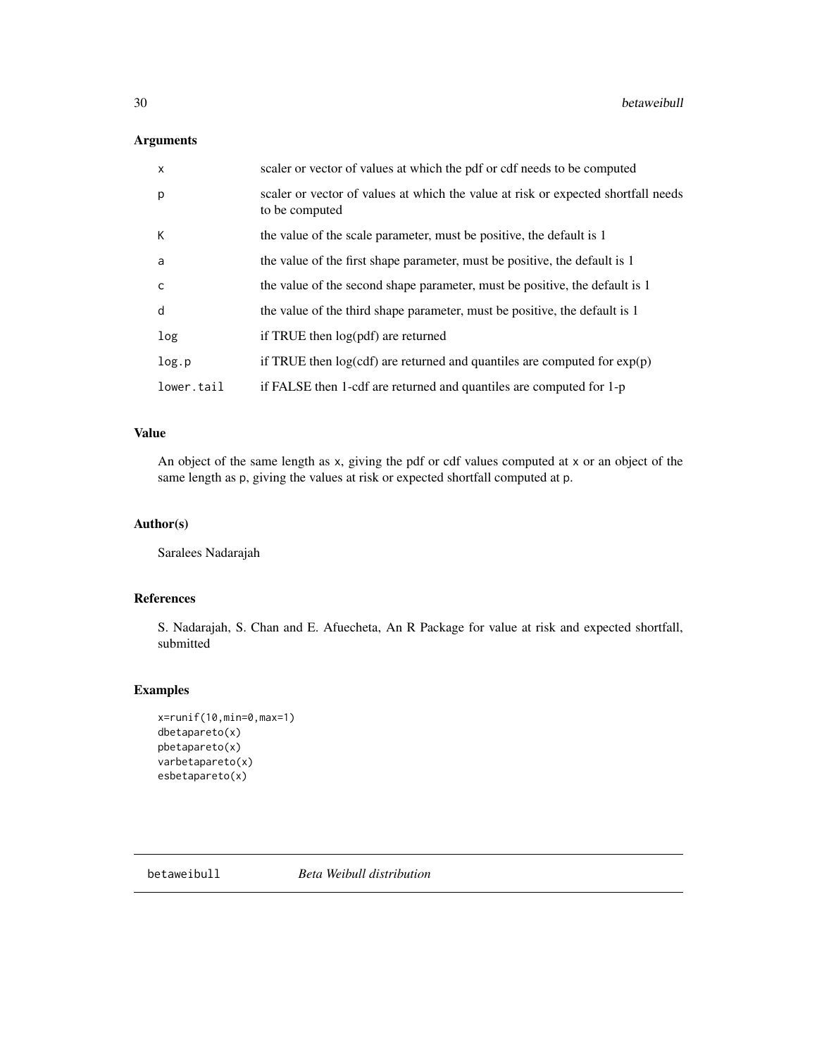## Arguments

| | |
|---|---|
| x | scaler or vector of values at which the pdf or cdf needs to be computed |
| p | scaler or vector of values at which the value at risk or expected shortfall needs to be computed |
| K | the value of the scale parameter, must be positive, the default is 1 |
| a | the value of the first shape parameter, must be positive, the default is 1 |
| c | the value of the second shape parameter, must be positive, the default is 1 |
| d | the value of the third shape parameter, must be positive, the default is 1 |
| log | if TRUE then log(pdf) are returned |
| log.p | if TRUE then log(cdf) are returned and quantiles are computed for exp(p) |
| lower.tail | if FALSE then 1-cdf are returned and quantiles are computed for 1-p |

## Value

An object of the same length as x, giving the pdf or cdf values computed at x or an object of the same length as p, giving the values at risk or expected shortfall computed at p.

## Author(s)

Saralees Nadarajah

## References

S. Nadarajah, S. Chan and E. Afuecheta, An R Package for value at risk and expected shortfall, submitted

## Examples

```
x=runif(10,min=0,max=1)
dbetapareto(x)
pbetapareto(x)
varbetapareto(x)
esbetapareto(x)
```

---

# betaweibull *Beta Weibull distribution*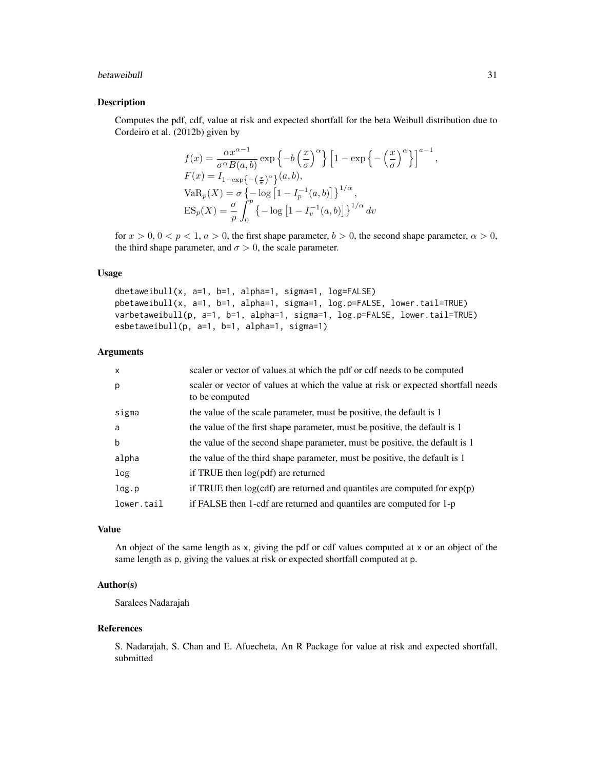## Description

Computes the pdf, cdf, value at risk and expected shortfall for the beta Weibull distribution due to Cordeiro et al. (2012b) given by

$$
\begin{aligned}
f(x) &= \frac{\alpha x^{\alpha-1}}{\sigma^{\alpha} B(a,b)} \exp\left\{-b\left(\frac{x}{\sigma}\right)^{\alpha}\right\} \left[1-\exp\left\{-\left(\frac{x}{\sigma}\right)^{\alpha}\right\}\right]^{a-1}, \\
F(x) &= I_{1-\exp\left\{-\left(\frac{x}{\sigma}\right)^{\alpha}\right\}}(a,b), \\
\mathrm{VaR}_p(X) &= \sigma\left\{-\log\left[1-I_p^{-1}(a,b)\right]\right\}^{1/\alpha}, \\
\mathrm{ES}_p(X) &= \frac{\sigma}{p}\int_0^p \left\{-\log\left[1-I_v^{-1}(a,b)\right]\right\}^{1/\alpha} dv
\end{aligned}
$$

for $x > 0$, $0 < p < 1$, $a > 0$, the first shape parameter, $b > 0$, the second shape parameter, $\alpha > 0$, the third shape parameter, and $\sigma > 0$, the scale parameter.

## Usage

```
dbetaweibull(x, a=1, b=1, alpha=1, sigma=1, log=FALSE)
pbetaweibull(x, a=1, b=1, alpha=1, sigma=1, log.p=FALSE, lower.tail=TRUE)
varbetaweibull(p, a=1, b=1, alpha=1, sigma=1, log.p=FALSE, lower.tail=TRUE)
esbetaweibull(p, a=1, b=1, alpha=1, sigma=1)
```

## Arguments

| | |
|---|---|
| x | scaler or vector of values at which the pdf or cdf needs to be computed |
| p | scaler or vector of values at which the value at risk or expected shortfall needs to be computed |
| sigma | the value of the scale parameter, must be positive, the default is 1 |
| a | the value of the first shape parameter, must be positive, the default is 1 |
| b | the value of the second shape parameter, must be positive, the default is 1 |
| alpha | the value of the third shape parameter, must be positive, the default is 1 |
| log | if TRUE then log(pdf) are returned |
| log.p | if TRUE then log(cdf) are returned and quantiles are computed for exp(p) |
| lower.tail | if FALSE then 1-cdf are returned and quantiles are computed for 1-p |

## Value

An object of the same length as x, giving the pdf or cdf values computed at x or an object of the same length as p, giving the values at risk or expected shortfall computed at p.

## Author(s)

Saralees Nadarajah

## References

S. Nadarajah, S. Chan and E. Afuecheta, An R Package for value at risk and expected shortfall, submitted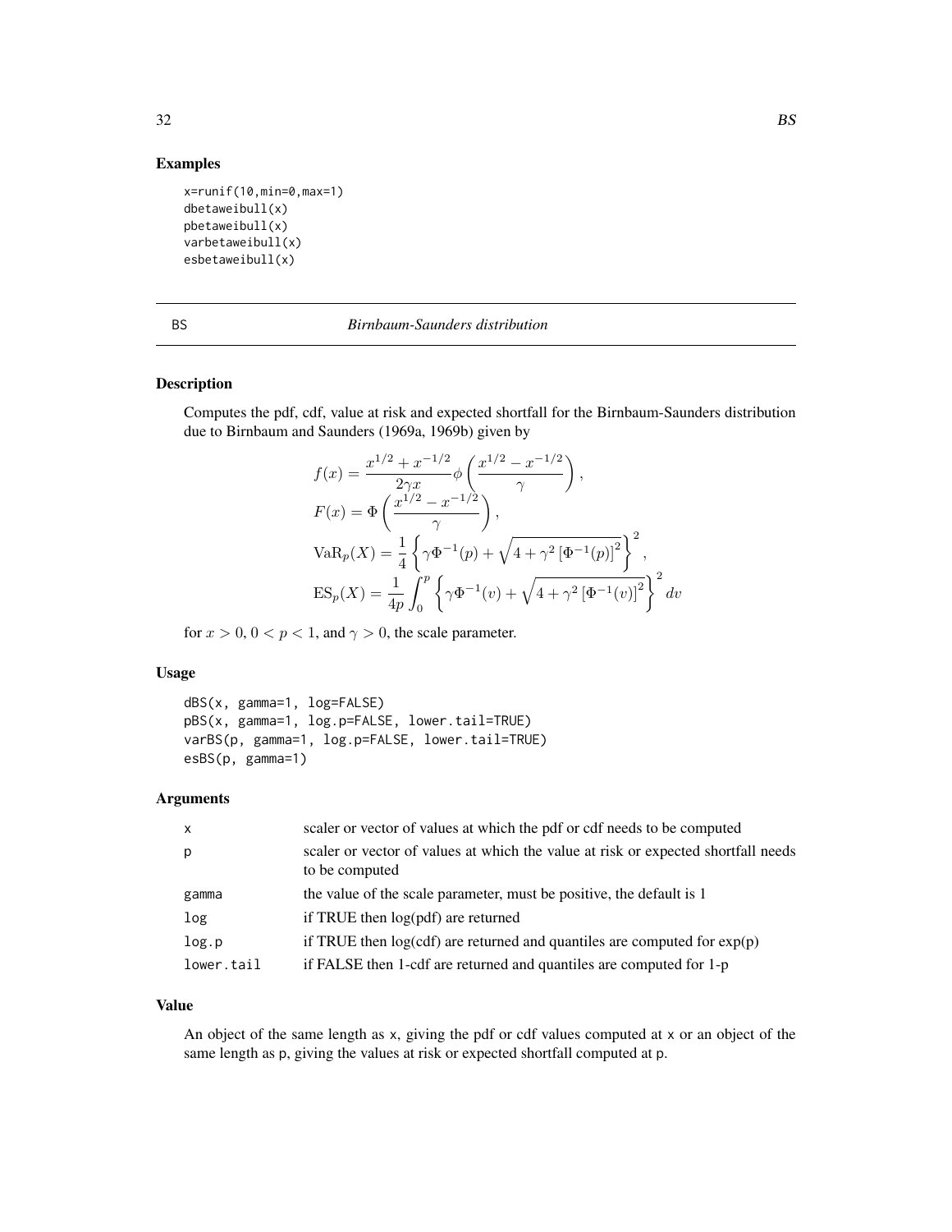## Examples

```
x=runif(10,min=0,max=1)
dbetaweibull(x)
pbetaweibull(x)
varbetaweibull(x)
esbetaweibull(x)
```

---

# BS — *Birnbaum-Saunders distribution*

## Description

Computes the pdf, cdf, value at risk and expected shortfall for the Birnbaum-Saunders distribution due to Birnbaum and Saunders (1969a, 1969b) given by

$$
\begin{aligned}
f(x) &= \frac{x^{1/2} + x^{-1/2}}{2\gamma x} \phi\left(\frac{x^{1/2} - x^{-1/2}}{\gamma}\right), \\
F(x) &= \Phi\left(\frac{x^{1/2} - x^{-1/2}}{\gamma}\right), \\
\mathrm{VaR}_p(X) &= \frac{1}{4}\left\{\gamma\Phi^{-1}(p) + \sqrt{4 + \gamma^2\left[\Phi^{-1}(p)\right]^2}\right\}^2, \\
\mathrm{ES}_p(X) &= \frac{1}{4p}\int_0^p \left\{\gamma\Phi^{-1}(v) + \sqrt{4 + \gamma^2\left[\Phi^{-1}(v)\right]^2}\right\}^2 dv
\end{aligned}
$$

for $x > 0$, $0 < p < 1$, and $\gamma > 0$, the scale parameter.

## Usage

```
dBS(x, gamma=1, log=FALSE)
pBS(x, gamma=1, log.p=FALSE, lower.tail=TRUE)
varBS(p, gamma=1, log.p=FALSE, lower.tail=TRUE)
esBS(p, gamma=1)
```

## Arguments

| | |
|---|---|
| x | scaler or vector of values at which the pdf or cdf needs to be computed |
| p | scaler or vector of values at which the value at risk or expected shortfall needs to be computed |
| gamma | the value of the scale parameter, must be positive, the default is 1 |
| log | if TRUE then log(pdf) are returned |
| log.p | if TRUE then log(cdf) are returned and quantiles are computed for exp(p) |
| lower.tail | if FALSE then 1-cdf are returned and quantiles are computed for 1-p |

## Value

An object of the same length as x, giving the pdf or cdf values computed at x or an object of the same length as p, giving the values at risk or expected shortfall computed at p.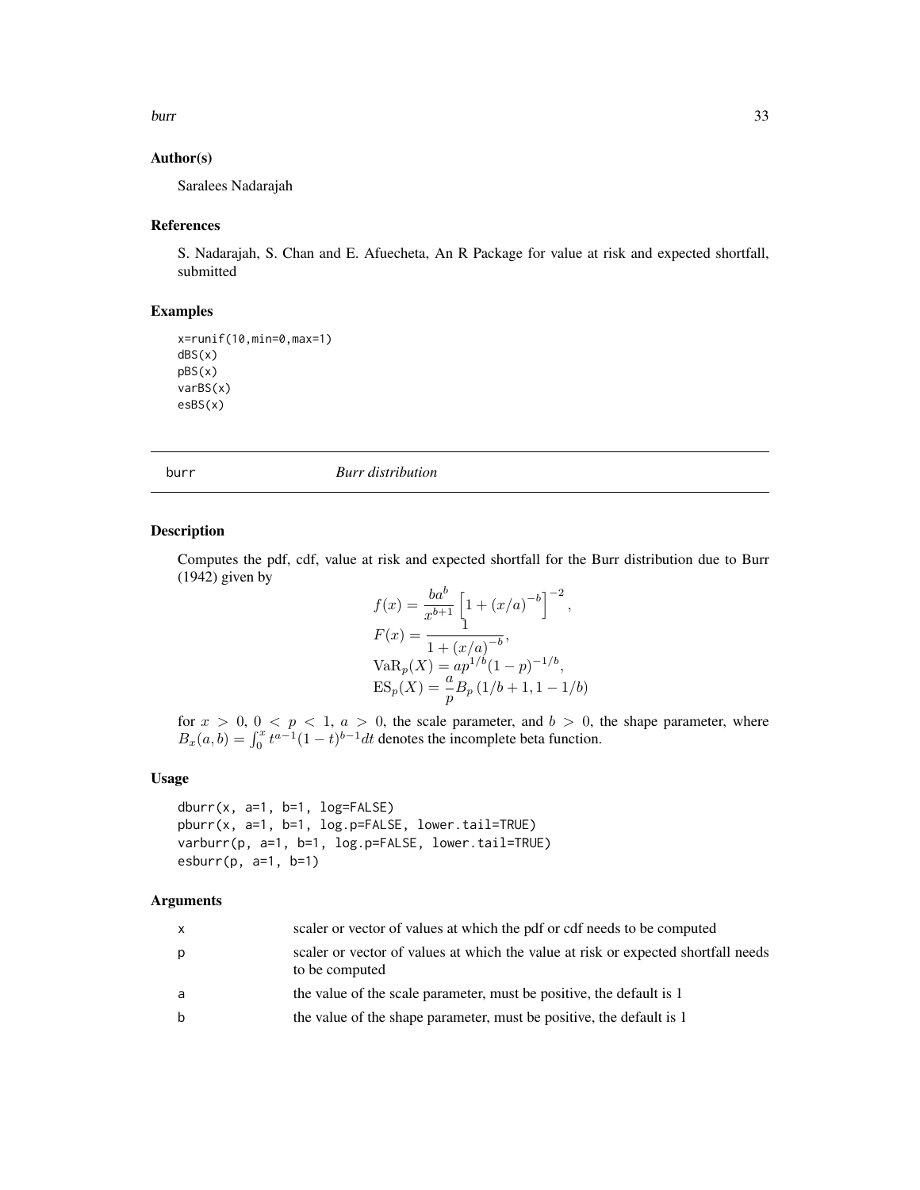### Author(s)

Saralees Nadarajah

### References

S. Nadarajah, S. Chan and E. Afuecheta, An R Package for value at risk and expected shortfall, submitted

### Examples

```
x=runif(10,min=0,max=1)
dBS(x)
pBS(x)
varBS(x)
esBS(x)
```

---

## burr — *Burr distribution*

---

### Description

Computes the pdf, cdf, value at risk and expected shortfall for the Burr distribution due to Burr (1942) given by

$$
\begin{aligned}
f(x) &= \frac{ba^b}{x^{b+1}} \left[1 + (x/a)^{-b}\right]^{-2}, \\
F(x) &= \frac{1}{1 + (x/a)^{-b}}, \\
\mathrm{VaR}_p(X) &= ap^{1/b}(1-p)^{-1/b}, \\
\mathrm{ES}_p(X) &= \frac{a}{p} B_p\left(1/b + 1, 1 - 1/b\right)
\end{aligned}
$$

for $x > 0$, $0 < p < 1$, $a > 0$, the scale parameter, and $b > 0$, the shape parameter, where $B_x(a,b) = \int_0^x t^{a-1}(1-t)^{b-1} dt$ denotes the incomplete beta function.

### Usage

```
dburr(x, a=1, b=1, log=FALSE)
pburr(x, a=1, b=1, log.p=FALSE, lower.tail=TRUE)
varburr(p, a=1, b=1, log.p=FALSE, lower.tail=TRUE)
esburr(p, a=1, b=1)
```

### Arguments

| | |
|---|---|
| x | scaler or vector of values at which the pdf or cdf needs to be computed |
| p | scaler or vector of values at which the value at risk or expected shortfall needs to be computed |
| a | the value of the scale parameter, must be positive, the default is 1 |
| b | the value of the shape parameter, must be positive, the default is 1 |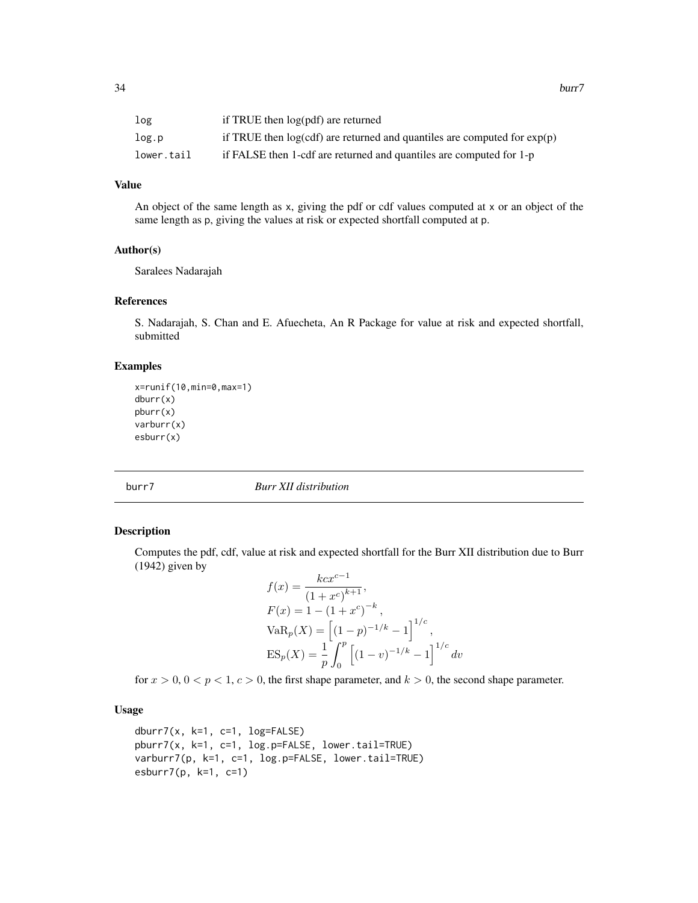| | |
|---|---|
| log | if TRUE then log(pdf) are returned |
| log.p | if TRUE then log(cdf) are returned and quantiles are computed for exp(p) |
| lower.tail | if FALSE then 1-cdf are returned and quantiles are computed for 1-p |

### Value

An object of the same length as x, giving the pdf or cdf values computed at x or an object of the same length as p, giving the values at risk or expected shortfall computed at p.

### Author(s)

Saralees Nadarajah

### References

S. Nadarajah, S. Chan and E. Afuecheta, An R Package for value at risk and expected shortfall, submitted

### Examples

```
x=runif(10,min=0,max=1)
dburr(x)
pburr(x)
varburr(x)
esburr(x)
```

---

## burr7 — *Burr XII distribution*

### Description

Computes the pdf, cdf, value at risk and expected shortfall for the Burr XII distribution due to Burr (1942) given by

$$f(x) = \frac{kcx^{c-1}}{(1+x^c)^{k+1}},$$
$$F(x) = 1 - (1+x^c)^{-k},$$
$$\mathrm{VaR}_p(X) = \left[(1-p)^{-1/k} - 1\right]^{1/c},$$
$$\mathrm{ES}_p(X) = \frac{1}{p}\int_0^p \left[(1-v)^{-1/k} - 1\right]^{1/c} dv$$

for $x > 0$, $0 < p < 1$, $c > 0$, the first shape parameter, and $k > 0$, the second shape parameter.

### Usage

```
dburr7(x, k=1, c=1, log=FALSE)
pburr7(x, k=1, c=1, log.p=FALSE, lower.tail=TRUE)
varburr7(p, k=1, c=1, log.p=FALSE, lower.tail=TRUE)
esburr7(p, k=1, c=1)
```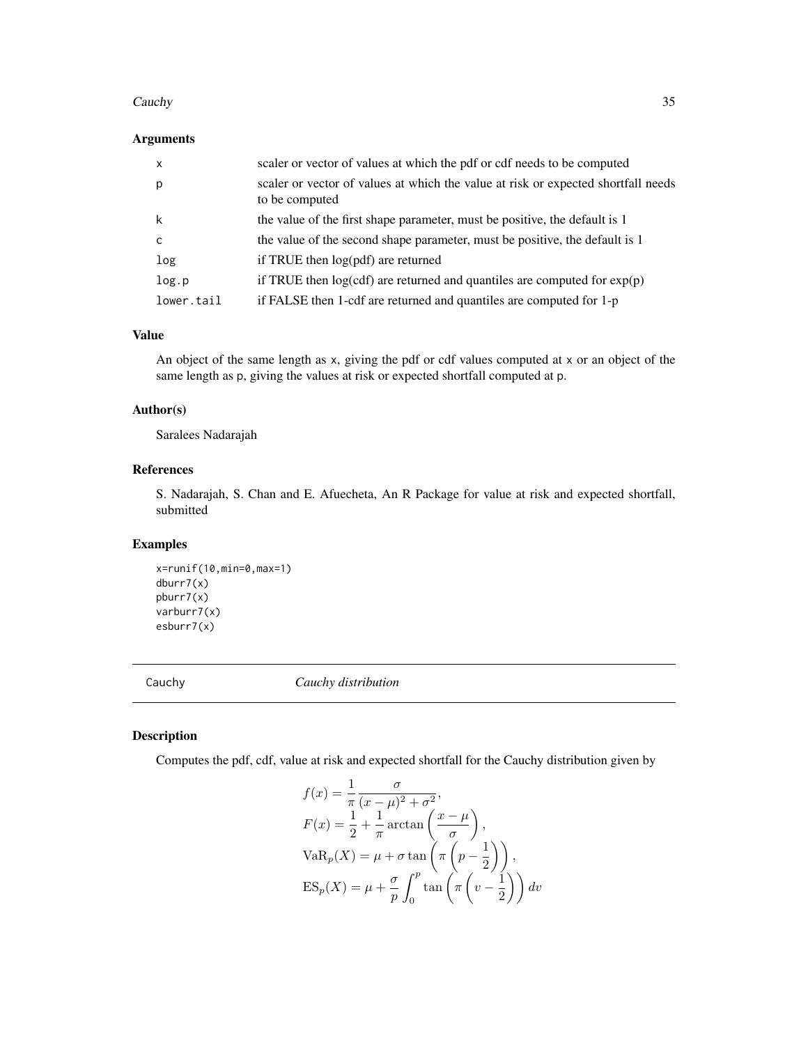### Arguments

| | |
|---|---|
| x | scaler or vector of values at which the pdf or cdf needs to be computed |
| p | scaler or vector of values at which the value at risk or expected shortfall needs to be computed |
| k | the value of the first shape parameter, must be positive, the default is 1 |
| c | the value of the second shape parameter, must be positive, the default is 1 |
| log | if TRUE then log(pdf) are returned |
| log.p | if TRUE then log(cdf) are returned and quantiles are computed for exp(p) |
| lower.tail | if FALSE then 1-cdf are returned and quantiles are computed for 1-p |

### Value

An object of the same length as x, giving the pdf or cdf values computed at x or an object of the same length as p, giving the values at risk or expected shortfall computed at p.

### Author(s)

Saralees Nadarajah

### References

S. Nadarajah, S. Chan and E. Afuecheta, An R Package for value at risk and expected shortfall, submitted

### Examples

```
x=runif(10,min=0,max=1)
dburr7(x)
pburr7(x)
varburr7(x)
esburr7(x)
```

---

## Cauchy *Cauchy distribution*

### Description

Computes the pdf, cdf, value at risk and expected shortfall for the Cauchy distribution given by

$$
\begin{aligned}
f(x) &= \frac{1}{\pi} \frac{\sigma}{(x-\mu)^2 + \sigma^2}, \\
F(x) &= \frac{1}{2} + \frac{1}{\pi} \arctan\left(\frac{x-\mu}{\sigma}\right), \\
\mathrm{VaR}_p(X) &= \mu + \sigma \tan\left(\pi\left(p - \frac{1}{2}\right)\right), \\
\mathrm{ES}_p(X) &= \mu + \frac{\sigma}{p} \int_0^p \tan\left(\pi\left(v - \frac{1}{2}\right)\right) dv
\end{aligned}
$$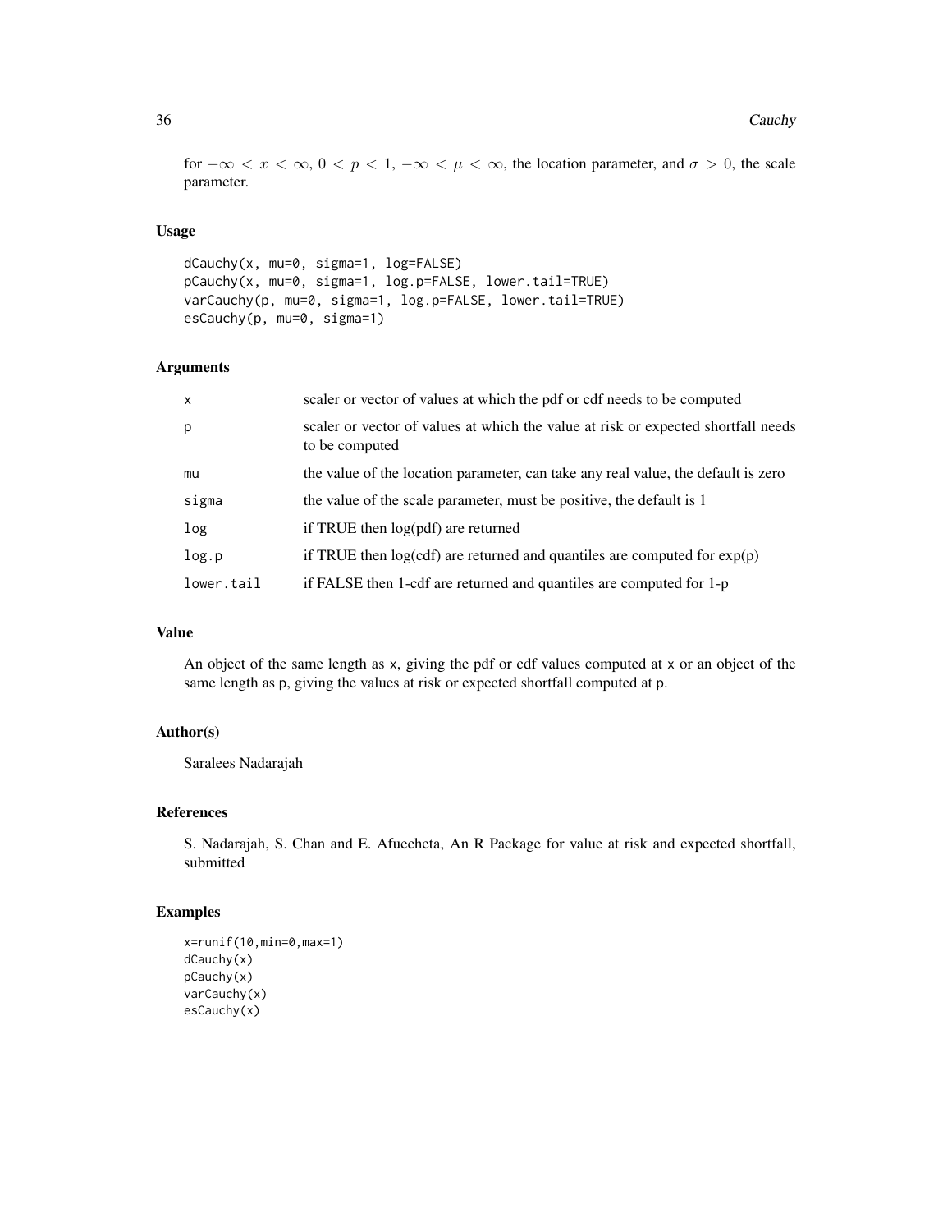for $-\infty < x < \infty$, $0 < p < 1$, $-\infty < \mu < \infty$, the location parameter, and $\sigma > 0$, the scale parameter.

### Usage

```
dCauchy(x, mu=0, sigma=1, log=FALSE)
pCauchy(x, mu=0, sigma=1, log.p=FALSE, lower.tail=TRUE)
varCauchy(p, mu=0, sigma=1, log.p=FALSE, lower.tail=TRUE)
esCauchy(p, mu=0, sigma=1)
```

### Arguments

| | |
|---|---|
| `x` | scaler or vector of values at which the pdf or cdf needs to be computed |
| `p` | scaler or vector of values at which the value at risk or expected shortfall needs to be computed |
| `mu` | the value of the location parameter, can take any real value, the default is zero |
| `sigma` | the value of the scale parameter, must be positive, the default is 1 |
| `log` | if TRUE then log(pdf) are returned |
| `log.p` | if TRUE then log(cdf) are returned and quantiles are computed for exp(p) |
| `lower.tail` | if FALSE then 1-cdf are returned and quantiles are computed for 1-p |

### Value

An object of the same length as `x`, giving the pdf or cdf values computed at `x` or an object of the same length as `p`, giving the values at risk or expected shortfall computed at `p`.

### Author(s)

Saralees Nadarajah

### References

S. Nadarajah, S. Chan and E. Afuecheta, An R Package for value at risk and expected shortfall, submitted

### Examples

```
x=runif(10,min=0,max=1)
dCauchy(x)
pCauchy(x)
varCauchy(x)
esCauchy(x)
```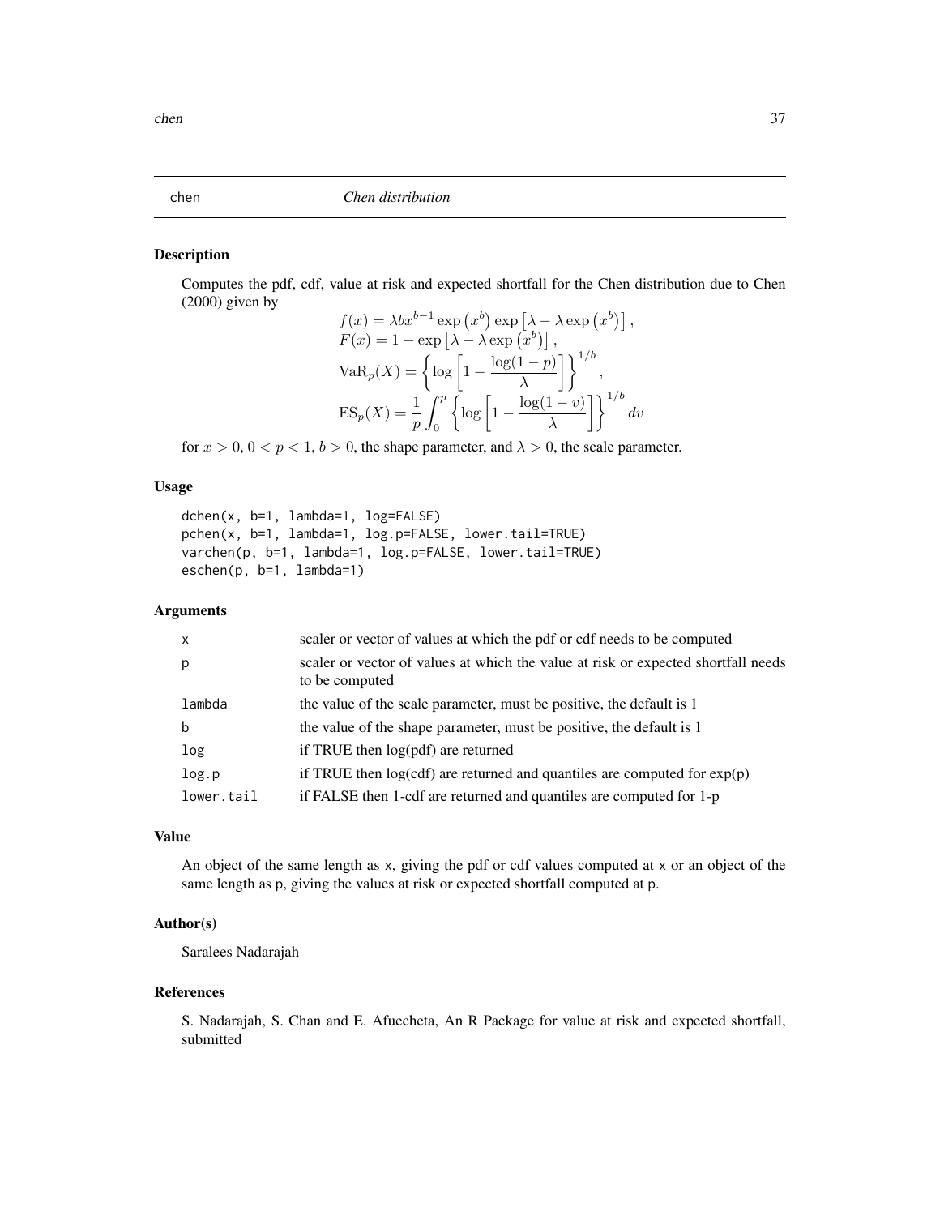# chen — *Chen distribution*

## Description

Computes the pdf, cdf, value at risk and expected shortfall for the Chen distribution due to Chen (2000) given by

$$
\begin{aligned}
f(x) &= \lambda b x^{b-1} \exp\left(x^b\right) \exp\left[\lambda - \lambda \exp\left(x^b\right)\right], \\
F(x) &= 1 - \exp\left[\lambda - \lambda \exp\left(x^b\right)\right], \\
\mathrm{VaR}_p(X) &= \left\{ \log\left[1 - \frac{\log(1-p)}{\lambda}\right] \right\}^{1/b}, \\
\mathrm{ES}_p(X) &= \frac{1}{p} \int_0^p \left\{ \log\left[1 - \frac{\log(1-v)}{\lambda}\right] \right\}^{1/b} dv
\end{aligned}
$$

for $x > 0$, $0 < p < 1$, $b > 0$, the shape parameter, and $\lambda > 0$, the scale parameter.

## Usage

```
dchen(x, b=1, lambda=1, log=FALSE)
pchen(x, b=1, lambda=1, log.p=FALSE, lower.tail=TRUE)
varchen(p, b=1, lambda=1, log.p=FALSE, lower.tail=TRUE)
eschen(p, b=1, lambda=1)
```

## Arguments

| | |
|---|---|
| x | scaler or vector of values at which the pdf or cdf needs to be computed |
| p | scaler or vector of values at which the value at risk or expected shortfall needs to be computed |
| lambda | the value of the scale parameter, must be positive, the default is 1 |
| b | the value of the shape parameter, must be positive, the default is 1 |
| log | if TRUE then log(pdf) are returned |
| log.p | if TRUE then log(cdf) are returned and quantiles are computed for exp(p) |
| lower.tail | if FALSE then 1-cdf are returned and quantiles are computed for 1-p |

## Value

An object of the same length as x, giving the pdf or cdf values computed at x or an object of the same length as p, giving the values at risk or expected shortfall computed at p.

## Author(s)

Saralees Nadarajah

## References

S. Nadarajah, S. Chan and E. Afuecheta, An R Package for value at risk and expected shortfall, submitted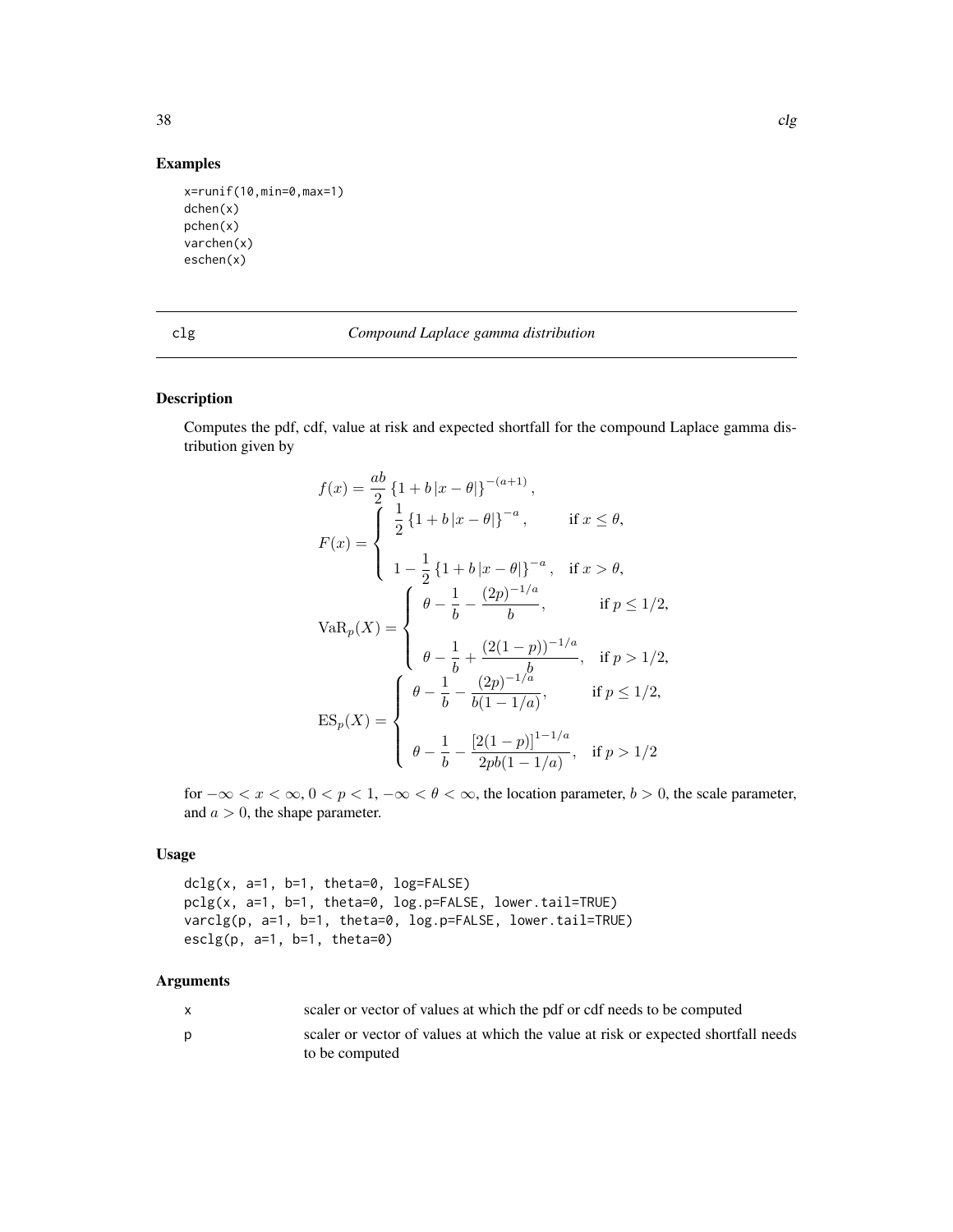## Examples

```
x=runif(10,min=0,max=1)
dchen(x)
pchen(x)
varchen(x)
eschen(x)
```

---

# clg — *Compound Laplace gamma distribution*

## Description

Computes the pdf, cdf, value at risk and expected shortfall for the compound Laplace gamma distribution given by

$$
\begin{aligned}
f(x) &= \frac{ab}{2} \left\{ 1 + b \left| x - \theta \right| \right\}^{-(a+1)}, \\
F(x) &= \begin{cases} \dfrac{1}{2} \left\{ 1 + b \left| x - \theta \right| \right\}^{-a}, & \text{if } x \leq \theta, \\[2ex] 1 - \dfrac{1}{2} \left\{ 1 + b \left| x - \theta \right| \right\}^{-a}, & \text{if } x > \theta, \end{cases} \\
\mathrm{VaR}_p(X) &= \begin{cases} \theta - \dfrac{1}{b} - \dfrac{(2p)^{-1/a}}{b}, & \text{if } p \leq 1/2, \\[2ex] \theta - \dfrac{1}{b} + \dfrac{(2(1-p))^{-1/a}}{b}, & \text{if } p > 1/2, \end{cases} \\
\mathrm{ES}_p(X) &= \begin{cases} \theta - \dfrac{1}{b} - \dfrac{(2p)^{-1/a}}{b(1-1/a)}, & \text{if } p \leq 1/2, \\[2ex] \theta - \dfrac{1}{b} - \dfrac{\left[ 2(1-p) \right]^{1-1/a}}{2pb(1-1/a)}, & \text{if } p > 1/2 \end{cases}
\end{aligned}
$$

for $-\infty < x < \infty$, $0 < p < 1$, $-\infty < \theta < \infty$, the location parameter, $b > 0$, the scale parameter, and $a > 0$, the shape parameter.

## Usage

```
dclg(x, a=1, b=1, theta=0, log=FALSE)
pclg(x, a=1, b=1, theta=0, log.p=FALSE, lower.tail=TRUE)
varclg(p, a=1, b=1, theta=0, log.p=FALSE, lower.tail=TRUE)
esclg(p, a=1, b=1, theta=0)
```

## Arguments

| | |
|---|---|
| x | scaler or vector of values at which the pdf or cdf needs to be computed |
| p | scaler or vector of values at which the value at risk or expected shortfall needs to be computed |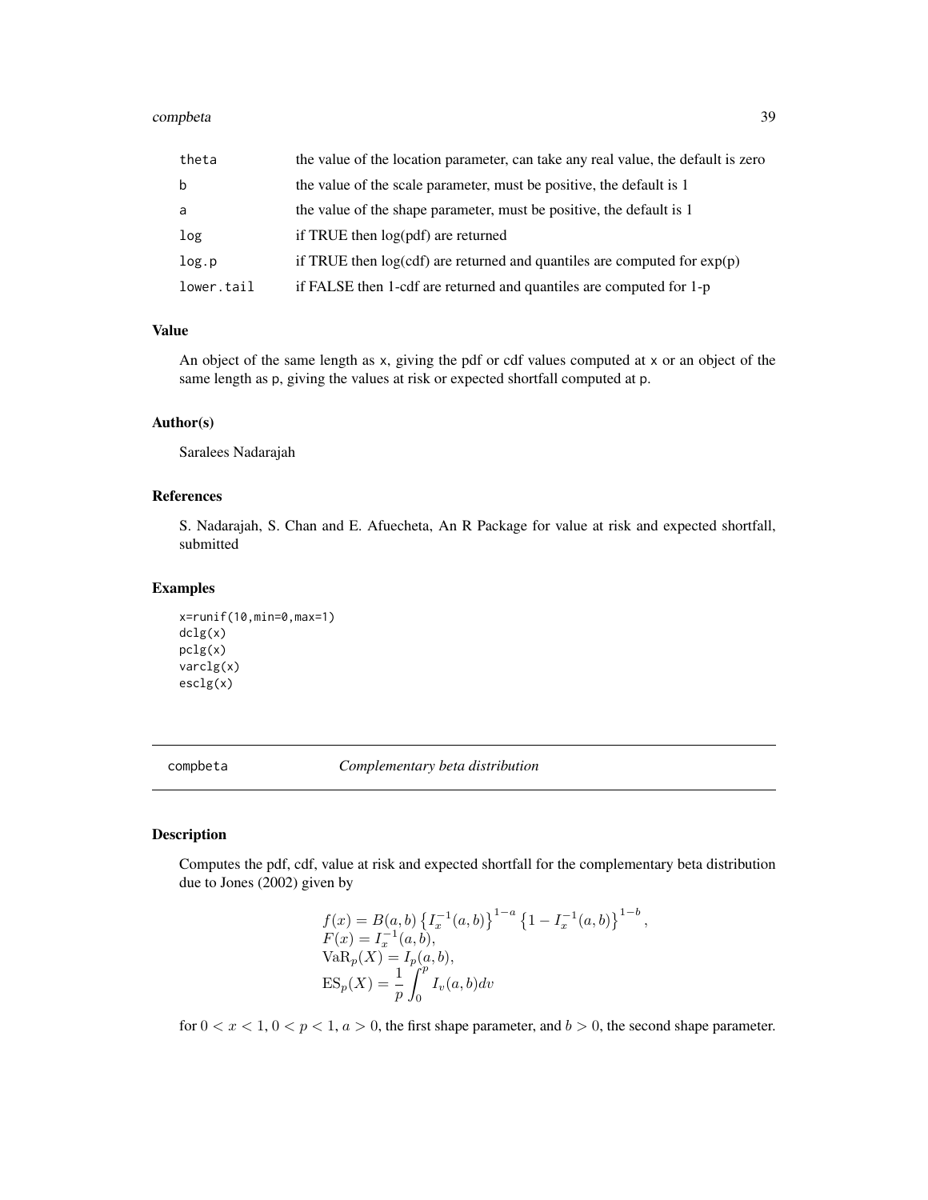| | |
|---|---|
| theta | the value of the location parameter, can take any real value, the default is zero |
| b | the value of the scale parameter, must be positive, the default is 1 |
| a | the value of the shape parameter, must be positive, the default is 1 |
| log | if TRUE then log(pdf) are returned |
| log.p | if TRUE then log(cdf) are returned and quantiles are computed for exp(p) |
| lower.tail | if FALSE then 1-cdf are returned and quantiles are computed for 1-p |

### Value

An object of the same length as x, giving the pdf or cdf values computed at x or an object of the same length as p, giving the values at risk or expected shortfall computed at p.

### Author(s)

Saralees Nadarajah

### References

S. Nadarajah, S. Chan and E. Afuecheta, An R Package for value at risk and expected shortfall, submitted

### Examples

```
x=runif(10,min=0,max=1)
dclg(x)
pclg(x)
varclg(x)
esclg(x)
```

## compbeta *Complementary beta distribution*

### Description

Computes the pdf, cdf, value at risk and expected shortfall for the complementary beta distribution due to Jones (2002) given by

$$
\begin{array}{l}
f(x) = B(a,b) \left\{ I_x^{-1}(a,b) \right\}^{1-a} \left\{ 1 - I_x^{-1}(a,b) \right\}^{1-b}, \\
F(x) = I_x^{-1}(a,b), \\
\mathrm{VaR}_p(X) = I_p(a,b), \\
\mathrm{ES}_p(X) = \dfrac{1}{p} \displaystyle\int_0^p I_v(a,b) dv
\end{array}
$$

for $0 < x < 1$, $0 < p < 1$, $a > 0$, the first shape parameter, and $b > 0$, the second shape parameter.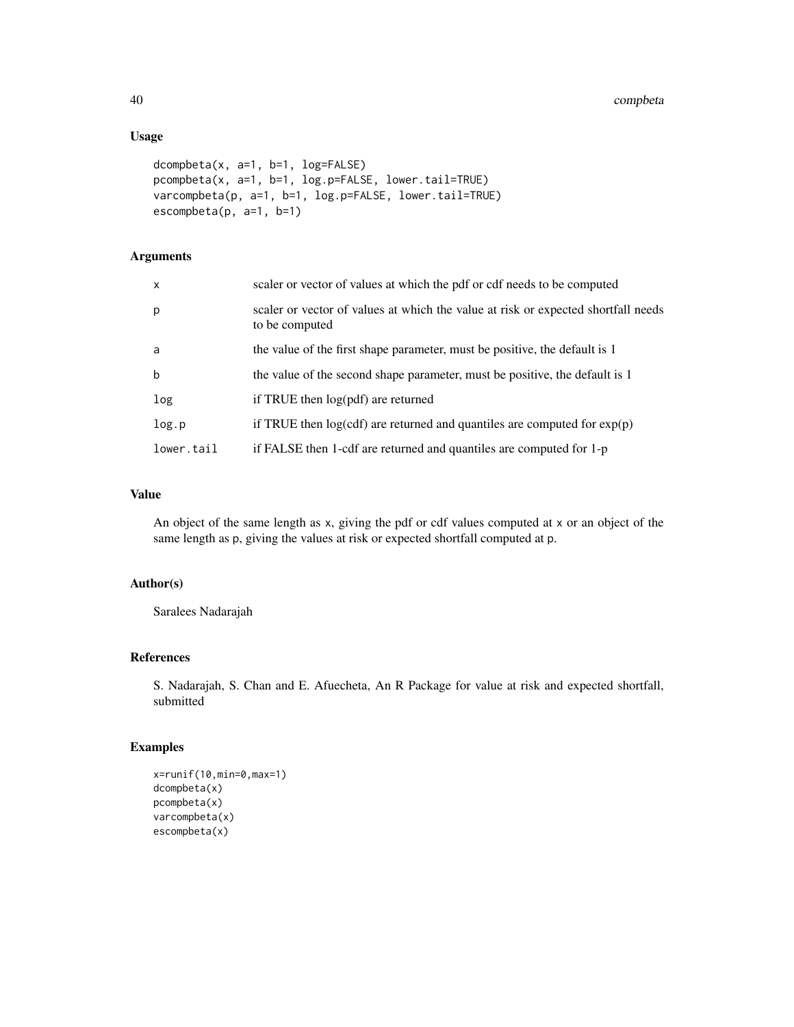## Usage

```
dcompbeta(x, a=1, b=1, log=FALSE)
pcompbeta(x, a=1, b=1, log.p=FALSE, lower.tail=TRUE)
varcompbeta(p, a=1, b=1, log.p=FALSE, lower.tail=TRUE)
escompbeta(p, a=1, b=1)
```

## Arguments

| | |
|---|---|
| x | scaler or vector of values at which the pdf or cdf needs to be computed |
| p | scaler or vector of values at which the value at risk or expected shortfall needs to be computed |
| a | the value of the first shape parameter, must be positive, the default is 1 |
| b | the value of the second shape parameter, must be positive, the default is 1 |
| log | if TRUE then log(pdf) are returned |
| log.p | if TRUE then log(cdf) are returned and quantiles are computed for exp(p) |
| lower.tail | if FALSE then 1-cdf are returned and quantiles are computed for 1-p |

## Value

An object of the same length as x, giving the pdf or cdf values computed at x or an object of the same length as p, giving the values at risk or expected shortfall computed at p.

## Author(s)

Saralees Nadarajah

## References

S. Nadarajah, S. Chan and E. Afuecheta, An R Package for value at risk and expected shortfall, submitted

## Examples

```
x=runif(10,min=0,max=1)
dcompbeta(x)
pcompbeta(x)
varcompbeta(x)
escompbeta(x)
```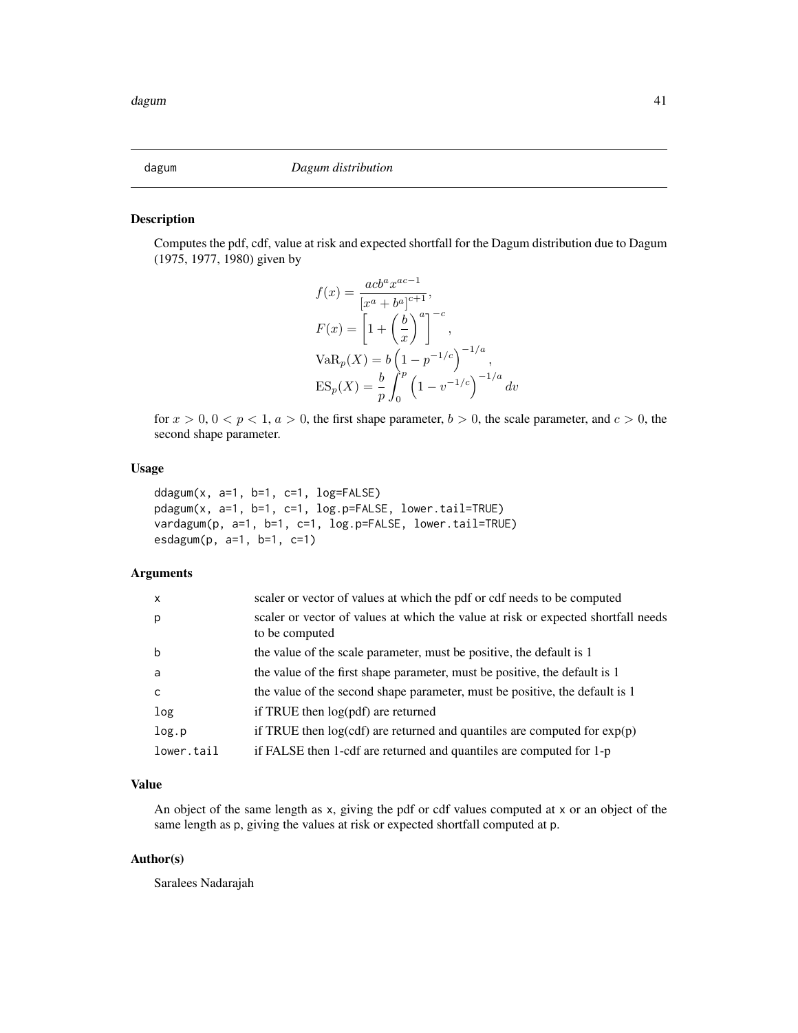# dagum — *Dagum distribution*

## Description

Computes the pdf, cdf, value at risk and expected shortfall for the Dagum distribution due to Dagum (1975, 1977, 1980) given by

$$
\begin{aligned}
f(x) &= \frac{acb^a x^{ac-1}}{\left[x^a + b^a\right]^{c+1}}, \\
F(x) &= \left[1 + \left(\frac{b}{x}\right)^a\right]^{-c}, \\
\mathrm{VaR}_p(X) &= b\left(1 - p^{-1/c}\right)^{-1/a}, \\
\mathrm{ES}_p(X) &= \frac{b}{p}\int_0^p \left(1 - v^{-1/c}\right)^{-1/a} dv
\end{aligned}
$$

for $x > 0$, $0 < p < 1$, $a > 0$, the first shape parameter, $b > 0$, the scale parameter, and $c > 0$, the second shape parameter.

## Usage

```
ddagum(x, a=1, b=1, c=1, log=FALSE)
pdagum(x, a=1, b=1, c=1, log.p=FALSE, lower.tail=TRUE)
vardagum(p, a=1, b=1, c=1, log.p=FALSE, lower.tail=TRUE)
esdagum(p, a=1, b=1, c=1)
```

## Arguments

| | |
|---|---|
| x | scaler or vector of values at which the pdf or cdf needs to be computed |
| p | scaler or vector of values at which the value at risk or expected shortfall needs to be computed |
| b | the value of the scale parameter, must be positive, the default is 1 |
| a | the value of the first shape parameter, must be positive, the default is 1 |
| c | the value of the second shape parameter, must be positive, the default is 1 |
| log | if TRUE then log(pdf) are returned |
| log.p | if TRUE then log(cdf) are returned and quantiles are computed for exp(p) |
| lower.tail | if FALSE then 1-cdf are returned and quantiles are computed for 1-p |

## Value

An object of the same length as x, giving the pdf or cdf values computed at x or an object of the same length as p, giving the values at risk or expected shortfall computed at p.

## Author(s)

Saralees Nadarajah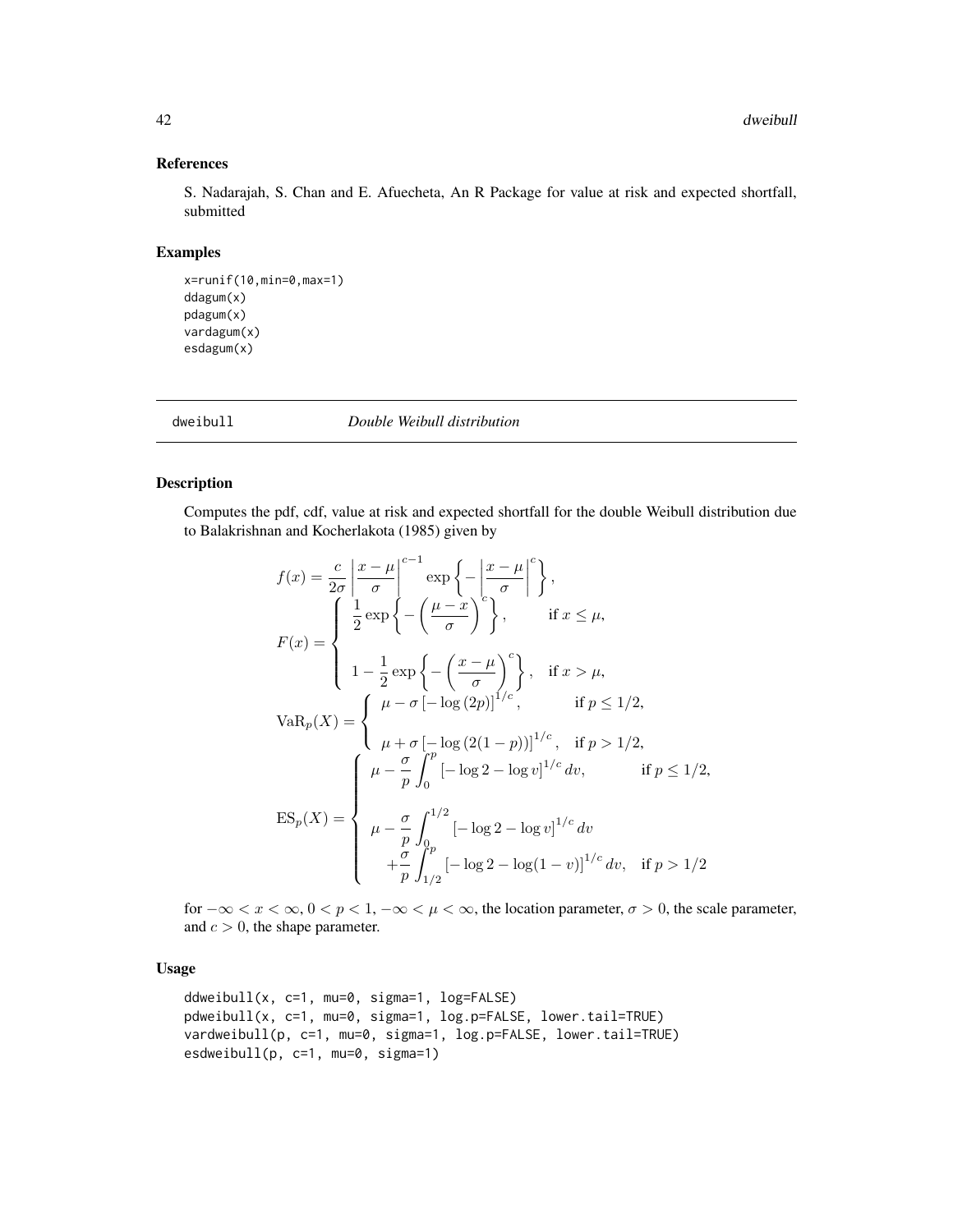## References

S. Nadarajah, S. Chan and E. Afuecheta, An R Package for value at risk and expected shortfall, submitted

## Examples

```
x=runif(10,min=0,max=1)
ddagum(x)
pdagum(x)
vardagum(x)
esdagum(x)
```

---

dweibull *Double Weibull distribution*

---

## Description

Computes the pdf, cdf, value at risk and expected shortfall for the double Weibull distribution due to Balakrishnan and Kocherlakota (1985) given by

$$
\begin{aligned}
f(x) &= \frac{c}{2\sigma} \left| \frac{x-\mu}{\sigma} \right|^{c-1} \exp\left\{ - \left| \frac{x-\mu}{\sigma} \right|^{c} \right\}, \\
F(x) &= \begin{cases} \dfrac{1}{2} \exp\left\{ - \left( \dfrac{\mu - x}{\sigma} \right)^{c} \right\}, & \text{if } x \le \mu, \\[2ex] 1 - \dfrac{1}{2} \exp\left\{ - \left( \dfrac{x - \mu}{\sigma} \right)^{c} \right\}, & \text{if } x > \mu, \end{cases} \\
\mathrm{VaR}_p(X) &= \begin{cases} \mu - \sigma \left[ -\log\left(2p\right) \right]^{1/c}, & \text{if } p \le 1/2, \\[2ex] \mu + \sigma \left[ -\log\left(2(1-p)\right) \right]^{1/c}, & \text{if } p > 1/2, \end{cases} \\
\mathrm{ES}_p(X) &= \begin{cases} \mu - \dfrac{\sigma}{p} \displaystyle\int_0^p \left[ -\log 2 - \log v \right]^{1/c} dv, & \text{if } p \le 1/2, \\[2ex] \mu - \dfrac{\sigma}{p} \displaystyle\int_0^{1/2} \left[ -\log 2 - \log v \right]^{1/c} dv & \\ \quad + \dfrac{\sigma}{p} \displaystyle\int_{1/2}^{p} \left[ -\log 2 - \log(1-v) \right]^{1/c} dv, & \text{if } p > 1/2 \end{cases}
\end{aligned}
$$

for $-\infty < x < \infty$, $0 < p < 1$, $-\infty < \mu < \infty$, the location parameter, $\sigma > 0$, the scale parameter, and $c > 0$, the shape parameter.

## Usage

```
ddweibull(x, c=1, mu=0, sigma=1, log=FALSE)
pdweibull(x, c=1, mu=0, sigma=1, log.p=FALSE, lower.tail=TRUE)
vardweibull(p, c=1, mu=0, sigma=1, log.p=FALSE, lower.tail=TRUE)
esdweibull(p, c=1, mu=0, sigma=1)
```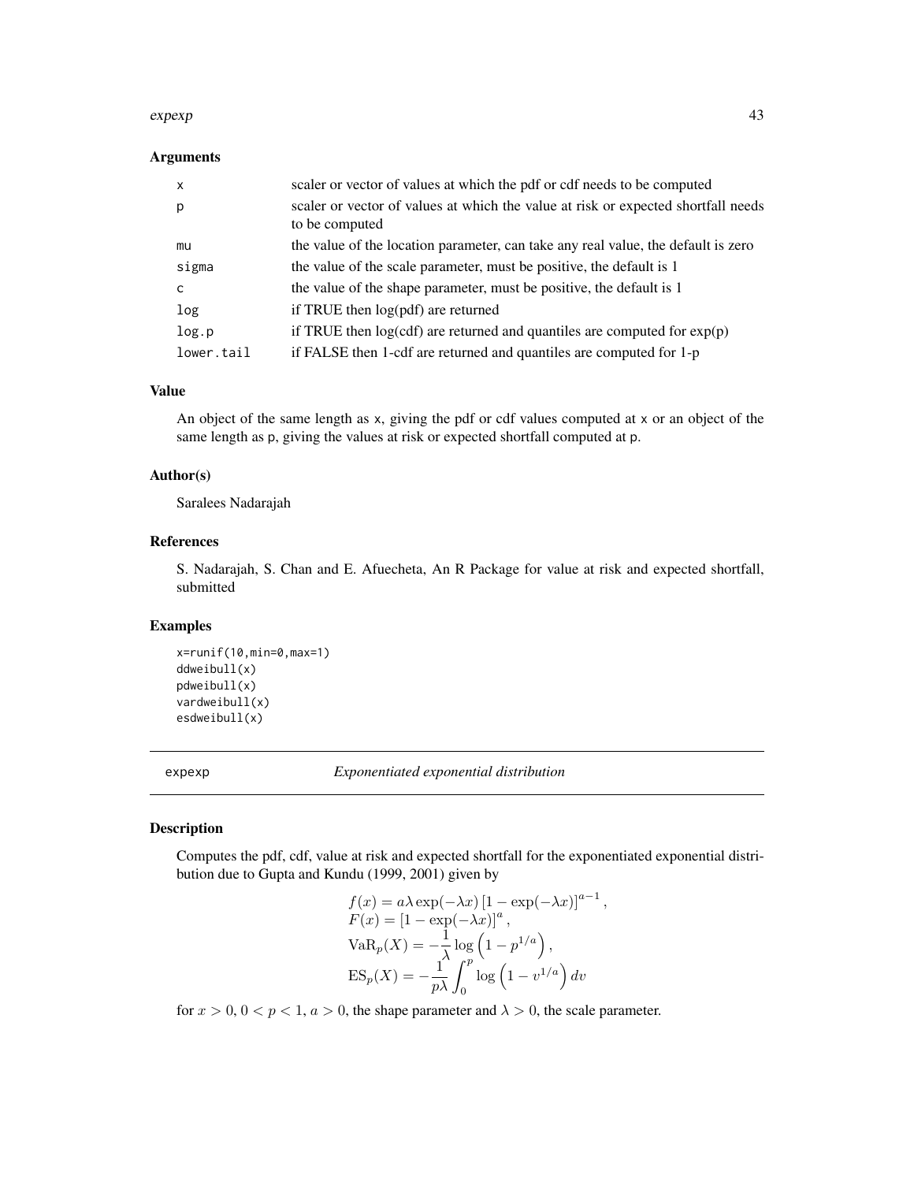### Arguments

| | |
|---|---|
| x | scaler or vector of values at which the pdf or cdf needs to be computed |
| p | scaler or vector of values at which the value at risk or expected shortfall needs to be computed |
| mu | the value of the location parameter, can take any real value, the default is zero |
| sigma | the value of the scale parameter, must be positive, the default is 1 |
| c | the value of the shape parameter, must be positive, the default is 1 |
| log | if TRUE then log(pdf) are returned |
| log.p | if TRUE then log(cdf) are returned and quantiles are computed for exp(p) |
| lower.tail | if FALSE then 1-cdf are returned and quantiles are computed for 1-p |

### Value

An object of the same length as x, giving the pdf or cdf values computed at x or an object of the same length as p, giving the values at risk or expected shortfall computed at p.

### Author(s)

Saralees Nadarajah

### References

S. Nadarajah, S. Chan and E. Afuecheta, An R Package for value at risk and expected shortfall, submitted

### Examples

```
x=runif(10,min=0,max=1)
ddweibull(x)
pdweibull(x)
vardweibull(x)
esdweibull(x)
```

---

## expexp — *Exponentiated exponential distribution*

---

### Description

Computes the pdf, cdf, value at risk and expected shortfall for the exponentiated exponential distribution due to Gupta and Kundu (1999, 2001) given by

$$
\begin{aligned}
f(x) &= a\lambda \exp(-\lambda x) \left[1 - \exp(-\lambda x)\right]^{a-1}, \\
F(x) &= \left[1 - \exp(-\lambda x)\right]^{a}, \\
\mathrm{VaR}_p(X) &= -\frac{1}{\lambda} \log\left(1 - p^{1/a}\right), \\
\mathrm{ES}_p(X) &= -\frac{1}{p\lambda} \int_0^p \log\left(1 - v^{1/a}\right) dv
\end{aligned}
$$

for $x > 0$, $0 < p < 1$, $a > 0$, the shape parameter and $\lambda > 0$, the scale parameter.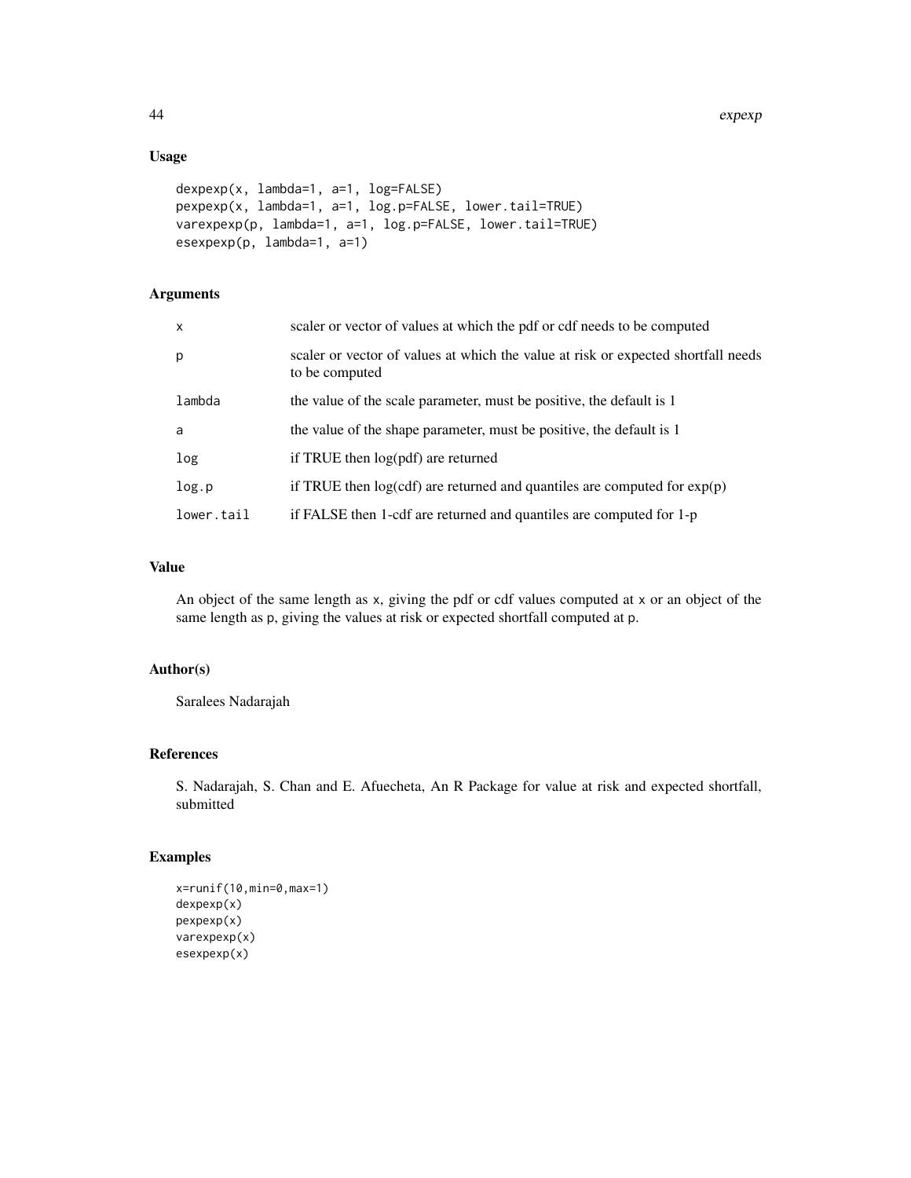## Usage

```
dexpexp(x, lambda=1, a=1, log=FALSE)
pexpexp(x, lambda=1, a=1, log.p=FALSE, lower.tail=TRUE)
varexpexp(p, lambda=1, a=1, log.p=FALSE, lower.tail=TRUE)
esexpexp(p, lambda=1, a=1)
```

## Arguments

| | |
|---|---|
| `x` | scaler or vector of values at which the pdf or cdf needs to be computed |
| `p` | scaler or vector of values at which the value at risk or expected shortfall needs to be computed |
| `lambda` | the value of the scale parameter, must be positive, the default is 1 |
| `a` | the value of the shape parameter, must be positive, the default is 1 |
| `log` | if TRUE then log(pdf) are returned |
| `log.p` | if TRUE then log(cdf) are returned and quantiles are computed for exp(p) |
| `lower.tail` | if FALSE then 1-cdf are returned and quantiles are computed for 1-p |

## Value

An object of the same length as `x`, giving the pdf or cdf values computed at `x` or an object of the same length as `p`, giving the values at risk or expected shortfall computed at `p`.

## Author(s)

Saralees Nadarajah

## References

S. Nadarajah, S. Chan and E. Afuecheta, An R Package for value at risk and expected shortfall, submitted

## Examples

```
x=runif(10,min=0,max=1)
dexpexp(x)
pexpexp(x)
varexpexp(x)
esexpexp(x)
```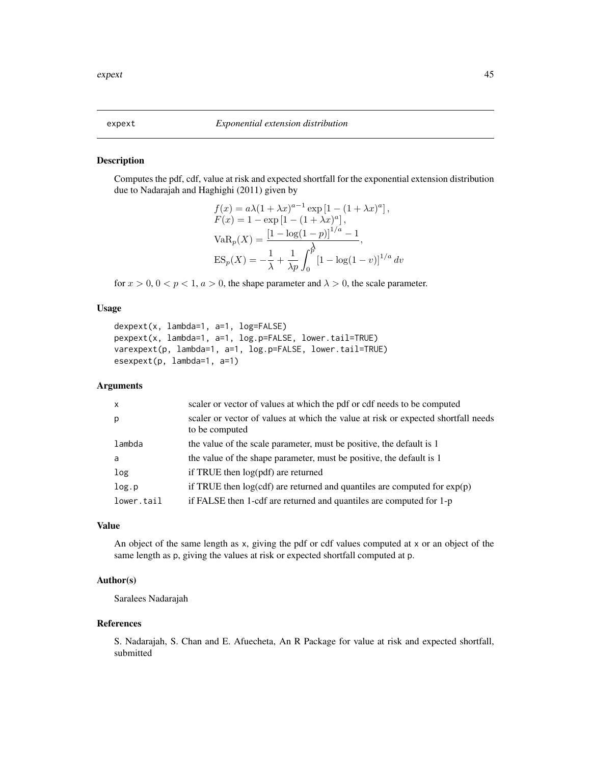# expext — *Exponential extension distribution*

## Description

Computes the pdf, cdf, value at risk and expected shortfall for the exponential extension distribution due to Nadarajah and Haghighi (2011) given by

$$
\begin{aligned}
f(x) &= a\lambda(1+\lambda x)^{a-1} \exp\left[1-(1+\lambda x)^a\right], \\
F(x) &= 1-\exp\left[1-(1+\lambda x)^a\right], \\
\mathrm{VaR}_p(X) &= \frac{\left[1-\log(1-p)\right]^{1/a}-1}{\lambda}, \\
\mathrm{ES}_p(X) &= -\frac{1}{\lambda}+\frac{1}{\lambda p}\int_0^p \left[1-\log(1-v)\right]^{1/a} dv
\end{aligned}
$$

for $x > 0$, $0 < p < 1$, $a > 0$, the shape parameter and $\lambda > 0$, the scale parameter.

## Usage

```
dexpext(x, lambda=1, a=1, log=FALSE)
pexpext(x, lambda=1, a=1, log.p=FALSE, lower.tail=TRUE)
varexpext(p, lambda=1, a=1, log.p=FALSE, lower.tail=TRUE)
esexpext(p, lambda=1, a=1)
```

## Arguments

| | |
|---|---|
| x | scaler or vector of values at which the pdf or cdf needs to be computed |
| p | scaler or vector of values at which the value at risk or expected shortfall needs to be computed |
| lambda | the value of the scale parameter, must be positive, the default is 1 |
| a | the value of the shape parameter, must be positive, the default is 1 |
| log | if TRUE then log(pdf) are returned |
| log.p | if TRUE then log(cdf) are returned and quantiles are computed for exp(p) |
| lower.tail | if FALSE then 1-cdf are returned and quantiles are computed for 1-p |

## Value

An object of the same length as x, giving the pdf or cdf values computed at x or an object of the same length as p, giving the values at risk or expected shortfall computed at p.

## Author(s)

Saralees Nadarajah

## References

S. Nadarajah, S. Chan and E. Afuecheta, An R Package for value at risk and expected shortfall, submitted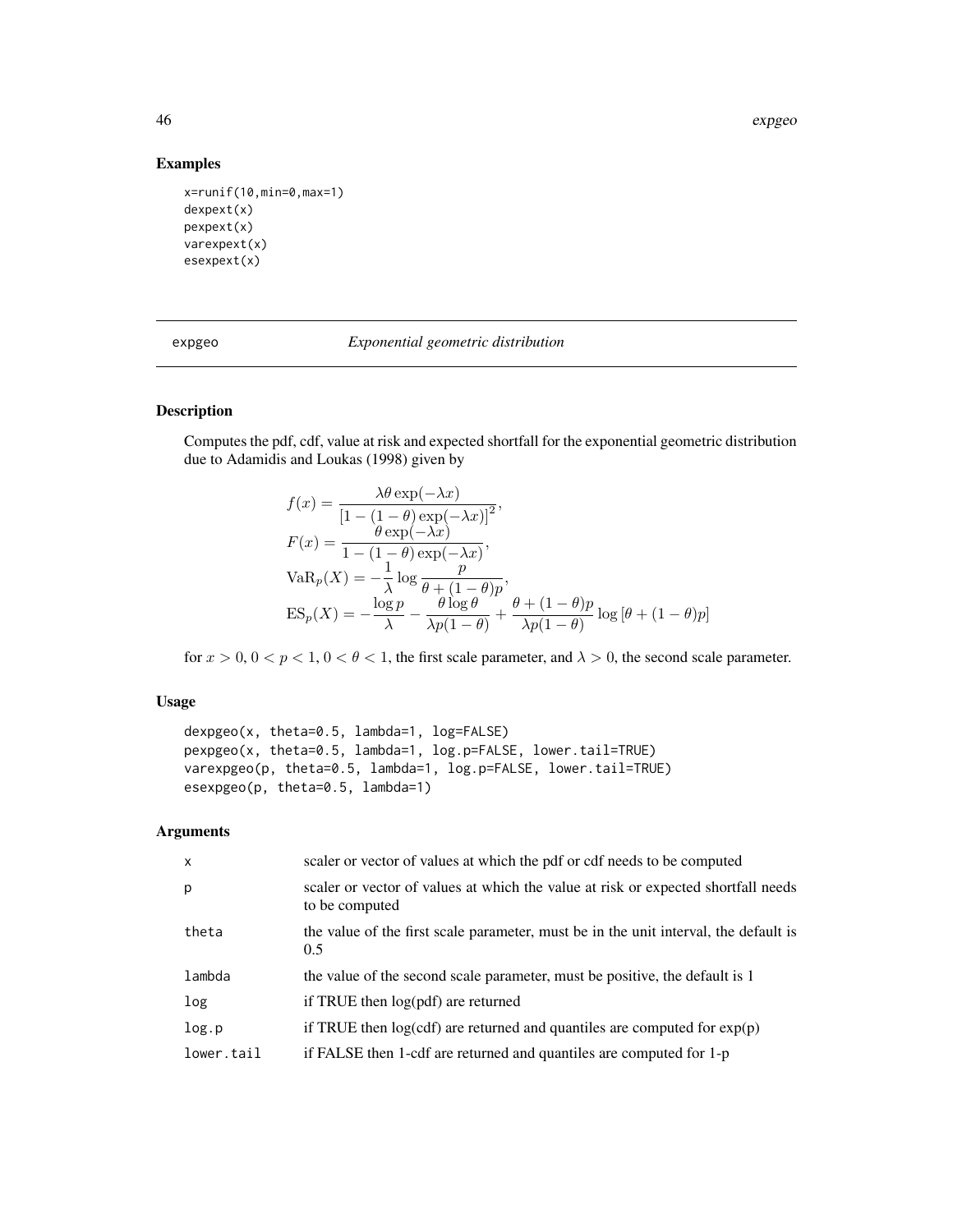### Examples

```
x=runif(10,min=0,max=1)
dexpext(x)
pexpext(x)
varexpext(x)
esexpext(x)
```

---

## expgeo — *Exponential geometric distribution*

### Description

Computes the pdf, cdf, value at risk and expected shortfall for the exponential geometric distribution due to Adamidis and Loukas (1998) given by

$$
\begin{aligned}
f(x) &= \frac{\lambda \theta \exp(-\lambda x)}{\left[1-(1-\theta)\exp(-\lambda x)\right]^2}, \\
F(x) &= \frac{\theta \exp(-\lambda x)}{1-(1-\theta)\exp(-\lambda x)}, \\
\mathrm{VaR}_p(X) &= -\frac{1}{\lambda}\log\frac{p}{\theta+(1-\theta)p}, \\
\mathrm{ES}_p(X) &= -\frac{\log p}{\lambda} - \frac{\theta \log \theta}{\lambda p (1-\theta)} + \frac{\theta+(1-\theta)p}{\lambda p (1-\theta)} \log\left[\theta+(1-\theta)p\right]
\end{aligned}
$$

for $x > 0$, $0 < p < 1$, $0 < \theta < 1$, the first scale parameter, and $\lambda > 0$, the second scale parameter.

### Usage

```
dexpgeo(x, theta=0.5, lambda=1, log=FALSE)
pexpgeo(x, theta=0.5, lambda=1, log.p=FALSE, lower.tail=TRUE)
varexpgeo(p, theta=0.5, lambda=1, log.p=FALSE, lower.tail=TRUE)
esexpgeo(p, theta=0.5, lambda=1)
```

### Arguments

| | |
|---|---|
| x | scaler or vector of values at which the pdf or cdf needs to be computed |
| p | scaler or vector of values at which the value at risk or expected shortfall needs to be computed |
| theta | the value of the first scale parameter, must be in the unit interval, the default is 0.5 |
| lambda | the value of the second scale parameter, must be positive, the default is 1 |
| log | if TRUE then log(pdf) are returned |
| log.p | if TRUE then log(cdf) are returned and quantiles are computed for exp(p) |
| lower.tail | if FALSE then 1-cdf are returned and quantiles are computed for 1-p |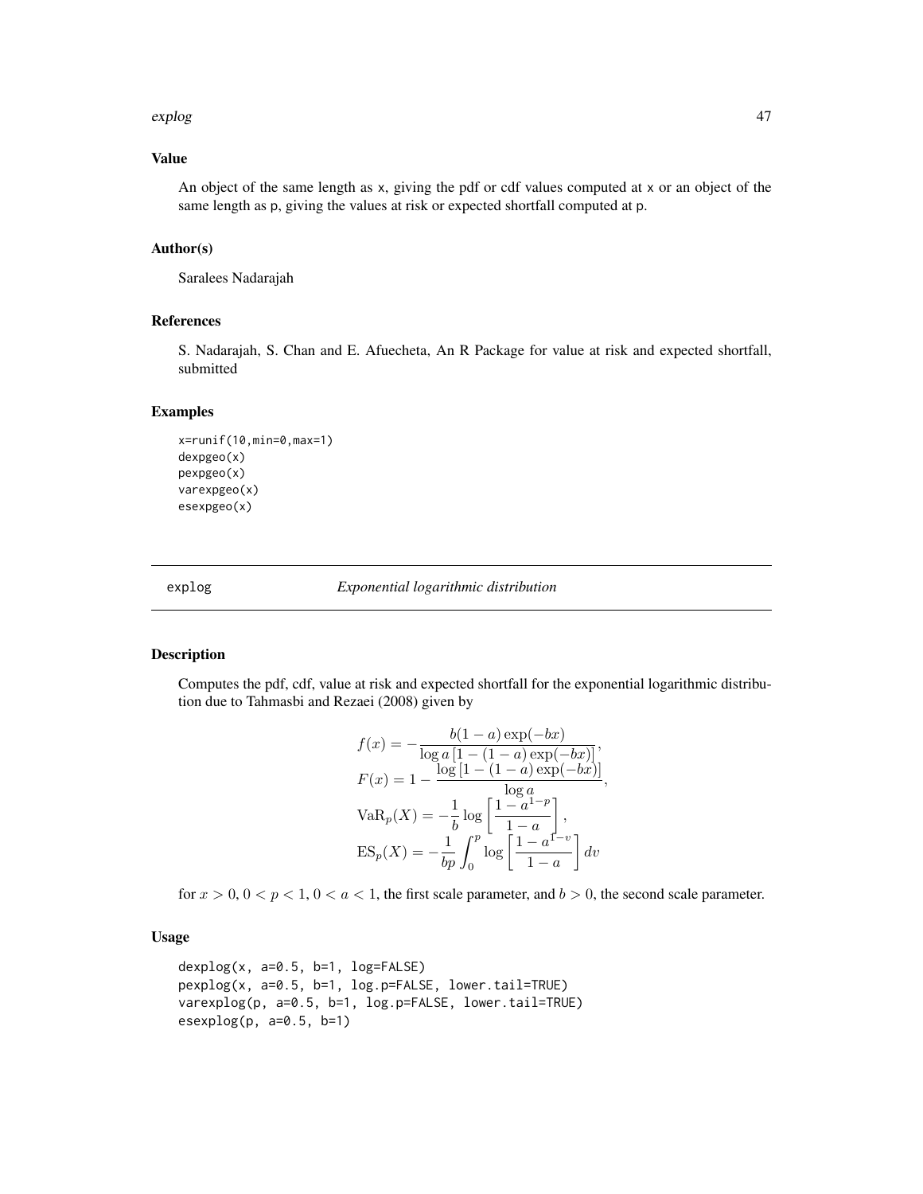### Value

An object of the same length as x, giving the pdf or cdf values computed at x or an object of the same length as p, giving the values at risk or expected shortfall computed at p.

### Author(s)

Saralees Nadarajah

### References

S. Nadarajah, S. Chan and E. Afuecheta, An R Package for value at risk and expected shortfall, submitted

### Examples

```
x=runif(10,min=0,max=1)
dexpgeo(x)
pexpgeo(x)
varexpgeo(x)
esexpgeo(x)
```

---

## explog *Exponential logarithmic distribution*

### Description

Computes the pdf, cdf, value at risk and expected shortfall for the exponential logarithmic distribution due to Tahmasbi and Rezaei (2008) given by

$$
\begin{aligned}
f(x) &= -\frac{b(1-a)\exp(-bx)}{\log a\left[1-(1-a)\exp(-bx)\right]}, \\
F(x) &= 1-\frac{\log\left[1-(1-a)\exp(-bx)\right]}{\log a}, \\
\mathrm{VaR}_p(X) &= -\frac{1}{b}\log\left[\frac{1-a^{1-p}}{1-a}\right], \\
\mathrm{ES}_p(X) &= -\frac{1}{bp}\int_0^p \log\left[\frac{1-a^{1-v}}{1-a}\right]dv
\end{aligned}
$$

for $x > 0$, $0 < p < 1$, $0 < a < 1$, the first scale parameter, and $b > 0$, the second scale parameter.

### Usage

```
dexplog(x, a=0.5, b=1, log=FALSE)
pexplog(x, a=0.5, b=1, log.p=FALSE, lower.tail=TRUE)
varexplog(p, a=0.5, b=1, log.p=FALSE, lower.tail=TRUE)
esexplog(p, a=0.5, b=1)
```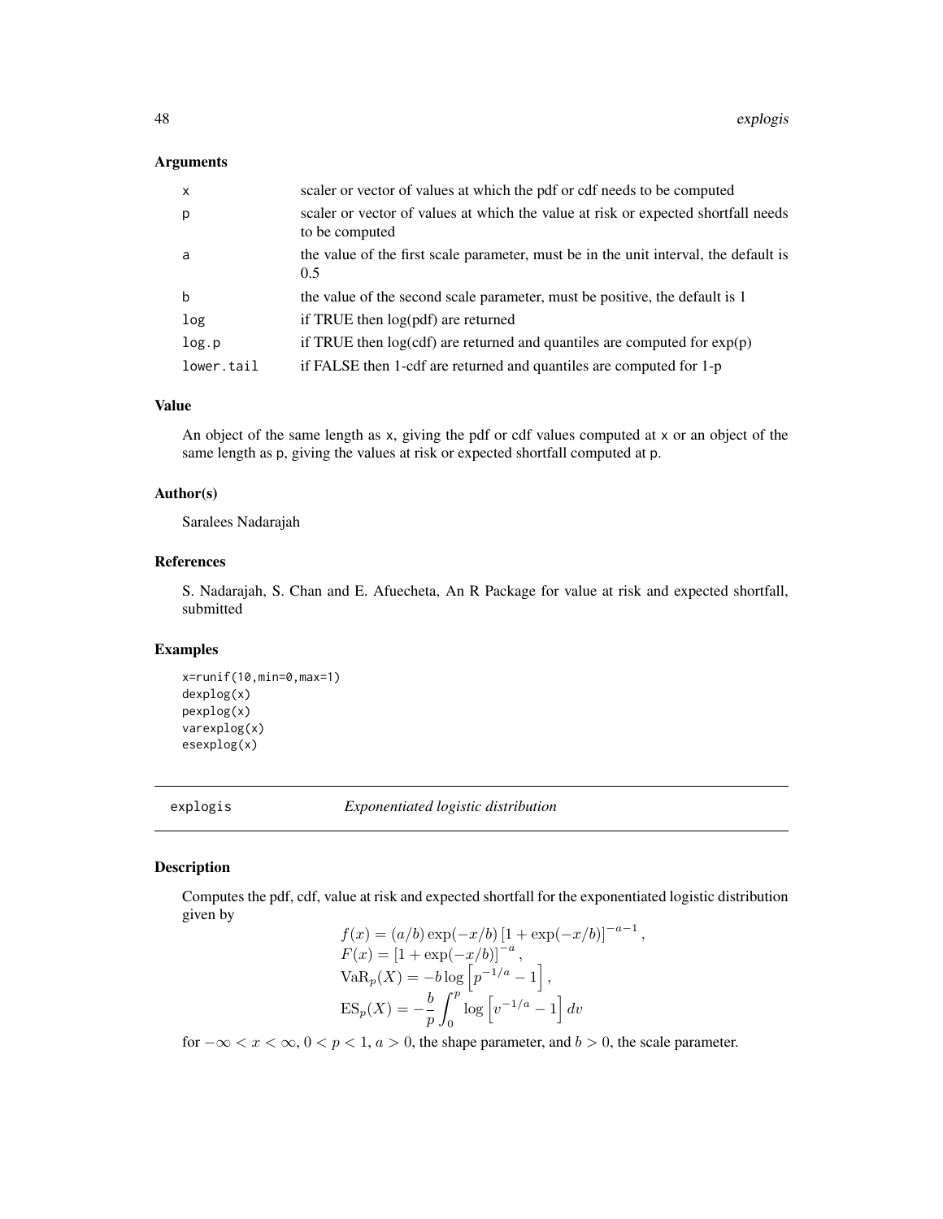### Arguments

| | |
|---|---|
| x | scaler or vector of values at which the pdf or cdf needs to be computed |
| p | scaler or vector of values at which the value at risk or expected shortfall needs to be computed |
| a | the value of the first scale parameter, must be in the unit interval, the default is 0.5 |
| b | the value of the second scale parameter, must be positive, the default is 1 |
| log | if TRUE then log(pdf) are returned |
| log.p | if TRUE then log(cdf) are returned and quantiles are computed for exp(p) |
| lower.tail | if FALSE then 1-cdf are returned and quantiles are computed for 1-p |

### Value

An object of the same length as x, giving the pdf or cdf values computed at x or an object of the same length as p, giving the values at risk or expected shortfall computed at p.

### Author(s)

Saralees Nadarajah

### References

S. Nadarajah, S. Chan and E. Afuecheta, An R Package for value at risk and expected shortfall, submitted

### Examples

```
x=runif(10,min=0,max=1)
dexplog(x)
pexplog(x)
varexplog(x)
esexplog(x)
```

---

## explogis *Exponentiated logistic distribution*

### Description

Computes the pdf, cdf, value at risk and expected shortfall for the exponentiated logistic distribution given by

$$f(x) = (a/b)\exp(-x/b)\left[1+\exp(-x/b)\right]^{-a-1},$$
$$F(x) = \left[1+\exp(-x/b)\right]^{-a},$$
$$\mathrm{VaR}_p(X) = -b\log\left[p^{-1/a}-1\right],$$
$$\mathrm{ES}_p(X) = -\frac{b}{p}\int_0^p \log\left[v^{-1/a}-1\right]dv$$

for $-\infty < x < \infty$, $0 < p < 1$, $a > 0$, the shape parameter, and $b > 0$, the scale parameter.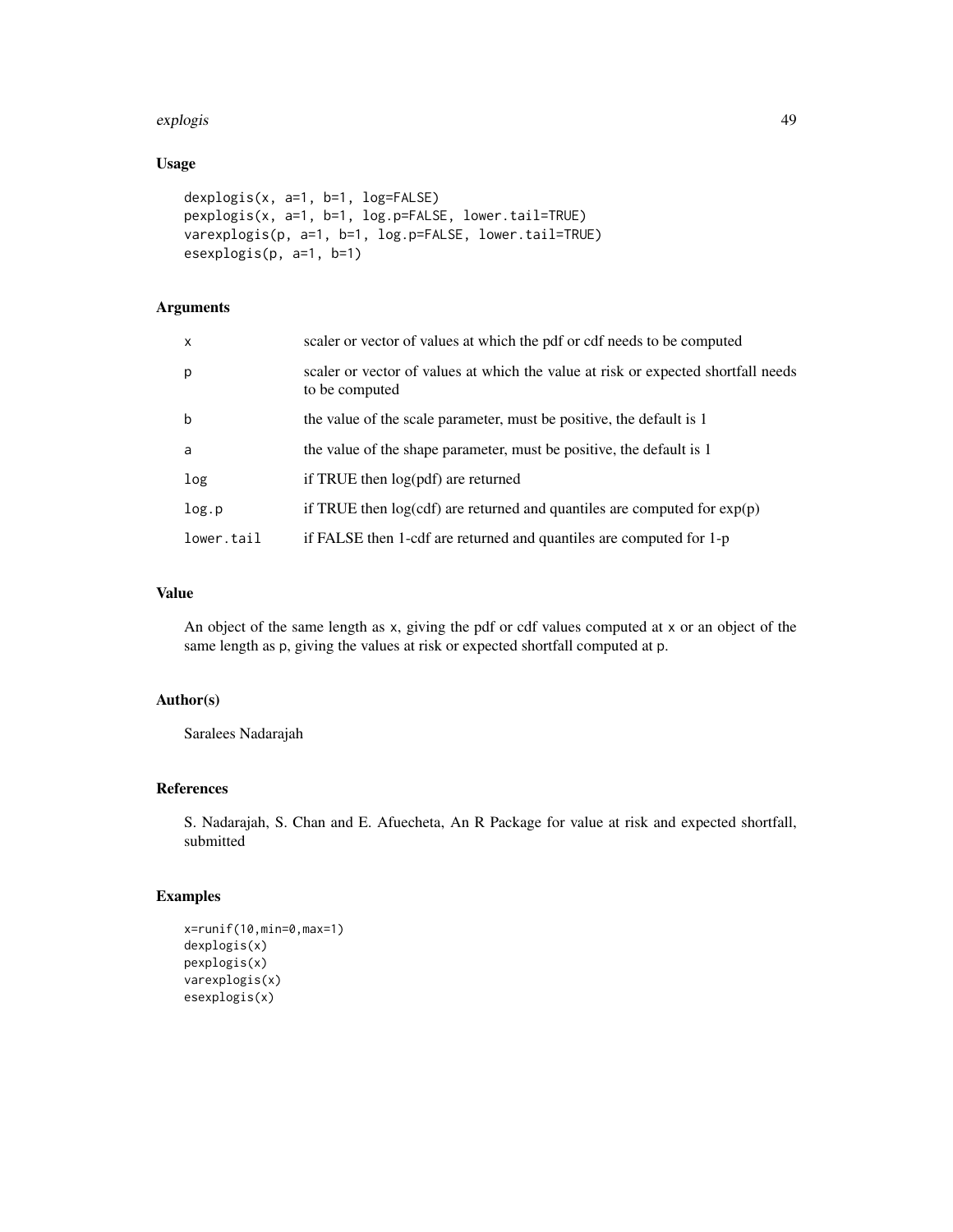## Usage

```
dexplogis(x, a=1, b=1, log=FALSE)
pexplogis(x, a=1, b=1, log.p=FALSE, lower.tail=TRUE)
varexplogis(p, a=1, b=1, log.p=FALSE, lower.tail=TRUE)
esexplogis(p, a=1, b=1)
```

## Arguments

| | |
|---|---|
| x | scaler or vector of values at which the pdf or cdf needs to be computed |
| p | scaler or vector of values at which the value at risk or expected shortfall needs to be computed |
| b | the value of the scale parameter, must be positive, the default is 1 |
| a | the value of the shape parameter, must be positive, the default is 1 |
| log | if TRUE then log(pdf) are returned |
| log.p | if TRUE then log(cdf) are returned and quantiles are computed for exp(p) |
| lower.tail | if FALSE then 1-cdf are returned and quantiles are computed for 1-p |

## Value

An object of the same length as x, giving the pdf or cdf values computed at x or an object of the same length as p, giving the values at risk or expected shortfall computed at p.

## Author(s)

Saralees Nadarajah

## References

S. Nadarajah, S. Chan and E. Afuecheta, An R Package for value at risk and expected shortfall, submitted

## Examples

```
x=runif(10,min=0,max=1)
dexplogis(x)
pexplogis(x)
varexplogis(x)
esexplogis(x)
```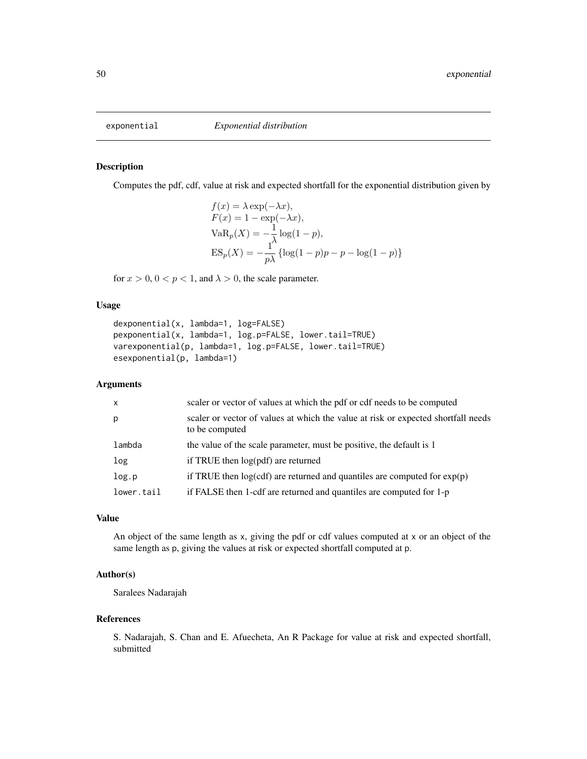exponential *Exponential distribution*

## Description

Computes the pdf, cdf, value at risk and expected shortfall for the exponential distribution given by

$$
\begin{aligned}
f(x) &= \lambda \exp(-\lambda x), \\
F(x) &= 1 - \exp(-\lambda x), \\
\mathrm{VaR}_p(X) &= -\frac{1}{\lambda} \log(1-p), \\
\mathrm{ES}_p(X) &= -\frac{1}{p\lambda} \left\{ \log(1-p)p - p - \log(1-p) \right\}
\end{aligned}
$$

for $x > 0$, $0 < p < 1$, and $\lambda > 0$, the scale parameter.

## Usage

```
dexponential(x, lambda=1, log=FALSE)
pexponential(x, lambda=1, log.p=FALSE, lower.tail=TRUE)
varexponential(p, lambda=1, log.p=FALSE, lower.tail=TRUE)
esexponential(p, lambda=1)
```

## Arguments

| | |
|---|---|
| `x` | scaler or vector of values at which the pdf or cdf needs to be computed |
| `p` | scaler or vector of values at which the value at risk or expected shortfall needs to be computed |
| `lambda` | the value of the scale parameter, must be positive, the default is 1 |
| `log` | if TRUE then log(pdf) are returned |
| `log.p` | if TRUE then log(cdf) are returned and quantiles are computed for exp(p) |
| `lower.tail` | if FALSE then 1-cdf are returned and quantiles are computed for 1-p |

## Value

An object of the same length as `x`, giving the pdf or cdf values computed at `x` or an object of the same length as `p`, giving the values at risk or expected shortfall computed at `p`.

## Author(s)

Saralees Nadarajah

## References

S. Nadarajah, S. Chan and E. Afuecheta, An R Package for value at risk and expected shortfall, submitted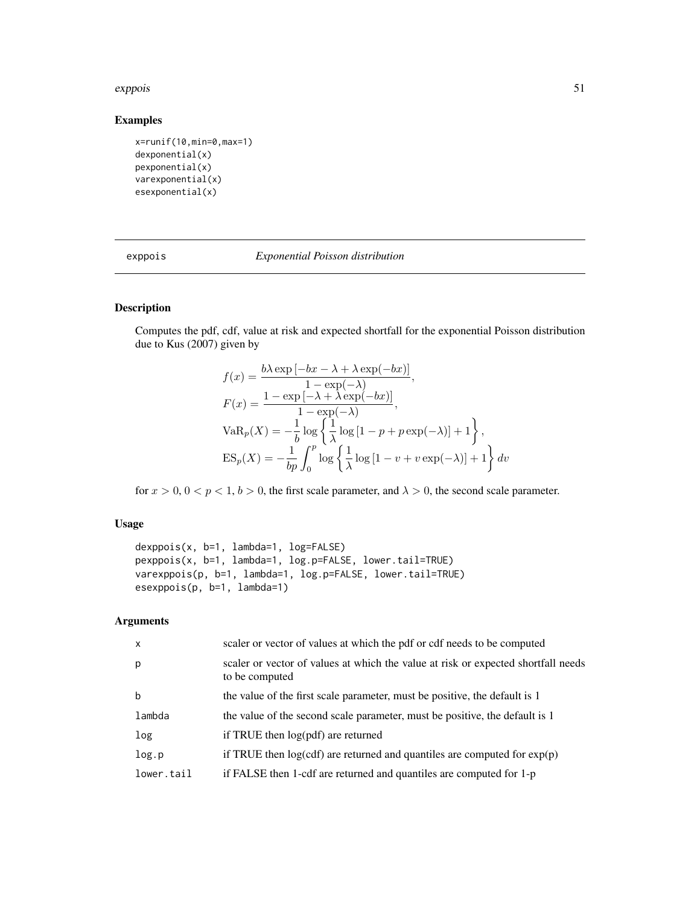## Examples

```
x=runif(10,min=0,max=1)
dexponential(x)
pexponential(x)
varexponential(x)
esexponential(x)
```

---

# exppois — *Exponential Poisson distribution*

## Description

Computes the pdf, cdf, value at risk and expected shortfall for the exponential Poisson distribution due to Kus (2007) given by

$$
\begin{aligned}
f(x) &= \frac{b\lambda \exp\left[-bx - \lambda + \lambda \exp(-bx)\right]}{1 - \exp(-\lambda)}, \\
F(x) &= \frac{1 - \exp\left[-\lambda + \lambda \exp(-bx)\right]}{1 - \exp(-\lambda)}, \\
\mathrm{VaR}_p(X) &= -\frac{1}{b} \log \left\{ \frac{1}{\lambda} \log \left[1 - p + p \exp(-\lambda)\right] + 1 \right\}, \\
\mathrm{ES}_p(X) &= -\frac{1}{bp} \int_0^p \log \left\{ \frac{1}{\lambda} \log \left[1 - v + v \exp(-\lambda)\right] + 1 \right\} dv
\end{aligned}
$$

for $x > 0$, $0 < p < 1$, $b > 0$, the first scale parameter, and $\lambda > 0$, the second scale parameter.

## Usage

```
dexppois(x, b=1, lambda=1, log=FALSE)
pexppois(x, b=1, lambda=1, log.p=FALSE, lower.tail=TRUE)
varexppois(p, b=1, lambda=1, log.p=FALSE, lower.tail=TRUE)
esexppois(p, b=1, lambda=1)
```

## Arguments

| | |
|---|---|
| x | scaler or vector of values at which the pdf or cdf needs to be computed |
| p | scaler or vector of values at which the value at risk or expected shortfall needs to be computed |
| b | the value of the first scale parameter, must be positive, the default is 1 |
| lambda | the value of the second scale parameter, must be positive, the default is 1 |
| log | if TRUE then log(pdf) are returned |
| log.p | if TRUE then log(cdf) are returned and quantiles are computed for exp(p) |
| lower.tail | if FALSE then 1-cdf are returned and quantiles are computed for 1-p |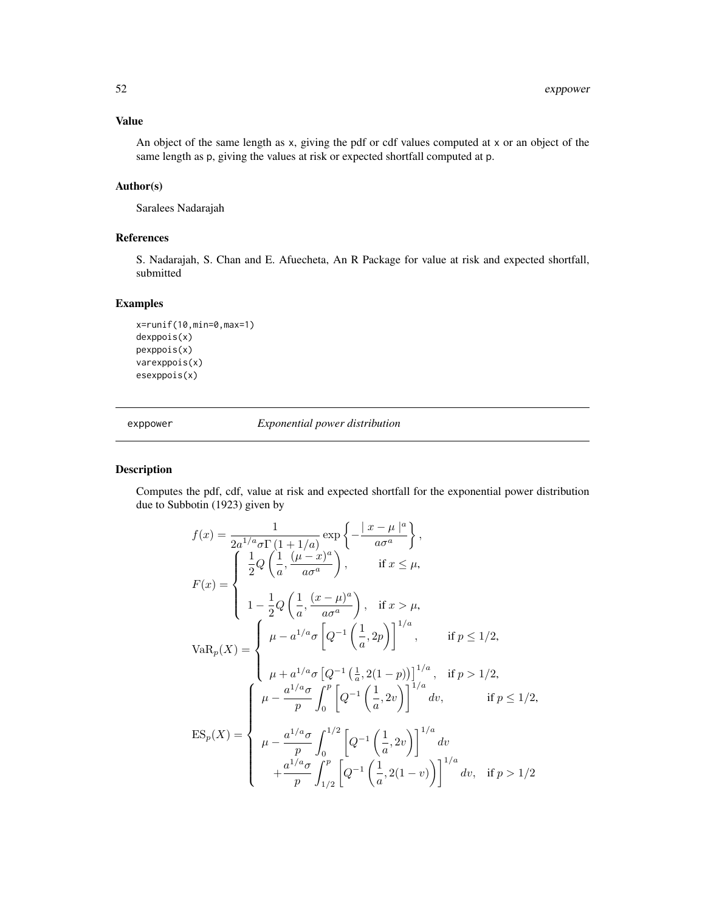### Value

An object of the same length as x, giving the pdf or cdf values computed at x or an object of the same length as p, giving the values at risk or expected shortfall computed at p.

### Author(s)

Saralees Nadarajah

### References

S. Nadarajah, S. Chan and E. Afuecheta, An R Package for value at risk and expected shortfall, submitted

### Examples

```
x=runif(10,min=0,max=1)
dexppois(x)
pexppois(x)
varexppois(x)
esexppois(x)
```

---

## exppower *Exponential power distribution*

### Description

Computes the pdf, cdf, value at risk and expected shortfall for the exponential power distribution due to Subbotin (1923) given by

$$f(x) = \frac{1}{2a^{1/a}\sigma\Gamma(1+1/a)} \exp\left\{-\frac{\mid x-\mu \mid^a}{a\sigma^a}\right\},$$

$$F(x) = \begin{cases} \frac{1}{2}Q\left(\frac{1}{a}, \frac{(\mu-x)^a}{a\sigma^a}\right), & \text{if } x \leq \mu, \\ 1 - \frac{1}{2}Q\left(\frac{1}{a}, \frac{(x-\mu)^a}{a\sigma^a}\right), & \text{if } x > \mu, \end{cases}$$

$$\mathrm{VaR}_p(X) = \begin{cases} \mu - a^{1/a}\sigma\left[Q^{-1}\left(\frac{1}{a}, 2p\right)\right]^{1/a}, & \text{if } p \leq 1/2, \\ \mu + a^{1/a}\sigma\left[Q^{-1}\left(\frac{1}{a}, 2(1-p)\right)\right]^{1/a}, & \text{if } p > 1/2, \end{cases}$$

$$\mathrm{ES}_p(X) = \begin{cases} \mu - \frac{a^{1/a}\sigma}{p}\int_0^p \left[Q^{-1}\left(\frac{1}{a}, 2v\right)\right]^{1/a} dv, & \text{if } p \leq 1/2, \\ \mu - \frac{a^{1/a}\sigma}{p}\int_0^{1/2} \left[Q^{-1}\left(\frac{1}{a}, 2v\right)\right]^{1/a} dv \\ \quad + \frac{a^{1/a}\sigma}{p}\int_{1/2}^p \left[Q^{-1}\left(\frac{1}{a}, 2(1-v)\right)\right]^{1/a} dv, & \text{if } p > 1/2 \end{cases}$$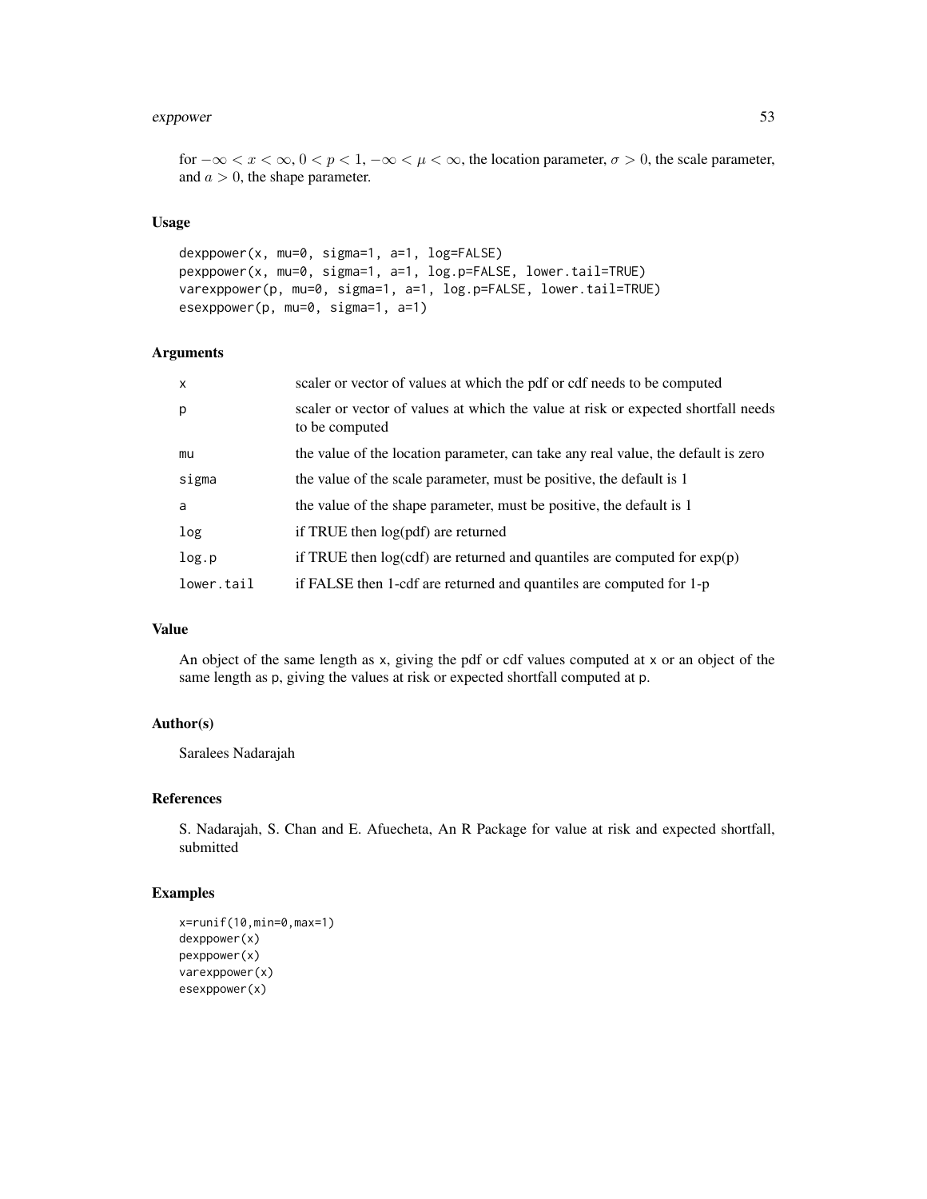for $-\infty < x < \infty$, $0 < p < 1$, $-\infty < \mu < \infty$, the location parameter, $\sigma > 0$, the scale parameter, and $a > 0$, the shape parameter.

### Usage

```
dexppower(x, mu=0, sigma=1, a=1, log=FALSE)
pexppower(x, mu=0, sigma=1, a=1, log.p=FALSE, lower.tail=TRUE)
varexppower(p, mu=0, sigma=1, a=1, log.p=FALSE, lower.tail=TRUE)
esexppower(p, mu=0, sigma=1, a=1)
```

### Arguments

| | |
|---|---|
| x | scaler or vector of values at which the pdf or cdf needs to be computed |
| p | scaler or vector of values at which the value at risk or expected shortfall needs to be computed |
| mu | the value of the location parameter, can take any real value, the default is zero |
| sigma | the value of the scale parameter, must be positive, the default is 1 |
| a | the value of the shape parameter, must be positive, the default is 1 |
| log | if TRUE then log(pdf) are returned |
| log.p | if TRUE then log(cdf) are returned and quantiles are computed for exp(p) |
| lower.tail | if FALSE then 1-cdf are returned and quantiles are computed for 1-p |

### Value

An object of the same length as x, giving the pdf or cdf values computed at x or an object of the same length as p, giving the values at risk or expected shortfall computed at p.

### Author(s)

Saralees Nadarajah

### References

S. Nadarajah, S. Chan and E. Afuecheta, An R Package for value at risk and expected shortfall, submitted

### Examples

```
x=runif(10,min=0,max=1)
dexppower(x)
pexppower(x)
varexppower(x)
esexppower(x)
```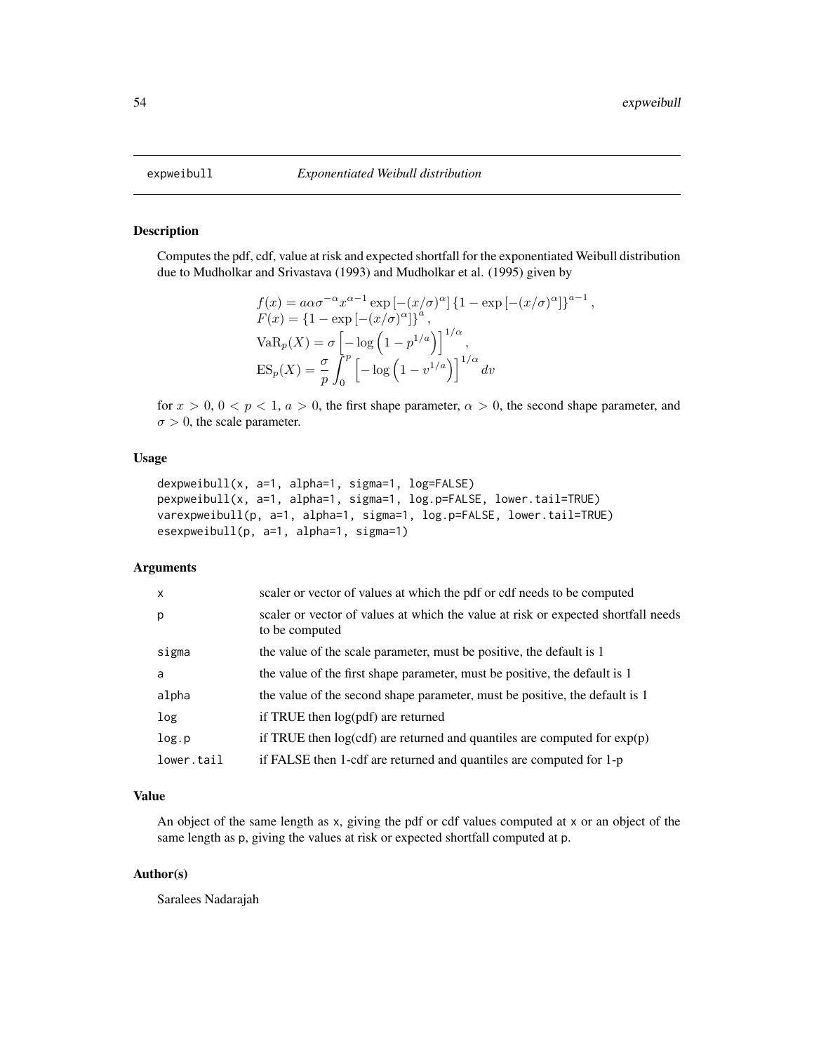# expweibull *Exponentiated Weibull distribution*

## Description

Computes the pdf, cdf, value at risk and expected shortfall for the exponentiated Weibull distribution due to Mudholkar and Srivastava (1993) and Mudholkar et al. (1995) given by

$$
\begin{aligned}
&f(x) = a\alpha\sigma^{-\alpha}x^{\alpha-1}\exp\left[-(x/\sigma)^{\alpha}\right]\left\{1-\exp\left[-(x/\sigma)^{\alpha}\right]\right\}^{a-1}, \\
&F(x) = \left\{1-\exp\left[-(x/\sigma)^{\alpha}\right]\right\}^{a}, \\
&\mathrm{VaR}_p(X) = \sigma\left[-\log\left(1-p^{1/a}\right)\right]^{1/\alpha}, \\
&\mathrm{ES}_p(X) = \frac{\sigma}{p}\int_0^p \left[-\log\left(1-v^{1/a}\right)\right]^{1/\alpha} dv
\end{aligned}
$$

for $x > 0$, $0 < p < 1$, $a > 0$, the first shape parameter, $\alpha > 0$, the second shape parameter, and $\sigma > 0$, the scale parameter.

## Usage

```
dexpweibull(x, a=1, alpha=1, sigma=1, log=FALSE)
pexpweibull(x, a=1, alpha=1, sigma=1, log.p=FALSE, lower.tail=TRUE)
varexpweibull(p, a=1, alpha=1, sigma=1, log.p=FALSE, lower.tail=TRUE)
esexpweibull(p, a=1, alpha=1, sigma=1)
```

## Arguments

| | |
|---|---|
| x | scaler or vector of values at which the pdf or cdf needs to be computed |
| p | scaler or vector of values at which the value at risk or expected shortfall needs to be computed |
| sigma | the value of the scale parameter, must be positive, the default is 1 |
| a | the value of the first shape parameter, must be positive, the default is 1 |
| alpha | the value of the second shape parameter, must be positive, the default is 1 |
| log | if TRUE then log(pdf) are returned |
| log.p | if TRUE then log(cdf) are returned and quantiles are computed for exp(p) |
| lower.tail | if FALSE then 1-cdf are returned and quantiles are computed for 1-p |

## Value

An object of the same length as x, giving the pdf or cdf values computed at x or an object of the same length as p, giving the values at risk or expected shortfall computed at p.

## Author(s)

Saralees Nadarajah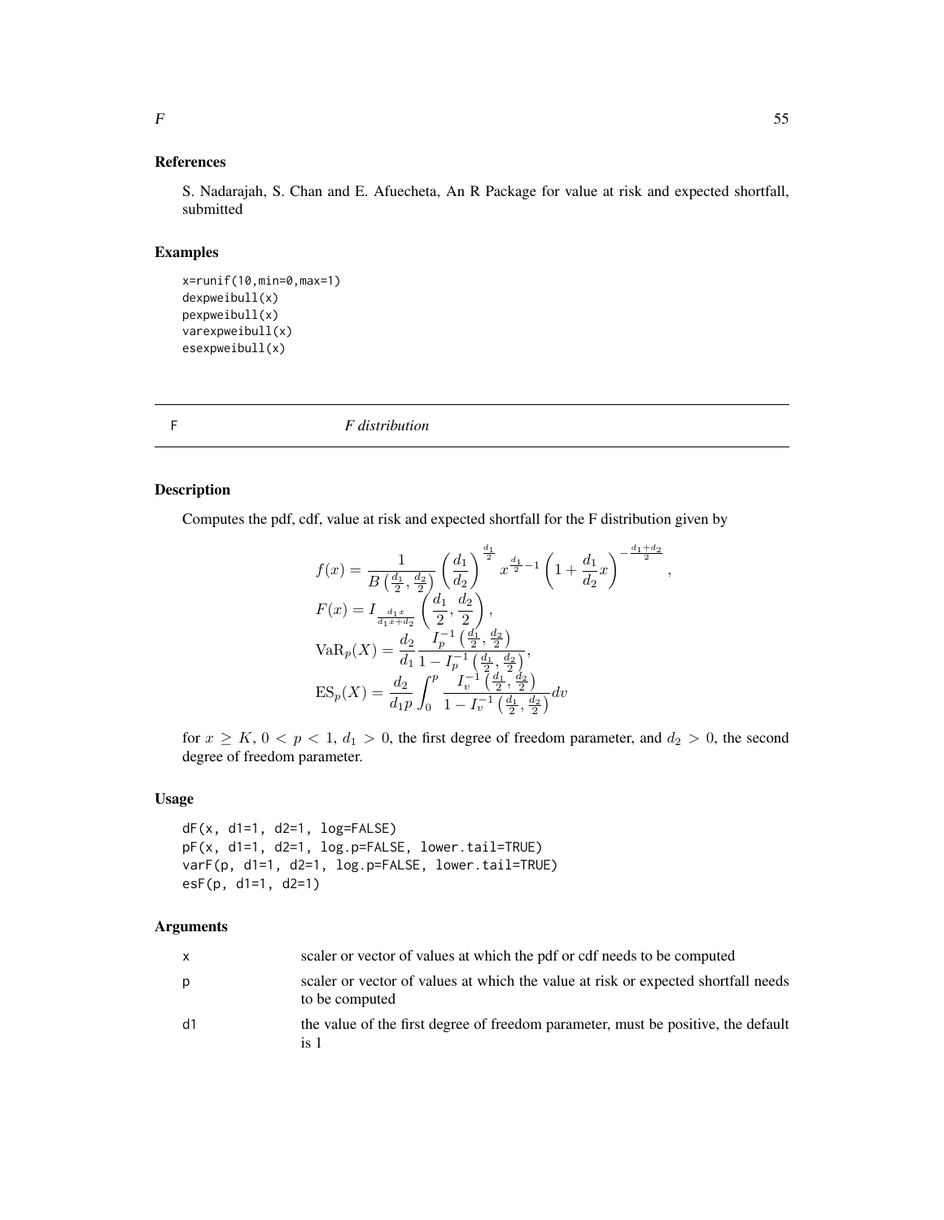### References

S. Nadarajah, S. Chan and E. Afuecheta, An R Package for value at risk and expected shortfall, submitted

### Examples

```
x=runif(10,min=0,max=1)
dexpweibull(x)
pexpweibull(x)
varexpweibull(x)
esexpweibull(x)
```

---

## F — *F distribution*

---

### Description

Computes the pdf, cdf, value at risk and expected shortfall for the F distribution given by

$$
\begin{aligned}
f(x) &= \frac{1}{B\left(\frac{d_1}{2}, \frac{d_2}{2}\right)} \left(\frac{d_1}{d_2}\right)^{\frac{d_1}{2}} x^{\frac{d_1}{2}-1} \left(1 + \frac{d_1}{d_2} x\right)^{-\frac{d_1+d_2}{2}}, \\
F(x) &= I_{\frac{d_1 x}{d_1 x + d_2}} \left(\frac{d_1}{2}, \frac{d_2}{2}\right), \\
\mathrm{VaR}_p(X) &= \frac{d_2}{d_1} \frac{I_p^{-1}\left(\frac{d_1}{2}, \frac{d_2}{2}\right)}{1 - I_p^{-1}\left(\frac{d_1}{2}, \frac{d_2}{2}\right)}, \\
\mathrm{ES}_p(X) &= \frac{d_2}{d_1 p} \int_0^p \frac{I_v^{-1}\left(\frac{d_1}{2}, \frac{d_2}{2}\right)}{1 - I_v^{-1}\left(\frac{d_1}{2}, \frac{d_2}{2}\right)} dv
\end{aligned}
$$

for $x \geq K$, $0 < p < 1$, $d_1 > 0$, the first degree of freedom parameter, and $d_2 > 0$, the second degree of freedom parameter.

### Usage

```
dF(x, d1=1, d2=1, log=FALSE)
pF(x, d1=1, d2=1, log.p=FALSE, lower.tail=TRUE)
varF(p, d1=1, d2=1, log.p=FALSE, lower.tail=TRUE)
esF(p, d1=1, d2=1)
```

### Arguments

| | |
|---|---|
| x | scaler or vector of values at which the pdf or cdf needs to be computed |
| p | scaler or vector of values at which the value at risk or expected shortfall needs to be computed |
| d1 | the value of the first degree of freedom parameter, must be positive, the default is 1 |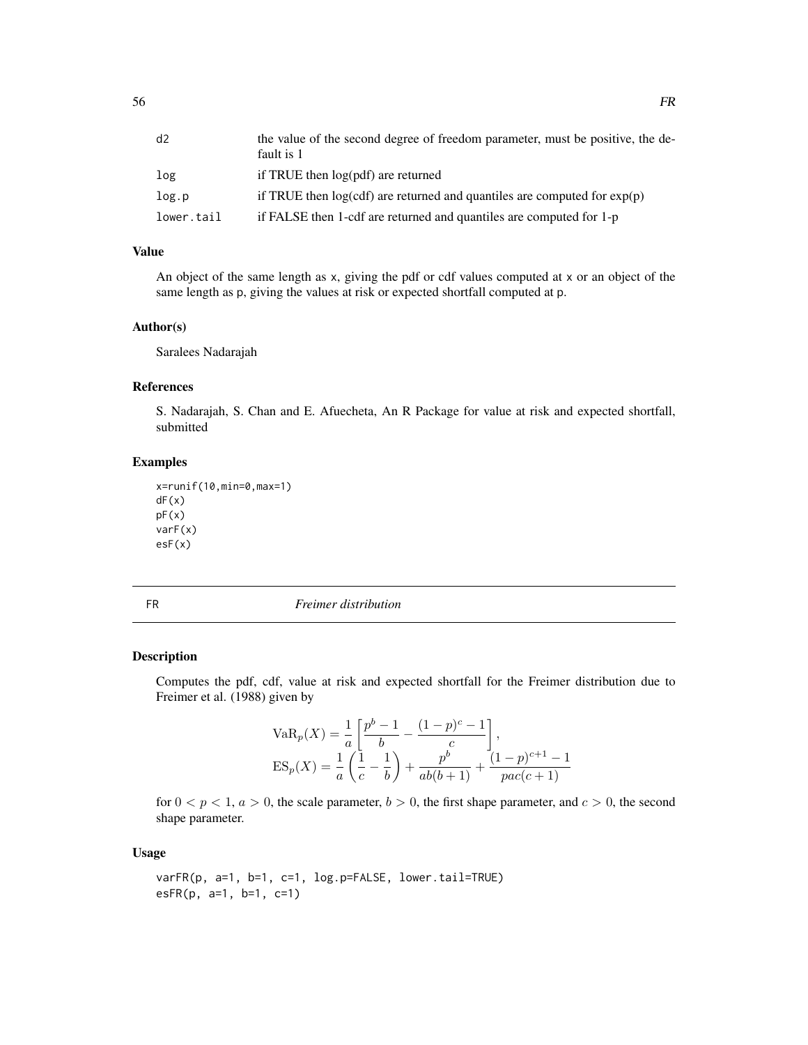| | |
|---|---|
| d2 | the value of the second degree of freedom parameter, must be positive, the default is 1 |
| log | if TRUE then log(pdf) are returned |
| log.p | if TRUE then log(cdf) are returned and quantiles are computed for exp(p) |
| lower.tail | if FALSE then 1-cdf are returned and quantiles are computed for 1-p |

### Value

An object of the same length as x, giving the pdf or cdf values computed at x or an object of the same length as p, giving the values at risk or expected shortfall computed at p.

### Author(s)

Saralees Nadarajah

### References

S. Nadarajah, S. Chan and E. Afuecheta, An R Package for value at risk and expected shortfall, submitted

### Examples

```
x=runif(10,min=0,max=1)
dF(x)
pF(x)
varF(x)
esF(x)
```

---

## FR    *Freimer distribution*

### Description

Computes the pdf, cdf, value at risk and expected shortfall for the Freimer distribution due to Freimer et al. (1988) given by

$$\mathrm{VaR}_p(X) = \frac{1}{a}\left[\frac{p^b - 1}{b} - \frac{(1-p)^c - 1}{c}\right],$$
$$\mathrm{ES}_p(X) = \frac{1}{a}\left(\frac{1}{c} - \frac{1}{b}\right) + \frac{p^b}{ab(b+1)} + \frac{(1-p)^{c+1} - 1}{pac(c+1)}$$

for $0 < p < 1$, $a > 0$, the scale parameter, $b > 0$, the first shape parameter, and $c > 0$, the second shape parameter.

### Usage

```
varFR(p, a=1, b=1, c=1, log.p=FALSE, lower.tail=TRUE)
esFR(p, a=1, b=1, c=1)
```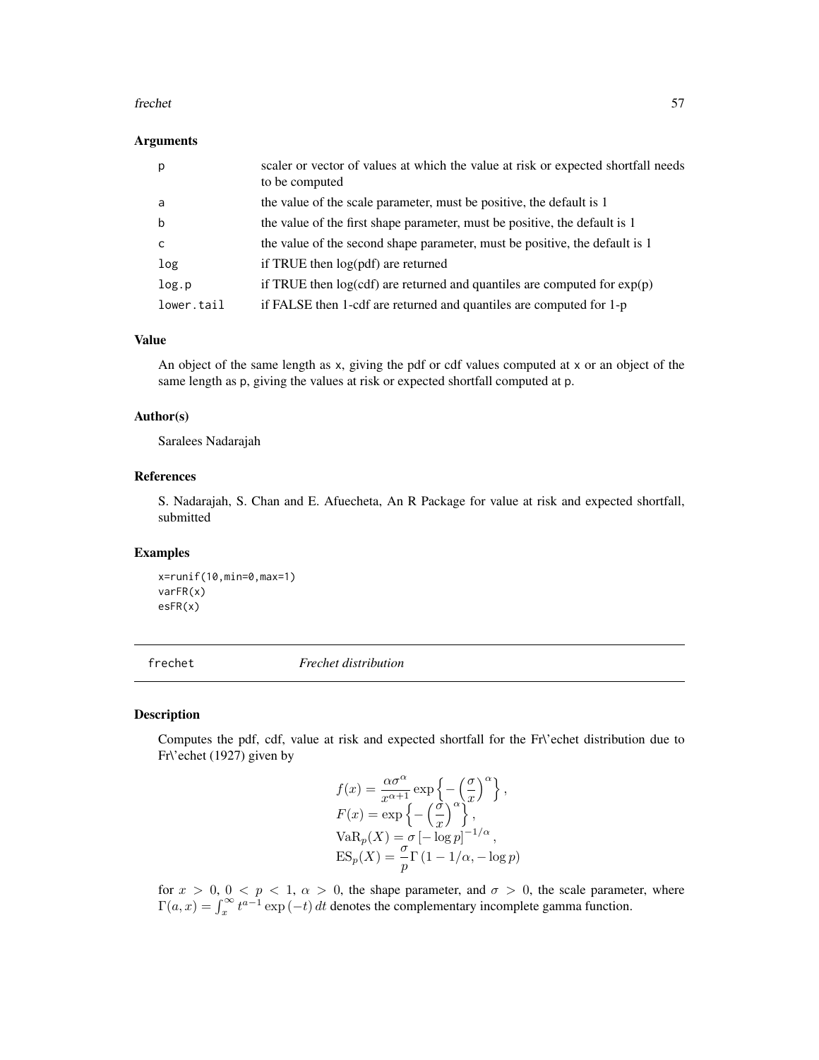### Arguments

| | |
|---|---|
| p | scaler or vector of values at which the value at risk or expected shortfall needs to be computed |
| a | the value of the scale parameter, must be positive, the default is 1 |
| b | the value of the first shape parameter, must be positive, the default is 1 |
| c | the value of the second shape parameter, must be positive, the default is 1 |
| log | if TRUE then log(pdf) are returned |
| log.p | if TRUE then log(cdf) are returned and quantiles are computed for exp(p) |
| lower.tail | if FALSE then 1-cdf are returned and quantiles are computed for 1-p |

### Value

An object of the same length as x, giving the pdf or cdf values computed at x or an object of the same length as p, giving the values at risk or expected shortfall computed at p.

### Author(s)

Saralees Nadarajah

### References

S. Nadarajah, S. Chan and E. Afuecheta, An R Package for value at risk and expected shortfall, submitted

### Examples

```
x=runif(10,min=0,max=1)
varFR(x)
esFR(x)
```

---

## frechet *Frechet distribution*

### Description

Computes the pdf, cdf, value at risk and expected shortfall for the Fr\'echet distribution due to Fr\'echet (1927) given by

$$
\begin{aligned}
& f(x) = \frac{\alpha \sigma^\alpha}{x^{\alpha+1}} \exp\left\{ -\left(\frac{\sigma}{x}\right)^\alpha \right\}, \\
& F(x) = \exp\left\{ -\left(\frac{\sigma}{x}\right)^\alpha \right\}, \\
& \mathrm{VaR}_p(X) = \sigma \left[ -\log p \right]^{-1/\alpha}, \\
& \mathrm{ES}_p(X) = \frac{\sigma}{p} \Gamma\left(1 - 1/\alpha, -\log p\right)
\end{aligned}
$$

for $x > 0$, $0 < p < 1$, $\alpha > 0$, the shape parameter, and $\sigma > 0$, the scale parameter, where $\Gamma(a, x) = \int_x^\infty t^{a-1} \exp\left(-t\right) dt$ denotes the complementary incomplete gamma function.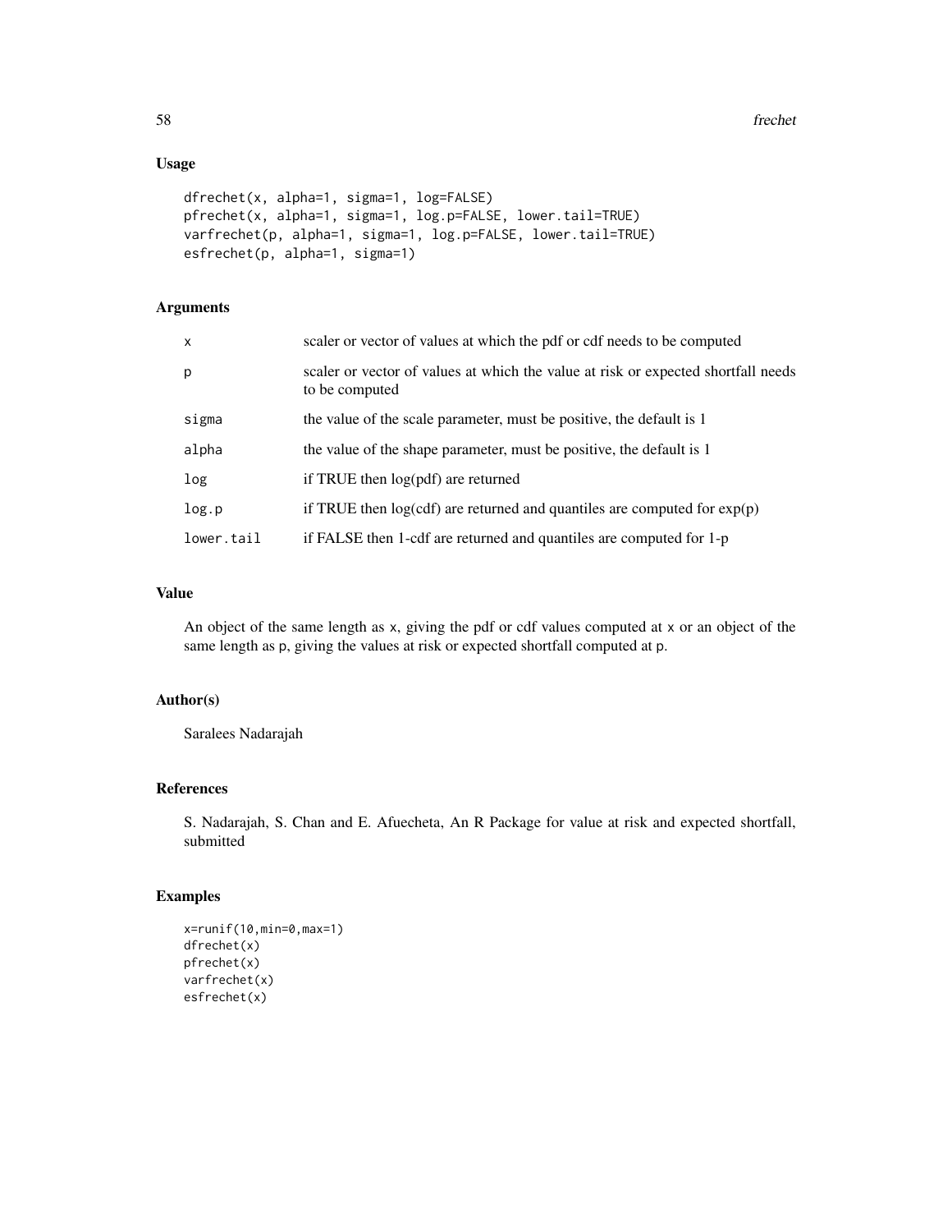## Usage

```
dfrechet(x, alpha=1, sigma=1, log=FALSE)
pfrechet(x, alpha=1, sigma=1, log.p=FALSE, lower.tail=TRUE)
varfrechet(p, alpha=1, sigma=1, log.p=FALSE, lower.tail=TRUE)
esfrechet(p, alpha=1, sigma=1)
```

## Arguments

| | |
|---|---|
| `x` | scaler or vector of values at which the pdf or cdf needs to be computed |
| `p` | scaler or vector of values at which the value at risk or expected shortfall needs to be computed |
| `sigma` | the value of the scale parameter, must be positive, the default is 1 |
| `alpha` | the value of the shape parameter, must be positive, the default is 1 |
| `log` | if TRUE then log(pdf) are returned |
| `log.p` | if TRUE then log(cdf) are returned and quantiles are computed for exp(p) |
| `lower.tail` | if FALSE then 1-cdf are returned and quantiles are computed for 1-p |

## Value

An object of the same length as `x`, giving the pdf or cdf values computed at `x` or an object of the same length as `p`, giving the values at risk or expected shortfall computed at `p`.

## Author(s)

Saralees Nadarajah

## References

S. Nadarajah, S. Chan and E. Afuecheta, An R Package for value at risk and expected shortfall, submitted

## Examples

```
x=runif(10,min=0,max=1)
dfrechet(x)
pfrechet(x)
varfrechet(x)
esfrechet(x)
```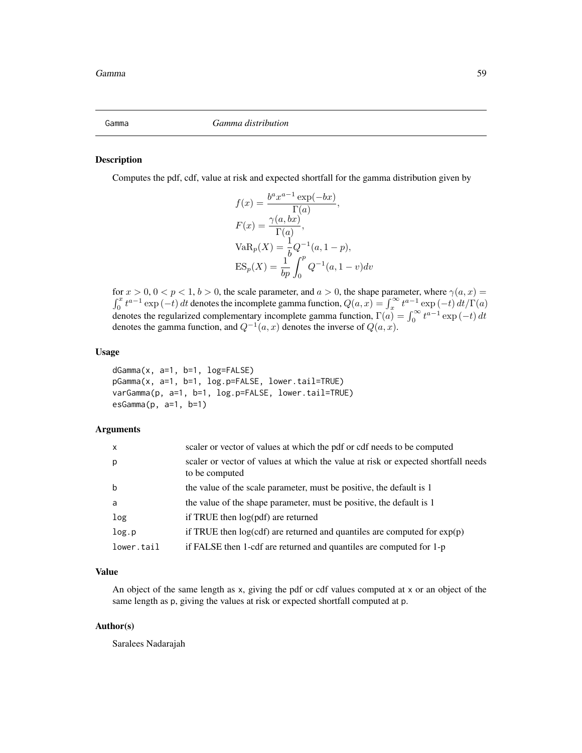# Gamma *Gamma distribution*

## Description

Computes the pdf, cdf, value at risk and expected shortfall for the gamma distribution given by

$$
\begin{aligned}
f(x) &= \frac{b^a x^{a-1} \exp(-bx)}{\Gamma(a)}, \\
F(x) &= \frac{\gamma(a, bx)}{\Gamma(a)}, \\
\mathrm{VaR}_p(X) &= \frac{1}{b} Q^{-1}(a, 1-p), \\
\mathrm{ES}_p(X) &= \frac{1}{bp} \int_0^p Q^{-1}(a, 1-v) dv
\end{aligned}
$$

for $x > 0$, $0 < p < 1$, $b > 0$, the scale parameter, and $a > 0$, the shape parameter, where $\gamma(a, x) = \int_0^x t^{a-1} \exp(-t)\, dt$ denotes the incomplete gamma function, $Q(a, x) = \int_x^\infty t^{a-1} \exp(-t)\, dt / \Gamma(a)$ denotes the regularized complementary incomplete gamma function, $\Gamma(a) = \int_0^\infty t^{a-1} \exp(-t)\, dt$ denotes the gamma function, and $Q^{-1}(a, x)$ denotes the inverse of $Q(a, x)$.

## Usage

```
dGamma(x, a=1, b=1, log=FALSE)
pGamma(x, a=1, b=1, log.p=FALSE, lower.tail=TRUE)
varGamma(p, a=1, b=1, log.p=FALSE, lower.tail=TRUE)
esGamma(p, a=1, b=1)
```

## Arguments

| | |
|---|---|
| x | scaler or vector of values at which the pdf or cdf needs to be computed |
| p | scaler or vector of values at which the value at risk or expected shortfall needs to be computed |
| b | the value of the scale parameter, must be positive, the default is 1 |
| a | the value of the shape parameter, must be positive, the default is 1 |
| log | if TRUE then log(pdf) are returned |
| log.p | if TRUE then log(cdf) are returned and quantiles are computed for exp(p) |
| lower.tail | if FALSE then 1-cdf are returned and quantiles are computed for 1-p |

## Value

An object of the same length as x, giving the pdf or cdf values computed at x or an object of the same length as p, giving the values at risk or expected shortfall computed at p.

## Author(s)

Saralees Nadarajah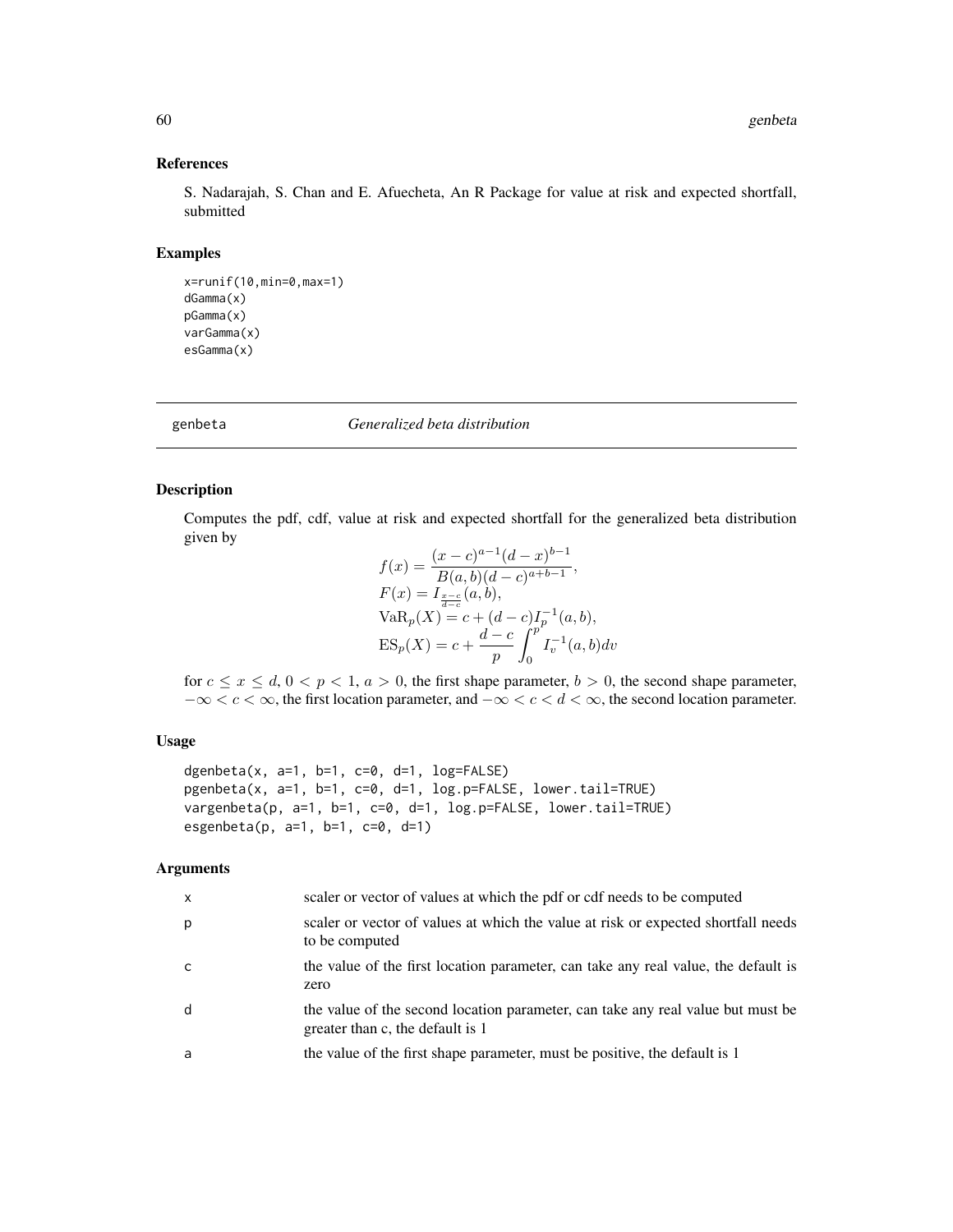## References

S. Nadarajah, S. Chan and E. Afuecheta, An R Package for value at risk and expected shortfall, submitted

## Examples

```
x=runif(10,min=0,max=1)
dGamma(x)
pGamma(x)
varGamma(x)
esGamma(x)
```

---

# genbeta *Generalized beta distribution*

---

## Description

Computes the pdf, cdf, value at risk and expected shortfall for the generalized beta distribution given by

$$
\begin{aligned}
f(x) &= \frac{(x-c)^{a-1}(d-x)^{b-1}}{B(a,b)(d-c)^{a+b-1}}, \\
F(x) &= I_{\frac{x-c}{d-c}}(a,b), \\
\mathrm{VaR}_p(X) &= c + (d-c) I_p^{-1}(a,b), \\
\mathrm{ES}_p(X) &= c + \frac{d-c}{p} \int_0^p I_v^{-1}(a,b) dv
\end{aligned}
$$

for $c \leq x \leq d$, $0 < p < 1$, $a > 0$, the first shape parameter, $b > 0$, the second shape parameter, $-\infty < c < \infty$, the first location parameter, and $-\infty < c < d < \infty$, the second location parameter.

## Usage

```
dgenbeta(x, a=1, b=1, c=0, d=1, log=FALSE)
pgenbeta(x, a=1, b=1, c=0, d=1, log.p=FALSE, lower.tail=TRUE)
vargenbeta(p, a=1, b=1, c=0, d=1, log.p=FALSE, lower.tail=TRUE)
esgenbeta(p, a=1, b=1, c=0, d=1)
```

## Arguments

| | |
|---|---|
| x | scaler or vector of values at which the pdf or cdf needs to be computed |
| p | scaler or vector of values at which the value at risk or expected shortfall needs to be computed |
| c | the value of the first location parameter, can take any real value, the default is zero |
| d | the value of the second location parameter, can take any real value but must be greater than c, the default is 1 |
| a | the value of the first shape parameter, must be positive, the default is 1 |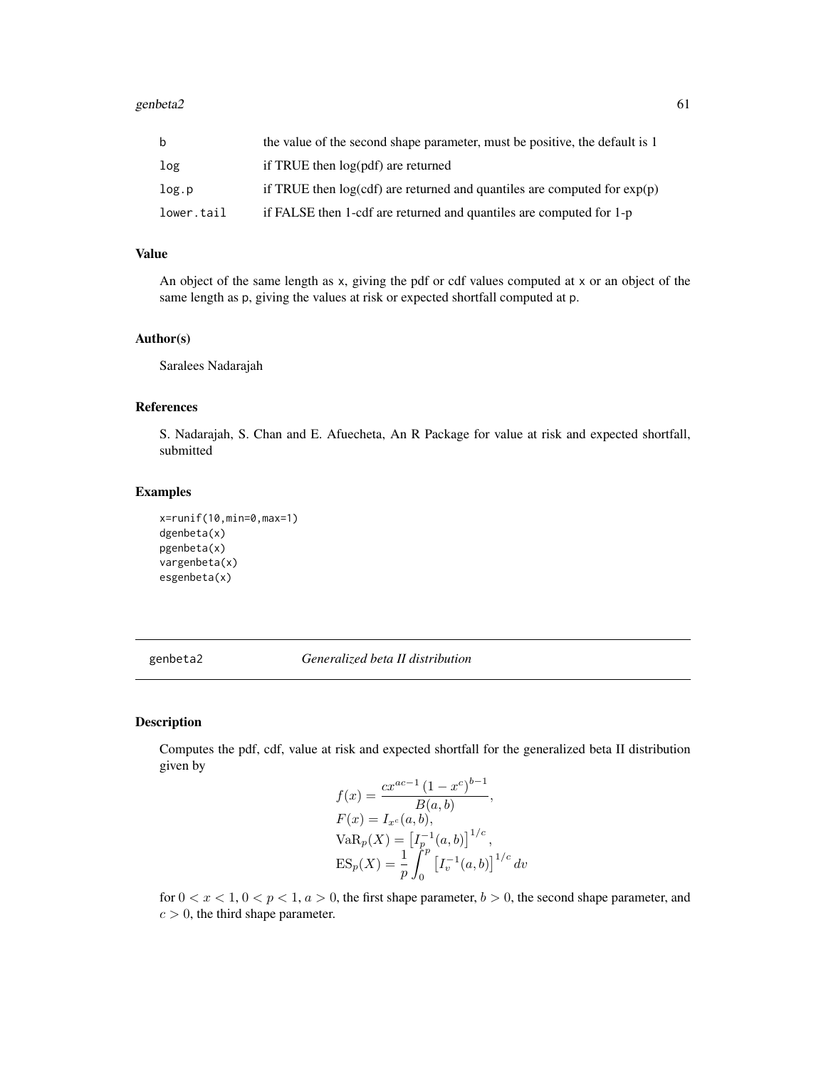| | |
|---|---|
| b | the value of the second shape parameter, must be positive, the default is 1 |
| log | if TRUE then log(pdf) are returned |
| log.p | if TRUE then log(cdf) are returned and quantiles are computed for exp(p) |
| lower.tail | if FALSE then 1-cdf are returned and quantiles are computed for 1-p |

### Value

An object of the same length as x, giving the pdf or cdf values computed at x or an object of the same length as p, giving the values at risk or expected shortfall computed at p.

### Author(s)

Saralees Nadarajah

### References

S. Nadarajah, S. Chan and E. Afuecheta, An R Package for value at risk and expected shortfall, submitted

### Examples

```
x=runif(10,min=0,max=1)
dgenbeta(x)
pgenbeta(x)
vargenbeta(x)
esgenbeta(x)
```

---

## genbeta2 *Generalized beta II distribution*

---

### Description

Computes the pdf, cdf, value at risk and expected shortfall for the generalized beta II distribution given by

$$
\begin{array}{l}
f(x) = \dfrac{c x^{ac-1} \left(1 - x^c\right)^{b-1}}{B(a,b)}, \\
F(x) = I_{x^c}(a,b), \\
\mathrm{VaR}_p(X) = \left[I_p^{-1}(a,b)\right]^{1/c}, \\
\mathrm{ES}_p(X) = \dfrac{1}{p} \displaystyle\int_0^p \left[I_v^{-1}(a,b)\right]^{1/c} dv
\end{array}
$$

for $0 < x < 1$, $0 < p < 1$, $a > 0$, the first shape parameter, $b > 0$, the second shape parameter, and $c > 0$, the third shape parameter.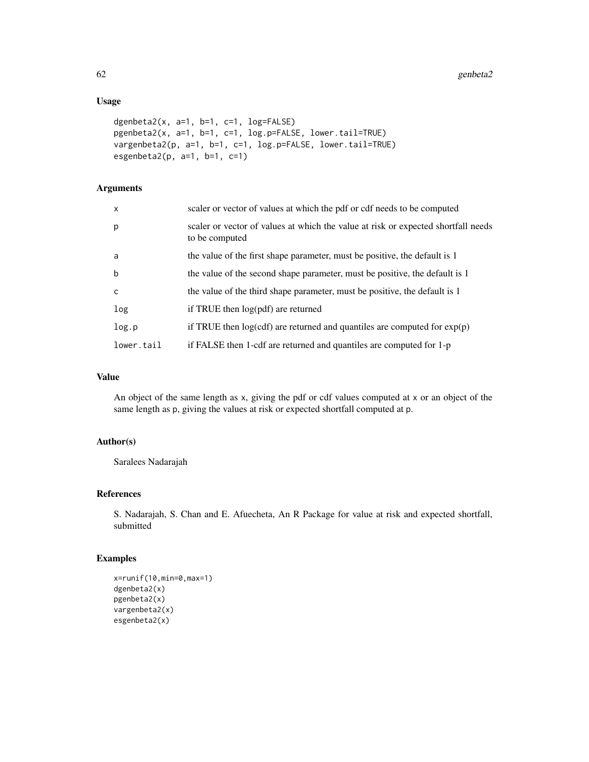## Usage

```
dgenbeta2(x, a=1, b=1, c=1, log=FALSE)
pgenbeta2(x, a=1, b=1, c=1, log.p=FALSE, lower.tail=TRUE)
vargenbeta2(p, a=1, b=1, c=1, log.p=FALSE, lower.tail=TRUE)
esgenbeta2(p, a=1, b=1, c=1)
```

## Arguments

| | |
|---|---|
| x | scaler or vector of values at which the pdf or cdf needs to be computed |
| p | scaler or vector of values at which the value at risk or expected shortfall needs to be computed |
| a | the value of the first shape parameter, must be positive, the default is 1 |
| b | the value of the second shape parameter, must be positive, the default is 1 |
| c | the value of the third shape parameter, must be positive, the default is 1 |
| log | if TRUE then log(pdf) are returned |
| log.p | if TRUE then log(cdf) are returned and quantiles are computed for exp(p) |
| lower.tail | if FALSE then 1-cdf are returned and quantiles are computed for 1-p |

## Value

An object of the same length as x, giving the pdf or cdf values computed at x or an object of the same length as p, giving the values at risk or expected shortfall computed at p.

## Author(s)

Saralees Nadarajah

## References

S. Nadarajah, S. Chan and E. Afuecheta, An R Package for value at risk and expected shortfall, submitted

## Examples

```
x=runif(10,min=0,max=1)
dgenbeta2(x)
pgenbeta2(x)
vargenbeta2(x)
esgenbeta2(x)
```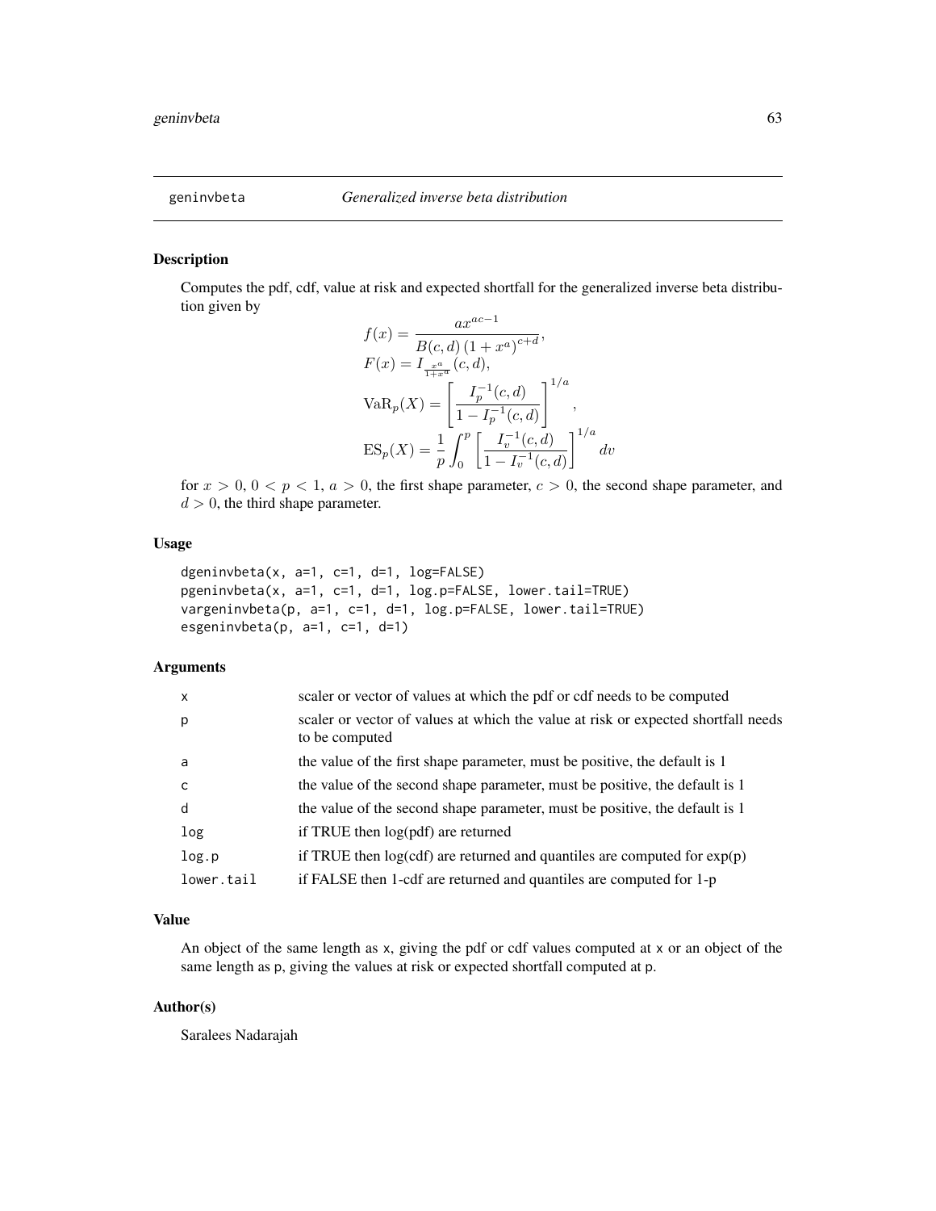## geninvbeta — *Generalized inverse beta distribution*

### Description

Computes the pdf, cdf, value at risk and expected shortfall for the generalized inverse beta distribution given by

$$
\begin{aligned}
f(x) &= \frac{a x^{ac-1}}{B(c,d)\left(1+x^a\right)^{c+d}}, \\
F(x) &= I_{\frac{x^a}{1+x^a}}(c,d), \\
\mathrm{VaR}_p(X) &= \left[\frac{I_p^{-1}(c,d)}{1-I_p^{-1}(c,d)}\right]^{1/a}, \\
\mathrm{ES}_p(X) &= \frac{1}{p}\int_0^p \left[\frac{I_v^{-1}(c,d)}{1-I_v^{-1}(c,d)}\right]^{1/a} dv
\end{aligned}
$$

for $x > 0$, $0 < p < 1$, $a > 0$, the first shape parameter, $c > 0$, the second shape parameter, and $d > 0$, the third shape parameter.

### Usage

```
dgeninvbeta(x, a=1, c=1, d=1, log=FALSE)
pgeninvbeta(x, a=1, c=1, d=1, log.p=FALSE, lower.tail=TRUE)
vargeninvbeta(p, a=1, c=1, d=1, log.p=FALSE, lower.tail=TRUE)
esgeninvbeta(p, a=1, c=1, d=1)
```

### Arguments

| | |
|---|---|
| x | scaler or vector of values at which the pdf or cdf needs to be computed |
| p | scaler or vector of values at which the value at risk or expected shortfall needs to be computed |
| a | the value of the first shape parameter, must be positive, the default is 1 |
| c | the value of the second shape parameter, must be positive, the default is 1 |
| d | the value of the second shape parameter, must be positive, the default is 1 |
| log | if TRUE then log(pdf) are returned |
| log.p | if TRUE then log(cdf) are returned and quantiles are computed for exp(p) |
| lower.tail | if FALSE then 1-cdf are returned and quantiles are computed for 1-p |

### Value

An object of the same length as x, giving the pdf or cdf values computed at x or an object of the same length as p, giving the values at risk or expected shortfall computed at p.

### Author(s)

Saralees Nadarajah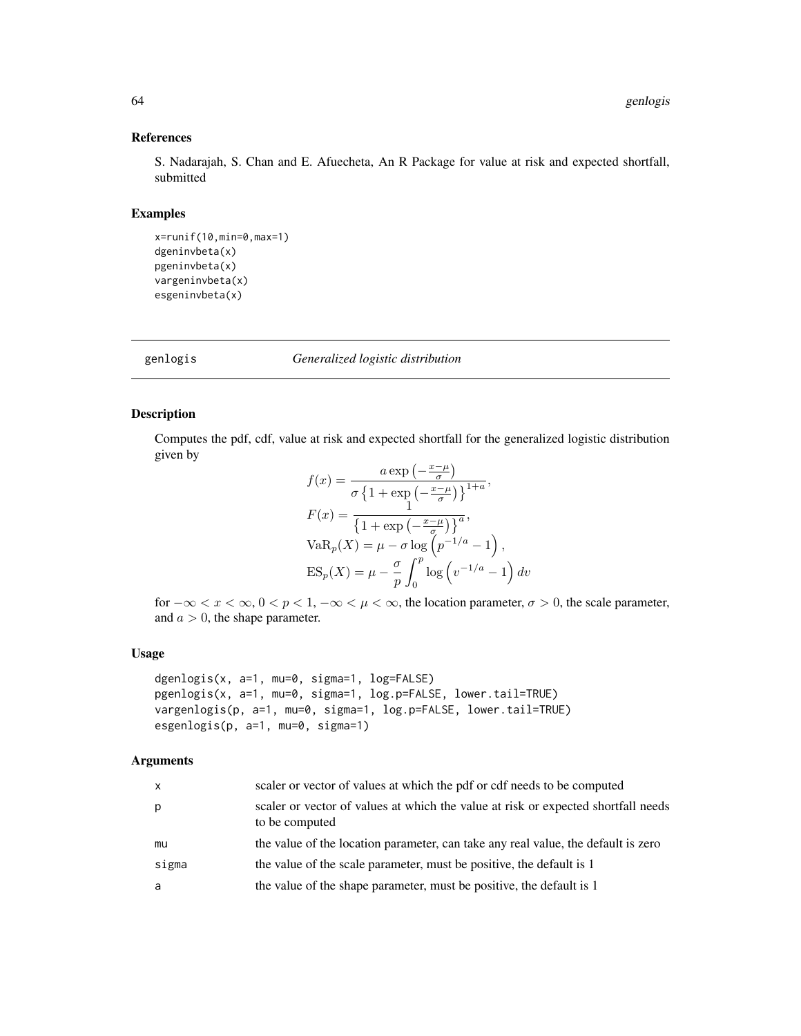## References

S. Nadarajah, S. Chan and E. Afuecheta, An R Package for value at risk and expected shortfall, submitted

## Examples

```
x=runif(10,min=0,max=1)
dgeninvbeta(x)
pgeninvbeta(x)
vargeninvbeta(x)
esgeninvbeta(x)
```

---

# genlogis *Generalized logistic distribution*

---

## Description

Computes the pdf, cdf, value at risk and expected shortfall for the generalized logistic distribution given by

$$
\begin{aligned}
f(x) &= \frac{a \exp\left(-\frac{x-\mu}{\sigma}\right)}{\sigma \left\{1 + \exp\left(-\frac{x-\mu}{\sigma}\right)\right\}^{1+a}}, \\
F(x) &= \frac{1}{\left\{1 + \exp\left(-\frac{x-\mu}{\sigma}\right)\right\}^{a}}, \\
\mathrm{VaR}_p(X) &= \mu - \sigma \log\left(p^{-1/a} - 1\right), \\
\mathrm{ES}_p(X) &= \mu - \frac{\sigma}{p} \int_0^p \log\left(v^{-1/a} - 1\right) dv
\end{aligned}
$$

for $-\infty < x < \infty$, $0 < p < 1$, $-\infty < \mu < \infty$, the location parameter, $\sigma > 0$, the scale parameter, and $a > 0$, the shape parameter.

## Usage

```
dgenlogis(x, a=1, mu=0, sigma=1, log=FALSE)
pgenlogis(x, a=1, mu=0, sigma=1, log.p=FALSE, lower.tail=TRUE)
vargenlogis(p, a=1, mu=0, sigma=1, log.p=FALSE, lower.tail=TRUE)
esgenlogis(p, a=1, mu=0, sigma=1)
```

## Arguments

| | |
|---|---|
| x | scaler or vector of values at which the pdf or cdf needs to be computed |
| p | scaler or vector of values at which the value at risk or expected shortfall needs to be computed |
| mu | the value of the location parameter, can take any real value, the default is zero |
| sigma | the value of the scale parameter, must be positive, the default is 1 |
| a | the value of the shape parameter, must be positive, the default is 1 |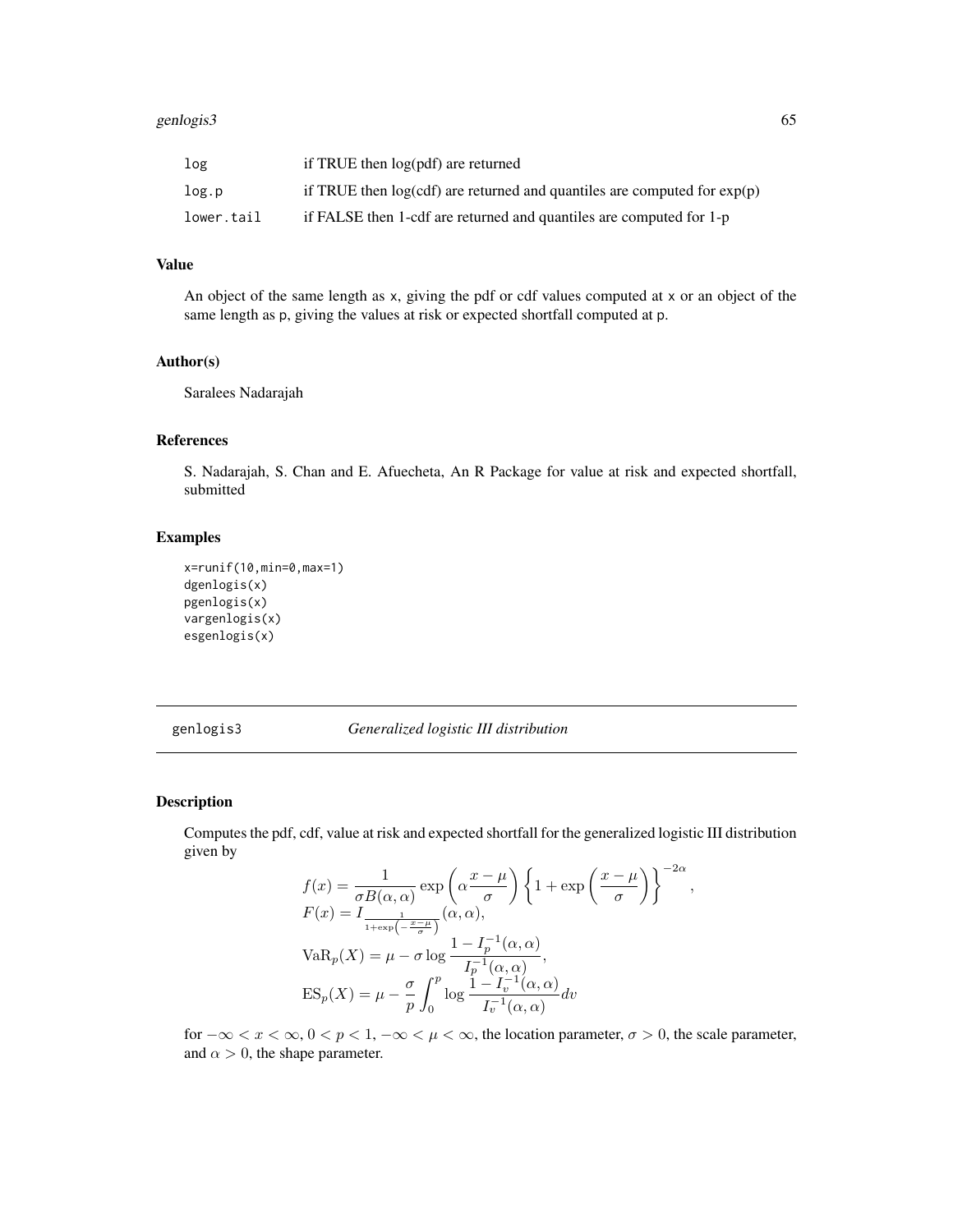| | |
|---|---|
| log | if TRUE then log(pdf) are returned |
| log.p | if TRUE then log(cdf) are returned and quantiles are computed for exp(p) |
| lower.tail | if FALSE then 1-cdf are returned and quantiles are computed for 1-p |

### Value

An object of the same length as x, giving the pdf or cdf values computed at x or an object of the same length as p, giving the values at risk or expected shortfall computed at p.

### Author(s)

Saralees Nadarajah

### References

S. Nadarajah, S. Chan and E. Afuecheta, An R Package for value at risk and expected shortfall, submitted

### Examples

```
x=runif(10,min=0,max=1)
dgenlogis(x)
pgenlogis(x)
vargenlogis(x)
esgenlogis(x)
```

---

## genlogis3 *Generalized logistic III distribution*

### Description

Computes the pdf, cdf, value at risk and expected shortfall for the generalized logistic III distribution given by

$$
\begin{aligned}
f(x) &= \frac{1}{\sigma B(\alpha,\alpha)} \exp\left(\alpha \frac{x-\mu}{\sigma}\right) \left\{1 + \exp\left(\frac{x-\mu}{\sigma}\right)\right\}^{-2\alpha}, \\
F(x) &= I_{\frac{1}{1+\exp\left(-\frac{x-\mu}{\sigma}\right)}}(\alpha,\alpha), \\
\mathrm{VaR}_p(X) &= \mu - \sigma \log \frac{1 - I_p^{-1}(\alpha,\alpha)}{I_p^{-1}(\alpha,\alpha)}, \\
\mathrm{ES}_p(X) &= \mu - \frac{\sigma}{p} \int_0^p \log \frac{1 - I_v^{-1}(\alpha,\alpha)}{I_v^{-1}(\alpha,\alpha)} dv
\end{aligned}
$$

for $-\infty < x < \infty$, $0 < p < 1$, $-\infty < \mu < \infty$, the location parameter, $\sigma > 0$, the scale parameter, and $\alpha > 0$, the shape parameter.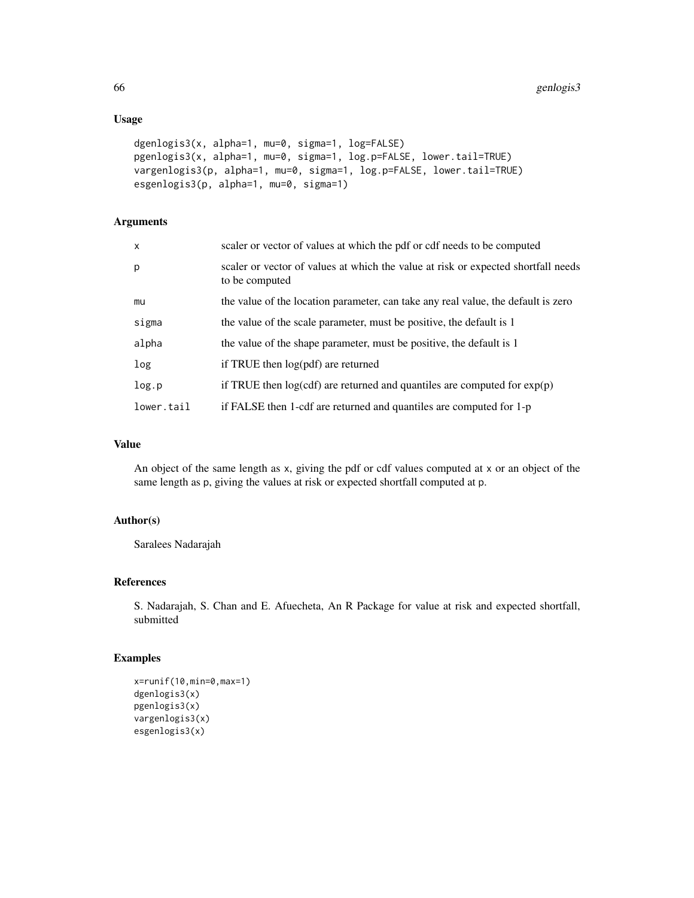## Usage

```
dgenlogis3(x, alpha=1, mu=0, sigma=1, log=FALSE)
pgenlogis3(x, alpha=1, mu=0, sigma=1, log.p=FALSE, lower.tail=TRUE)
vargenlogis3(p, alpha=1, mu=0, sigma=1, log.p=FALSE, lower.tail=TRUE)
esgenlogis3(p, alpha=1, mu=0, sigma=1)
```

## Arguments

| | |
|---|---|
| x | scaler or vector of values at which the pdf or cdf needs to be computed |
| p | scaler or vector of values at which the value at risk or expected shortfall needs to be computed |
| mu | the value of the location parameter, can take any real value, the default is zero |
| sigma | the value of the scale parameter, must be positive, the default is 1 |
| alpha | the value of the shape parameter, must be positive, the default is 1 |
| log | if TRUE then log(pdf) are returned |
| log.p | if TRUE then log(cdf) are returned and quantiles are computed for exp(p) |
| lower.tail | if FALSE then 1-cdf are returned and quantiles are computed for 1-p |

## Value

An object of the same length as x, giving the pdf or cdf values computed at x or an object of the same length as p, giving the values at risk or expected shortfall computed at p.

## Author(s)

Saralees Nadarajah

## References

S. Nadarajah, S. Chan and E. Afuecheta, An R Package for value at risk and expected shortfall, submitted

## Examples

```
x=runif(10,min=0,max=1)
dgenlogis3(x)
pgenlogis3(x)
vargenlogis3(x)
esgenlogis3(x)
```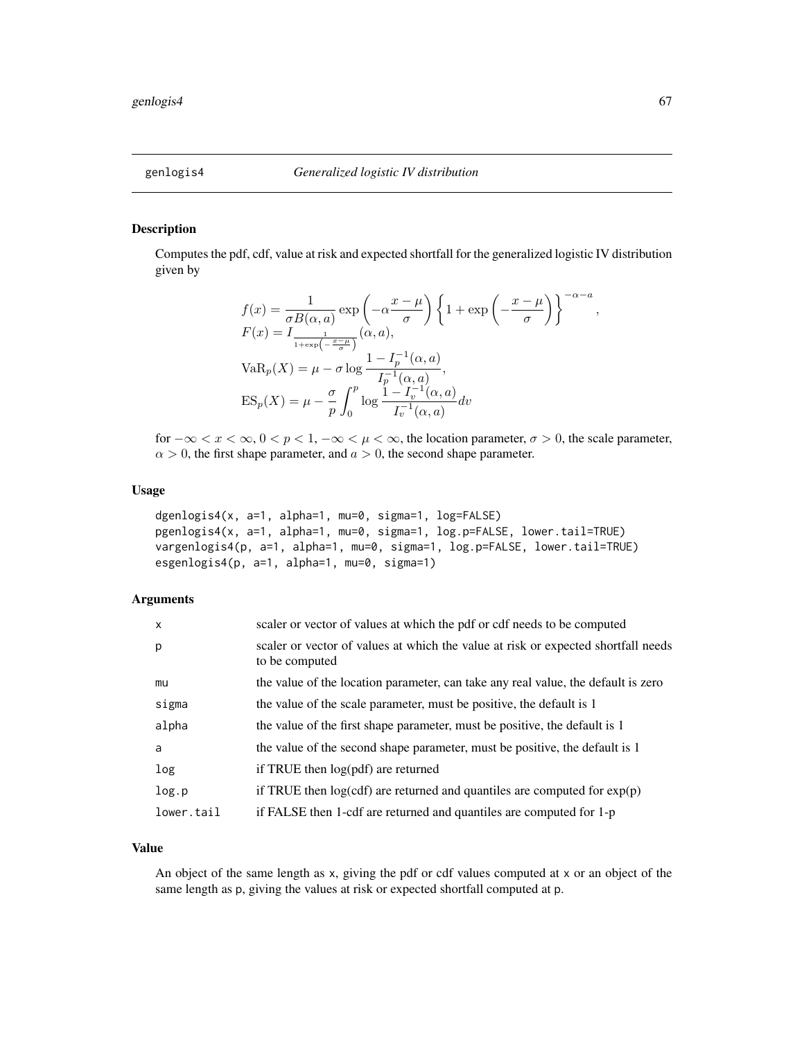## genlogis4 *Generalized logistic IV distribution*

### Description

Computes the pdf, cdf, value at risk and expected shortfall for the generalized logistic IV distribution given by

$$
\begin{aligned}
f(x) &= \frac{1}{\sigma B(\alpha, a)} \exp\left(-\alpha \frac{x-\mu}{\sigma}\right) \left\{1 + \exp\left(-\frac{x-\mu}{\sigma}\right)\right\}^{-\alpha-a}, \\
F(x) &= I_{\frac{1}{1+\exp\left(-\frac{x-\mu}{\sigma}\right)}}(\alpha, a), \\
\mathrm{VaR}_p(X) &= \mu - \sigma \log \frac{1 - I_p^{-1}(\alpha, a)}{I_p^{-1}(\alpha, a)}, \\
\mathrm{ES}_p(X) &= \mu - \frac{\sigma}{p} \int_0^p \log \frac{1 - I_v^{-1}(\alpha, a)}{I_v^{-1}(\alpha, a)} dv
\end{aligned}
$$

for $-\infty < x < \infty$, $0 < p < 1$, $-\infty < \mu < \infty$, the location parameter, $\sigma > 0$, the scale parameter, $\alpha > 0$, the first shape parameter, and $a > 0$, the second shape parameter.

### Usage

```
dgenlogis4(x, a=1, alpha=1, mu=0, sigma=1, log=FALSE)
pgenlogis4(x, a=1, alpha=1, mu=0, sigma=1, log.p=FALSE, lower.tail=TRUE)
vargenlogis4(p, a=1, alpha=1, mu=0, sigma=1, log.p=FALSE, lower.tail=TRUE)
esgenlogis4(p, a=1, alpha=1, mu=0, sigma=1)
```

### Arguments

| | |
|---|---|
| x | scaler or vector of values at which the pdf or cdf needs to be computed |
| p | scaler or vector of values at which the value at risk or expected shortfall needs to be computed |
| mu | the value of the location parameter, can take any real value, the default is zero |
| sigma | the value of the scale parameter, must be positive, the default is 1 |
| alpha | the value of the first shape parameter, must be positive, the default is 1 |
| a | the value of the second shape parameter, must be positive, the default is 1 |
| log | if TRUE then log(pdf) are returned |
| log.p | if TRUE then log(cdf) are returned and quantiles are computed for exp(p) |
| lower.tail | if FALSE then 1-cdf are returned and quantiles are computed for 1-p |

### Value

An object of the same length as x, giving the pdf or cdf values computed at x or an object of the same length as p, giving the values at risk or expected shortfall computed at p.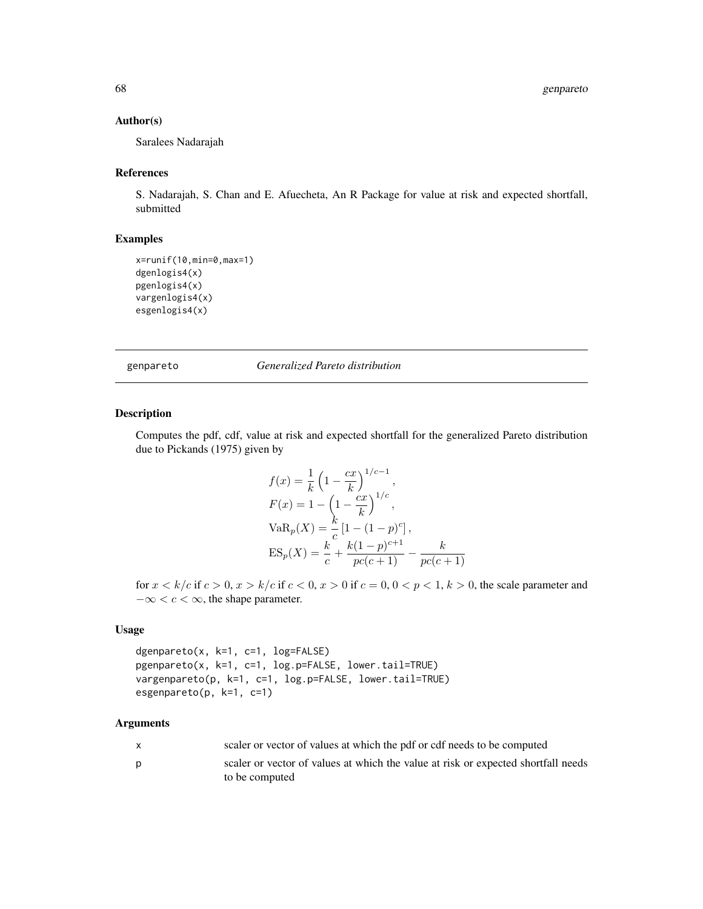### Author(s)

Saralees Nadarajah

### References

S. Nadarajah, S. Chan and E. Afuecheta, An R Package for value at risk and expected shortfall, submitted

### Examples

```
x=runif(10,min=0,max=1)
dgenlogis4(x)
pgenlogis4(x)
vargenlogis4(x)
esgenlogis4(x)
```

---

## genpareto *Generalized Pareto distribution*

### Description

Computes the pdf, cdf, value at risk and expected shortfall for the generalized Pareto distribution due to Pickands (1975) given by

$$
\begin{aligned}
f(x) &= \frac{1}{k}\left(1 - \frac{cx}{k}\right)^{1/c-1}, \\
F(x) &= 1 - \left(1 - \frac{cx}{k}\right)^{1/c}, \\
\mathrm{VaR}_p(X) &= \frac{k}{c}\left[1 - (1-p)^c\right], \\
\mathrm{ES}_p(X) &= \frac{k}{c} + \frac{k(1-p)^{c+1}}{pc(c+1)} - \frac{k}{pc(c+1)}
\end{aligned}
$$

for $x < k/c$ if $c > 0$, $x > k/c$ if $c < 0$, $x > 0$ if $c = 0$, $0 < p < 1$, $k > 0$, the scale parameter and $-\infty < c < \infty$, the shape parameter.

### Usage

```
dgenpareto(x, k=1, c=1, log=FALSE)
pgenpareto(x, k=1, c=1, log.p=FALSE, lower.tail=TRUE)
vargenpareto(p, k=1, c=1, log.p=FALSE, lower.tail=TRUE)
esgenpareto(p, k=1, c=1)
```

### Arguments

| | |
|---|---|
| x | scaler or vector of values at which the pdf or cdf needs to be computed |
| p | scaler or vector of values at which the value at risk or expected shortfall needs to be computed |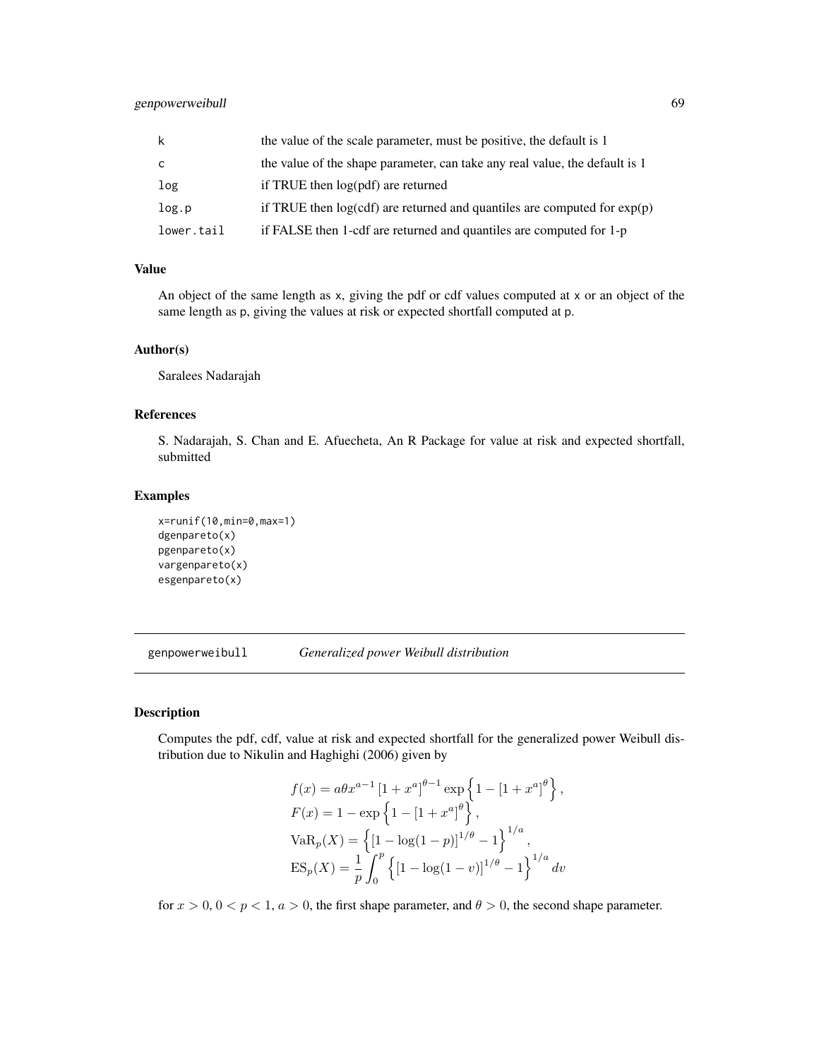| | |
|---|---|
| k | the value of the scale parameter, must be positive, the default is 1 |
| c | the value of the shape parameter, can take any real value, the default is 1 |
| log | if TRUE then log(pdf) are returned |
| log.p | if TRUE then log(cdf) are returned and quantiles are computed for exp(p) |
| lower.tail | if FALSE then 1-cdf are returned and quantiles are computed for 1-p |

### Value

An object of the same length as x, giving the pdf or cdf values computed at x or an object of the same length as p, giving the values at risk or expected shortfall computed at p.

### Author(s)

Saralees Nadarajah

### References

S. Nadarajah, S. Chan and E. Afuecheta, An R Package for value at risk and expected shortfall, submitted

### Examples

```
x=runif(10,min=0,max=1)
dgenpareto(x)
pgenpareto(x)
vargenpareto(x)
esgenpareto(x)
```

---

## genpowerweibull *Generalized power Weibull distribution*

---

### Description

Computes the pdf, cdf, value at risk and expected shortfall for the generalized power Weibull distribution due to Nikulin and Haghighi (2006) given by

$$
\begin{aligned}
f(x) &= a\theta x^{a-1}\left[1+x^a\right]^{\theta-1}\exp\left\{1-\left[1+x^a\right]^{\theta}\right\}, \\
F(x) &= 1-\exp\left\{1-\left[1+x^a\right]^{\theta}\right\}, \\
\mathrm{VaR}_p(X) &= \left\{\left[1-\log(1-p)\right]^{1/\theta}-1\right\}^{1/a}, \\
\mathrm{ES}_p(X) &= \frac{1}{p}\int_0^p \left\{\left[1-\log(1-v)\right]^{1/\theta}-1\right\}^{1/a} dv
\end{aligned}
$$

for $x > 0$, $0 < p < 1$, $a > 0$, the first shape parameter, and $\theta > 0$, the second shape parameter.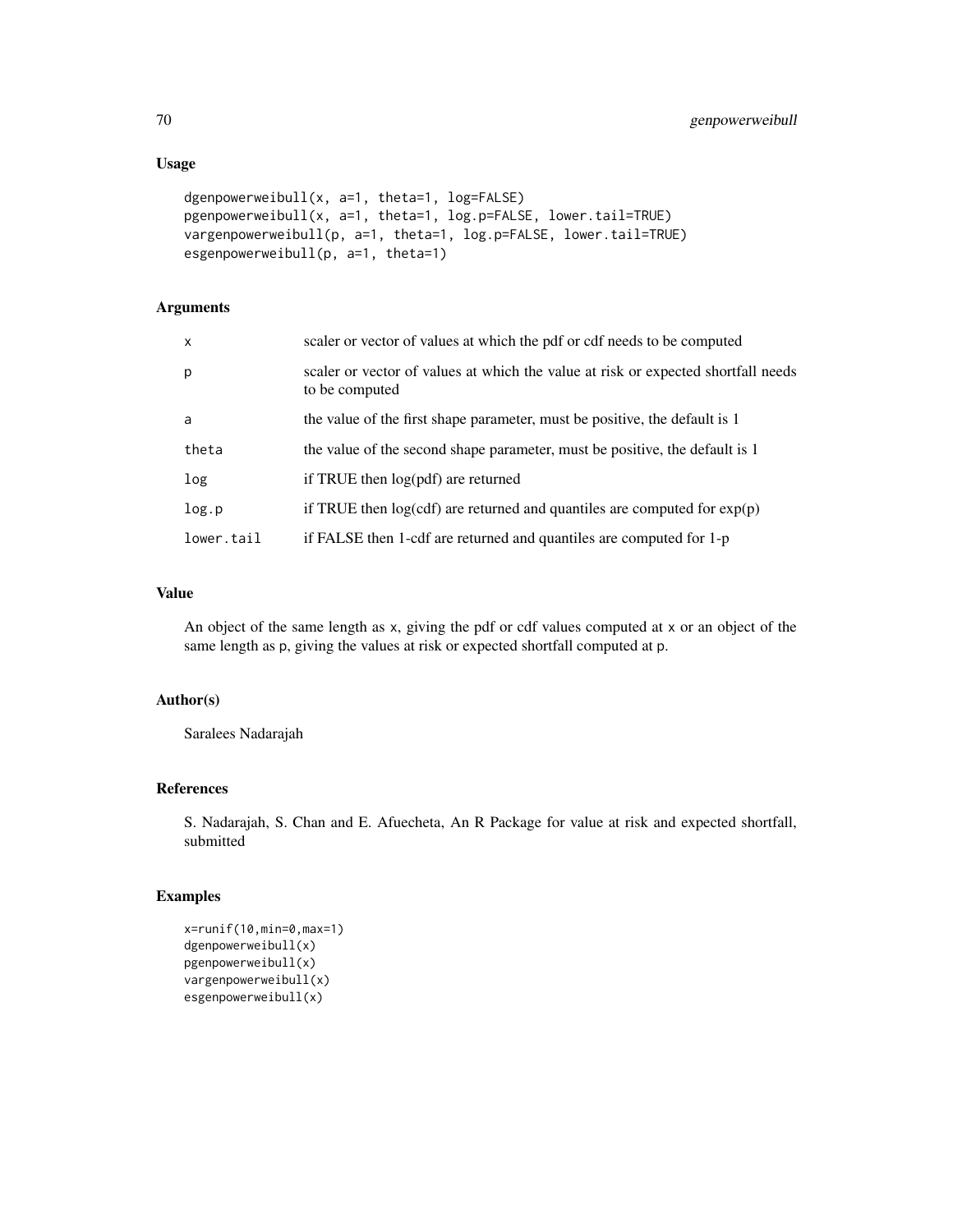## Usage

```
dgenpowerweibull(x, a=1, theta=1, log=FALSE)
pgenpowerweibull(x, a=1, theta=1, log.p=FALSE, lower.tail=TRUE)
vargenpowerweibull(p, a=1, theta=1, log.p=FALSE, lower.tail=TRUE)
esgenpowerweibull(p, a=1, theta=1)
```

## Arguments

| | |
|---|---|
| x | scaler or vector of values at which the pdf or cdf needs to be computed |
| p | scaler or vector of values at which the value at risk or expected shortfall needs to be computed |
| a | the value of the first shape parameter, must be positive, the default is 1 |
| theta | the value of the second shape parameter, must be positive, the default is 1 |
| log | if TRUE then log(pdf) are returned |
| log.p | if TRUE then log(cdf) are returned and quantiles are computed for exp(p) |
| lower.tail | if FALSE then 1-cdf are returned and quantiles are computed for 1-p |

## Value

An object of the same length as x, giving the pdf or cdf values computed at x or an object of the same length as p, giving the values at risk or expected shortfall computed at p.

## Author(s)

Saralees Nadarajah

## References

S. Nadarajah, S. Chan and E. Afuecheta, An R Package for value at risk and expected shortfall, submitted

## Examples

```
x=runif(10,min=0,max=1)
dgenpowerweibull(x)
pgenpowerweibull(x)
vargenpowerweibull(x)
esgenpowerweibull(x)
```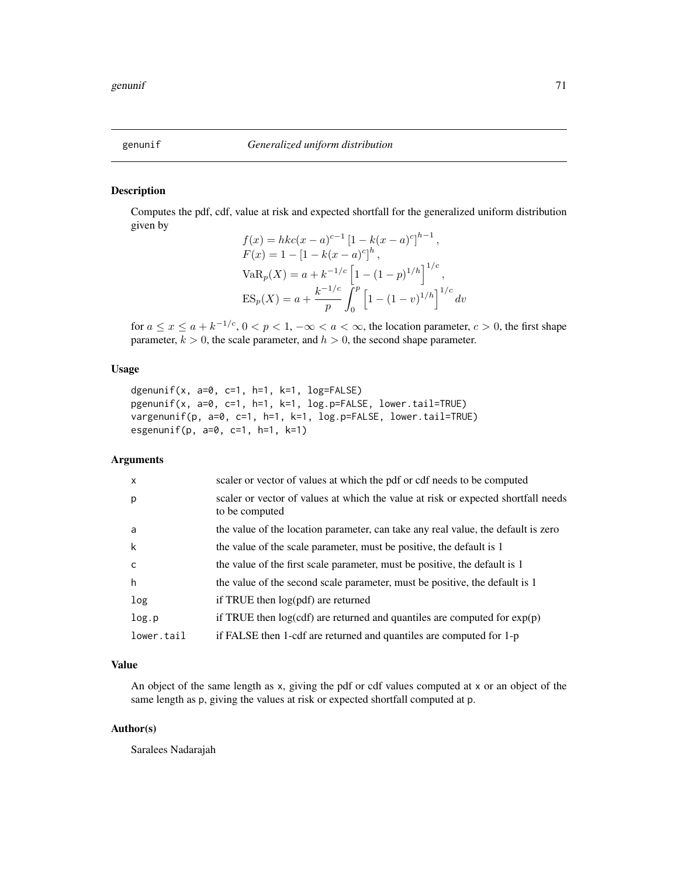# genunif — *Generalized uniform distribution*

## Description

Computes the pdf, cdf, value at risk and expected shortfall for the generalized uniform distribution given by

$$
\begin{aligned}
f(x) &= hkc(x-a)^{c-1}\left[1-k(x-a)^c\right]^{h-1}, \\
F(x) &= 1-\left[1-k(x-a)^c\right]^h, \\
\mathrm{VaR}_p(X) &= a+k^{-1/c}\left[1-(1-p)^{1/h}\right]^{1/c}, \\
\mathrm{ES}_p(X) &= a+\frac{k^{-1/c}}{p}\int_0^p\left[1-(1-v)^{1/h}\right]^{1/c}dv
\end{aligned}
$$

for $a \leq x \leq a+k^{-1/c}$, $0 < p < 1$, $-\infty < a < \infty$, the location parameter, $c > 0$, the first shape parameter, $k > 0$, the scale parameter, and $h > 0$, the second shape parameter.

## Usage

```
dgenunif(x, a=0, c=1, h=1, k=1, log=FALSE)
pgenunif(x, a=0, c=1, h=1, k=1, log.p=FALSE, lower.tail=TRUE)
vargenunif(p, a=0, c=1, h=1, k=1, log.p=FALSE, lower.tail=TRUE)
esgenunif(p, a=0, c=1, h=1, k=1)
```

## Arguments

| | |
|---|---|
| x | scaler or vector of values at which the pdf or cdf needs to be computed |
| p | scaler or vector of values at which the value at risk or expected shortfall needs to be computed |
| a | the value of the location parameter, can take any real value, the default is zero |
| k | the value of the scale parameter, must be positive, the default is 1 |
| c | the value of the first scale parameter, must be positive, the default is 1 |
| h | the value of the second scale parameter, must be positive, the default is 1 |
| log | if TRUE then log(pdf) are returned |
| log.p | if TRUE then log(cdf) are returned and quantiles are computed for exp(p) |
| lower.tail | if FALSE then 1-cdf are returned and quantiles are computed for 1-p |

## Value

An object of the same length as x, giving the pdf or cdf values computed at x or an object of the same length as p, giving the values at risk or expected shortfall computed at p.

## Author(s)

Saralees Nadarajah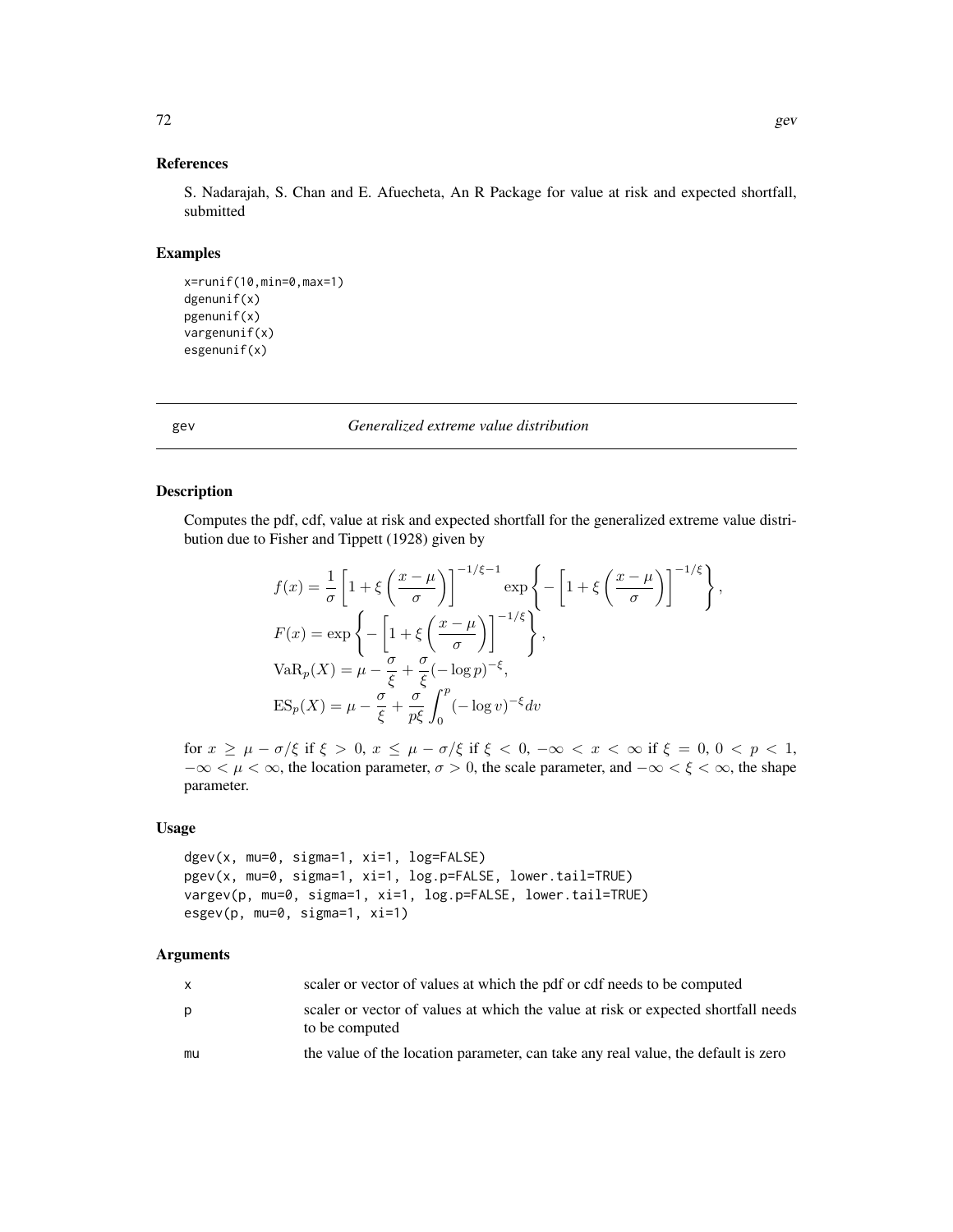## References

S. Nadarajah, S. Chan and E. Afuecheta, An R Package for value at risk and expected shortfall, submitted

## Examples

```
x=runif(10,min=0,max=1)
dgenunif(x)
pgenunif(x)
vargenunif(x)
esgenunif(x)
```

---

# gev *Generalized extreme value distribution*

---

## Description

Computes the pdf, cdf, value at risk and expected shortfall for the generalized extreme value distribution due to Fisher and Tippett (1928) given by

$$
\begin{aligned}
f(x) &= \frac{1}{\sigma}\left[1+\xi\left(\frac{x-\mu}{\sigma}\right)\right]^{-1/\xi-1}\exp\left\{-\left[1+\xi\left(\frac{x-\mu}{\sigma}\right)\right]^{-1/\xi}\right\}, \\
F(x) &= \exp\left\{-\left[1+\xi\left(\frac{x-\mu}{\sigma}\right)\right]^{-1/\xi}\right\}, \\
\mathrm{VaR}_p(X) &= \mu-\frac{\sigma}{\xi}+\frac{\sigma}{\xi}(-\log p)^{-\xi}, \\
\mathrm{ES}_p(X) &= \mu-\frac{\sigma}{\xi}+\frac{\sigma}{p\xi}\int_0^p(-\log v)^{-\xi}dv
\end{aligned}
$$

for $x \geq \mu - \sigma/\xi$ if $\xi > 0$, $x \leq \mu - \sigma/\xi$ if $\xi < 0$, $-\infty < x < \infty$ if $\xi = 0$, $0 < p < 1$, $-\infty < \mu < \infty$, the location parameter, $\sigma > 0$, the scale parameter, and $-\infty < \xi < \infty$, the shape parameter.

## Usage

```
dgev(x, mu=0, sigma=1, xi=1, log=FALSE)
pgev(x, mu=0, sigma=1, xi=1, log.p=FALSE, lower.tail=TRUE)
vargev(p, mu=0, sigma=1, xi=1, log.p=FALSE, lower.tail=TRUE)
esgev(p, mu=0, sigma=1, xi=1)
```

## Arguments

| | |
|---|---|
| x | scaler or vector of values at which the pdf or cdf needs to be computed |
| p | scaler or vector of values at which the value at risk or expected shortfall needs to be computed |
| mu | the value of the location parameter, can take any real value, the default is zero |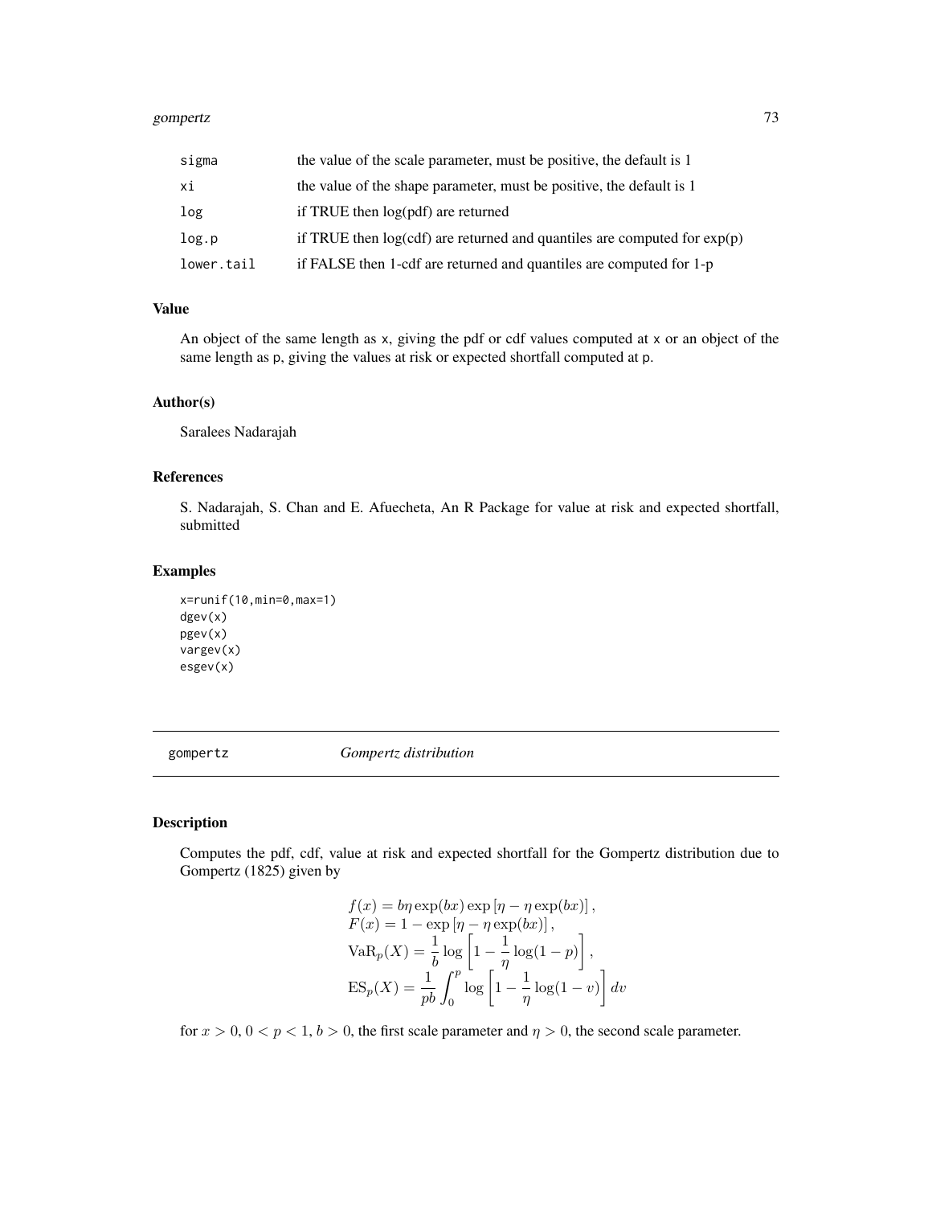| | |
|---|---|
| sigma | the value of the scale parameter, must be positive, the default is 1 |
| xi | the value of the shape parameter, must be positive, the default is 1 |
| log | if TRUE then log(pdf) are returned |
| log.p | if TRUE then log(cdf) are returned and quantiles are computed for exp(p) |
| lower.tail | if FALSE then 1-cdf are returned and quantiles are computed for 1-p |

### Value

An object of the same length as x, giving the pdf or cdf values computed at x or an object of the same length as p, giving the values at risk or expected shortfall computed at p.

### Author(s)

Saralees Nadarajah

### References

S. Nadarajah, S. Chan and E. Afuecheta, An R Package for value at risk and expected shortfall, submitted

### Examples

```
x=runif(10,min=0,max=1)
dgev(x)
pgev(x)
vargev(x)
esgev(x)
```

## gompertz *Gompertz distribution*

### Description

Computes the pdf, cdf, value at risk and expected shortfall for the Gompertz distribution due to Gompertz (1825) given by

$$
\begin{aligned}
&f(x) = b\eta \exp(bx) \exp\left[\eta - \eta \exp(bx)\right], \\
&F(x) = 1 - \exp\left[\eta - \eta \exp(bx)\right], \\
&\mathrm{VaR}_p(X) = \frac{1}{b} \log\left[1 - \frac{1}{\eta} \log(1-p)\right], \\
&\mathrm{ES}_p(X) = \frac{1}{pb} \int_0^p \log\left[1 - \frac{1}{\eta} \log(1-v)\right] dv
\end{aligned}
$$

for $x > 0$, $0 < p < 1$, $b > 0$, the first scale parameter and $\eta > 0$, the second scale parameter.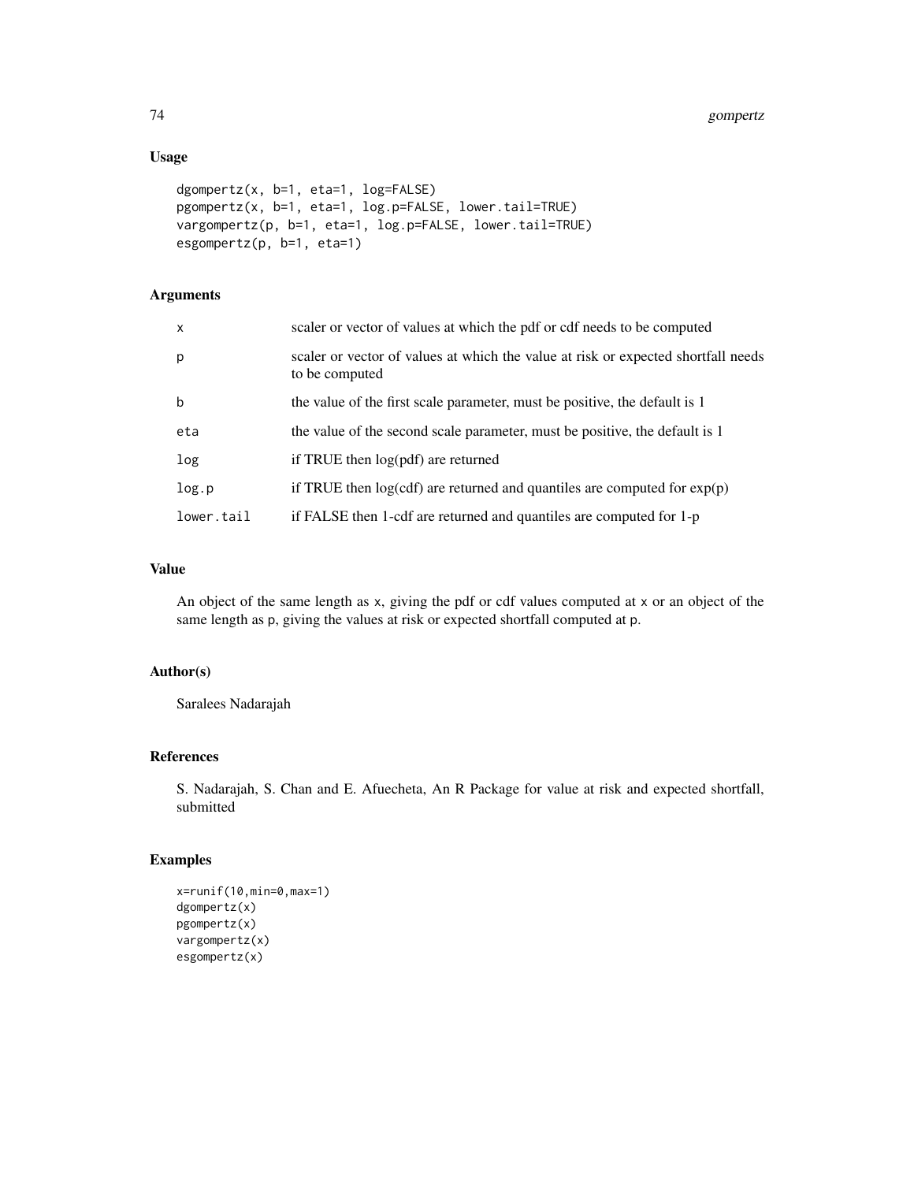## Usage

```
dgompertz(x, b=1, eta=1, log=FALSE)
pgompertz(x, b=1, eta=1, log.p=FALSE, lower.tail=TRUE)
vargompertz(p, b=1, eta=1, log.p=FALSE, lower.tail=TRUE)
esgompertz(p, b=1, eta=1)
```

## Arguments

| | |
|---|---|
| x | scaler or vector of values at which the pdf or cdf needs to be computed |
| p | scaler or vector of values at which the value at risk or expected shortfall needs to be computed |
| b | the value of the first scale parameter, must be positive, the default is 1 |
| eta | the value of the second scale parameter, must be positive, the default is 1 |
| log | if TRUE then log(pdf) are returned |
| log.p | if TRUE then log(cdf) are returned and quantiles are computed for exp(p) |
| lower.tail | if FALSE then 1-cdf are returned and quantiles are computed for 1-p |

## Value

An object of the same length as x, giving the pdf or cdf values computed at x or an object of the same length as p, giving the values at risk or expected shortfall computed at p.

## Author(s)

Saralees Nadarajah

## References

S. Nadarajah, S. Chan and E. Afuecheta, An R Package for value at risk and expected shortfall, submitted

## Examples

```
x=runif(10,min=0,max=1)
dgompertz(x)
pgompertz(x)
vargompertz(x)
esgompertz(x)
```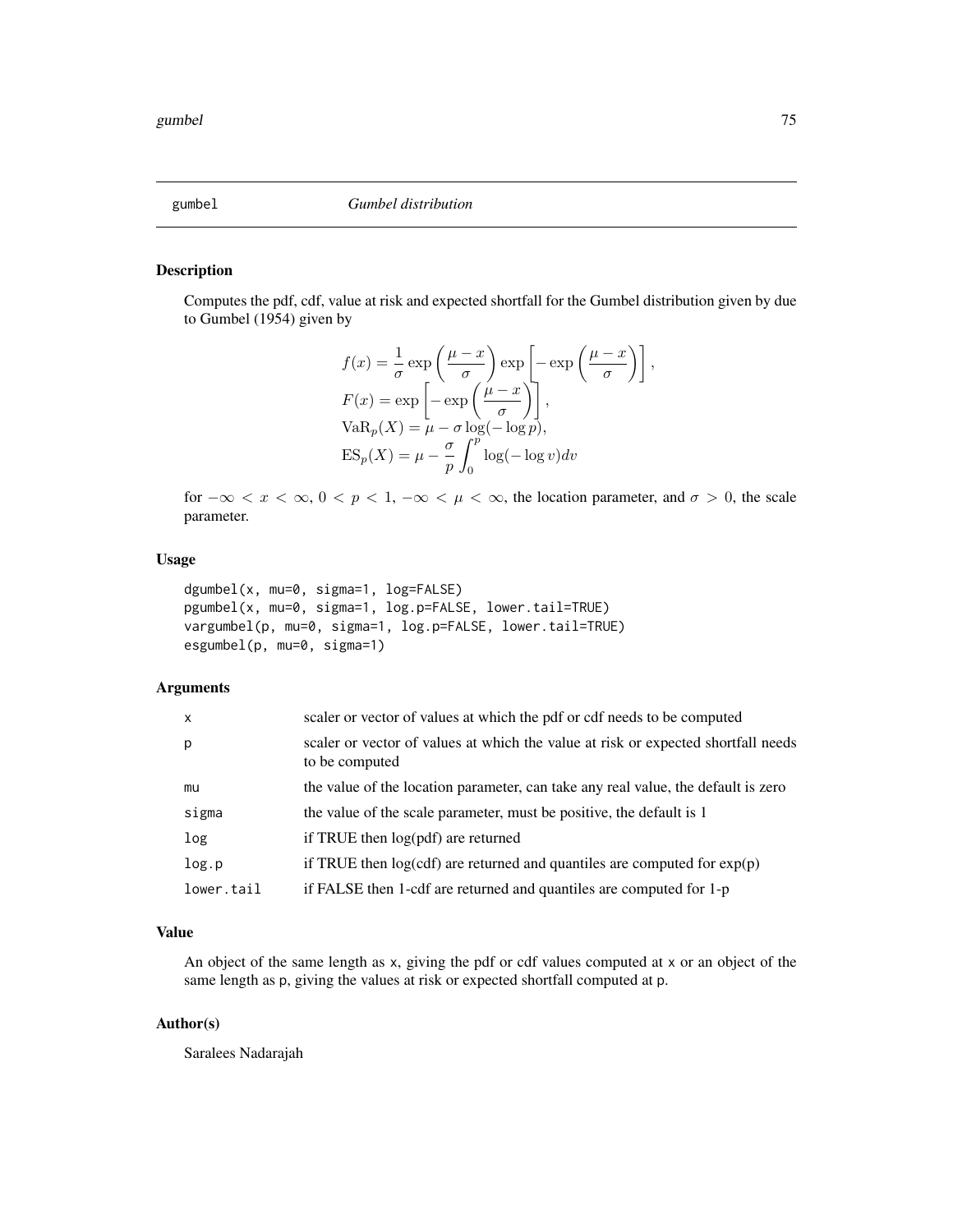gumbel *Gumbel distribution*

## Description

Computes the pdf, cdf, value at risk and expected shortfall for the Gumbel distribution given by due to Gumbel (1954) given by

$$
\begin{aligned}
f(x) &= \frac{1}{\sigma} \exp\left(\frac{\mu - x}{\sigma}\right) \exp\left[-\exp\left(\frac{\mu - x}{\sigma}\right)\right], \\
F(x) &= \exp\left[-\exp\left(\frac{\mu - x}{\sigma}\right)\right], \\
\mathrm{VaR}_p(X) &= \mu - \sigma \log(-\log p), \\
\mathrm{ES}_p(X) &= \mu - \frac{\sigma}{p} \int_0^p \log(-\log v) dv
\end{aligned}
$$

for $-\infty < x < \infty$, $0 < p < 1$, $-\infty < \mu < \infty$, the location parameter, and $\sigma > 0$, the scale parameter.

## Usage

```
dgumbel(x, mu=0, sigma=1, log=FALSE)
pgumbel(x, mu=0, sigma=1, log.p=FALSE, lower.tail=TRUE)
vargumbel(p, mu=0, sigma=1, log.p=FALSE, lower.tail=TRUE)
esgumbel(p, mu=0, sigma=1)
```

## Arguments

| | |
|---|---|
| x | scaler or vector of values at which the pdf or cdf needs to be computed |
| p | scaler or vector of values at which the value at risk or expected shortfall needs to be computed |
| mu | the value of the location parameter, can take any real value, the default is zero |
| sigma | the value of the scale parameter, must be positive, the default is 1 |
| log | if TRUE then log(pdf) are returned |
| log.p | if TRUE then log(cdf) are returned and quantiles are computed for exp(p) |
| lower.tail | if FALSE then 1-cdf are returned and quantiles are computed for 1-p |

## Value

An object of the same length as x, giving the pdf or cdf values computed at x or an object of the same length as p, giving the values at risk or expected shortfall computed at p.

## Author(s)

Saralees Nadarajah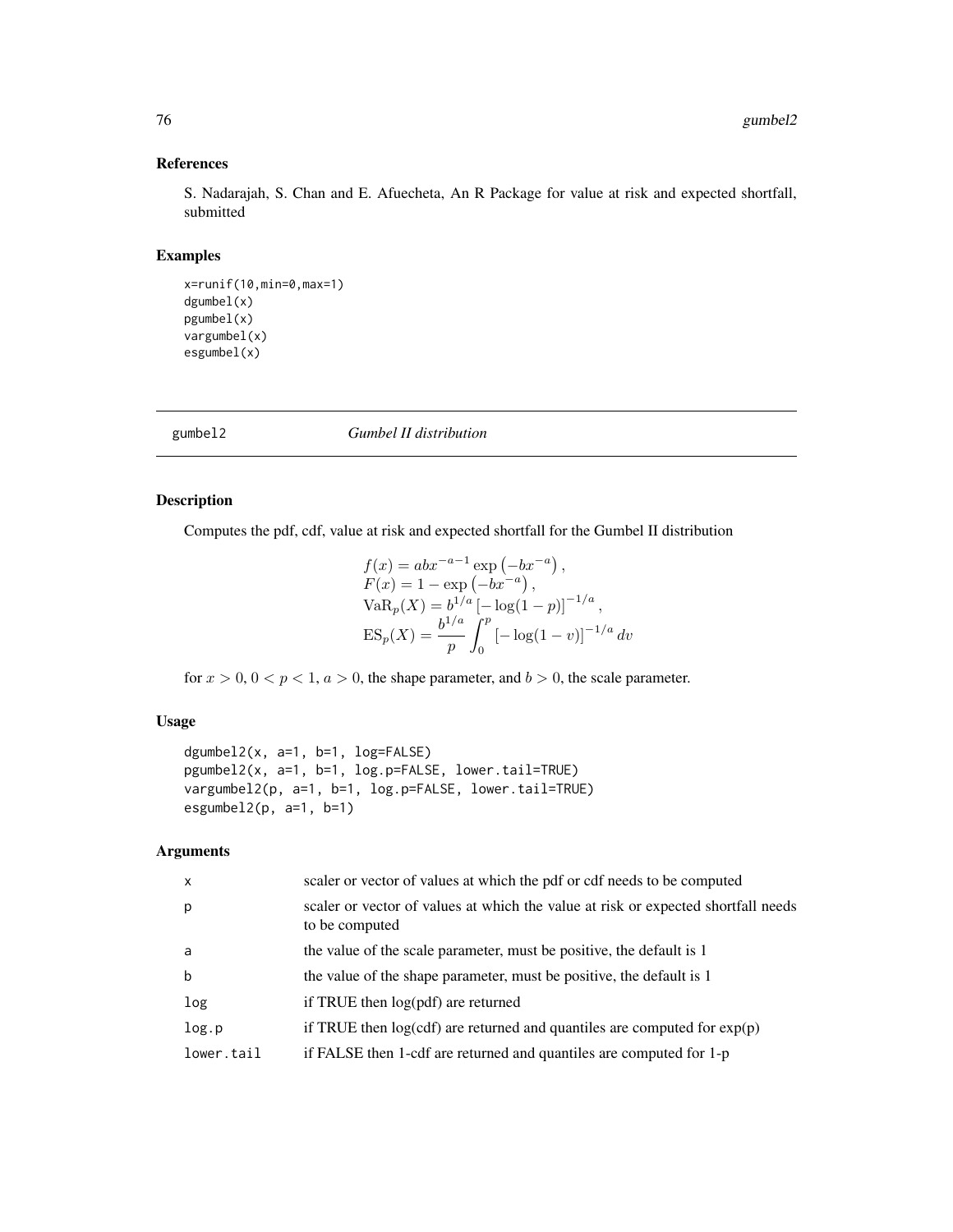## References

S. Nadarajah, S. Chan and E. Afuecheta, An R Package for value at risk and expected shortfall, submitted

## Examples

```
x=runif(10,min=0,max=1)
dgumbel(x)
pgumbel(x)
vargumbel(x)
esgumbel(x)
```

---

# gumbel2 *Gumbel II distribution*

## Description

Computes the pdf, cdf, value at risk and expected shortfall for the Gumbel II distribution

$$
\begin{aligned}
&f(x) = abx^{-a-1}\exp\left(-bx^{-a}\right), \\
&F(x) = 1 - \exp\left(-bx^{-a}\right), \\
&\mathrm{VaR}_p(X) = b^{1/a}\left[-\log(1-p)\right]^{-1/a}, \\
&\mathrm{ES}_p(X) = \frac{b^{1/a}}{p}\int_0^p \left[-\log(1-v)\right]^{-1/a} dv
\end{aligned}
$$

for $x > 0$, $0 < p < 1$, $a > 0$, the shape parameter, and $b > 0$, the scale parameter.

## Usage

```
dgumbel2(x, a=1, b=1, log=FALSE)
pgumbel2(x, a=1, b=1, log.p=FALSE, lower.tail=TRUE)
vargumbel2(p, a=1, b=1, log.p=FALSE, lower.tail=TRUE)
esgumbel2(p, a=1, b=1)
```

## Arguments

| | |
|---|---|
| x | scaler or vector of values at which the pdf or cdf needs to be computed |
| p | scaler or vector of values at which the value at risk or expected shortfall needs to be computed |
| a | the value of the scale parameter, must be positive, the default is 1 |
| b | the value of the shape parameter, must be positive, the default is 1 |
| log | if TRUE then log(pdf) are returned |
| log.p | if TRUE then log(cdf) are returned and quantiles are computed for exp(p) |
| lower.tail | if FALSE then 1-cdf are returned and quantiles are computed for 1-p |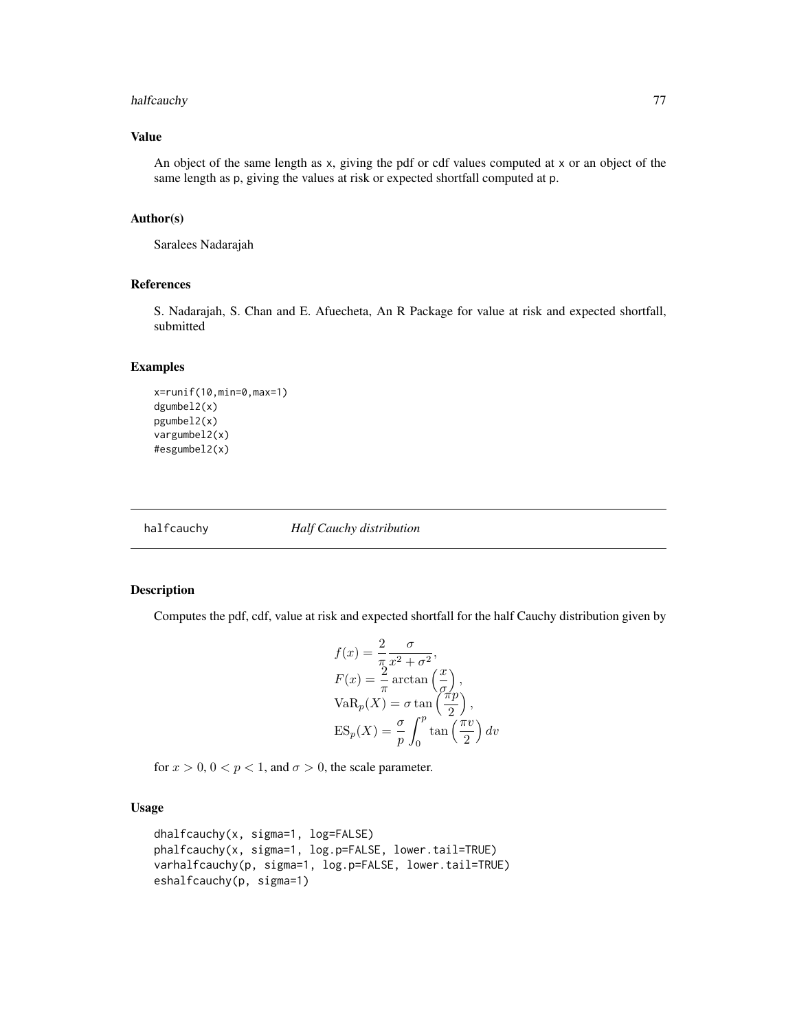## Value

An object of the same length as `x`, giving the pdf or cdf values computed at `x` or an object of the same length as `p`, giving the values at risk or expected shortfall computed at `p`.

## Author(s)

Saralees Nadarajah

## References

S. Nadarajah, S. Chan and E. Afuecheta, An R Package for value at risk and expected shortfall, submitted

## Examples

```
x=runif(10,min=0,max=1)
dgumbel2(x)
pgumbel2(x)
vargumbel2(x)
#esgumbel2(x)
```

---

# halfcauchy *Half Cauchy distribution*

## Description

Computes the pdf, cdf, value at risk and expected shortfall for the half Cauchy distribution given by

$$
\begin{aligned}
f(x) &= \frac{2}{\pi} \frac{\sigma}{x^2 + \sigma^2}, \\
F(x) &= \frac{2}{\pi} \arctan\left(\frac{x}{\sigma}\right), \\
\mathrm{VaR}_p(X) &= \sigma \tan\left(\frac{\pi p}{2}\right), \\
\mathrm{ES}_p(X) &= \frac{\sigma}{p} \int_0^p \tan\left(\frac{\pi v}{2}\right) dv
\end{aligned}
$$

for $x > 0$, $0 < p < 1$, and $\sigma > 0$, the scale parameter.

## Usage

```
dhalfcauchy(x, sigma=1, log=FALSE)
phalfcauchy(x, sigma=1, log.p=FALSE, lower.tail=TRUE)
varhalfcauchy(p, sigma=1, log.p=FALSE, lower.tail=TRUE)
eshalfcauchy(p, sigma=1)
```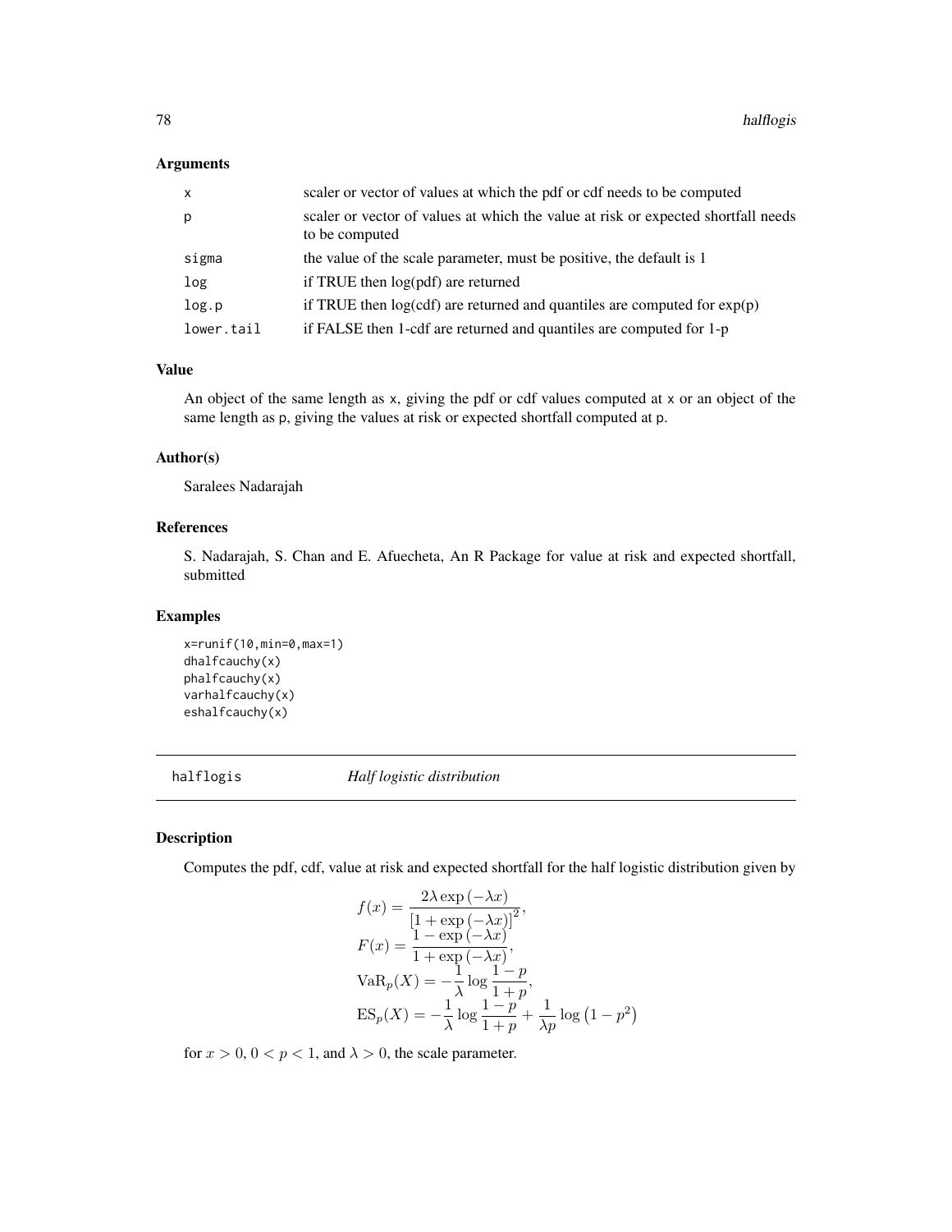### Arguments

| | |
|---|---|
| x | scaler or vector of values at which the pdf or cdf needs to be computed |
| p | scaler or vector of values at which the value at risk or expected shortfall needs to be computed |
| sigma | the value of the scale parameter, must be positive, the default is 1 |
| log | if TRUE then log(pdf) are returned |
| log.p | if TRUE then log(cdf) are returned and quantiles are computed for exp(p) |
| lower.tail | if FALSE then 1-cdf are returned and quantiles are computed for 1-p |

### Value

An object of the same length as x, giving the pdf or cdf values computed at x or an object of the same length as p, giving the values at risk or expected shortfall computed at p.

### Author(s)

Saralees Nadarajah

### References

S. Nadarajah, S. Chan and E. Afuecheta, An R Package for value at risk and expected shortfall, submitted

### Examples

```
x=runif(10,min=0,max=1)
dhalfcauchy(x)
phalfcauchy(x)
varhalfcauchy(x)
eshalfcauchy(x)
```

---

## halflogis *Half logistic distribution*

### Description

Computes the pdf, cdf, value at risk and expected shortfall for the half logistic distribution given by

$$
\begin{aligned}
f(x) &= \frac{2\lambda \exp(-\lambda x)}{[1+\exp(-\lambda x)]^2}, \\
F(x) &= \frac{1-\exp(-\lambda x)}{1+\exp(-\lambda x)}, \\
\mathrm{VaR}_p(X) &= -\frac{1}{\lambda} \log \frac{1-p}{1+p}, \\
\mathrm{ES}_p(X) &= -\frac{1}{\lambda} \log \frac{1-p}{1+p} + \frac{1}{\lambda p} \log\left(1-p^2\right)
\end{aligned}
$$

for $x > 0$, $0 < p < 1$, and $\lambda > 0$, the scale parameter.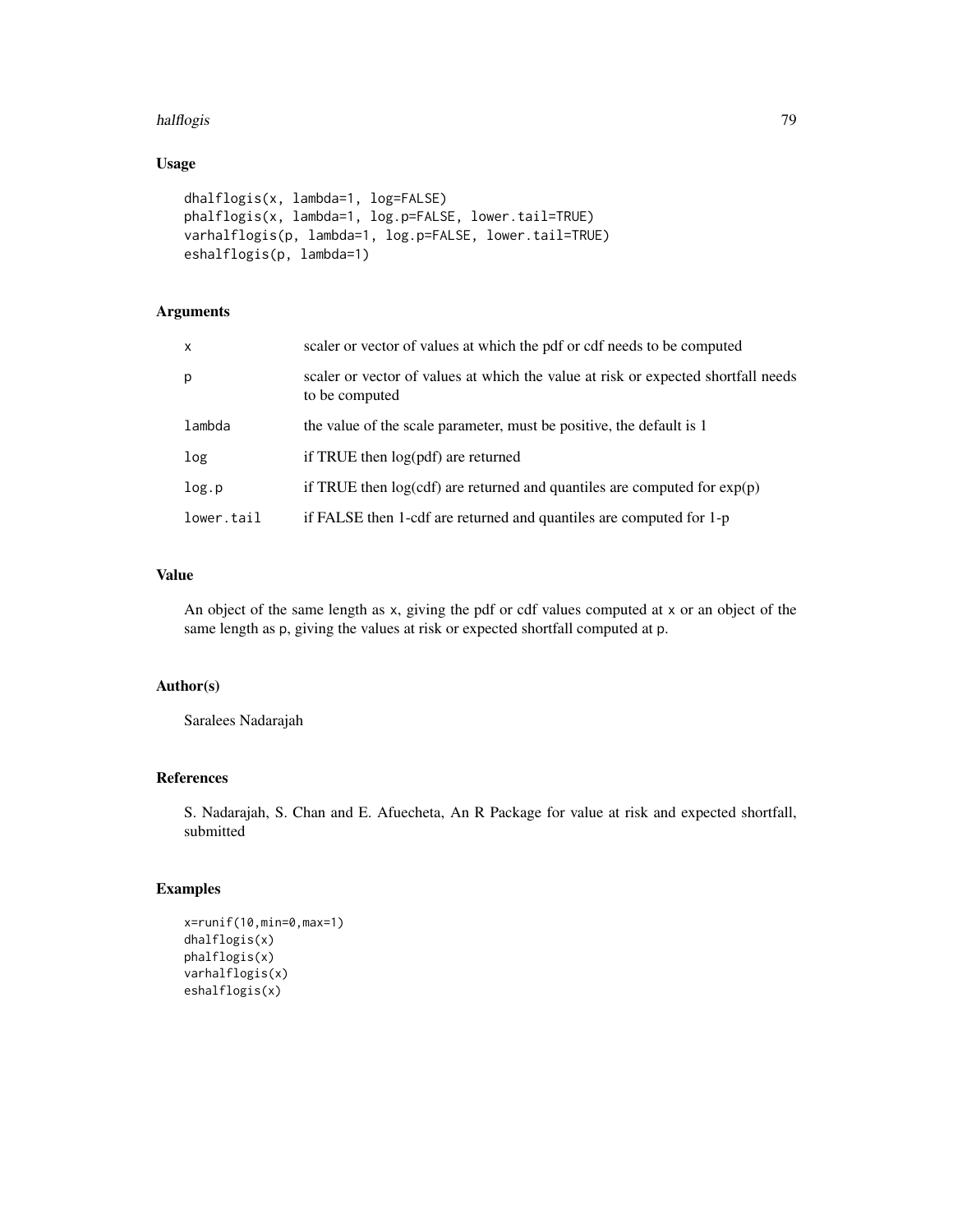## Usage

```
dhalflogis(x, lambda=1, log=FALSE)
phalflogis(x, lambda=1, log.p=FALSE, lower.tail=TRUE)
varhalflogis(p, lambda=1, log.p=FALSE, lower.tail=TRUE)
eshalflogis(p, lambda=1)
```

## Arguments

| | |
|---|---|
| x | scaler or vector of values at which the pdf or cdf needs to be computed |
| p | scaler or vector of values at which the value at risk or expected shortfall needs to be computed |
| lambda | the value of the scale parameter, must be positive, the default is 1 |
| log | if TRUE then log(pdf) are returned |
| log.p | if TRUE then log(cdf) are returned and quantiles are computed for exp(p) |
| lower.tail | if FALSE then 1-cdf are returned and quantiles are computed for 1-p |

## Value

An object of the same length as x, giving the pdf or cdf values computed at x or an object of the same length as p, giving the values at risk or expected shortfall computed at p.

## Author(s)

Saralees Nadarajah

## References

S. Nadarajah, S. Chan and E. Afuecheta, An R Package for value at risk and expected shortfall, submitted

## Examples

```
x=runif(10,min=0,max=1)
dhalflogis(x)
phalflogis(x)
varhalflogis(x)
eshalflogis(x)
```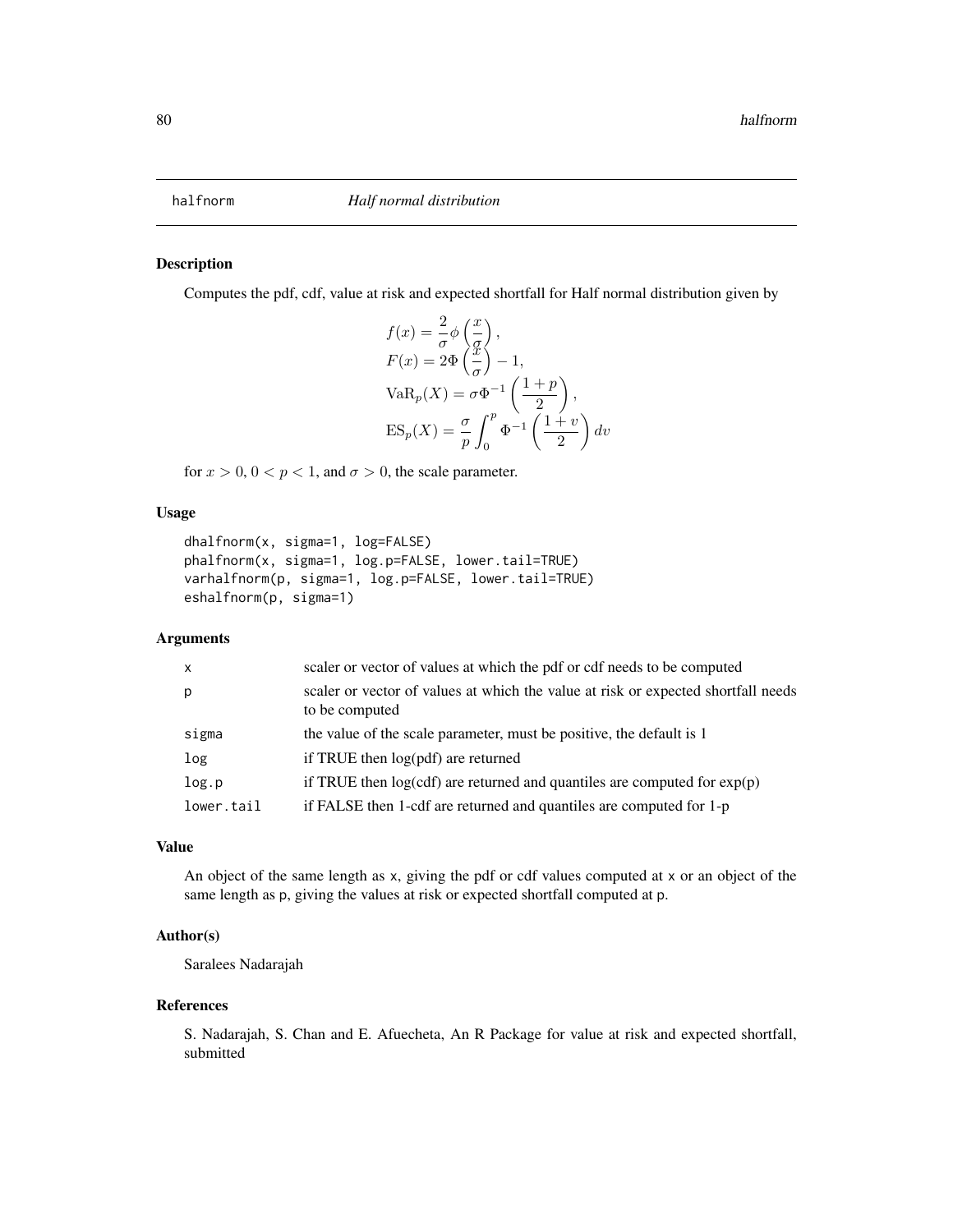halfnorm *Half normal distribution*

## Description

Computes the pdf, cdf, value at risk and expected shortfall for Half normal distribution given by

$$
\begin{aligned}
f(x) &= \frac{2}{\sigma}\phi\left(\frac{x}{\sigma}\right), \\
F(x) &= 2\Phi\left(\frac{x}{\sigma}\right) - 1, \\
\mathrm{VaR}_p(X) &= \sigma\Phi^{-1}\left(\frac{1+p}{2}\right), \\
\mathrm{ES}_p(X) &= \frac{\sigma}{p}\int_0^p \Phi^{-1}\left(\frac{1+v}{2}\right)dv
\end{aligned}
$$

for $x > 0$, $0 < p < 1$, and $\sigma > 0$, the scale parameter.

## Usage

```
dhalfnorm(x, sigma=1, log=FALSE)
phalfnorm(x, sigma=1, log.p=FALSE, lower.tail=TRUE)
varhalfnorm(p, sigma=1, log.p=FALSE, lower.tail=TRUE)
eshalfnorm(p, sigma=1)
```

## Arguments

| | |
|---|---|
| x | scaler or vector of values at which the pdf or cdf needs to be computed |
| p | scaler or vector of values at which the value at risk or expected shortfall needs to be computed |
| sigma | the value of the scale parameter, must be positive, the default is 1 |
| log | if TRUE then log(pdf) are returned |
| log.p | if TRUE then log(cdf) are returned and quantiles are computed for exp(p) |
| lower.tail | if FALSE then 1-cdf are returned and quantiles are computed for 1-p |

## Value

An object of the same length as x, giving the pdf or cdf values computed at x or an object of the same length as p, giving the values at risk or expected shortfall computed at p.

## Author(s)

Saralees Nadarajah

## References

S. Nadarajah, S. Chan and E. Afuecheta, An R Package for value at risk and expected shortfall, submitted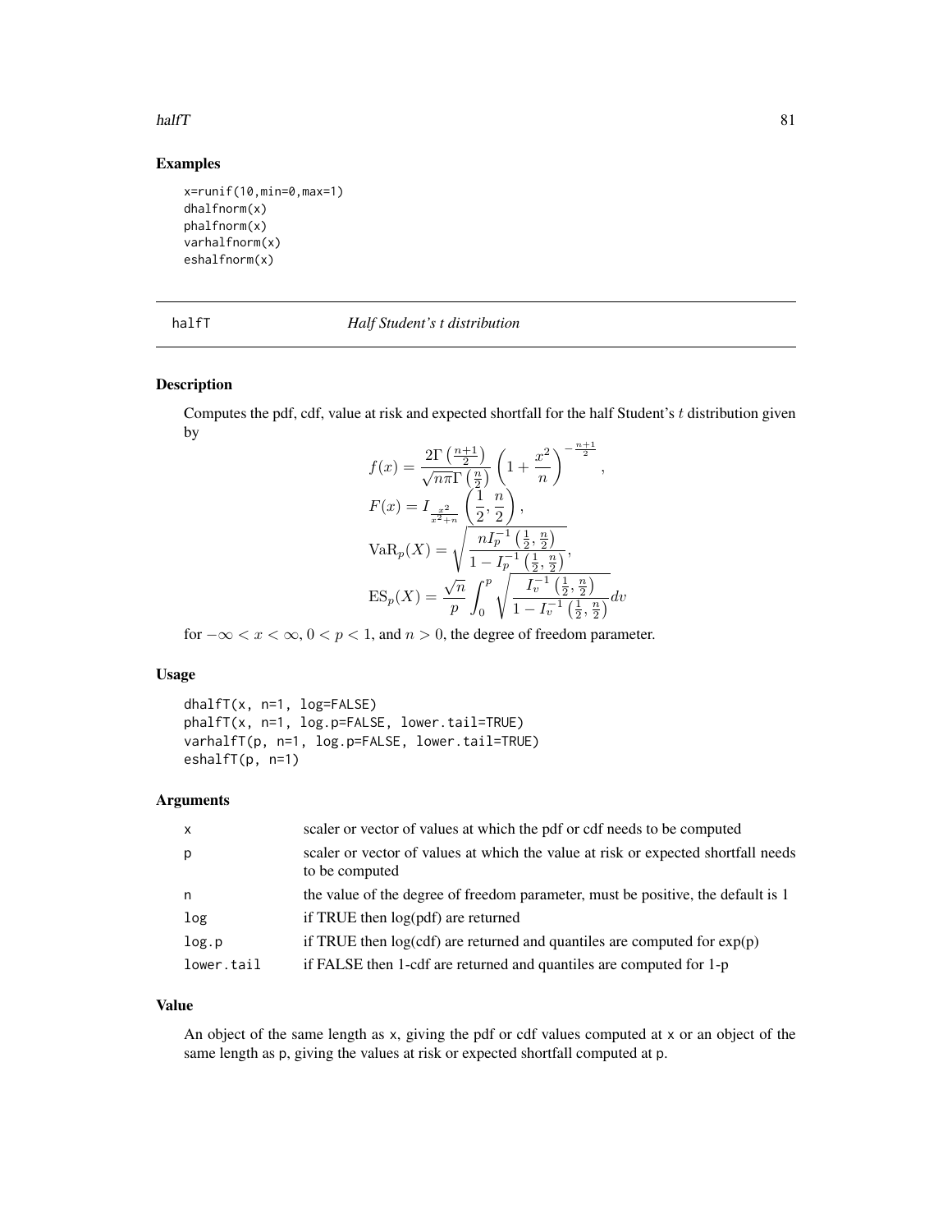## Examples

```
x=runif(10,min=0,max=1)
dhalfnorm(x)
phalfnorm(x)
varhalfnorm(x)
eshalfnorm(x)
```

---

# halfT *Half Student's t distribution*

---

## Description

Computes the pdf, cdf, value at risk and expected shortfall for the half Student's $t$ distribution given by

$$
\begin{aligned}
f(x) &= \frac{2\Gamma\left(\frac{n+1}{2}\right)}{\sqrt{n\pi}\Gamma\left(\frac{n}{2}\right)} \left(1 + \frac{x^2}{n}\right)^{-\frac{n+1}{2}}, \\
F(x) &= I_{\frac{x^2}{x^2+n}}\left(\frac{1}{2}, \frac{n}{2}\right), \\
\mathrm{VaR}_p(X) &= \sqrt{\frac{n I_p^{-1}\left(\frac{1}{2}, \frac{n}{2}\right)}{1 - I_p^{-1}\left(\frac{1}{2}, \frac{n}{2}\right)}}, \\
\mathrm{ES}_p(X) &= \frac{\sqrt{n}}{p} \int_0^p \sqrt{\frac{I_v^{-1}\left(\frac{1}{2}, \frac{n}{2}\right)}{1 - I_v^{-1}\left(\frac{1}{2}, \frac{n}{2}\right)}} dv
\end{aligned}
$$

for $-\infty < x < \infty$, $0 < p < 1$, and $n > 0$, the degree of freedom parameter.

## Usage

```
dhalfT(x, n=1, log=FALSE)
phalfT(x, n=1, log.p=FALSE, lower.tail=TRUE)
varhalfT(p, n=1, log.p=FALSE, lower.tail=TRUE)
eshalfT(p, n=1)
```

## Arguments

| | |
|---|---|
| x | scaler or vector of values at which the pdf or cdf needs to be computed |
| p | scaler or vector of values at which the value at risk or expected shortfall needs to be computed |
| n | the value of the degree of freedom parameter, must be positive, the default is 1 |
| log | if TRUE then log(pdf) are returned |
| log.p | if TRUE then log(cdf) are returned and quantiles are computed for exp(p) |
| lower.tail | if FALSE then 1-cdf are returned and quantiles are computed for 1-p |

## Value

An object of the same length as x, giving the pdf or cdf values computed at x or an object of the same length as p, giving the values at risk or expected shortfall computed at p.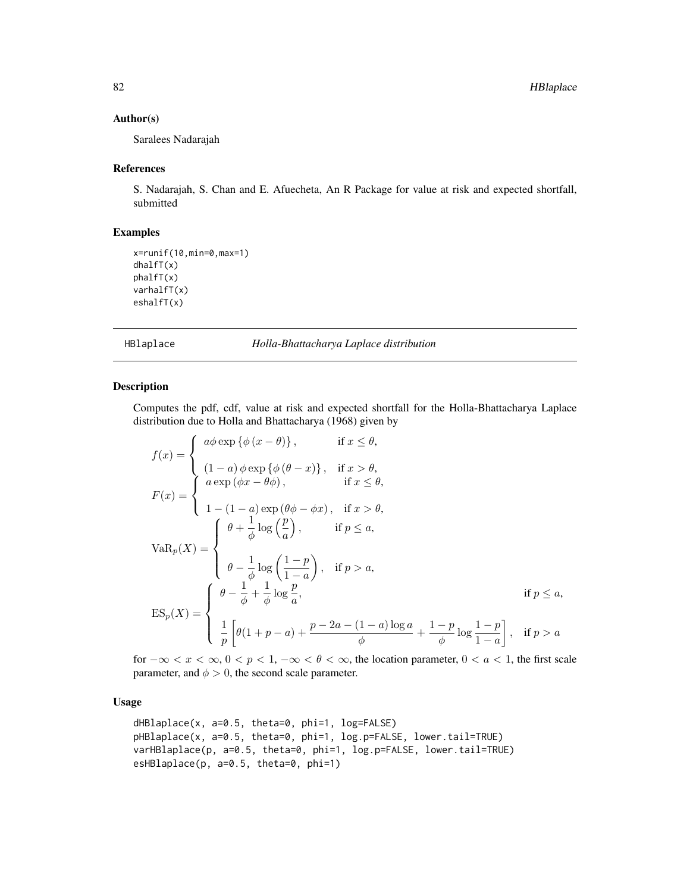### Author(s)

Saralees Nadarajah

### References

S. Nadarajah, S. Chan and E. Afuecheta, An R Package for value at risk and expected shortfall, submitted

### Examples

```
x=runif(10,min=0,max=1)
dhalfT(x)
phalfT(x)
varhalfT(x)
eshalfT(x)
```

---

## HBlaplace — *Holla-Bhattacharya Laplace distribution*

---

### Description

Computes the pdf, cdf, value at risk and expected shortfall for the Holla-Bhattacharya Laplace distribution due to Holla and Bhattacharya (1968) given by

$$
f(x) = \begin{cases} a\phi \exp\left\{\phi\left(x-\theta\right)\right\}, & \text{if } x \leq \theta, \\ \\ (1-a)\,\phi \exp\left\{\phi\left(\theta - x\right)\right\}, & \text{if } x > \theta, \end{cases}
$$

$$
F(x) = \begin{cases} a \exp\left(\phi x - \theta\phi\right), & \text{if } x \leq \theta, \\ \\ 1-(1-a)\exp\left(\theta\phi - \phi x\right), & \text{if } x > \theta, \end{cases}
$$

$$
\mathrm{VaR}_p(X) = \begin{cases} \theta + \dfrac{1}{\phi}\log\left(\dfrac{p}{a}\right), & \text{if } p \leq a, \\ \\ \theta - \dfrac{1}{\phi}\log\left(\dfrac{1-p}{1-a}\right), & \text{if } p > a, \end{cases}
$$

$$
\mathrm{ES}_p(X) = \begin{cases} \theta - \dfrac{1}{\phi} + \dfrac{1}{\phi}\log\dfrac{p}{a}, & \text{if } p \leq a, \\ \\ \dfrac{1}{p}\left[\theta(1+p-a) + \dfrac{p-2a-(1-a)\log a}{\phi} + \dfrac{1-p}{\phi}\log\dfrac{1-p}{1-a}\right], & \text{if } p > a \end{cases}
$$

for $-\infty < x < \infty$, $0 < p < 1$, $-\infty < \theta < \infty$, the location parameter, $0 < a < 1$, the first scale parameter, and $\phi > 0$, the second scale parameter.

### Usage

```
dHBlaplace(x, a=0.5, theta=0, phi=1, log=FALSE)
pHBlaplace(x, a=0.5, theta=0, phi=1, log.p=FALSE, lower.tail=TRUE)
varHBlaplace(p, a=0.5, theta=0, phi=1, log.p=FALSE, lower.tail=TRUE)
esHBlaplace(p, a=0.5, theta=0, phi=1)
```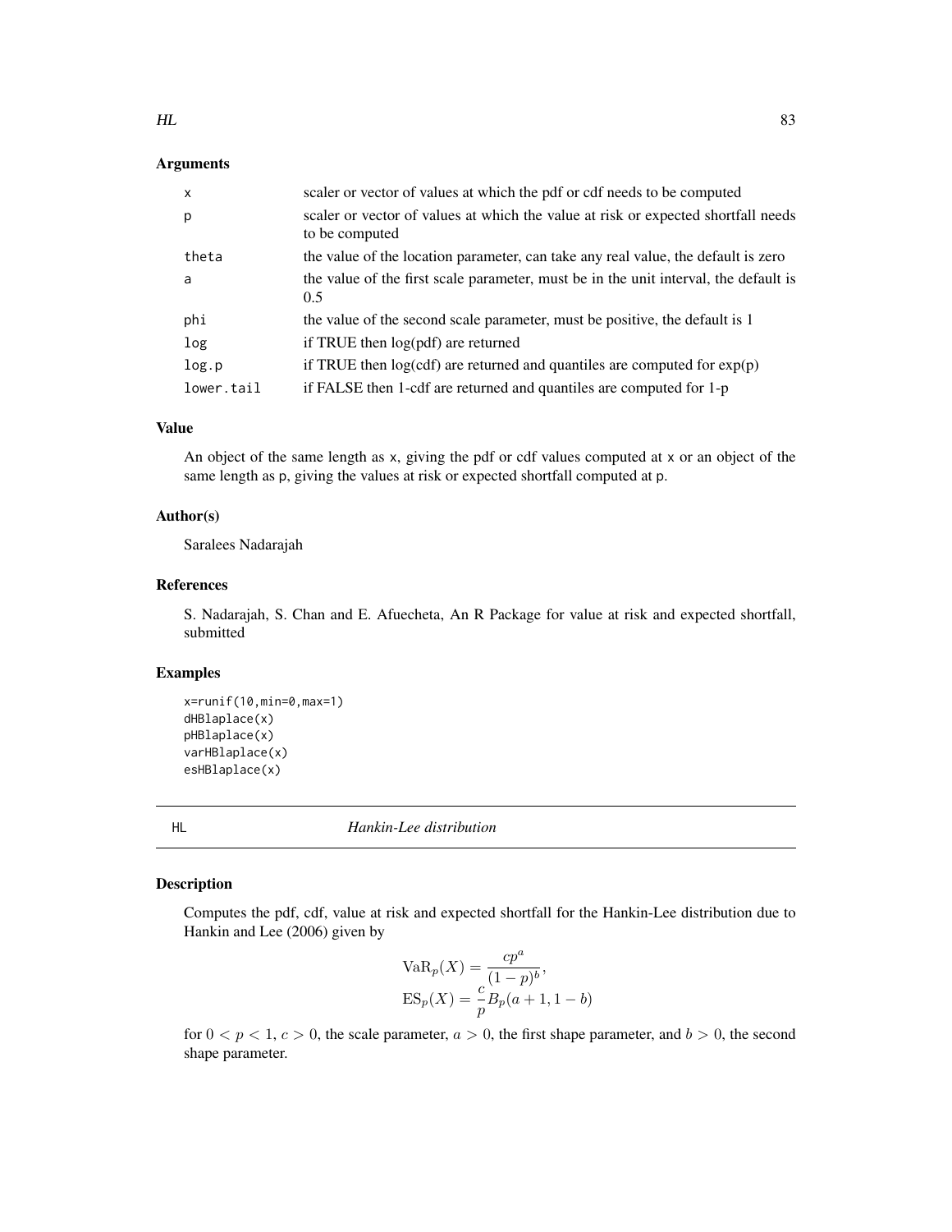## Arguments

| | |
|---|---|
| x | scaler or vector of values at which the pdf or cdf needs to be computed |
| p | scaler or vector of values at which the value at risk or expected shortfall needs to be computed |
| theta | the value of the location parameter, can take any real value, the default is zero |
| a | the value of the first scale parameter, must be in the unit interval, the default is 0.5 |
| phi | the value of the second scale parameter, must be positive, the default is 1 |
| log | if TRUE then log(pdf) are returned |
| log.p | if TRUE then log(cdf) are returned and quantiles are computed for exp(p) |
| lower.tail | if FALSE then 1-cdf are returned and quantiles are computed for 1-p |

## Value

An object of the same length as x, giving the pdf or cdf values computed at x or an object of the same length as p, giving the values at risk or expected shortfall computed at p.

## Author(s)

Saralees Nadarajah

## References

S. Nadarajah, S. Chan and E. Afuecheta, An R Package for value at risk and expected shortfall, submitted

## Examples

```
x=runif(10,min=0,max=1)
dHBlaplace(x)
pHBlaplace(x)
varHBlaplace(x)
esHBlaplace(x)
```

---

# HL *Hankin-Lee distribution*

## Description

Computes the pdf, cdf, value at risk and expected shortfall for the Hankin-Lee distribution due to Hankin and Lee (2006) given by

$$\mathrm{VaR}_p(X) = \frac{cp^a}{(1-p)^b},$$
$$\mathrm{ES}_p(X) = \frac{c}{p} B_p(a+1, 1-b)$$

for $0 < p < 1$, $c > 0$, the scale parameter, $a > 0$, the first shape parameter, and $b > 0$, the second shape parameter.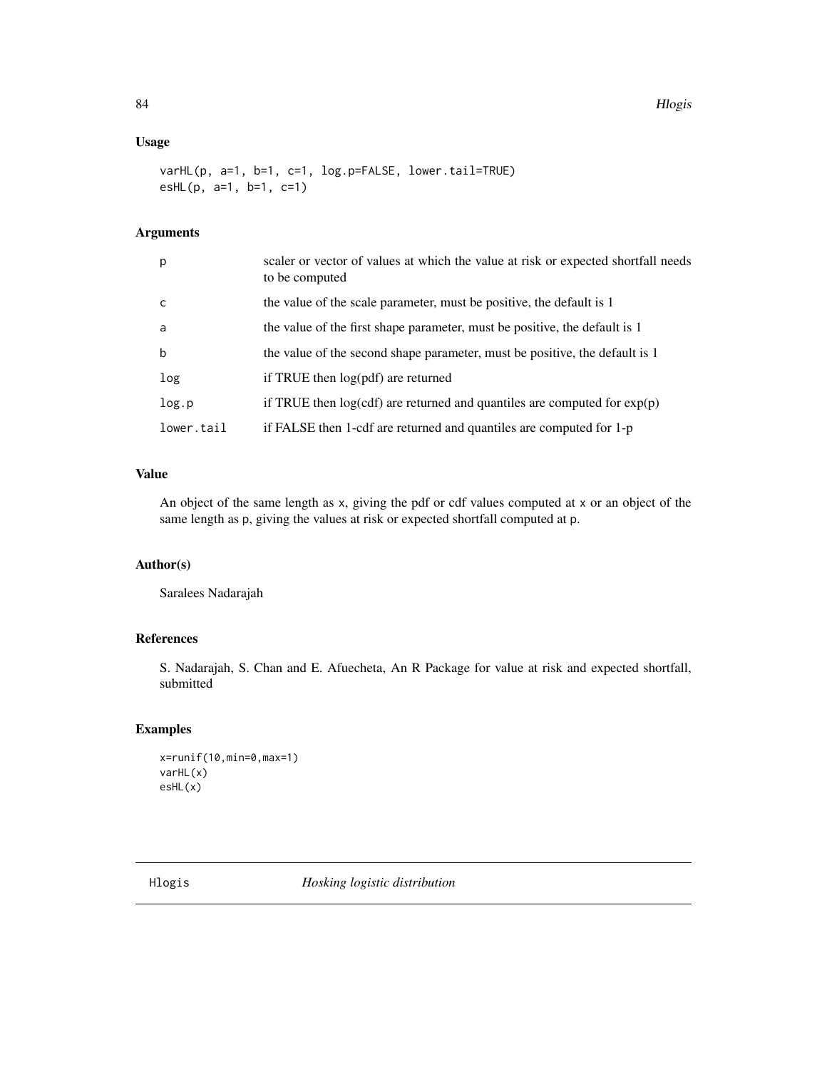## Usage

```
varHL(p, a=1, b=1, c=1, log.p=FALSE, lower.tail=TRUE)
esHL(p, a=1, b=1, c=1)
```

## Arguments

| | |
|---|---|
| p | scaler or vector of values at which the value at risk or expected shortfall needs to be computed |
| c | the value of the scale parameter, must be positive, the default is 1 |
| a | the value of the first shape parameter, must be positive, the default is 1 |
| b | the value of the second shape parameter, must be positive, the default is 1 |
| log | if TRUE then log(pdf) are returned |
| log.p | if TRUE then log(cdf) are returned and quantiles are computed for exp(p) |
| lower.tail | if FALSE then 1-cdf are returned and quantiles are computed for 1-p |

## Value

An object of the same length as x, giving the pdf or cdf values computed at x or an object of the same length as p, giving the values at risk or expected shortfall computed at p.

## Author(s)

Saralees Nadarajah

## References

S. Nadarajah, S. Chan and E. Afuecheta, An R Package for value at risk and expected shortfall, submitted

## Examples

```
x=runif(10,min=0,max=1)
varHL(x)
esHL(x)
```

---

Hlogis *Hosking logistic distribution*

---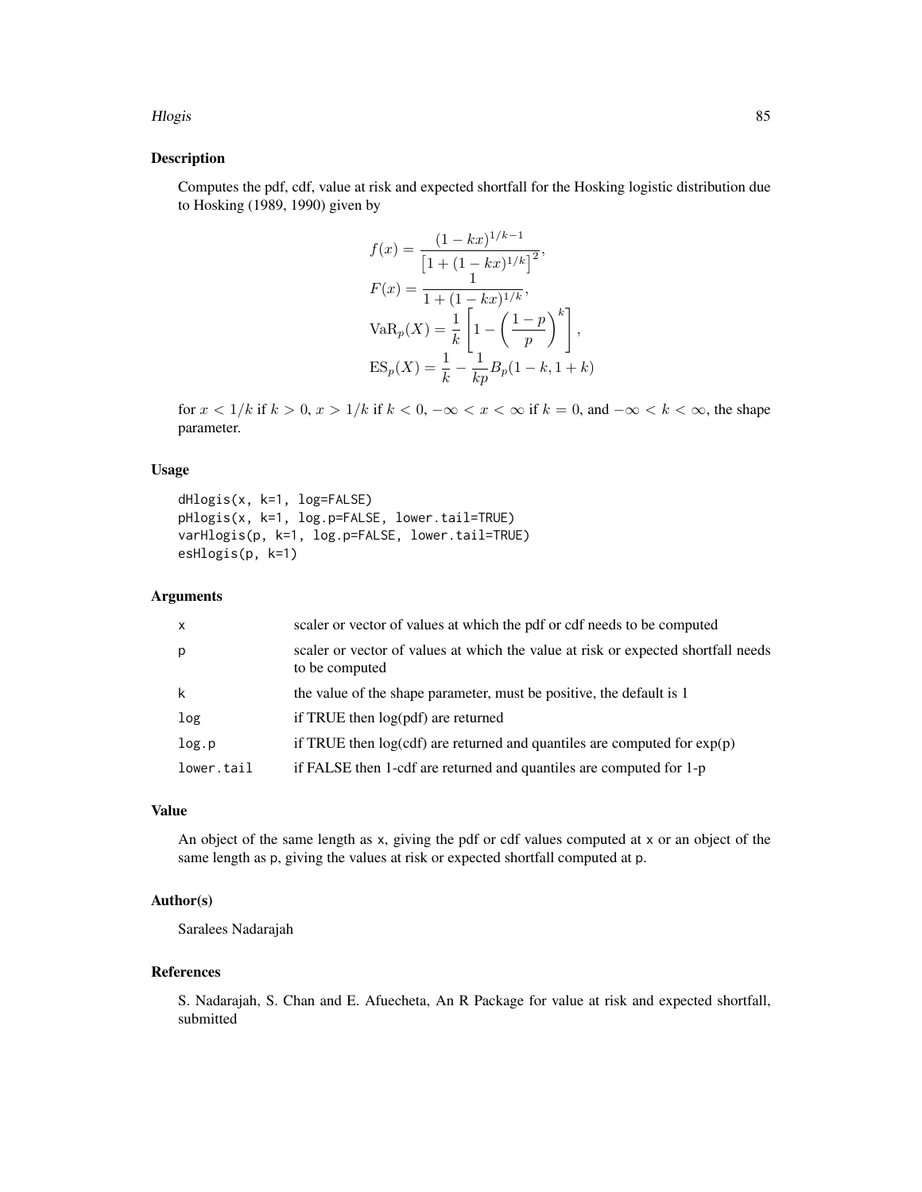## Description

Computes the pdf, cdf, value at risk and expected shortfall for the Hosking logistic distribution due to Hosking (1989, 1990) given by

$$
\begin{aligned}
f(x) &= \frac{(1-kx)^{1/k-1}}{\left[1+(1-kx)^{1/k}\right]^2}, \\
F(x) &= \frac{1}{1+(1-kx)^{1/k}}, \\
\mathrm{VaR}_p(X) &= \frac{1}{k}\left[1-\left(\frac{1-p}{p}\right)^k\right], \\
\mathrm{ES}_p(X) &= \frac{1}{k} - \frac{1}{kp} B_p(1-k, 1+k)
\end{aligned}
$$

for $x < 1/k$ if $k > 0$, $x > 1/k$ if $k < 0$, $-\infty < x < \infty$ if $k = 0$, and $-\infty < k < \infty$, the shape parameter.

## Usage

```
dHlogis(x, k=1, log=FALSE)
pHlogis(x, k=1, log.p=FALSE, lower.tail=TRUE)
varHlogis(p, k=1, log.p=FALSE, lower.tail=TRUE)
esHlogis(p, k=1)
```

## Arguments

| | |
|---|---|
| x | scaler or vector of values at which the pdf or cdf needs to be computed |
| p | scaler or vector of values at which the value at risk or expected shortfall needs to be computed |
| k | the value of the shape parameter, must be positive, the default is 1 |
| log | if TRUE then log(pdf) are returned |
| log.p | if TRUE then log(cdf) are returned and quantiles are computed for exp(p) |
| lower.tail | if FALSE then 1-cdf are returned and quantiles are computed for 1-p |

## Value

An object of the same length as x, giving the pdf or cdf values computed at x or an object of the same length as p, giving the values at risk or expected shortfall computed at p.

## Author(s)

Saralees Nadarajah

## References

S. Nadarajah, S. Chan and E. Afuecheta, An R Package for value at risk and expected shortfall, submitted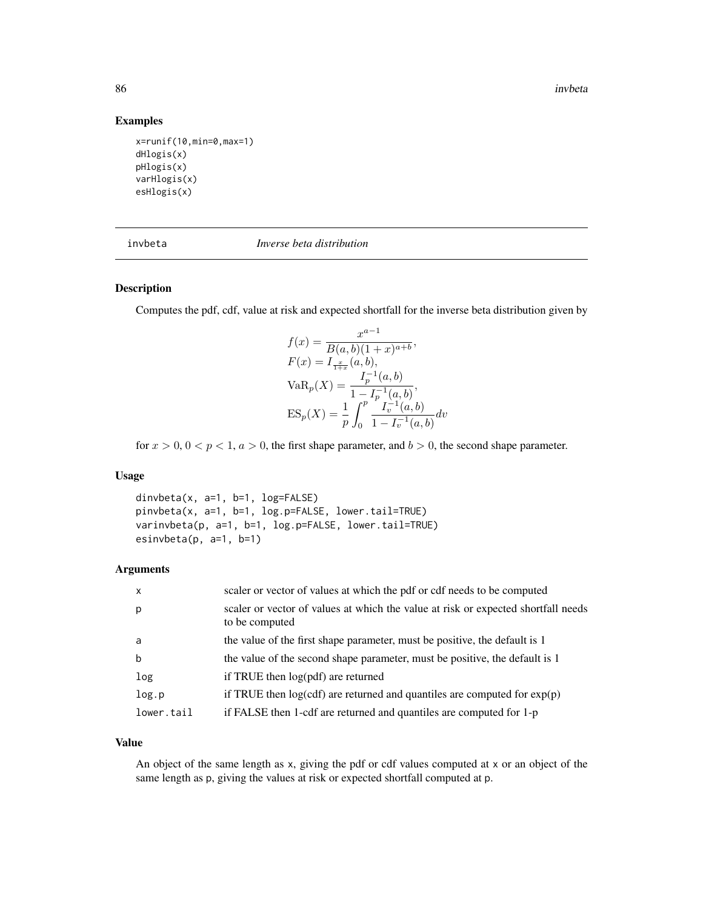## Examples

```
x=runif(10,min=0,max=1)
dHlogis(x)
pHlogis(x)
varHlogis(x)
esHlogis(x)
```

---

# invbeta — *Inverse beta distribution*

## Description

Computes the pdf, cdf, value at risk and expected shortfall for the inverse beta distribution given by

$$
\begin{aligned}
f(x) &= \frac{x^{a-1}}{B(a,b)(1+x)^{a+b}}, \\
F(x) &= I_{\frac{x}{1+x}}(a,b), \\
\mathrm{VaR}_p(X) &= \frac{I_p^{-1}(a,b)}{1-I_p^{-1}(a,b)}, \\
\mathrm{ES}_p(X) &= \frac{1}{p}\int_0^p \frac{I_v^{-1}(a,b)}{1-I_v^{-1}(a,b)}dv
\end{aligned}
$$

for $x > 0$, $0 < p < 1$, $a > 0$, the first shape parameter, and $b > 0$, the second shape parameter.

## Usage

```
dinvbeta(x, a=1, b=1, log=FALSE)
pinvbeta(x, a=1, b=1, log.p=FALSE, lower.tail=TRUE)
varinvbeta(p, a=1, b=1, log.p=FALSE, lower.tail=TRUE)
esinvbeta(p, a=1, b=1)
```

## Arguments

| | |
|---|---|
| x | scaler or vector of values at which the pdf or cdf needs to be computed |
| p | scaler or vector of values at which the value at risk or expected shortfall needs to be computed |
| a | the value of the first shape parameter, must be positive, the default is 1 |
| b | the value of the second shape parameter, must be positive, the default is 1 |
| log | if TRUE then log(pdf) are returned |
| log.p | if TRUE then log(cdf) are returned and quantiles are computed for exp(p) |
| lower.tail | if FALSE then 1-cdf are returned and quantiles are computed for 1-p |

## Value

An object of the same length as x, giving the pdf or cdf values computed at x or an object of the same length as p, giving the values at risk or expected shortfall computed at p.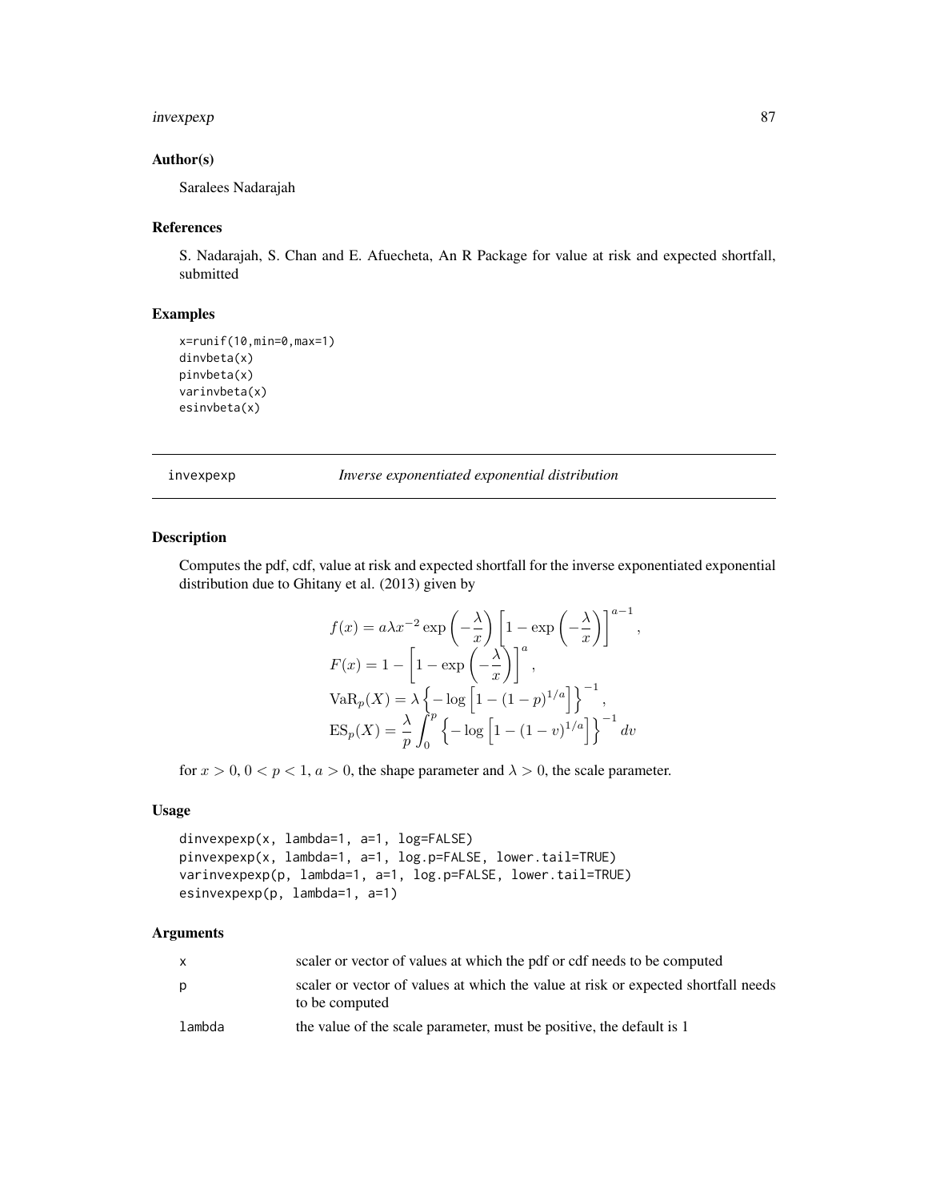### Author(s)

Saralees Nadarajah

### References

S. Nadarajah, S. Chan and E. Afuecheta, An R Package for value at risk and expected shortfall, submitted

### Examples

```
x=runif(10,min=0,max=1)
dinvbeta(x)
pinvbeta(x)
varinvbeta(x)
esinvbeta(x)
```

---

## invexpexp — *Inverse exponentiated exponential distribution*

---

### Description

Computes the pdf, cdf, value at risk and expected shortfall for the inverse exponentiated exponential distribution due to Ghitany et al. (2013) given by

$$
\begin{aligned}
f(x) &= a \lambda x^{-2} \exp\left(-\frac{\lambda}{x}\right) \left[1 - \exp\left(-\frac{\lambda}{x}\right)\right]^{a-1}, \\
F(x) &= 1 - \left[1 - \exp\left(-\frac{\lambda}{x}\right)\right]^{a}, \\
\mathrm{VaR}_p(X) &= \lambda \left\{-\log\left[1 - (1-p)^{1/a}\right]\right\}^{-1}, \\
\mathrm{ES}_p(X) &= \frac{\lambda}{p} \int_0^p \left\{-\log\left[1 - (1-v)^{1/a}\right]\right\}^{-1} dv
\end{aligned}
$$

for $x > 0$, $0 < p < 1$, $a > 0$, the shape parameter and $\lambda > 0$, the scale parameter.

### Usage

```
dinvexpexp(x, lambda=1, a=1, log=FALSE)
pinvexpexp(x, lambda=1, a=1, log.p=FALSE, lower.tail=TRUE)
varinvexpexp(p, lambda=1, a=1, log.p=FALSE, lower.tail=TRUE)
esinvexpexp(p, lambda=1, a=1)
```

### Arguments

| | |
|---|---|
| `x` | scaler or vector of values at which the pdf or cdf needs to be computed |
| `p` | scaler or vector of values at which the value at risk or expected shortfall needs to be computed |
| `lambda` | the value of the scale parameter, must be positive, the default is 1 |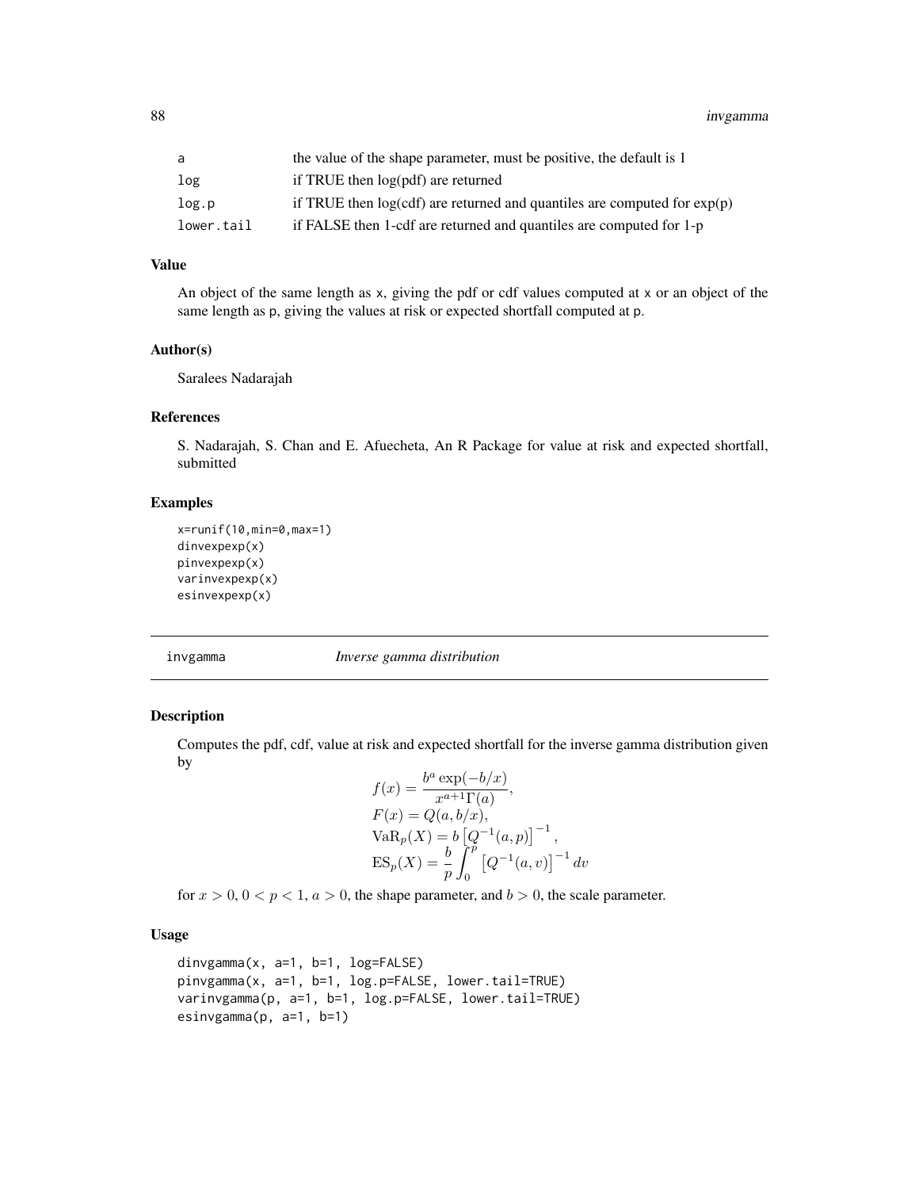| | |
|---|---|
| a | the value of the shape parameter, must be positive, the default is 1 |
| log | if TRUE then log(pdf) are returned |
| log.p | if TRUE then log(cdf) are returned and quantiles are computed for exp(p) |
| lower.tail | if FALSE then 1-cdf are returned and quantiles are computed for 1-p |

### Value

An object of the same length as x, giving the pdf or cdf values computed at x or an object of the same length as p, giving the values at risk or expected shortfall computed at p.

### Author(s)

Saralees Nadarajah

### References

S. Nadarajah, S. Chan and E. Afuecheta, An R Package for value at risk and expected shortfall, submitted

### Examples

```
x=runif(10,min=0,max=1)
dinvexpexp(x)
pinvexpexp(x)
varinvexpexp(x)
esinvexpexp(x)
```

---

## invgamma *Inverse gamma distribution*

### Description

Computes the pdf, cdf, value at risk and expected shortfall for the inverse gamma distribution given by

$$
\begin{aligned}
f(x) &= \frac{b^a \exp(-b/x)}{x^{a+1}\Gamma(a)}, \\
F(x) &= Q(a, b/x), \\
\mathrm{VaR}_p(X) &= b\left[Q^{-1}(a,p)\right]^{-1}, \\
\mathrm{ES}_p(X) &= \frac{b}{p}\int_0^p \left[Q^{-1}(a,v)\right]^{-1} dv
\end{aligned}
$$

for $x > 0$, $0 < p < 1$, $a > 0$, the shape parameter, and $b > 0$, the scale parameter.

### Usage

```
dinvgamma(x, a=1, b=1, log=FALSE)
pinvgamma(x, a=1, b=1, log.p=FALSE, lower.tail=TRUE)
varinvgamma(p, a=1, b=1, log.p=FALSE, lower.tail=TRUE)
esinvgamma(p, a=1, b=1)
```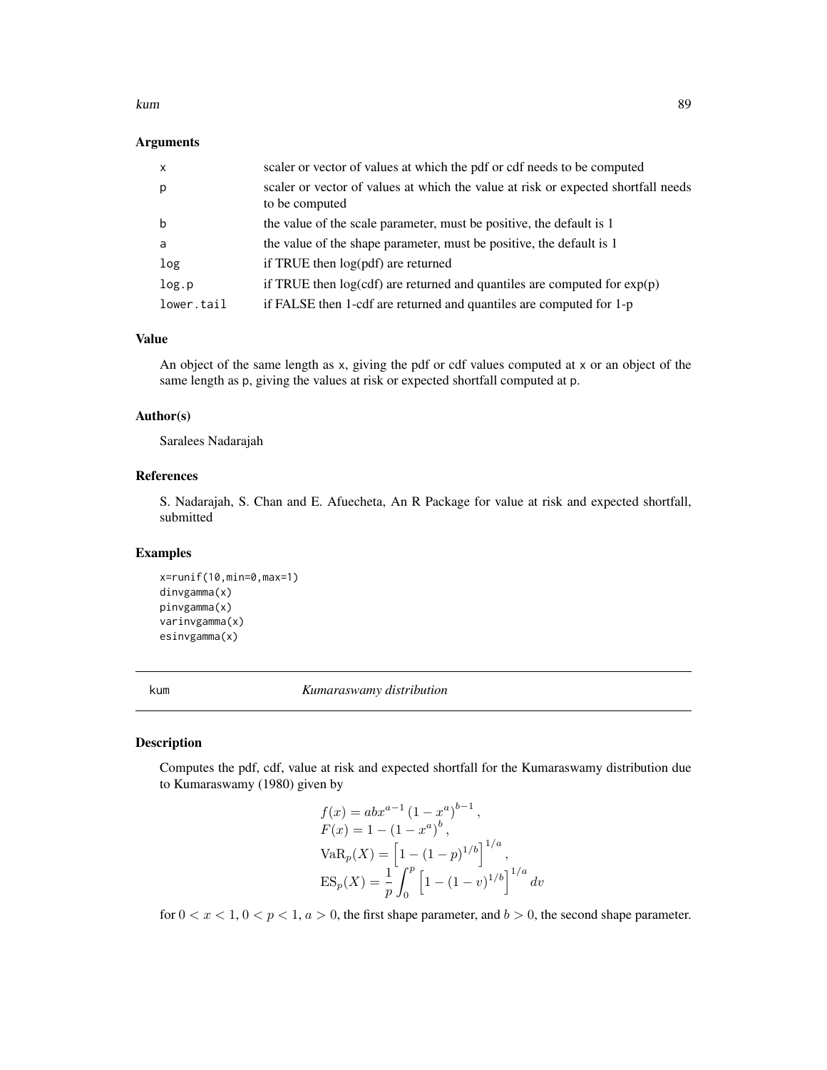### Arguments

| | |
|---|---|
| x | scaler or vector of values at which the pdf or cdf needs to be computed |
| p | scaler or vector of values at which the value at risk or expected shortfall needs to be computed |
| b | the value of the scale parameter, must be positive, the default is 1 |
| a | the value of the shape parameter, must be positive, the default is 1 |
| log | if TRUE then log(pdf) are returned |
| log.p | if TRUE then log(cdf) are returned and quantiles are computed for exp(p) |
| lower.tail | if FALSE then 1-cdf are returned and quantiles are computed for 1-p |

### Value

An object of the same length as x, giving the pdf or cdf values computed at x or an object of the same length as p, giving the values at risk or expected shortfall computed at p.

### Author(s)

Saralees Nadarajah

### References

S. Nadarajah, S. Chan and E. Afuecheta, An R Package for value at risk and expected shortfall, submitted

### Examples

```
x=runif(10,min=0,max=1)
dinvgamma(x)
pinvgamma(x)
varinvgamma(x)
esinvgamma(x)
```

---

## kum — *Kumaraswamy distribution*

---

### Description

Computes the pdf, cdf, value at risk and expected shortfall for the Kumaraswamy distribution due to Kumaraswamy (1980) given by

$$
\begin{aligned}
&f(x) = abx^{a-1}\left(1 - x^a\right)^{b-1}, \\
&F(x) = 1 - \left(1 - x^a\right)^b, \\
&\mathrm{VaR}_p(X) = \left[1 - (1-p)^{1/b}\right]^{1/a}, \\
&\mathrm{ES}_p(X) = \frac{1}{p}\int_0^p \left[1 - (1-v)^{1/b}\right]^{1/a} dv
\end{aligned}
$$

for $0 < x < 1$, $0 < p < 1$, $a > 0$, the first shape parameter, and $b > 0$, the second shape parameter.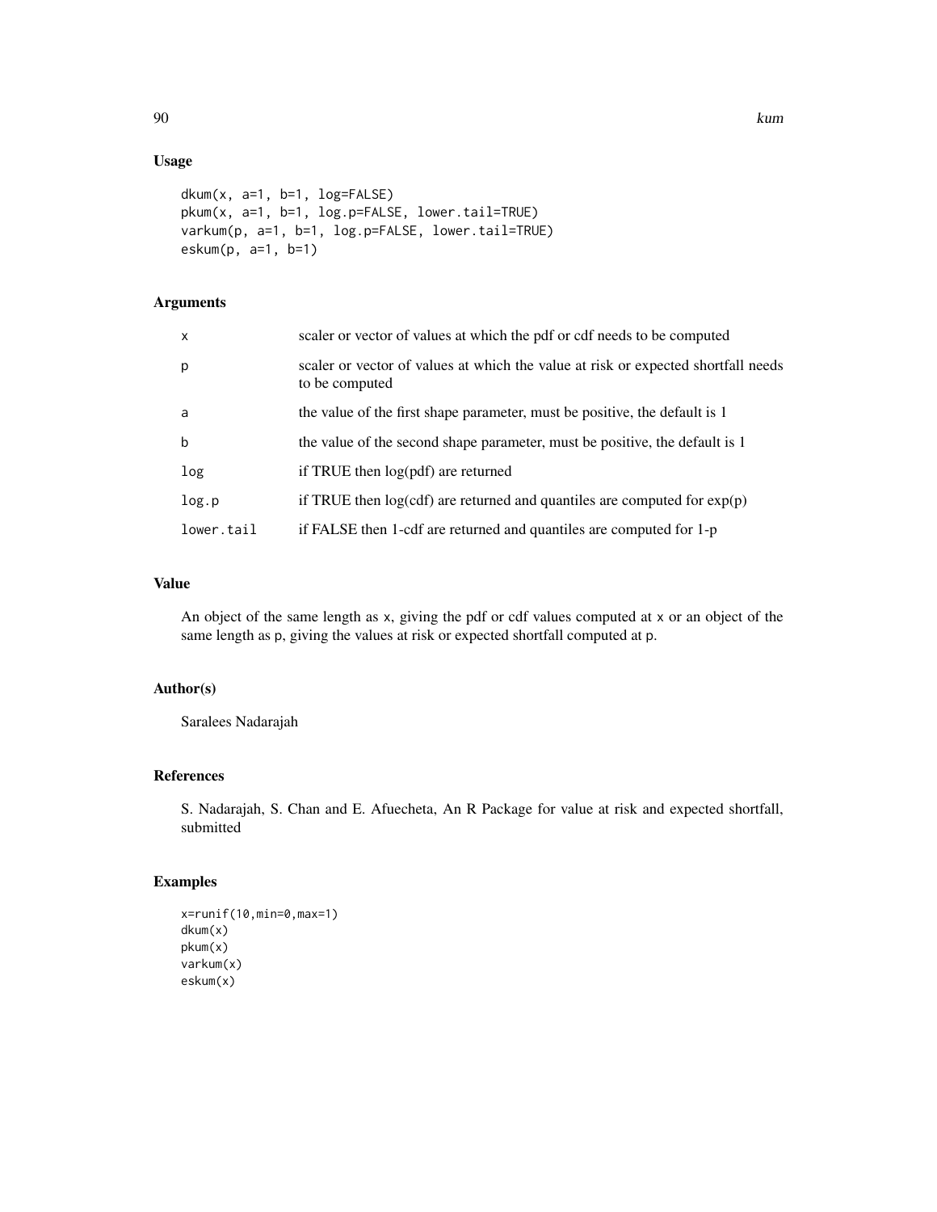## Usage

```
dkum(x, a=1, b=1, log=FALSE)
pkum(x, a=1, b=1, log.p=FALSE, lower.tail=TRUE)
varkum(p, a=1, b=1, log.p=FALSE, lower.tail=TRUE)
eskum(p, a=1, b=1)
```

## Arguments

| | |
|---|---|
| x | scaler or vector of values at which the pdf or cdf needs to be computed |
| p | scaler or vector of values at which the value at risk or expected shortfall needs to be computed |
| a | the value of the first shape parameter, must be positive, the default is 1 |
| b | the value of the second shape parameter, must be positive, the default is 1 |
| log | if TRUE then log(pdf) are returned |
| log.p | if TRUE then log(cdf) are returned and quantiles are computed for exp(p) |
| lower.tail | if FALSE then 1-cdf are returned and quantiles are computed for 1-p |

## Value

An object of the same length as x, giving the pdf or cdf values computed at x or an object of the same length as p, giving the values at risk or expected shortfall computed at p.

## Author(s)

Saralees Nadarajah

## References

S. Nadarajah, S. Chan and E. Afuecheta, An R Package for value at risk and expected shortfall, submitted

## Examples

```
x=runif(10,min=0,max=1)
dkum(x)
pkum(x)
varkum(x)
eskum(x)
```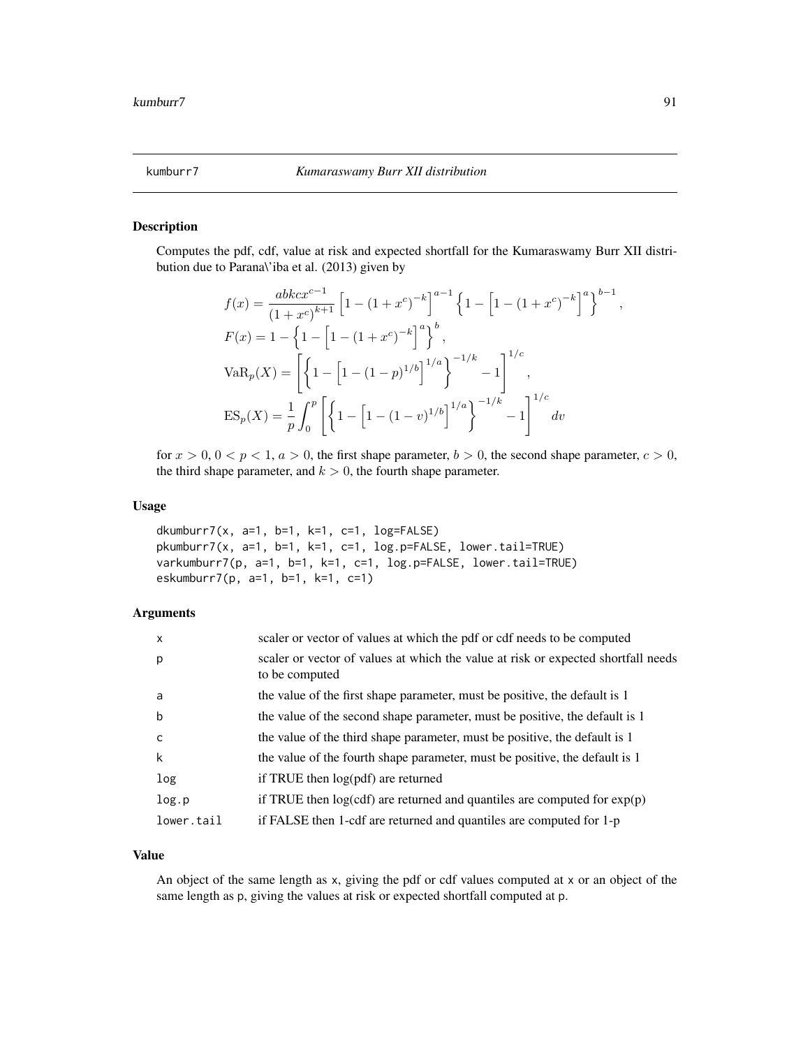# kumburr7 *Kumaraswamy Burr XII distribution*

## Description

Computes the pdf, cdf, value at risk and expected shortfall for the Kumaraswamy Burr XII distribution due to Parana\'iba et al. (2013) given by

$$
\begin{aligned}
f(x) &= \frac{abkcx^{c-1}}{(1+x^c)^{k+1}} \left[1-(1+x^c)^{-k}\right]^{a-1} \left\{1-\left[1-(1+x^c)^{-k}\right]^a\right\}^{b-1}, \\
F(x) &= 1-\left\{1-\left[1-(1+x^c)^{-k}\right]^a\right\}^b, \\
\mathrm{VaR}_p(X) &= \left[\left\{1-\left[1-(1-p)^{1/b}\right]^{1/a}\right\}^{-1/k}-1\right]^{1/c}, \\
\mathrm{ES}_p(X) &= \frac{1}{p}\int_0^p \left[\left\{1-\left[1-(1-v)^{1/b}\right]^{1/a}\right\}^{-1/k}-1\right]^{1/c} dv
\end{aligned}
$$

for $x > 0$, $0 < p < 1$, $a > 0$, the first shape parameter, $b > 0$, the second shape parameter, $c > 0$, the third shape parameter, and $k > 0$, the fourth shape parameter.

## Usage

```
dkumburr7(x, a=1, b=1, k=1, c=1, log=FALSE)
pkumburr7(x, a=1, b=1, k=1, c=1, log.p=FALSE, lower.tail=TRUE)
varkumburr7(p, a=1, b=1, k=1, c=1, log.p=FALSE, lower.tail=TRUE)
eskumburr7(p, a=1, b=1, k=1, c=1)
```

## Arguments

| | |
|---|---|
| x | scaler or vector of values at which the pdf or cdf needs to be computed |
| p | scaler or vector of values at which the value at risk or expected shortfall needs to be computed |
| a | the value of the first shape parameter, must be positive, the default is 1 |
| b | the value of the second shape parameter, must be positive, the default is 1 |
| c | the value of the third shape parameter, must be positive, the default is 1 |
| k | the value of the fourth shape parameter, must be positive, the default is 1 |
| log | if TRUE then log(pdf) are returned |
| log.p | if TRUE then log(cdf) are returned and quantiles are computed for exp(p) |
| lower.tail | if FALSE then 1-cdf are returned and quantiles are computed for 1-p |

## Value

An object of the same length as x, giving the pdf or cdf values computed at x or an object of the same length as p, giving the values at risk or expected shortfall computed at p.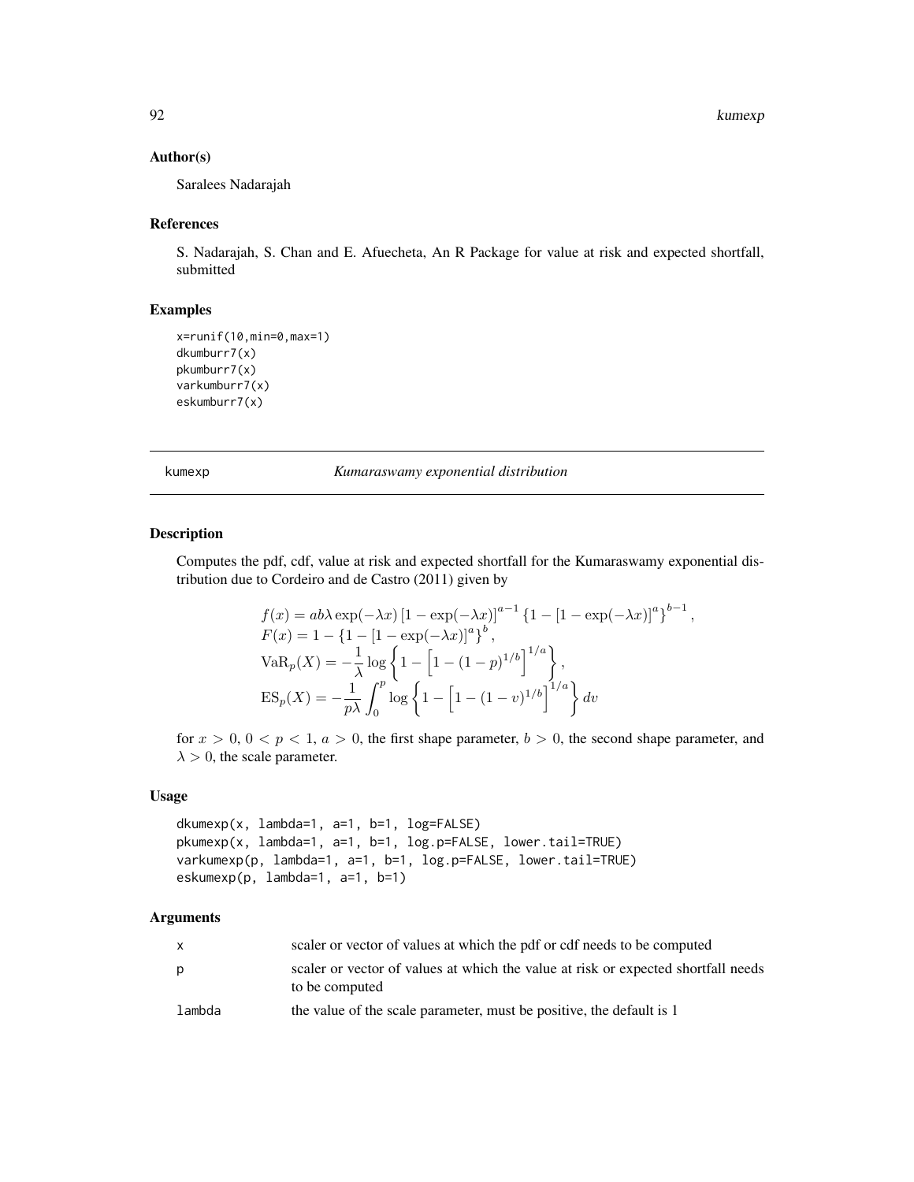## Author(s)

Saralees Nadarajah

## References

S. Nadarajah, S. Chan and E. Afuecheta, An R Package for value at risk and expected shortfall, submitted

## Examples

```
x=runif(10,min=0,max=1)
dkumburr7(x)
pkumburr7(x)
varkumburr7(x)
eskumburr7(x)
```

---

# kumexp *Kumaraswamy exponential distribution*

## Description

Computes the pdf, cdf, value at risk and expected shortfall for the Kumaraswamy exponential distribution due to Cordeiro and de Castro (2011) given by

$$
\begin{aligned}
& f(x) = ab\lambda \exp(-\lambda x) \left[1 - \exp(-\lambda x)\right]^{a-1} \left\{1 - \left[1 - \exp(-\lambda x)\right]^{a}\right\}^{b-1}, \\
& F(x) = 1 - \left\{1 - \left[1 - \exp(-\lambda x)\right]^{a}\right\}^{b}, \\
& \mathrm{VaR}_p(X) = -\frac{1}{\lambda} \log\left\{1 - \left[1 - (1-p)^{1/b}\right]^{1/a}\right\}, \\
& \mathrm{ES}_p(X) = -\frac{1}{p\lambda} \int_0^p \log\left\{1 - \left[1 - (1-v)^{1/b}\right]^{1/a}\right\} dv
\end{aligned}
$$

for $x > 0$, $0 < p < 1$, $a > 0$, the first shape parameter, $b > 0$, the second shape parameter, and $\lambda > 0$, the scale parameter.

## Usage

```
dkumexp(x, lambda=1, a=1, b=1, log=FALSE)
pkumexp(x, lambda=1, a=1, b=1, log.p=FALSE, lower.tail=TRUE)
varkumexp(p, lambda=1, a=1, b=1, log.p=FALSE, lower.tail=TRUE)
eskumexp(p, lambda=1, a=1, b=1)
```

## Arguments

| | |
|---|---|
| x | scaler or vector of values at which the pdf or cdf needs to be computed |
| p | scaler or vector of values at which the value at risk or expected shortfall needs to be computed |
| lambda | the value of the scale parameter, must be positive, the default is 1 |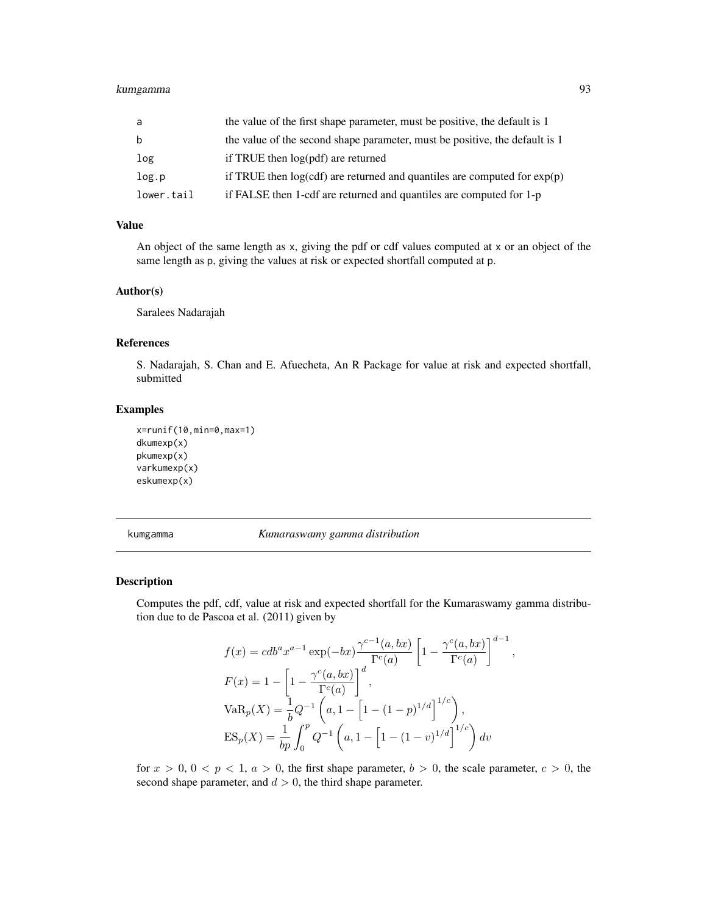| | |
|---|---|
| a | the value of the first shape parameter, must be positive, the default is 1 |
| b | the value of the second shape parameter, must be positive, the default is 1 |
| log | if TRUE then log(pdf) are returned |
| log.p | if TRUE then log(cdf) are returned and quantiles are computed for exp(p) |
| lower.tail | if FALSE then 1-cdf are returned and quantiles are computed for 1-p |

### Value

An object of the same length as x, giving the pdf or cdf values computed at x or an object of the same length as p, giving the values at risk or expected shortfall computed at p.

### Author(s)

Saralees Nadarajah

### References

S. Nadarajah, S. Chan and E. Afuecheta, An R Package for value at risk and expected shortfall, submitted

### Examples

```
x=runif(10,min=0,max=1)
dkumexp(x)
pkumexp(x)
varkumexp(x)
eskumexp(x)
```

---

## kumgamma *Kumaraswamy gamma distribution*

### Description

Computes the pdf, cdf, value at risk and expected shortfall for the Kumaraswamy gamma distribution due to de Pascoa et al. (2011) given by

$$
\begin{aligned}
f(x) &= cdb^a x^{a-1} \exp(-bx) \frac{\gamma^{c-1}(a, bx)}{\Gamma^c(a)} \left[1 - \frac{\gamma^c(a, bx)}{\Gamma^c(a)}\right]^{d-1}, \\
F(x) &= 1 - \left[1 - \frac{\gamma^c(a, bx)}{\Gamma^c(a)}\right]^d, \\
\mathrm{VaR}_p(X) &= \frac{1}{b} Q^{-1}\left(a, 1 - \left[1 - (1-p)^{1/d}\right]^{1/c}\right), \\
\mathrm{ES}_p(X) &= \frac{1}{bp} \int_0^p Q^{-1}\left(a, 1 - \left[1 - (1-v)^{1/d}\right]^{1/c}\right) dv
\end{aligned}
$$

for $x > 0$, $0 < p < 1$, $a > 0$, the first shape parameter, $b > 0$, the scale parameter, $c > 0$, the second shape parameter, and $d > 0$, the third shape parameter.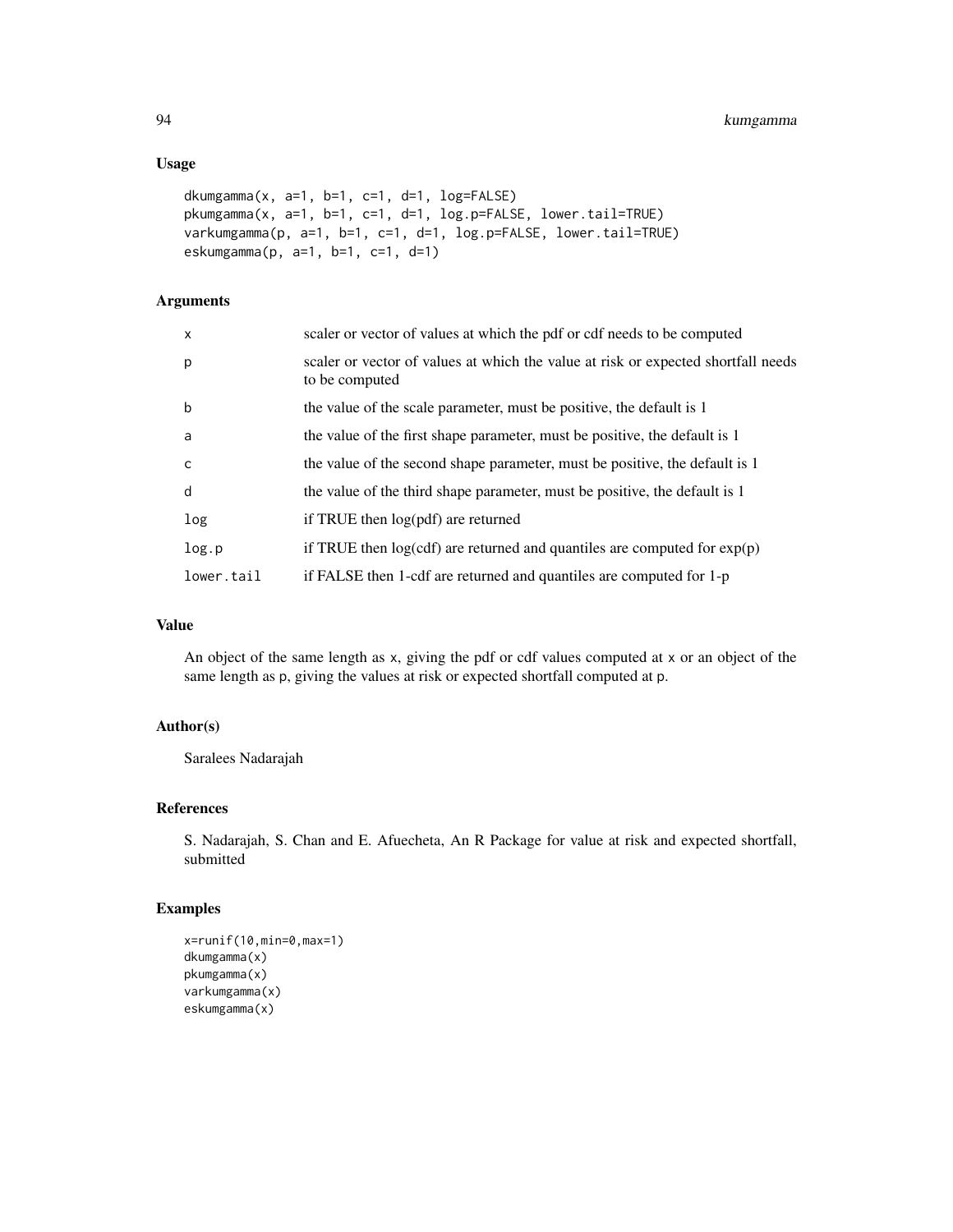### Usage

```
dkumgamma(x, a=1, b=1, c=1, d=1, log=FALSE)
pkumgamma(x, a=1, b=1, c=1, d=1, log.p=FALSE, lower.tail=TRUE)
varkumgamma(p, a=1, b=1, c=1, d=1, log.p=FALSE, lower.tail=TRUE)
eskumgamma(p, a=1, b=1, c=1, d=1)
```

### Arguments

| | |
|---|---|
| x | scaler or vector of values at which the pdf or cdf needs to be computed |
| p | scaler or vector of values at which the value at risk or expected shortfall needs to be computed |
| b | the value of the scale parameter, must be positive, the default is 1 |
| a | the value of the first shape parameter, must be positive, the default is 1 |
| c | the value of the second shape parameter, must be positive, the default is 1 |
| d | the value of the third shape parameter, must be positive, the default is 1 |
| log | if TRUE then log(pdf) are returned |
| log.p | if TRUE then log(cdf) are returned and quantiles are computed for exp(p) |
| lower.tail | if FALSE then 1-cdf are returned and quantiles are computed for 1-p |

### Value

An object of the same length as x, giving the pdf or cdf values computed at x or an object of the same length as p, giving the values at risk or expected shortfall computed at p.

### Author(s)

Saralees Nadarajah

### References

S. Nadarajah, S. Chan and E. Afuecheta, An R Package for value at risk and expected shortfall, submitted

### Examples

```
x=runif(10,min=0,max=1)
dkumgamma(x)
pkumgamma(x)
varkumgamma(x)
eskumgamma(x)
```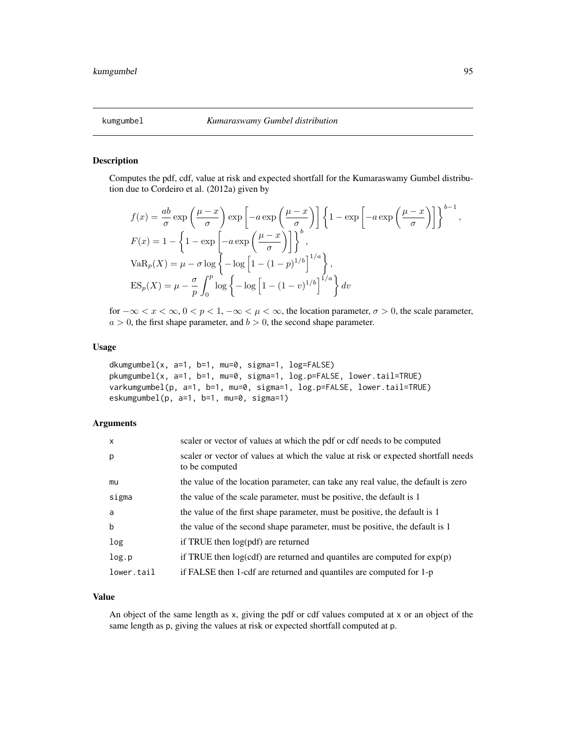# kumgumbel — *Kumaraswamy Gumbel distribution*

## Description

Computes the pdf, cdf, value at risk and expected shortfall for the Kumaraswamy Gumbel distribution due to Cordeiro et al. (2012a) given by

$$
\begin{aligned}
f(x) &= \frac{ab}{\sigma} \exp\left(\frac{\mu - x}{\sigma}\right) \exp\left[-a \exp\left(\frac{\mu - x}{\sigma}\right)\right] \left\{1 - \exp\left[-a \exp\left(\frac{\mu - x}{\sigma}\right)\right]\right\}^{b-1}, \\
F(x) &= 1 - \left\{1 - \exp\left[-a \exp\left(\frac{\mu - x}{\sigma}\right)\right]\right\}^{b}, \\
\mathrm{VaR}_p(X) &= \mu - \sigma \log\left\{-\log\left[1 - (1-p)^{1/b}\right]^{1/a}\right\}, \\
\mathrm{ES}_p(X) &= \mu - \frac{\sigma}{p} \int_0^p \log\left\{-\log\left[1 - (1-v)^{1/b}\right]^{1/a}\right\} dv
\end{aligned}
$$

for $-\infty < x < \infty$, $0 < p < 1$, $-\infty < \mu < \infty$, the location parameter, $\sigma > 0$, the scale parameter, $a > 0$, the first shape parameter, and $b > 0$, the second shape parameter.

## Usage

```
dkumgumbel(x, a=1, b=1, mu=0, sigma=1, log=FALSE)
pkumgumbel(x, a=1, b=1, mu=0, sigma=1, log.p=FALSE, lower.tail=TRUE)
varkumgumbel(p, a=1, b=1, mu=0, sigma=1, log.p=FALSE, lower.tail=TRUE)
eskumgumbel(p, a=1, b=1, mu=0, sigma=1)
```

## Arguments

| | |
|---|---|
| x | scaler or vector of values at which the pdf or cdf needs to be computed |
| p | scaler or vector of values at which the value at risk or expected shortfall needs to be computed |
| mu | the value of the location parameter, can take any real value, the default is zero |
| sigma | the value of the scale parameter, must be positive, the default is 1 |
| a | the value of the first shape parameter, must be positive, the default is 1 |
| b | the value of the second shape parameter, must be positive, the default is 1 |
| log | if TRUE then log(pdf) are returned |
| log.p | if TRUE then log(cdf) are returned and quantiles are computed for exp(p) |
| lower.tail | if FALSE then 1-cdf are returned and quantiles are computed for 1-p |

## Value

An object of the same length as x, giving the pdf or cdf values computed at x or an object of the same length as p, giving the values at risk or expected shortfall computed at p.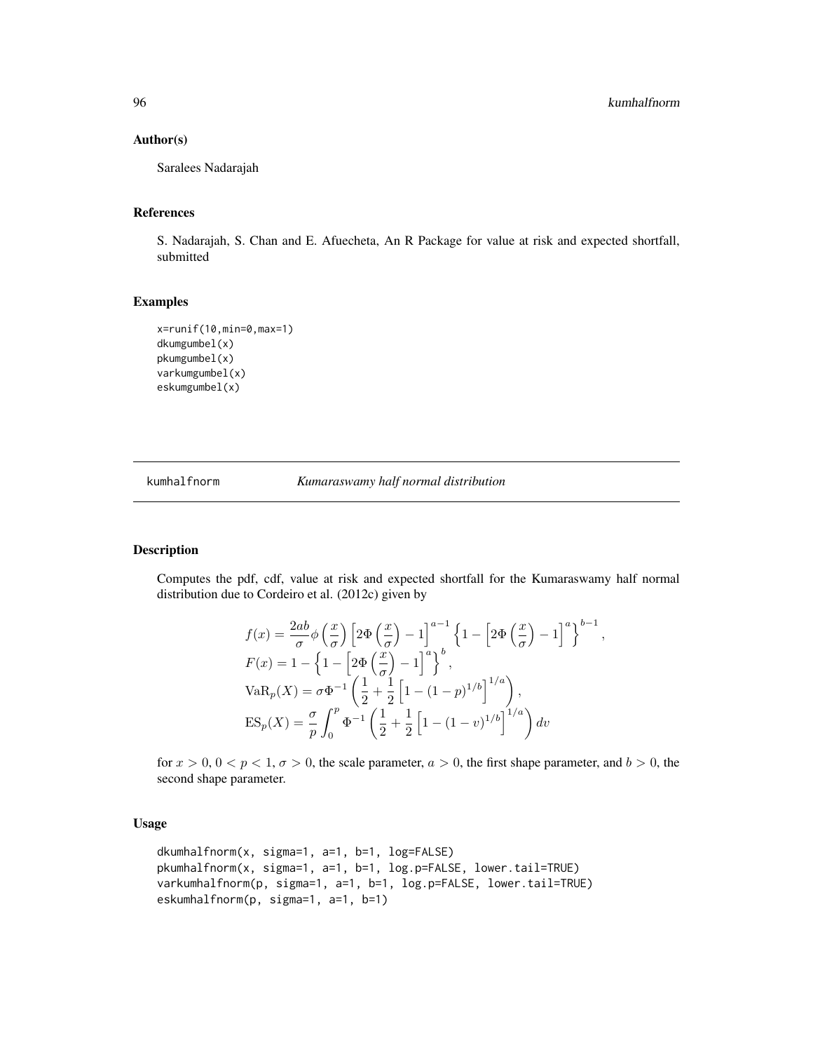### Author(s)

Saralees Nadarajah

### References

S. Nadarajah, S. Chan and E. Afuecheta, An R Package for value at risk and expected shortfall, submitted

### Examples

```
x=runif(10,min=0,max=1)
dkumgumbel(x)
pkumgumbel(x)
varkumgumbel(x)
eskumgumbel(x)
```

---

## kumhalfnorm *Kumaraswamy half normal distribution*

### Description

Computes the pdf, cdf, value at risk and expected shortfall for the Kumaraswamy half normal distribution due to Cordeiro et al. (2012c) given by

$$
\begin{aligned}
f(x) &= \frac{2ab}{\sigma}\phi\left(\frac{x}{\sigma}\right)\left[2\Phi\left(\frac{x}{\sigma}\right)-1\right]^{a-1}\left\{1-\left[2\Phi\left(\frac{x}{\sigma}\right)-1\right]^{a}\right\}^{b-1},\\
F(x) &= 1-\left\{1-\left[2\Phi\left(\frac{x}{\sigma}\right)-1\right]^{a}\right\}^{b},\\
\mathrm{VaR}_p(X) &= \sigma\Phi^{-1}\left(\frac{1}{2}+\frac{1}{2}\left[1-(1-p)^{1/b}\right]^{1/a}\right),\\
\mathrm{ES}_p(X) &= \frac{\sigma}{p}\int_0^p \Phi^{-1}\left(\frac{1}{2}+\frac{1}{2}\left[1-(1-v)^{1/b}\right]^{1/a}\right)dv
\end{aligned}
$$

for $x > 0$, $0 < p < 1$, $\sigma > 0$, the scale parameter, $a > 0$, the first shape parameter, and $b > 0$, the second shape parameter.

### Usage

```
dkumhalfnorm(x, sigma=1, a=1, b=1, log=FALSE)
pkumhalfnorm(x, sigma=1, a=1, b=1, log.p=FALSE, lower.tail=TRUE)
varkumhalfnorm(p, sigma=1, a=1, b=1, log.p=FALSE, lower.tail=TRUE)
eskumhalfnorm(p, sigma=1, a=1, b=1)
```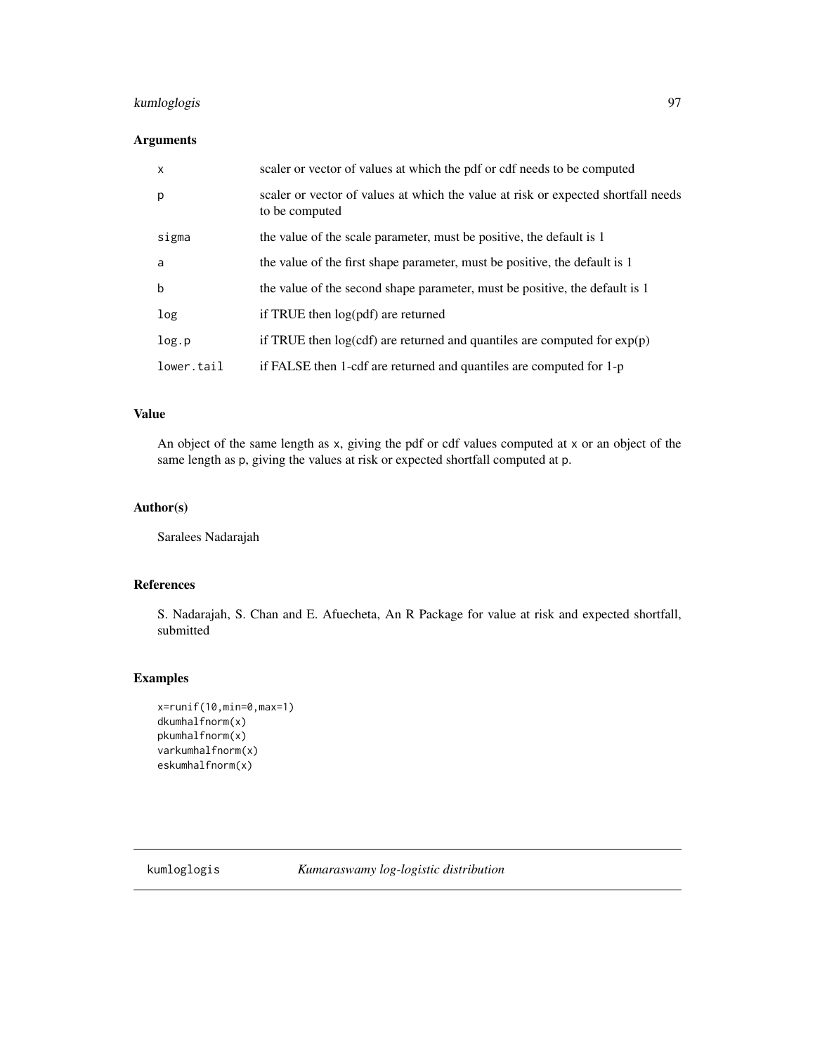## Arguments

| | |
|---|---|
| x | scaler or vector of values at which the pdf or cdf needs to be computed |
| p | scaler or vector of values at which the value at risk or expected shortfall needs to be computed |
| sigma | the value of the scale parameter, must be positive, the default is 1 |
| a | the value of the first shape parameter, must be positive, the default is 1 |
| b | the value of the second shape parameter, must be positive, the default is 1 |
| log | if TRUE then log(pdf) are returned |
| log.p | if TRUE then log(cdf) are returned and quantiles are computed for exp(p) |
| lower.tail | if FALSE then 1-cdf are returned and quantiles are computed for 1-p |

## Value

An object of the same length as x, giving the pdf or cdf values computed at x or an object of the same length as p, giving the values at risk or expected shortfall computed at p.

## Author(s)

Saralees Nadarajah

## References

S. Nadarajah, S. Chan and E. Afuecheta, An R Package for value at risk and expected shortfall, submitted

## Examples

```
x=runif(10,min=0,max=1)
dkumhalfnorm(x)
pkumhalfnorm(x)
varkumhalfnorm(x)
eskumhalfnorm(x)
```

---

# kumloglogis *Kumaraswamy log-logistic distribution*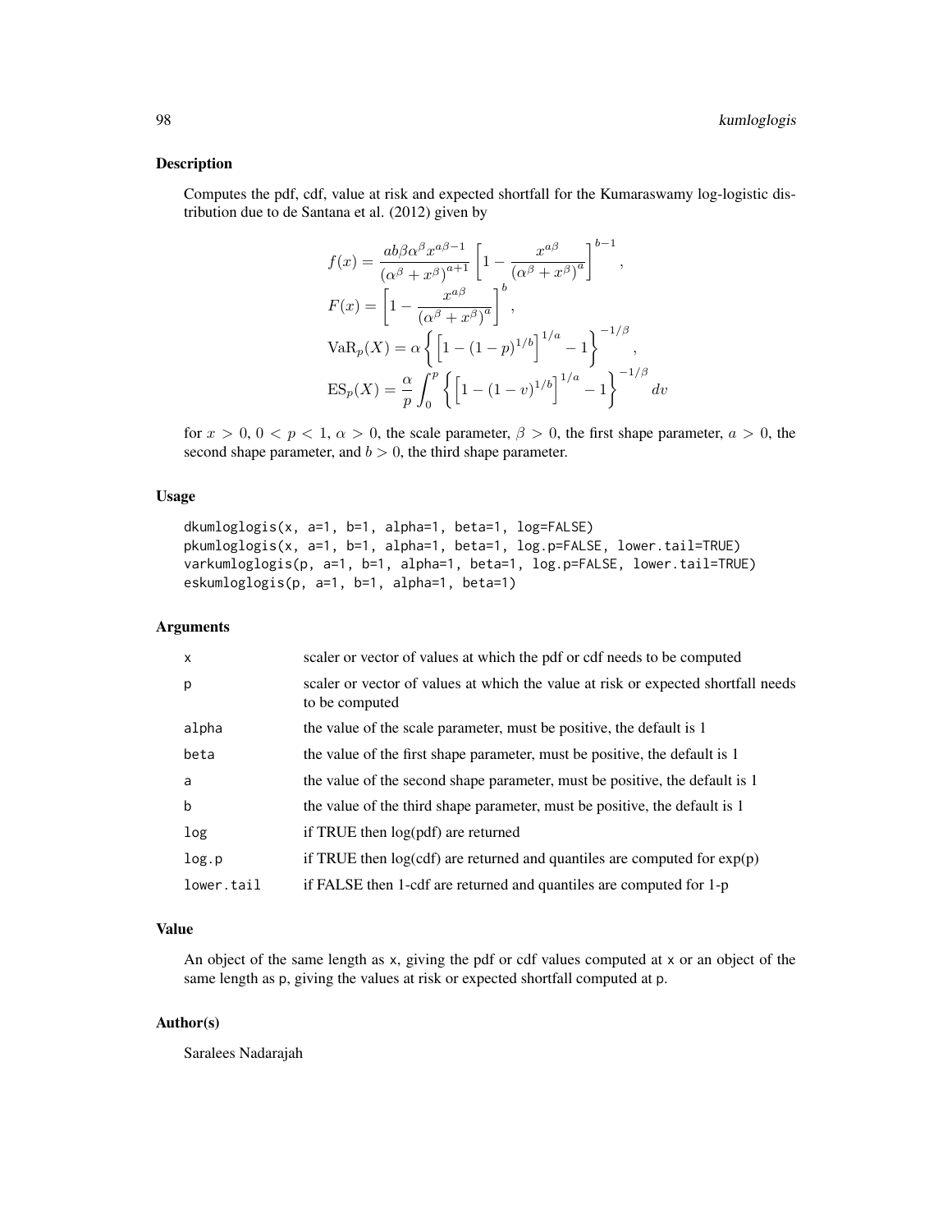## Description

Computes the pdf, cdf, value at risk and expected shortfall for the Kumaraswamy log-logistic distribution due to de Santana et al. (2012) given by

$$
\begin{aligned}
f(x) &= \frac{ab\beta\alpha^\beta x^{a\beta-1}}{\left(\alpha^\beta + x^\beta\right)^{a+1}} \left[1 - \frac{x^{a\beta}}{\left(\alpha^\beta + x^\beta\right)^a}\right]^{b-1}, \\
F(x) &= \left[1 - \frac{x^{a\beta}}{\left(\alpha^\beta + x^\beta\right)^a}\right]^b, \\
\mathrm{VaR}_p(X) &= \alpha \left\{ \left[1 - (1-p)^{1/b}\right]^{1/a} - 1 \right\}^{-1/\beta}, \\
\mathrm{ES}_p(X) &= \frac{\alpha}{p} \int_0^p \left\{ \left[1 - (1-v)^{1/b}\right]^{1/a} - 1 \right\}^{-1/\beta} dv
\end{aligned}
$$

for $x > 0$, $0 < p < 1$, $\alpha > 0$, the scale parameter, $\beta > 0$, the first shape parameter, $a > 0$, the second shape parameter, and $b > 0$, the third shape parameter.

## Usage

```
dkumloglogis(x, a=1, b=1, alpha=1, beta=1, log=FALSE)
pkumloglogis(x, a=1, b=1, alpha=1, beta=1, log.p=FALSE, lower.tail=TRUE)
varkumloglogis(p, a=1, b=1, alpha=1, beta=1, log.p=FALSE, lower.tail=TRUE)
eskumloglogis(p, a=1, b=1, alpha=1, beta=1)
```

## Arguments

| | |
|---|---|
| x | scaler or vector of values at which the pdf or cdf needs to be computed |
| p | scaler or vector of values at which the value at risk or expected shortfall needs to be computed |
| alpha | the value of the scale parameter, must be positive, the default is 1 |
| beta | the value of the first shape parameter, must be positive, the default is 1 |
| a | the value of the second shape parameter, must be positive, the default is 1 |
| b | the value of the third shape parameter, must be positive, the default is 1 |
| log | if TRUE then log(pdf) are returned |
| log.p | if TRUE then log(cdf) are returned and quantiles are computed for exp(p) |
| lower.tail | if FALSE then 1-cdf are returned and quantiles are computed for 1-p |

## Value

An object of the same length as x, giving the pdf or cdf values computed at x or an object of the same length as p, giving the values at risk or expected shortfall computed at p.

## Author(s)

Saralees Nadarajah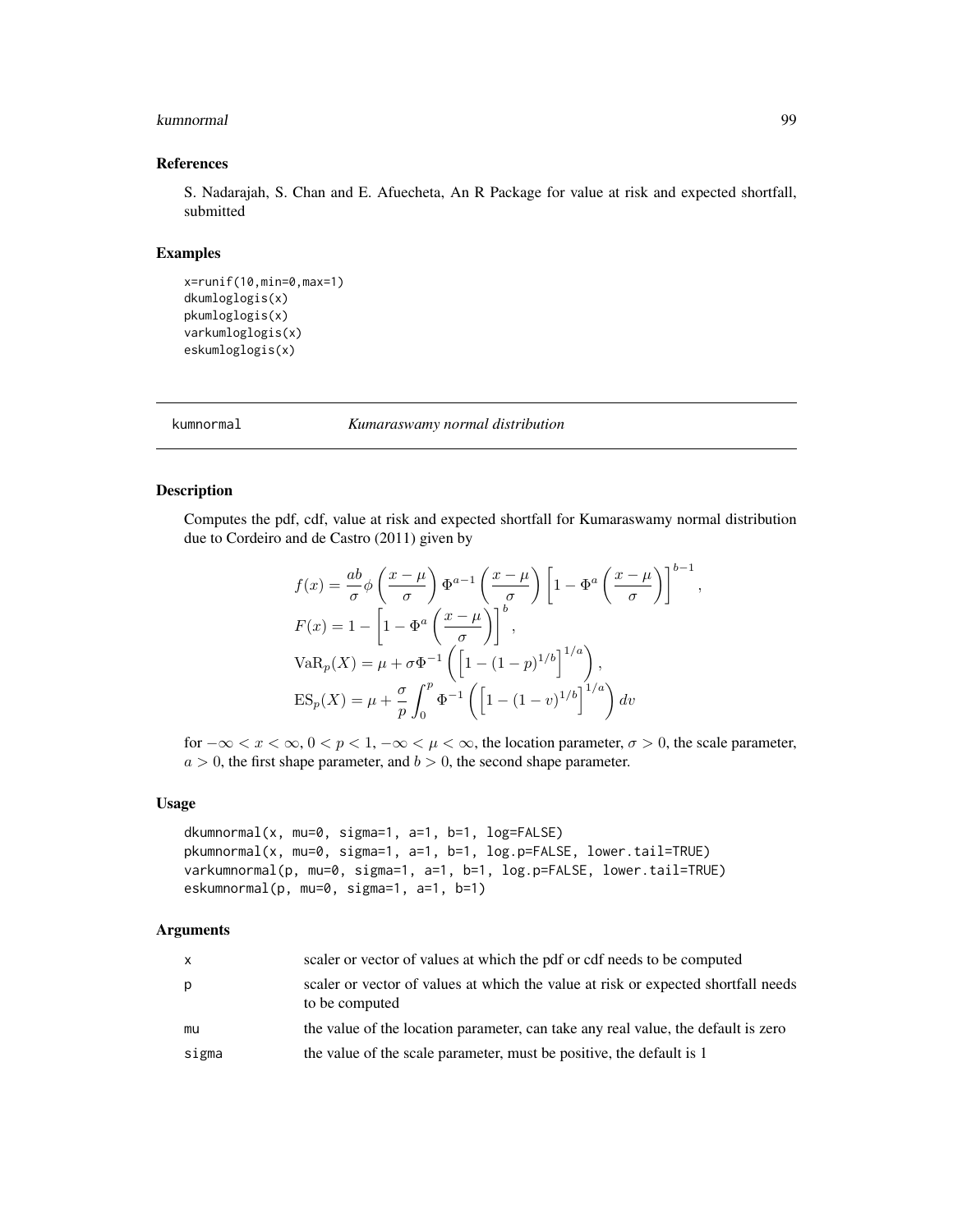## References

S. Nadarajah, S. Chan and E. Afuecheta, An R Package for value at risk and expected shortfall, submitted

## Examples

```
x=runif(10,min=0,max=1)
dkumloglogis(x)
pkumloglogis(x)
varkumloglogis(x)
eskumloglogis(x)
```

---

# kumnormal    *Kumaraswamy normal distribution*

---

## Description

Computes the pdf, cdf, value at risk and expected shortfall for Kumaraswamy normal distribution due to Cordeiro and de Castro (2011) given by

$$
\begin{aligned}
f(x) &= \frac{ab}{\sigma} \phi\left(\frac{x-\mu}{\sigma}\right) \Phi^{a-1}\left(\frac{x-\mu}{\sigma}\right) \left[1 - \Phi^{a}\left(\frac{x-\mu}{\sigma}\right)\right]^{b-1}, \\
F(x) &= 1 - \left[1 - \Phi^{a}\left(\frac{x-\mu}{\sigma}\right)\right]^{b}, \\
\mathrm{VaR}_p(X) &= \mu + \sigma \Phi^{-1}\left(\left[1 - (1-p)^{1/b}\right]^{1/a}\right), \\
\mathrm{ES}_p(X) &= \mu + \frac{\sigma}{p} \int_0^p \Phi^{-1}\left(\left[1 - (1-v)^{1/b}\right]^{1/a}\right) dv
\end{aligned}
$$

for $-\infty < x < \infty$, $0 < p < 1$, $-\infty < \mu < \infty$, the location parameter, $\sigma > 0$, the scale parameter, $a > 0$, the first shape parameter, and $b > 0$, the second shape parameter.

## Usage

```
dkumnormal(x, mu=0, sigma=1, a=1, b=1, log=FALSE)
pkumnormal(x, mu=0, sigma=1, a=1, b=1, log.p=FALSE, lower.tail=TRUE)
varkumnormal(p, mu=0, sigma=1, a=1, b=1, log.p=FALSE, lower.tail=TRUE)
eskumnormal(p, mu=0, sigma=1, a=1, b=1)
```

## Arguments

| | |
|---|---|
| x | scaler or vector of values at which the pdf or cdf needs to be computed |
| p | scaler or vector of values at which the value at risk or expected shortfall needs to be computed |
| mu | the value of the location parameter, can take any real value, the default is zero |
| sigma | the value of the scale parameter, must be positive, the default is 1 |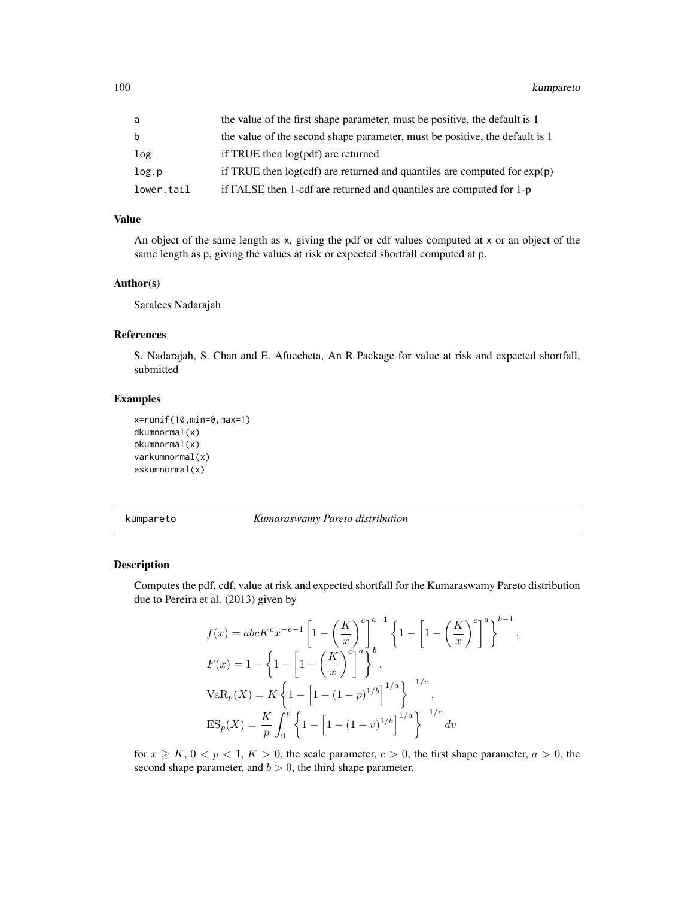| | |
|---|---|
| a | the value of the first shape parameter, must be positive, the default is 1 |
| b | the value of the second shape parameter, must be positive, the default is 1 |
| log | if TRUE then log(pdf) are returned |
| log.p | if TRUE then log(cdf) are returned and quantiles are computed for exp(p) |
| lower.tail | if FALSE then 1-cdf are returned and quantiles are computed for 1-p |

### Value

An object of the same length as x, giving the pdf or cdf values computed at x or an object of the same length as p, giving the values at risk or expected shortfall computed at p.

### Author(s)

Saralees Nadarajah

### References

S. Nadarajah, S. Chan and E. Afuecheta, An R Package for value at risk and expected shortfall, submitted

### Examples

```
x=runif(10,min=0,max=1)
dkumnormal(x)
pkumnormal(x)
varkumnormal(x)
eskumnormal(x)
```

## kumpareto *Kumaraswamy Pareto distribution*

### Description

Computes the pdf, cdf, value at risk and expected shortfall for the Kumaraswamy Pareto distribution due to Pereira et al. (2013) given by

$$
\begin{aligned}
f(x) &= abcK^c x^{-c-1} \left[1 - \left(\frac{K}{x}\right)^c\right]^{a-1} \left\{1 - \left[1 - \left(\frac{K}{x}\right)^c\right]^a\right\}^{b-1}, \\
F(x) &= 1 - \left\{1 - \left[1 - \left(\frac{K}{x}\right)^c\right]^a\right\}^b, \\
\mathrm{VaR}_p(X) &= K \left\{1 - \left[1 - (1-p)^{1/b}\right]^{1/a}\right\}^{-1/c}, \\
\mathrm{ES}_p(X) &= \frac{K}{p} \int_0^p \left\{1 - \left[1 - (1-v)^{1/b}\right]^{1/a}\right\}^{-1/c} dv
\end{aligned}
$$

for $x \geq K$, $0 < p < 1$, $K > 0$, the scale parameter, $c > 0$, the first shape parameter, $a > 0$, the second shape parameter, and $b > 0$, the third shape parameter.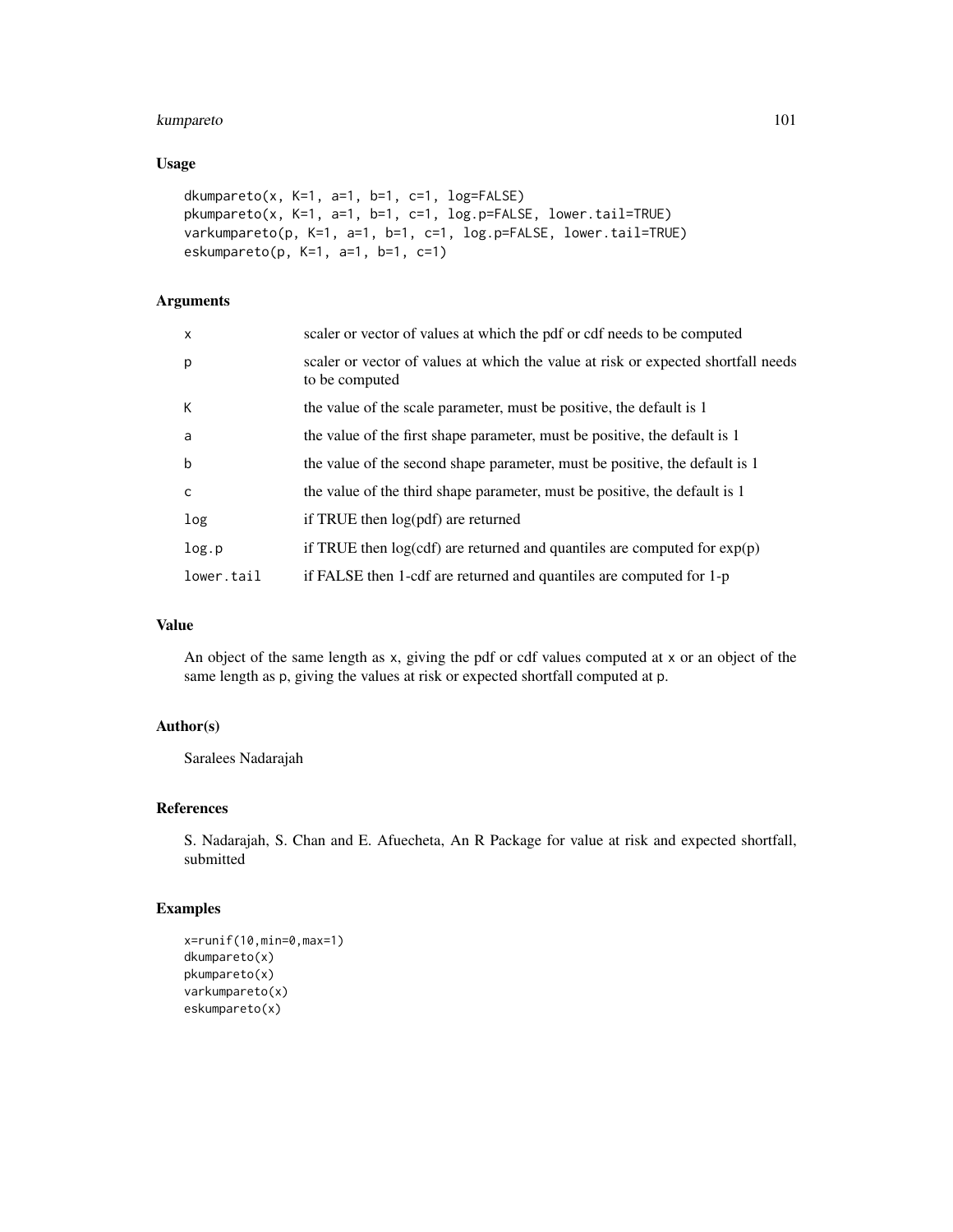### Usage

```
dkumpareto(x, K=1, a=1, b=1, c=1, log=FALSE)
pkumpareto(x, K=1, a=1, b=1, c=1, log.p=FALSE, lower.tail=TRUE)
varkumpareto(p, K=1, a=1, b=1, c=1, log.p=FALSE, lower.tail=TRUE)
eskumpareto(p, K=1, a=1, b=1, c=1)
```

### Arguments

| | |
|---|---|
| x | scaler or vector of values at which the pdf or cdf needs to be computed |
| p | scaler or vector of values at which the value at risk or expected shortfall needs to be computed |
| K | the value of the scale parameter, must be positive, the default is 1 |
| a | the value of the first shape parameter, must be positive, the default is 1 |
| b | the value of the second shape parameter, must be positive, the default is 1 |
| c | the value of the third shape parameter, must be positive, the default is 1 |
| log | if TRUE then log(pdf) are returned |
| log.p | if TRUE then log(cdf) are returned and quantiles are computed for exp(p) |
| lower.tail | if FALSE then 1-cdf are returned and quantiles are computed for 1-p |

### Value

An object of the same length as x, giving the pdf or cdf values computed at x or an object of the same length as p, giving the values at risk or expected shortfall computed at p.

### Author(s)

Saralees Nadarajah

### References

S. Nadarajah, S. Chan and E. Afuecheta, An R Package for value at risk and expected shortfall, submitted

### Examples

```
x=runif(10,min=0,max=1)
dkumpareto(x)
pkumpareto(x)
varkumpareto(x)
eskumpareto(x)
```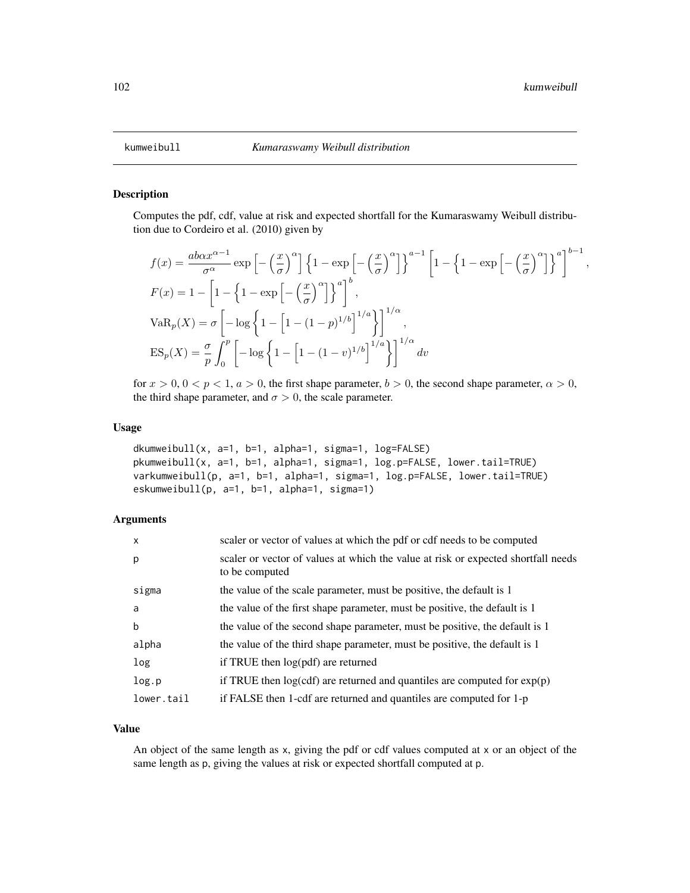# kumweibull *Kumaraswamy Weibull distribution*

## Description

Computes the pdf, cdf, value at risk and expected shortfall for the Kumaraswamy Weibull distribution due to Cordeiro et al. (2010) given by

$$
\begin{aligned}
f(x) &= \frac{ab\alpha x^{\alpha-1}}{\sigma^{\alpha}} \exp\left[-\left(\frac{x}{\sigma}\right)^{\alpha}\right] \left\{1-\exp\left[-\left(\frac{x}{\sigma}\right)^{\alpha}\right]\right\}^{a-1} \left[1-\left\{1-\exp\left[-\left(\frac{x}{\sigma}\right)^{\alpha}\right]\right\}^{a}\right]^{b-1}, \\
F(x) &= 1-\left[1-\left\{1-\exp\left[-\left(\frac{x}{\sigma}\right)^{\alpha}\right]\right\}^{a}\right]^{b}, \\
\mathrm{VaR}_p(X) &= \sigma\left[-\log\left\{1-\left[1-(1-p)^{1/b}\right]^{1/a}\right\}\right]^{1/\alpha}, \\
\mathrm{ES}_p(X) &= \frac{\sigma}{p}\int_0^p \left[-\log\left\{1-\left[1-(1-v)^{1/b}\right]^{1/a}\right\}\right]^{1/\alpha} dv
\end{aligned}
$$

for $x > 0$, $0 < p < 1$, $a > 0$, the first shape parameter, $b > 0$, the second shape parameter, $\alpha > 0$, the third shape parameter, and $\sigma > 0$, the scale parameter.

## Usage

```
dkumweibull(x, a=1, b=1, alpha=1, sigma=1, log=FALSE)
pkumweibull(x, a=1, b=1, alpha=1, sigma=1, log.p=FALSE, lower.tail=TRUE)
varkumweibull(p, a=1, b=1, alpha=1, sigma=1, log.p=FALSE, lower.tail=TRUE)
eskumweibull(p, a=1, b=1, alpha=1, sigma=1)
```

## Arguments

| | |
|---|---|
| x | scaler or vector of values at which the pdf or cdf needs to be computed |
| p | scaler or vector of values at which the value at risk or expected shortfall needs to be computed |
| sigma | the value of the scale parameter, must be positive, the default is 1 |
| a | the value of the first shape parameter, must be positive, the default is 1 |
| b | the value of the second shape parameter, must be positive, the default is 1 |
| alpha | the value of the third shape parameter, must be positive, the default is 1 |
| log | if TRUE then log(pdf) are returned |
| log.p | if TRUE then log(cdf) are returned and quantiles are computed for exp(p) |
| lower.tail | if FALSE then 1-cdf are returned and quantiles are computed for 1-p |

## Value

An object of the same length as x, giving the pdf or cdf values computed at x or an object of the same length as p, giving the values at risk or expected shortfall computed at p.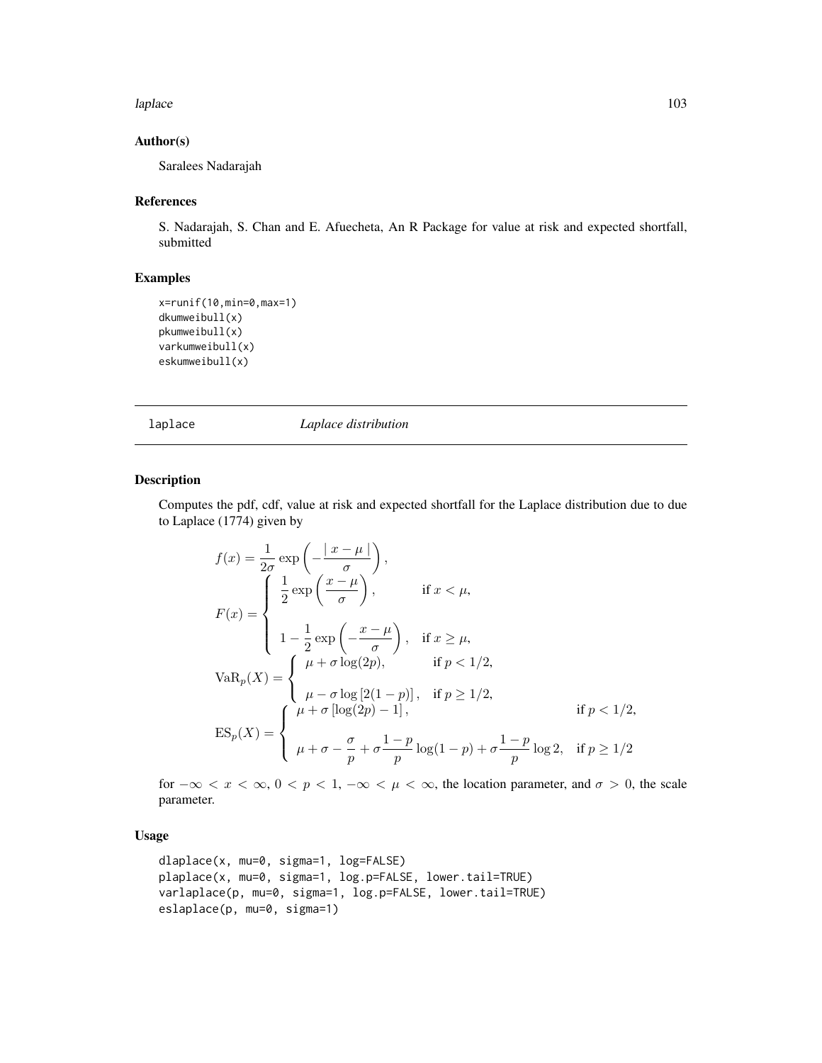## Author(s)

Saralees Nadarajah

## References

S. Nadarajah, S. Chan and E. Afuecheta, An R Package for value at risk and expected shortfall, submitted

## Examples

```
x=runif(10,min=0,max=1)
dkumweibull(x)
pkumweibull(x)
varkumweibull(x)
eskumweibull(x)
```

---

# laplace *Laplace distribution*

## Description

Computes the pdf, cdf, value at risk and expected shortfall for the Laplace distribution due to due to Laplace (1774) given by

$$
\begin{aligned}
f(x) &= \frac{1}{2\sigma} \exp\left(-\frac{\mid x-\mu \mid}{\sigma}\right), \\
F(x) &= \begin{cases} \dfrac{1}{2} \exp\left(\dfrac{x-\mu}{\sigma}\right), & \text{if } x < \mu, \\[2ex] 1 - \dfrac{1}{2} \exp\left(-\dfrac{x-\mu}{\sigma}\right), & \text{if } x \geq \mu, \end{cases} \\
\mathrm{VaR}_p(X) &= \begin{cases} \mu + \sigma \log(2p), & \text{if } p < 1/2, \\[2ex] \mu - \sigma \log\left[2(1-p)\right], & \text{if } p \geq 1/2, \end{cases} \\
\mathrm{ES}_p(X) &= \begin{cases} \mu + \sigma\left[\log(2p) - 1\right], & \text{if } p < 1/2, \\[2ex] \mu + \sigma - \dfrac{\sigma}{p} + \sigma \dfrac{1-p}{p} \log(1-p) + \sigma \dfrac{1-p}{p} \log 2, & \text{if } p \geq 1/2 \end{cases}
\end{aligned}
$$

for $-\infty < x < \infty$, $0 < p < 1$, $-\infty < \mu < \infty$, the location parameter, and $\sigma > 0$, the scale parameter.

## Usage

```
dlaplace(x, mu=0, sigma=1, log=FALSE)
plaplace(x, mu=0, sigma=1, log.p=FALSE, lower.tail=TRUE)
varlaplace(p, mu=0, sigma=1, log.p=FALSE, lower.tail=TRUE)
eslaplace(p, mu=0, sigma=1)
```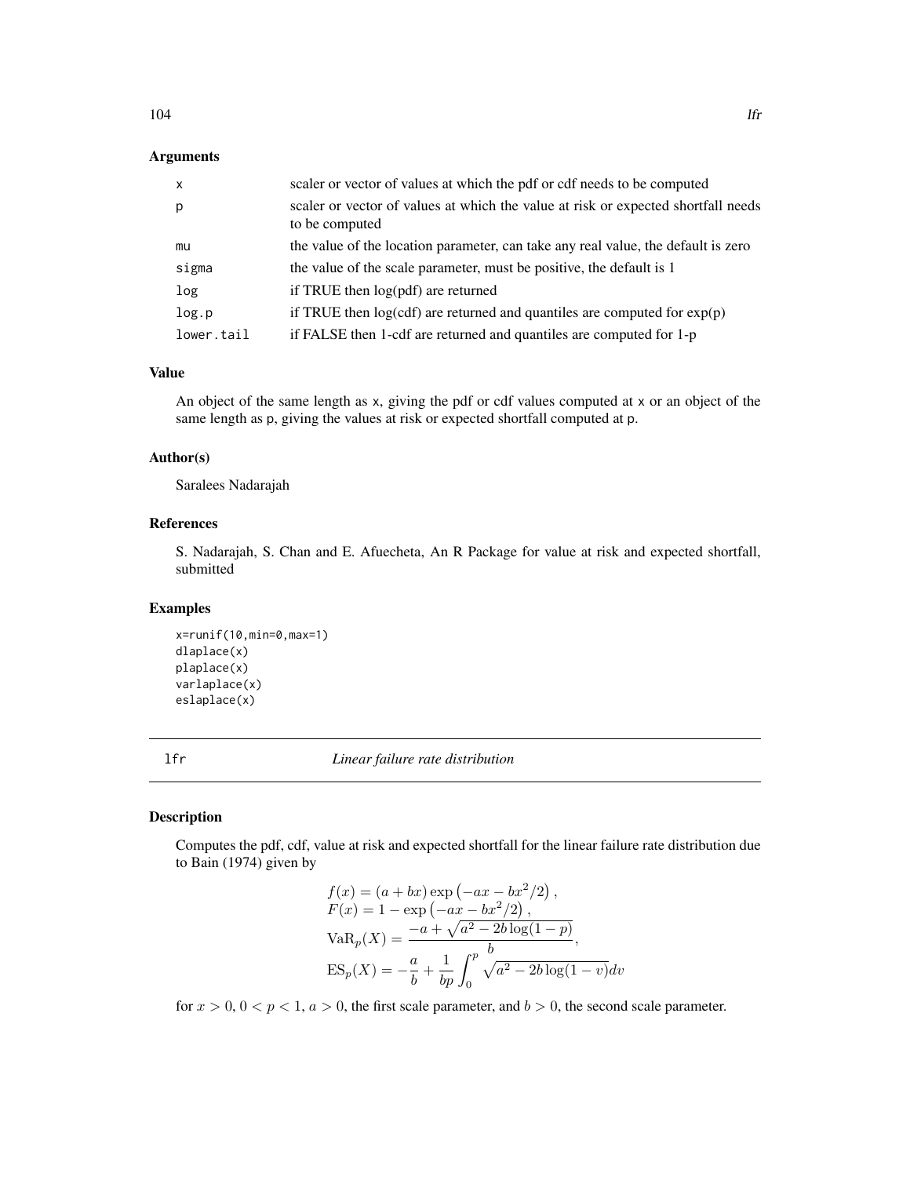### Arguments

| | |
|---|---|
| x | scaler or vector of values at which the pdf or cdf needs to be computed |
| p | scaler or vector of values at which the value at risk or expected shortfall needs to be computed |
| mu | the value of the location parameter, can take any real value, the default is zero |
| sigma | the value of the scale parameter, must be positive, the default is 1 |
| log | if TRUE then log(pdf) are returned |
| log.p | if TRUE then log(cdf) are returned and quantiles are computed for exp(p) |
| lower.tail | if FALSE then 1-cdf are returned and quantiles are computed for 1-p |

### Value

An object of the same length as x, giving the pdf or cdf values computed at x or an object of the same length as p, giving the values at risk or expected shortfall computed at p.

### Author(s)

Saralees Nadarajah

### References

S. Nadarajah, S. Chan and E. Afuecheta, An R Package for value at risk and expected shortfall, submitted

### Examples

```
x=runif(10,min=0,max=1)
dlaplace(x)
plaplace(x)
varlaplace(x)
eslaplace(x)
```

---

## lfr — *Linear failure rate distribution*

### Description

Computes the pdf, cdf, value at risk and expected shortfall for the linear failure rate distribution due to Bain (1974) given by

$$
\begin{aligned}
f(x) &= (a + bx) \exp\left(-ax - bx^2/2\right), \\
F(x) &= 1 - \exp\left(-ax - bx^2/2\right), \\
\mathrm{VaR}_p(X) &= \frac{-a + \sqrt{a^2 - 2b \log(1-p)}}{b}, \\
\mathrm{ES}_p(X) &= -\frac{a}{b} + \frac{1}{bp} \int_0^p \sqrt{a^2 - 2b \log(1-v)} dv
\end{aligned}
$$

for $x > 0$, $0 < p < 1$, $a > 0$, the first scale parameter, and $b > 0$, the second scale parameter.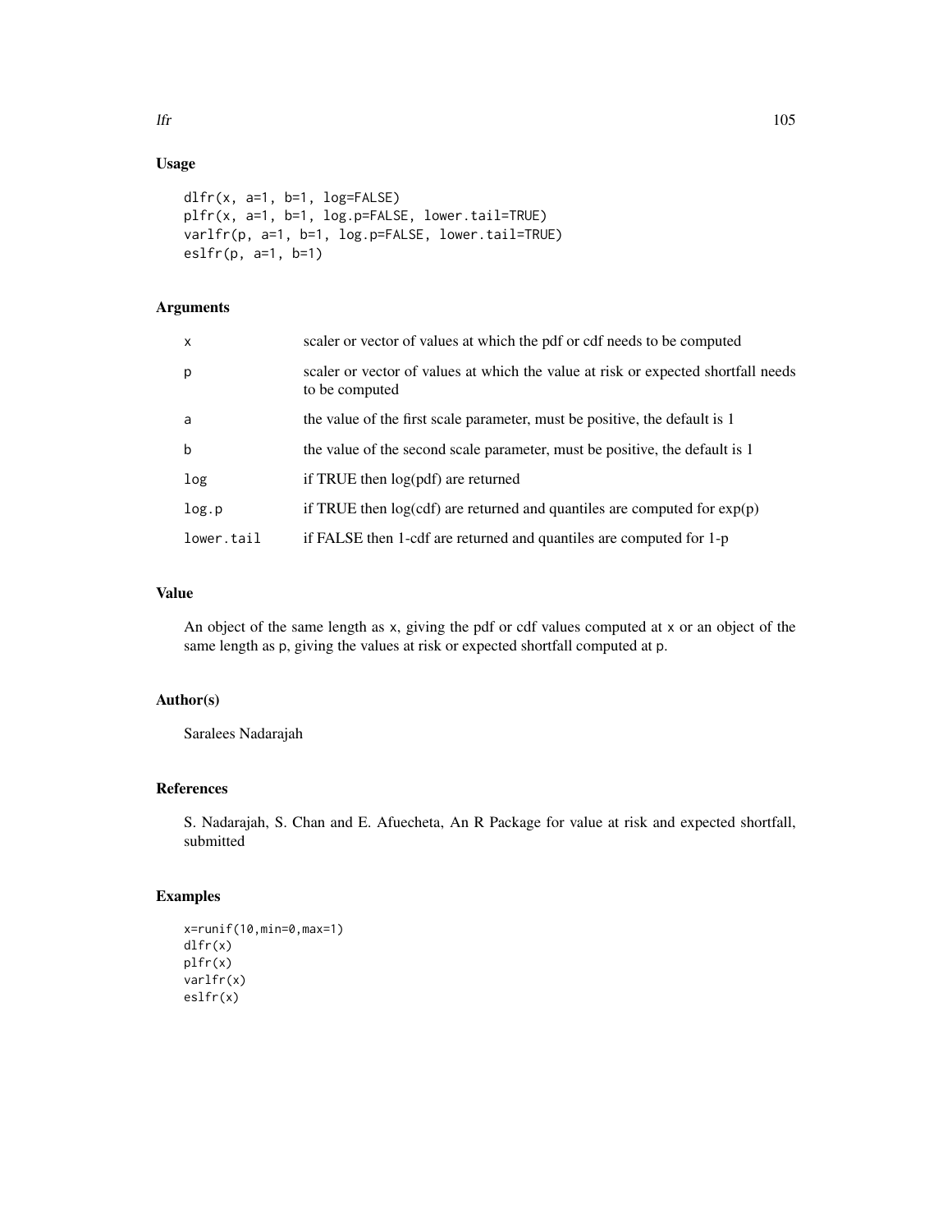## Usage

```
dlfr(x, a=1, b=1, log=FALSE)
plfr(x, a=1, b=1, log.p=FALSE, lower.tail=TRUE)
varlfr(p, a=1, b=1, log.p=FALSE, lower.tail=TRUE)
eslfr(p, a=1, b=1)
```

## Arguments

| | |
|---|---|
| x | scaler or vector of values at which the pdf or cdf needs to be computed |
| p | scaler or vector of values at which the value at risk or expected shortfall needs to be computed |
| a | the value of the first scale parameter, must be positive, the default is 1 |
| b | the value of the second scale parameter, must be positive, the default is 1 |
| log | if TRUE then log(pdf) are returned |
| log.p | if TRUE then log(cdf) are returned and quantiles are computed for exp(p) |
| lower.tail | if FALSE then 1-cdf are returned and quantiles are computed for 1-p |

## Value

An object of the same length as x, giving the pdf or cdf values computed at x or an object of the same length as p, giving the values at risk or expected shortfall computed at p.

## Author(s)

Saralees Nadarajah

## References

S. Nadarajah, S. Chan and E. Afuecheta, An R Package for value at risk and expected shortfall, submitted

## Examples

```
x=runif(10,min=0,max=1)
dlfr(x)
plfr(x)
varlfr(x)
eslfr(x)
```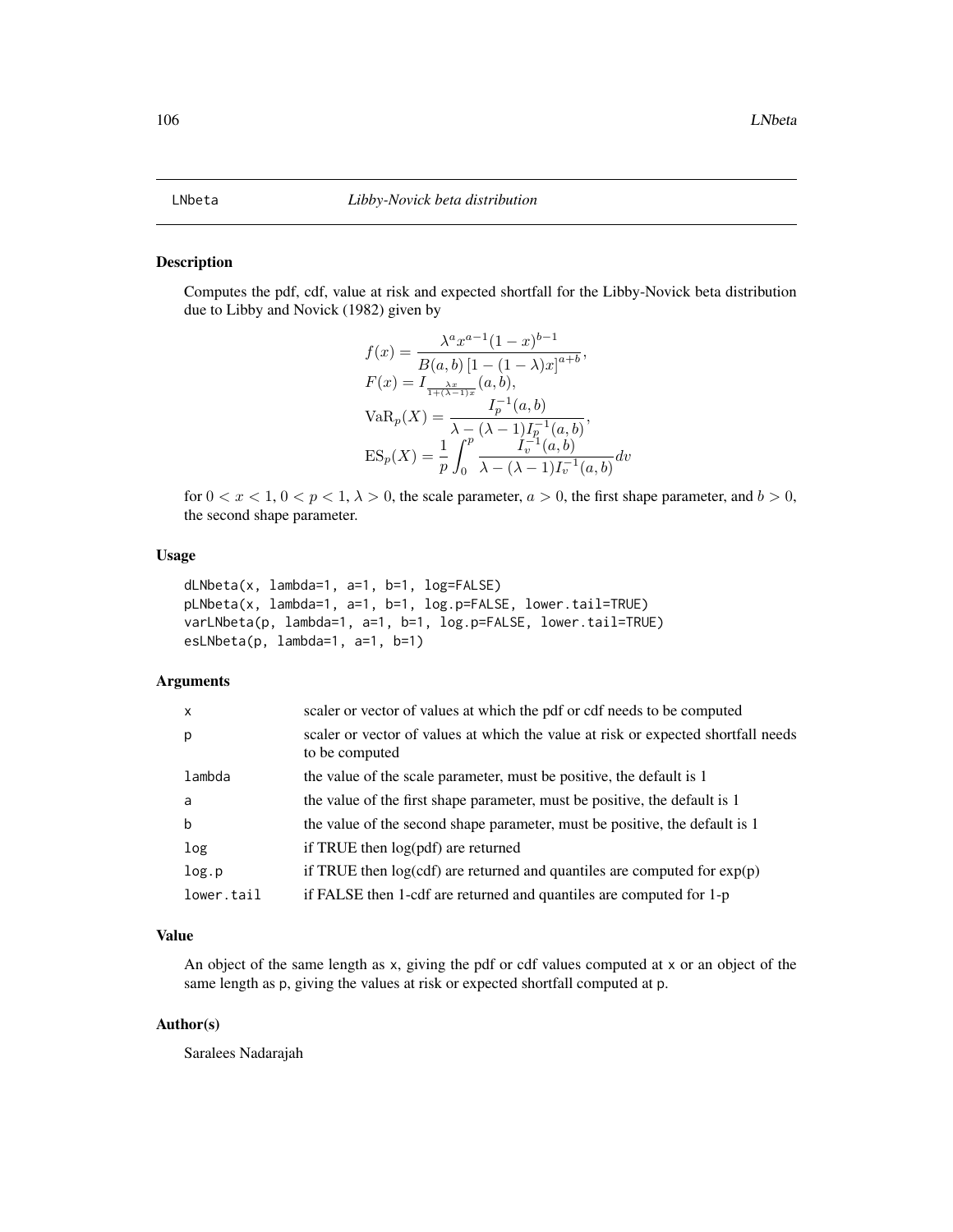LNbeta *Libby-Novick beta distribution*

## Description

Computes the pdf, cdf, value at risk and expected shortfall for the Libby-Novick beta distribution due to Libby and Novick (1982) given by

$$
\begin{aligned}
f(x) &= \frac{\lambda^a x^{a-1}(1-x)^{b-1}}{B(a,b)\left[1-(1-\lambda)x\right]^{a+b}}, \\
F(x) &= I_{\frac{\lambda x}{1+(\lambda-1)x}}(a,b), \\
\mathrm{VaR}_p(X) &= \frac{I_p^{-1}(a,b)}{\lambda-(\lambda-1)I_p^{-1}(a,b)}, \\
\mathrm{ES}_p(X) &= \frac{1}{p}\int_0^p \frac{I_v^{-1}(a,b)}{\lambda-(\lambda-1)I_v^{-1}(a,b)}dv
\end{aligned}
$$

for $0 < x < 1$, $0 < p < 1$, $\lambda > 0$, the scale parameter, $a > 0$, the first shape parameter, and $b > 0$, the second shape parameter.

## Usage

```
dLNbeta(x, lambda=1, a=1, b=1, log=FALSE)
pLNbeta(x, lambda=1, a=1, b=1, log.p=FALSE, lower.tail=TRUE)
varLNbeta(p, lambda=1, a=1, b=1, log.p=FALSE, lower.tail=TRUE)
esLNbeta(p, lambda=1, a=1, b=1)
```

## Arguments

| | |
|---|---|
| x | scaler or vector of values at which the pdf or cdf needs to be computed |
| p | scaler or vector of values at which the value at risk or expected shortfall needs to be computed |
| lambda | the value of the scale parameter, must be positive, the default is 1 |
| a | the value of the first shape parameter, must be positive, the default is 1 |
| b | the value of the second shape parameter, must be positive, the default is 1 |
| log | if TRUE then log(pdf) are returned |
| log.p | if TRUE then log(cdf) are returned and quantiles are computed for exp(p) |
| lower.tail | if FALSE then 1-cdf are returned and quantiles are computed for 1-p |

## Value

An object of the same length as x, giving the pdf or cdf values computed at x or an object of the same length as p, giving the values at risk or expected shortfall computed at p.

## Author(s)

Saralees Nadarajah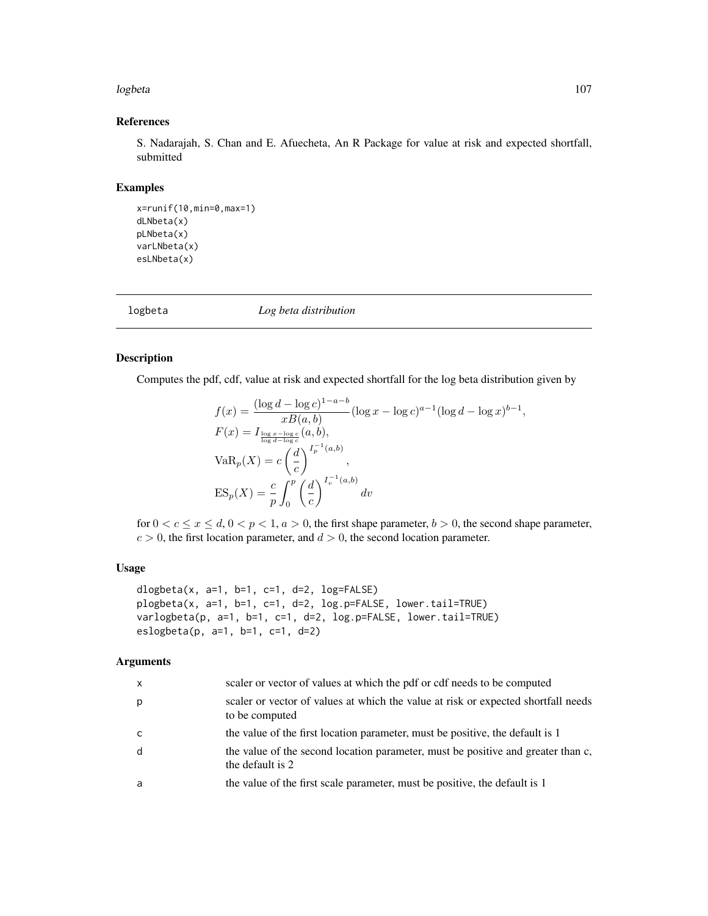### References

S. Nadarajah, S. Chan and E. Afuecheta, An R Package for value at risk and expected shortfall, submitted

### Examples

```
x=runif(10,min=0,max=1)
dLNbeta(x)
pLNbeta(x)
varLNbeta(x)
esLNbeta(x)
```

---

## logbeta *Log beta distribution*

### Description

Computes the pdf, cdf, value at risk and expected shortfall for the log beta distribution given by

$$
\begin{aligned}
f(x) &= \frac{(\log d - \log c)^{1-a-b}}{xB(a,b)} (\log x - \log c)^{a-1} (\log d - \log x)^{b-1}, \\
F(x) &= I_{\frac{\log x - \log c}{\log d - \log c}}(a,b), \\
\mathrm{VaR}_p(X) &= c \left( \frac{d}{c} \right)^{I_p^{-1}(a,b)}, \\
\mathrm{ES}_p(X) &= \frac{c}{p} \int_0^p \left( \frac{d}{c} \right)^{I_v^{-1}(a,b)} dv
\end{aligned}
$$

for $0 < c \leq x \leq d$, $0 < p < 1$, $a > 0$, the first shape parameter, $b > 0$, the second shape parameter, $c > 0$, the first location parameter, and $d > 0$, the second location parameter.

### Usage

```
dlogbeta(x, a=1, b=1, c=1, d=2, log=FALSE)
plogbeta(x, a=1, b=1, c=1, d=2, log.p=FALSE, lower.tail=TRUE)
varlogbeta(p, a=1, b=1, c=1, d=2, log.p=FALSE, lower.tail=TRUE)
eslogbeta(p, a=1, b=1, c=1, d=2)
```

### Arguments

| | |
|---|---|
| x | scaler or vector of values at which the pdf or cdf needs to be computed |
| p | scaler or vector of values at which the value at risk or expected shortfall needs to be computed |
| c | the value of the first location parameter, must be positive, the default is 1 |
| d | the value of the second location parameter, must be positive and greater than c, the default is 2 |
| a | the value of the first scale parameter, must be positive, the default is 1 |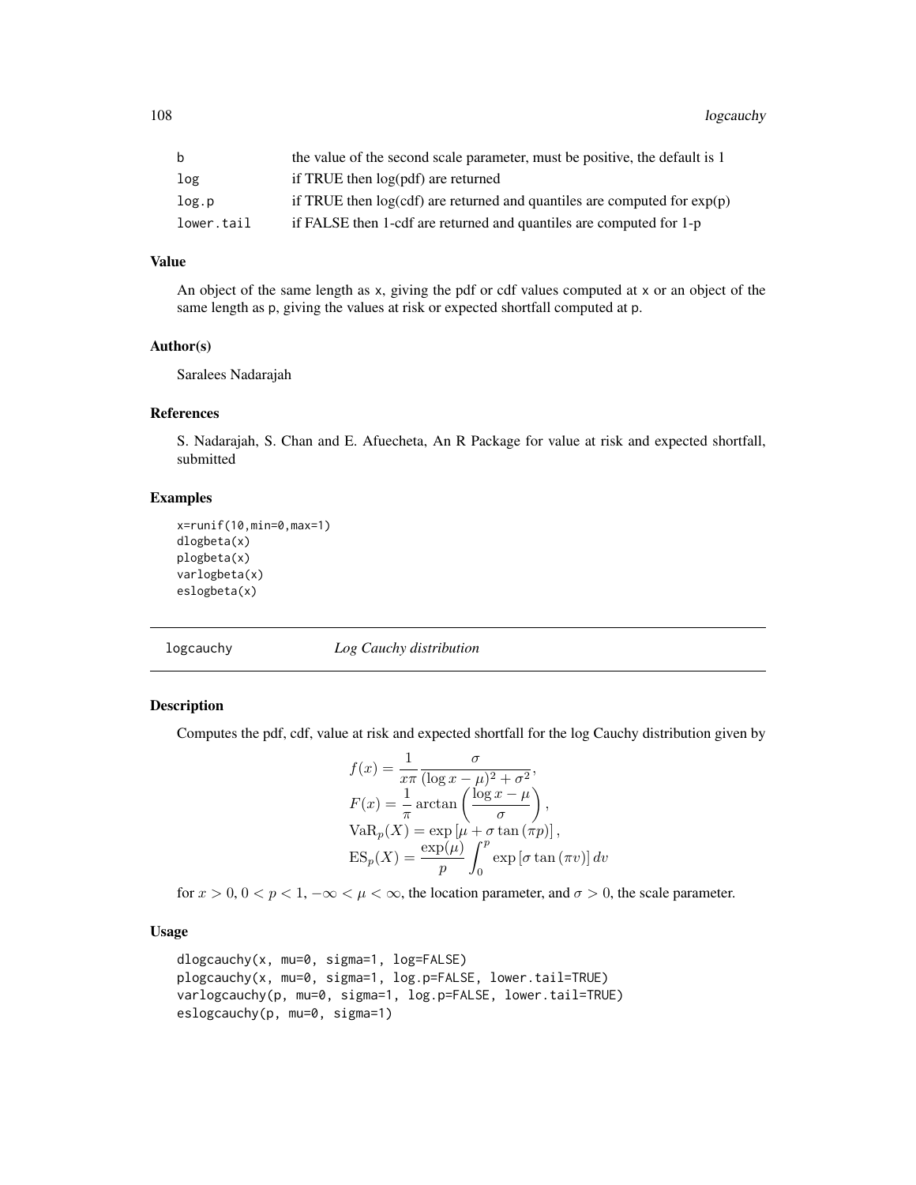| | |
|---|---|
| b | the value of the second scale parameter, must be positive, the default is 1 |
| log | if TRUE then log(pdf) are returned |
| log.p | if TRUE then log(cdf) are returned and quantiles are computed for exp(p) |
| lower.tail | if FALSE then 1-cdf are returned and quantiles are computed for 1-p |

### Value

An object of the same length as x, giving the pdf or cdf values computed at x or an object of the same length as p, giving the values at risk or expected shortfall computed at p.

### Author(s)

Saralees Nadarajah

### References

S. Nadarajah, S. Chan and E. Afuecheta, An R Package for value at risk and expected shortfall, submitted

### Examples

```
x=runif(10,min=0,max=1)
dlogbeta(x)
plogbeta(x)
varlogbeta(x)
eslogbeta(x)
```

## logcauchy *Log Cauchy distribution*

### Description

Computes the pdf, cdf, value at risk and expected shortfall for the log Cauchy distribution given by

$$
\begin{aligned}
f(x) &= \frac{1}{x\pi} \frac{\sigma}{(\log x - \mu)^2 + \sigma^2}, \\
F(x) &= \frac{1}{\pi} \arctan\left(\frac{\log x - \mu}{\sigma}\right), \\
\mathrm{VaR}_p(X) &= \exp\left[\mu + \sigma \tan\left(\pi p\right)\right], \\
\mathrm{ES}_p(X) &= \frac{\exp(\mu)}{p} \int_0^p \exp\left[\sigma \tan\left(\pi v\right)\right] dv
\end{aligned}
$$

for $x > 0$, $0 < p < 1$, $-\infty < \mu < \infty$, the location parameter, and $\sigma > 0$, the scale parameter.

### Usage

```
dlogcauchy(x, mu=0, sigma=1, log=FALSE)
plogcauchy(x, mu=0, sigma=1, log.p=FALSE, lower.tail=TRUE)
varlogcauchy(p, mu=0, sigma=1, log.p=FALSE, lower.tail=TRUE)
eslogcauchy(p, mu=0, sigma=1)
```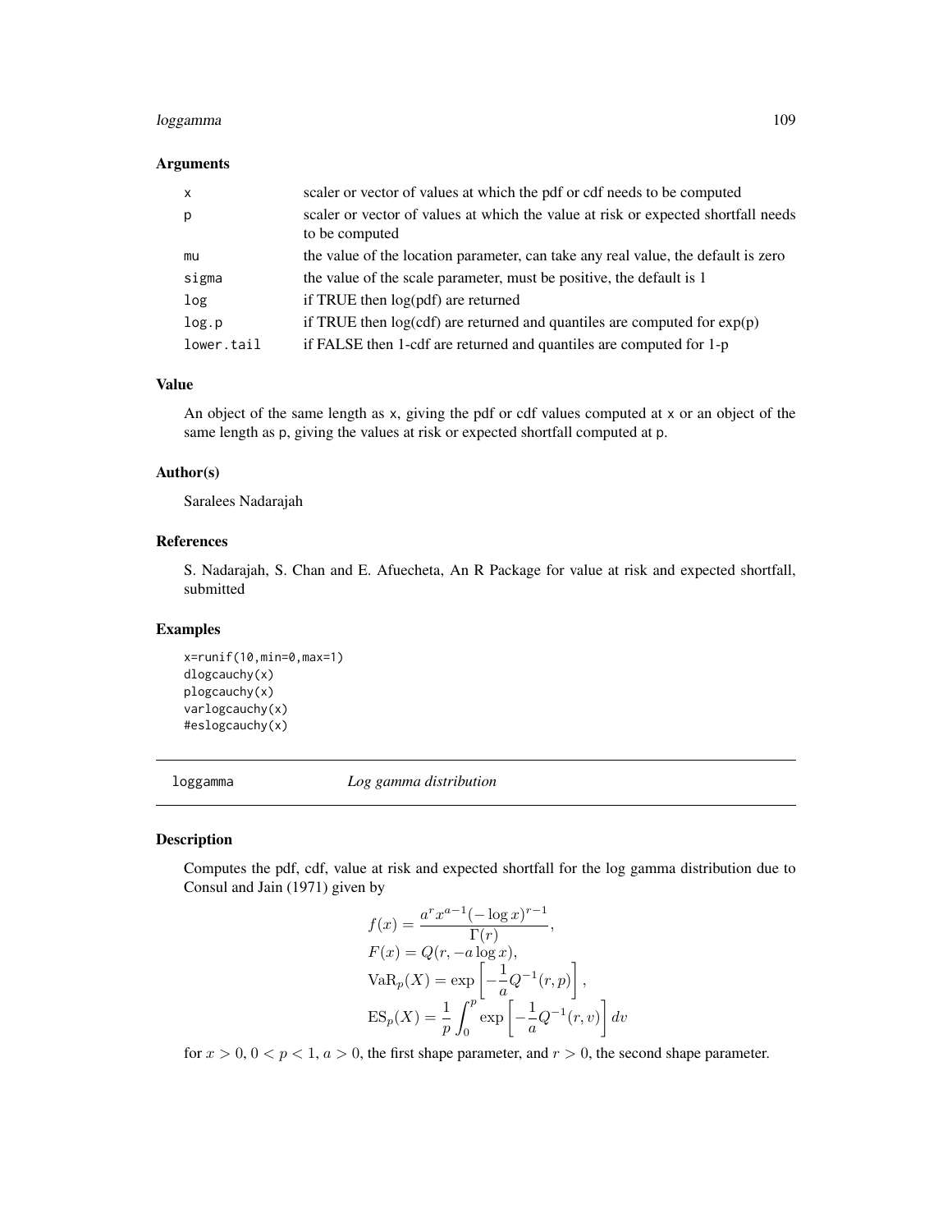### Arguments

| | |
|---|---|
| x | scaler or vector of values at which the pdf or cdf needs to be computed |
| p | scaler or vector of values at which the value at risk or expected shortfall needs to be computed |
| mu | the value of the location parameter, can take any real value, the default is zero |
| sigma | the value of the scale parameter, must be positive, the default is 1 |
| log | if TRUE then log(pdf) are returned |
| log.p | if TRUE then log(cdf) are returned and quantiles are computed for exp(p) |
| lower.tail | if FALSE then 1-cdf are returned and quantiles are computed for 1-p |

### Value

An object of the same length as x, giving the pdf or cdf values computed at x or an object of the same length as p, giving the values at risk or expected shortfall computed at p.

### Author(s)

Saralees Nadarajah

### References

S. Nadarajah, S. Chan and E. Afuecheta, An R Package for value at risk and expected shortfall, submitted

### Examples

```
x=runif(10,min=0,max=1)
dlogcauchy(x)
plogcauchy(x)
varlogcauchy(x)
#eslogcauchy(x)
```

---

## loggamma *Log gamma distribution*

---

### Description

Computes the pdf, cdf, value at risk and expected shortfall for the log gamma distribution due to Consul and Jain (1971) given by

$$
\begin{aligned}
f(x) &= \frac{a^r x^{a-1} (-\log x)^{r-1}}{\Gamma(r)}, \\
F(x) &= Q(r, -a \log x), \\
\mathrm{VaR}_p(X) &= \exp\left[-\frac{1}{a} Q^{-1}(r, p)\right], \\
\mathrm{ES}_p(X) &= \frac{1}{p} \int_0^p \exp\left[-\frac{1}{a} Q^{-1}(r, v)\right] dv
\end{aligned}
$$

for $x > 0$, $0 < p < 1$, $a > 0$, the first shape parameter, and $r > 0$, the second shape parameter.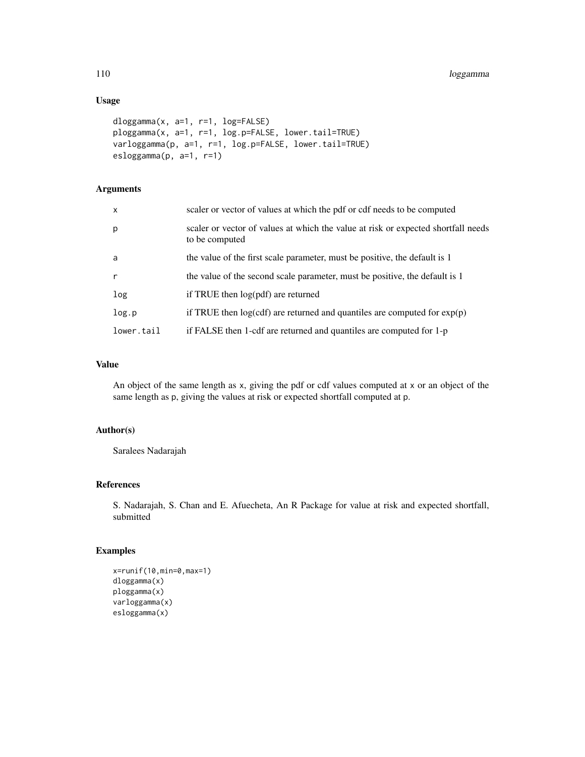## Usage

```
dloggamma(x, a=1, r=1, log=FALSE)
ploggamma(x, a=1, r=1, log.p=FALSE, lower.tail=TRUE)
varloggamma(p, a=1, r=1, log.p=FALSE, lower.tail=TRUE)
esloggamma(p, a=1, r=1)
```

## Arguments

| | |
|---|---|
| x | scaler or vector of values at which the pdf or cdf needs to be computed |
| p | scaler or vector of values at which the value at risk or expected shortfall needs to be computed |
| a | the value of the first scale parameter, must be positive, the default is 1 |
| r | the value of the second scale parameter, must be positive, the default is 1 |
| log | if TRUE then log(pdf) are returned |
| log.p | if TRUE then log(cdf) are returned and quantiles are computed for exp(p) |
| lower.tail | if FALSE then 1-cdf are returned and quantiles are computed for 1-p |

## Value

An object of the same length as x, giving the pdf or cdf values computed at x or an object of the same length as p, giving the values at risk or expected shortfall computed at p.

## Author(s)

Saralees Nadarajah

## References

S. Nadarajah, S. Chan and E. Afuecheta, An R Package for value at risk and expected shortfall, submitted

## Examples

```
x=runif(10,min=0,max=1)
dloggamma(x)
ploggamma(x)
varloggamma(x)
esloggamma(x)
```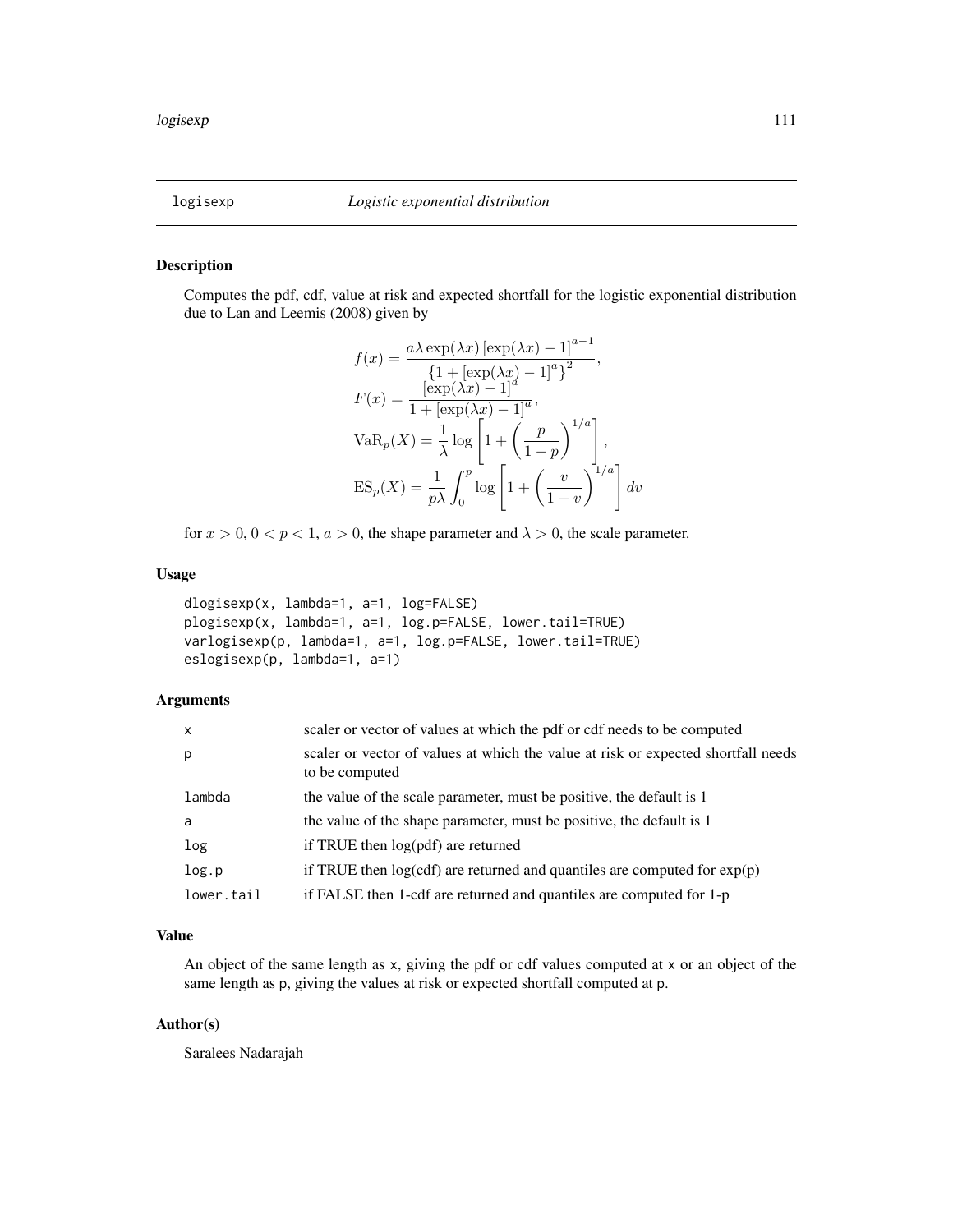## logisexp — *Logistic exponential distribution*

### Description

Computes the pdf, cdf, value at risk and expected shortfall for the logistic exponential distribution due to Lan and Leemis (2008) given by

$$
\begin{aligned}
f(x) &= \frac{a\lambda \exp(\lambda x) \left[\exp(\lambda x) - 1\right]^{a-1}}{\left\{1 + \left[\exp(\lambda x) - 1\right]^{a}\right\}^{2}}, \\
F(x) &= \frac{\left[\exp(\lambda x) - 1\right]^{a}}{1 + \left[\exp(\lambda x) - 1\right]^{a}}, \\
\mathrm{VaR}_p(X) &= \frac{1}{\lambda} \log \left[1 + \left(\frac{p}{1-p}\right)^{1/a}\right], \\
\mathrm{ES}_p(X) &= \frac{1}{p\lambda} \int_0^p \log \left[1 + \left(\frac{v}{1-v}\right)^{1/a}\right] dv
\end{aligned}
$$

for $x > 0$, $0 < p < 1$, $a > 0$, the shape parameter and $\lambda > 0$, the scale parameter.

### Usage

```
dlogisexp(x, lambda=1, a=1, log=FALSE)
plogisexp(x, lambda=1, a=1, log.p=FALSE, lower.tail=TRUE)
varlogisexp(p, lambda=1, a=1, log.p=FALSE, lower.tail=TRUE)
eslogisexp(p, lambda=1, a=1)
```

### Arguments

| | |
|---|---|
| x | scaler or vector of values at which the pdf or cdf needs to be computed |
| p | scaler or vector of values at which the value at risk or expected shortfall needs to be computed |
| lambda | the value of the scale parameter, must be positive, the default is 1 |
| a | the value of the shape parameter, must be positive, the default is 1 |
| log | if TRUE then log(pdf) are returned |
| log.p | if TRUE then log(cdf) are returned and quantiles are computed for exp(p) |
| lower.tail | if FALSE then 1-cdf are returned and quantiles are computed for 1-p |

### Value

An object of the same length as x, giving the pdf or cdf values computed at x or an object of the same length as p, giving the values at risk or expected shortfall computed at p.

### Author(s)

Saralees Nadarajah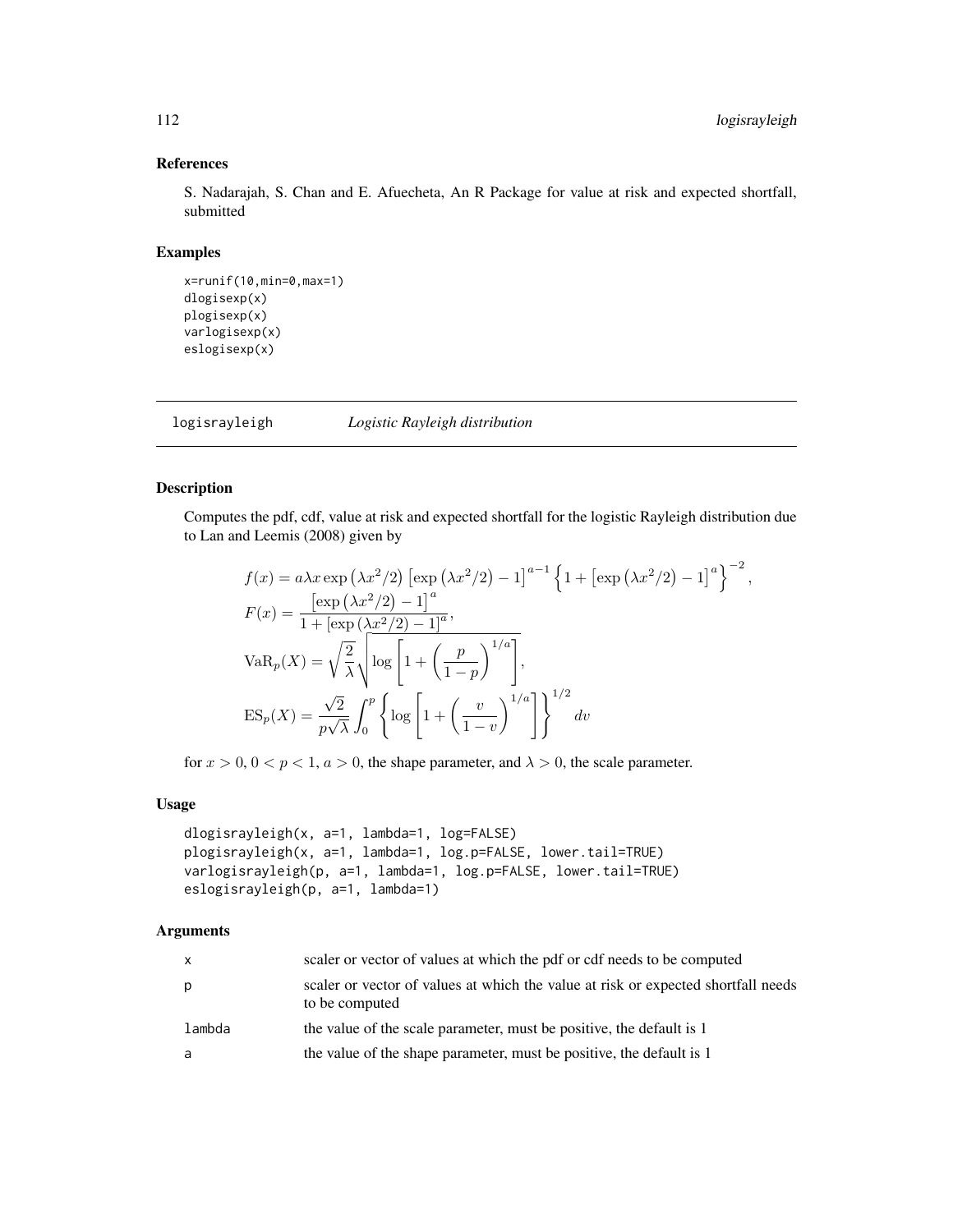## References

S. Nadarajah, S. Chan and E. Afuecheta, An R Package for value at risk and expected shortfall, submitted

## Examples

```
x=runif(10,min=0,max=1)
dlogisexp(x)
plogisexp(x)
varlogisexp(x)
eslogisexp(x)
```

---

# logisrayleigh *Logistic Rayleigh distribution*

## Description

Computes the pdf, cdf, value at risk and expected shortfall for the logistic Rayleigh distribution due to Lan and Leemis (2008) given by

$$
\begin{aligned}
f(x) &= a\lambda x \exp\left(\lambda x^2/2\right)\left[\exp\left(\lambda x^2/2\right)-1\right]^{a-1}\left\{1+\left[\exp\left(\lambda x^2/2\right)-1\right]^{a}\right\}^{-2},\\
F(x) &= \frac{\left[\exp\left(\lambda x^2/2\right)-1\right]^{a}}{1+\left[\exp\left(\lambda x^2/2\right)-1\right]^{a}},\\
\mathrm{VaR}_p(X) &= \sqrt{\frac{2}{\lambda}}\sqrt{\log\left[1+\left(\frac{p}{1-p}\right)^{1/a}\right]},\\
\mathrm{ES}_p(X) &= \frac{\sqrt{2}}{p\sqrt{\lambda}}\int_0^p \left\{\log\left[1+\left(\frac{v}{1-v}\right)^{1/a}\right]\right\}^{1/2} dv
\end{aligned}
$$

for $x > 0$, $0 < p < 1$, $a > 0$, the shape parameter, and $\lambda > 0$, the scale parameter.

## Usage

```
dlogisrayleigh(x, a=1, lambda=1, log=FALSE)
plogisrayleigh(x, a=1, lambda=1, log.p=FALSE, lower.tail=TRUE)
varlogisrayleigh(p, a=1, lambda=1, log.p=FALSE, lower.tail=TRUE)
eslogisrayleigh(p, a=1, lambda=1)
```

## Arguments

| | |
|---|---|
| x | scaler or vector of values at which the pdf or cdf needs to be computed |
| p | scaler or vector of values at which the value at risk or expected shortfall needs to be computed |
| lambda | the value of the scale parameter, must be positive, the default is 1 |
| a | the value of the shape parameter, must be positive, the default is 1 |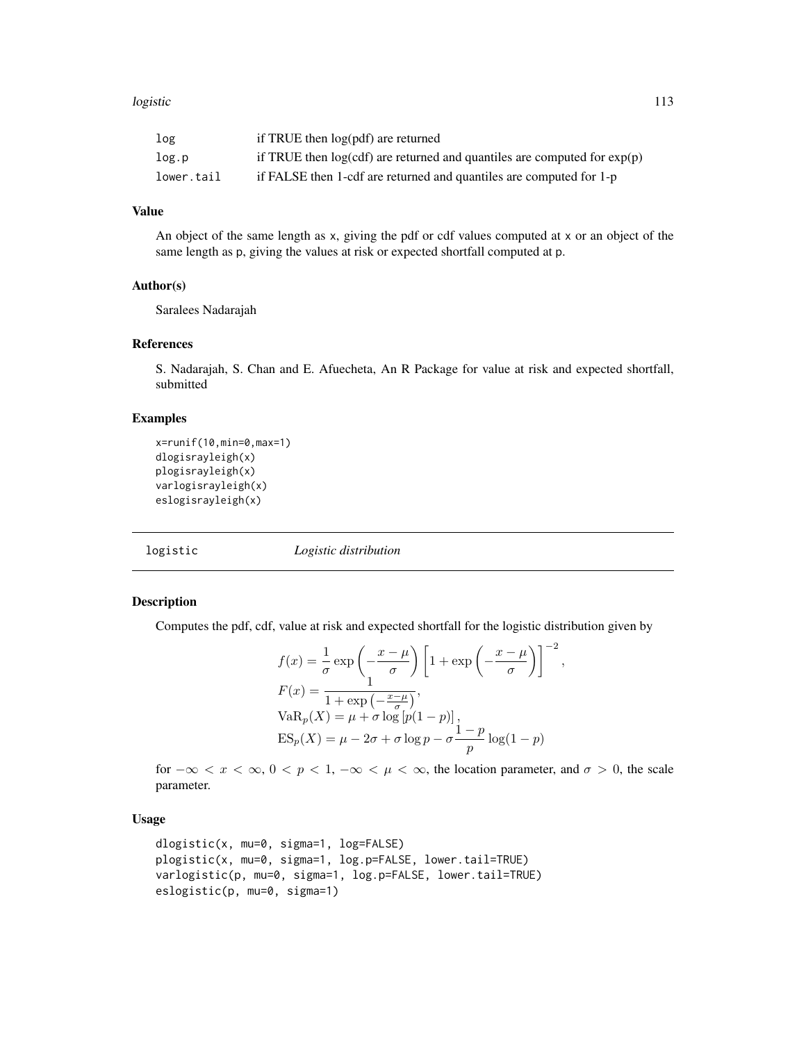| | |
|---|---|
| `log` | if TRUE then log(pdf) are returned |
| `log.p` | if TRUE then log(cdf) are returned and quantiles are computed for exp(p) |
| `lower.tail` | if FALSE then 1-cdf are returned and quantiles are computed for 1-p |

### Value

An object of the same length as `x`, giving the pdf or cdf values computed at `x` or an object of the same length as `p`, giving the values at risk or expected shortfall computed at `p`.

### Author(s)

Saralees Nadarajah

### References

S. Nadarajah, S. Chan and E. Afuecheta, An R Package for value at risk and expected shortfall, submitted

### Examples

```
x=runif(10,min=0,max=1)
dlogisrayleigh(x)
plogisrayleigh(x)
varlogisrayleigh(x)
eslogisrayleigh(x)
```

## logistic — *Logistic distribution*

### Description

Computes the pdf, cdf, value at risk and expected shortfall for the logistic distribution given by

$$
\begin{aligned}
f(x) &= \frac{1}{\sigma} \exp\left(-\frac{x-\mu}{\sigma}\right)\left[1+\exp\left(-\frac{x-\mu}{\sigma}\right)\right]^{-2}, \\
F(x) &= \frac{1}{1+\exp\left(-\frac{x-\mu}{\sigma}\right)}, \\
\mathrm{VaR}_p(X) &= \mu + \sigma \log\left[p(1-p)\right], \\
\mathrm{ES}_p(X) &= \mu - 2\sigma + \sigma \log p - \sigma \frac{1-p}{p} \log(1-p)
\end{aligned}
$$

for $-\infty < x < \infty$, $0 < p < 1$, $-\infty < \mu < \infty$, the location parameter, and $\sigma > 0$, the scale parameter.

### Usage

```
dlogistic(x, mu=0, sigma=1, log=FALSE)
plogistic(x, mu=0, sigma=1, log.p=FALSE, lower.tail=TRUE)
varlogistic(p, mu=0, sigma=1, log.p=FALSE, lower.tail=TRUE)
eslogistic(p, mu=0, sigma=1)
```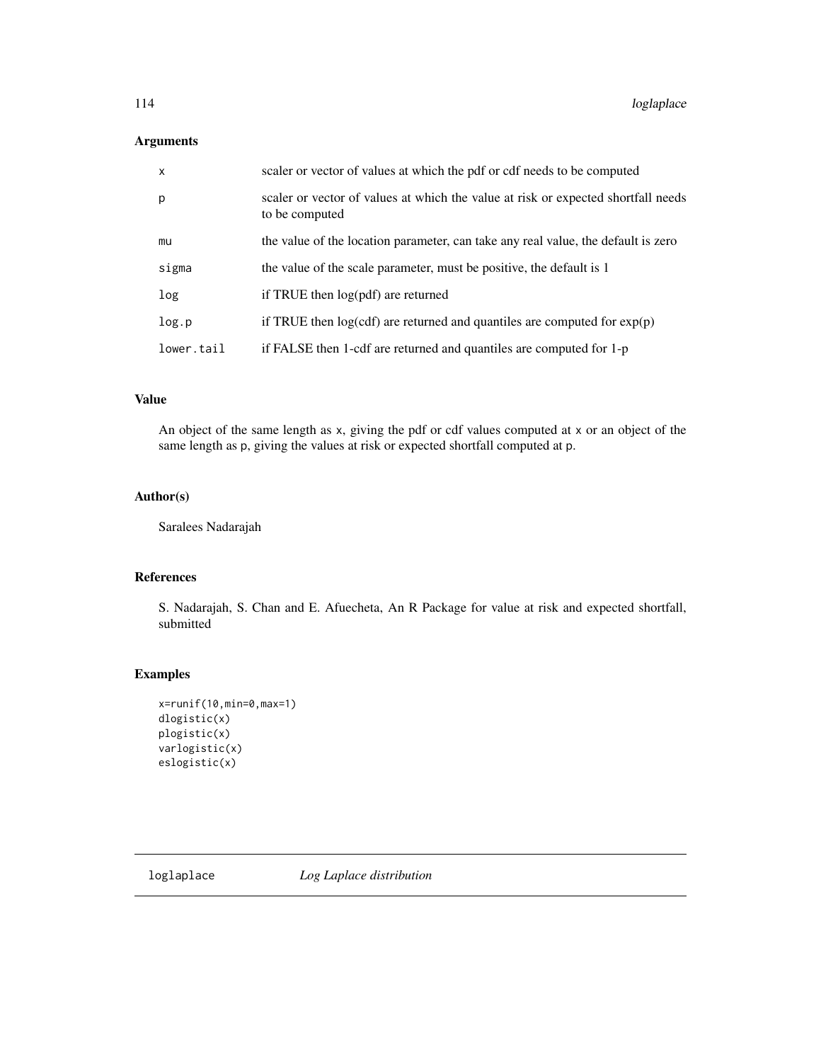## Arguments

| | |
|---|---|
| x | scaler or vector of values at which the pdf or cdf needs to be computed |
| p | scaler or vector of values at which the value at risk or expected shortfall needs to be computed |
| mu | the value of the location parameter, can take any real value, the default is zero |
| sigma | the value of the scale parameter, must be positive, the default is 1 |
| log | if TRUE then log(pdf) are returned |
| log.p | if TRUE then log(cdf) are returned and quantiles are computed for exp(p) |
| lower.tail | if FALSE then 1-cdf are returned and quantiles are computed for 1-p |

## Value

An object of the same length as x, giving the pdf or cdf values computed at x or an object of the same length as p, giving the values at risk or expected shortfall computed at p.

## Author(s)

Saralees Nadarajah

## References

S. Nadarajah, S. Chan and E. Afuecheta, An R Package for value at risk and expected shortfall, submitted

## Examples

```
x=runif(10,min=0,max=1)
dlogistic(x)
plogistic(x)
varlogistic(x)
eslogistic(x)
```

---

# loglaplace *Log Laplace distribution*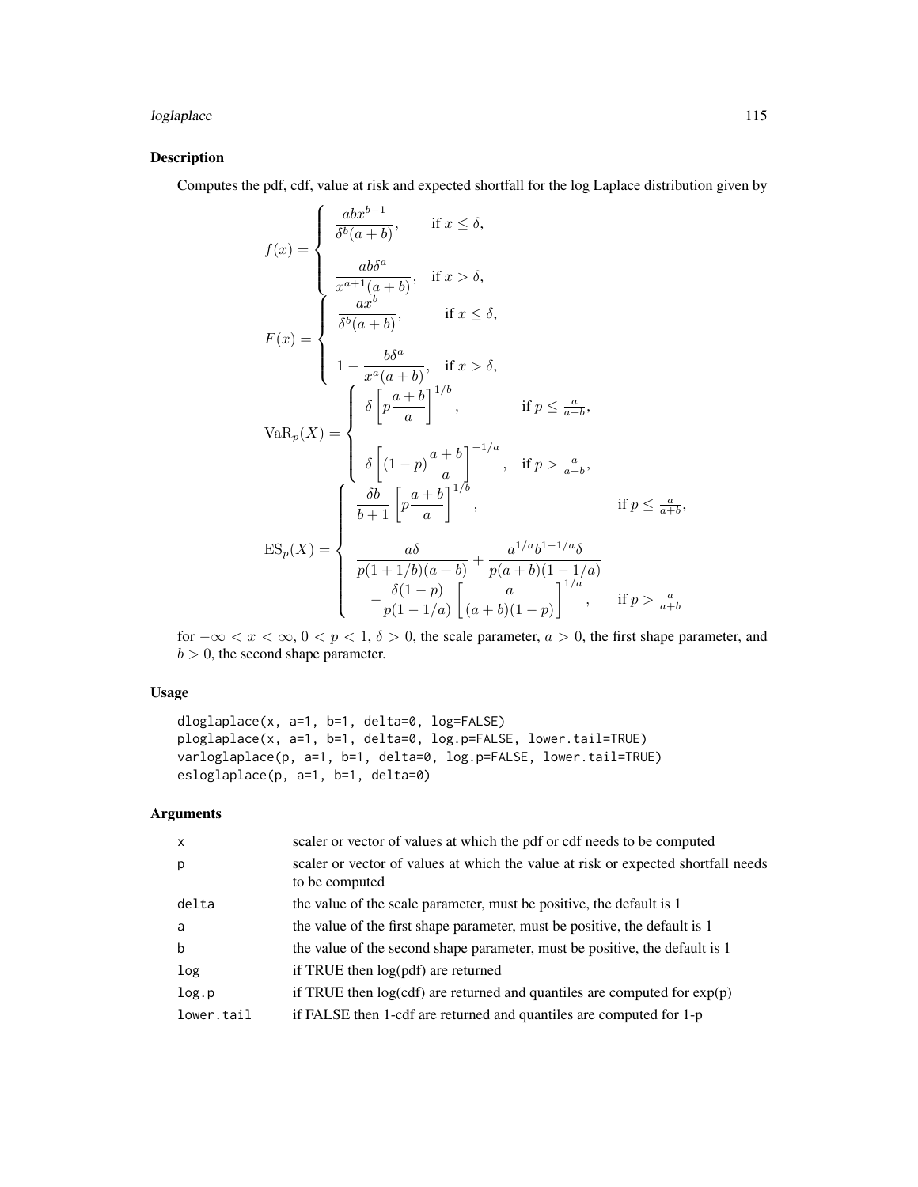## Description

Computes the pdf, cdf, value at risk and expected shortfall for the log Laplace distribution given by

$$
f(x) = \begin{cases} \dfrac{abx^{b-1}}{\delta^b (a+b)}, & \text{if } x \leq \delta, \\[2ex] \dfrac{ab\delta^a}{x^{a+1}(a+b)}, & \text{if } x > \delta, \end{cases}
$$

$$
F(x) = \begin{cases} \dfrac{ax^{b}}{\delta^b (a+b)}, & \text{if } x \leq \delta, \\[2ex] 1 - \dfrac{b\delta^a}{x^{a}(a+b)}, & \text{if } x > \delta, \end{cases}
$$

$$
\mathrm{VaR}_p(X) = \begin{cases} \delta \left[ p \dfrac{a+b}{a} \right]^{1/b}, & \text{if } p \leq \frac{a}{a+b}, \\[2ex] \delta \left[ (1-p) \dfrac{a+b}{a} \right]^{-1/a}, & \text{if } p > \frac{a}{a+b}, \end{cases}
$$

$$
\mathrm{ES}_p(X) = \begin{cases} \dfrac{\delta b}{b+1} \left[ p \dfrac{a+b}{a} \right]^{1/b}, & \text{if } p \leq \frac{a}{a+b}, \\[2ex] \dfrac{a\delta}{p(1+1/b)(a+b)} + \dfrac{a^{1/a} b^{1-1/a} \delta}{p(a+b)(1-1/a)} \\ \quad - \dfrac{\delta(1-p)}{p(1-1/a)} \left[ \dfrac{a}{(a+b)(1-p)} \right]^{1/a}, & \text{if } p > \frac{a}{a+b} \end{cases}
$$

for $-\infty < x < \infty$, $0 < p < 1$, $\delta > 0$, the scale parameter, $a > 0$, the first shape parameter, and $b > 0$, the second shape parameter.

## Usage

```
dloglaplace(x, a=1, b=1, delta=0, log=FALSE)
ploglaplace(x, a=1, b=1, delta=0, log.p=FALSE, lower.tail=TRUE)
varloglaplace(p, a=1, b=1, delta=0, log.p=FALSE, lower.tail=TRUE)
esloglaplace(p, a=1, b=1, delta=0)
```

## Arguments

| | |
|---|---|
| x | scaler or vector of values at which the pdf or cdf needs to be computed |
| p | scaler or vector of values at which the value at risk or expected shortfall needs to be computed |
| delta | the value of the scale parameter, must be positive, the default is 1 |
| a | the value of the first shape parameter, must be positive, the default is 1 |
| b | the value of the second shape parameter, must be positive, the default is 1 |
| log | if TRUE then log(pdf) are returned |
| log.p | if TRUE then log(cdf) are returned and quantiles are computed for exp(p) |
| lower.tail | if FALSE then 1-cdf are returned and quantiles are computed for 1-p |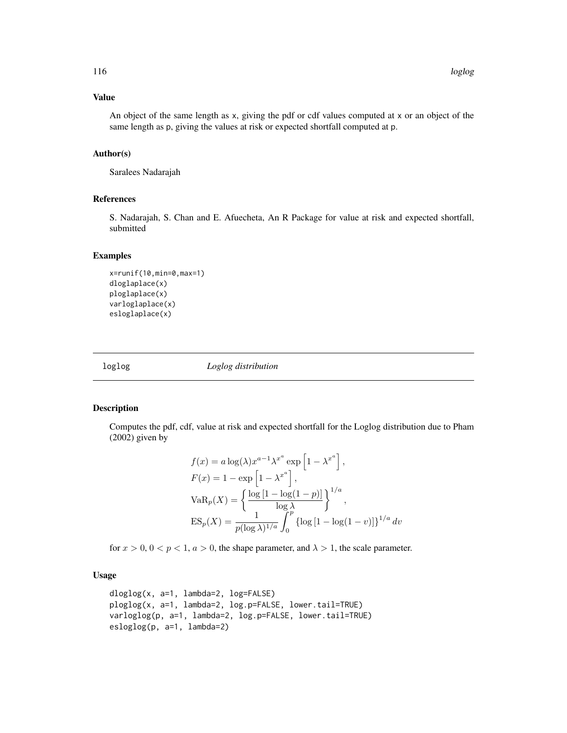### Value

An object of the same length as x, giving the pdf or cdf values computed at x or an object of the same length as p, giving the values at risk or expected shortfall computed at p.

### Author(s)

Saralees Nadarajah

### References

S. Nadarajah, S. Chan and E. Afuecheta, An R Package for value at risk and expected shortfall, submitted

### Examples

```
x=runif(10,min=0,max=1)
dloglaplace(x)
ploglaplace(x)
varloglaplace(x)
esloglaplace(x)
```

## loglog *Loglog distribution*

### Description

Computes the pdf, cdf, value at risk and expected shortfall for the Loglog distribution due to Pham (2002) given by

$$
\begin{aligned}
f(x) &= a \log(\lambda) x^{a-1} \lambda^{x^a} \exp\left[1 - \lambda^{x^a}\right], \\
F(x) &= 1 - \exp\left[1 - \lambda^{x^a}\right], \\
\mathrm{VaR}_p(X) &= \left\{ \frac{\log\left[1 - \log(1-p)\right]}{\log \lambda} \right\}^{1/a}, \\
\mathrm{ES}_p(X) &= \frac{1}{p (\log \lambda)^{1/a}} \int_0^p \left\{ \log\left[1 - \log(1-v)\right] \right\}^{1/a} dv
\end{aligned}
$$

for $x > 0$, $0 < p < 1$, $a > 0$, the shape parameter, and $\lambda > 1$, the scale parameter.

### Usage

```
dloglog(x, a=1, lambda=2, log=FALSE)
ploglog(x, a=1, lambda=2, log.p=FALSE, lower.tail=TRUE)
varloglog(p, a=1, lambda=2, log.p=FALSE, lower.tail=TRUE)
esloglog(p, a=1, lambda=2)
```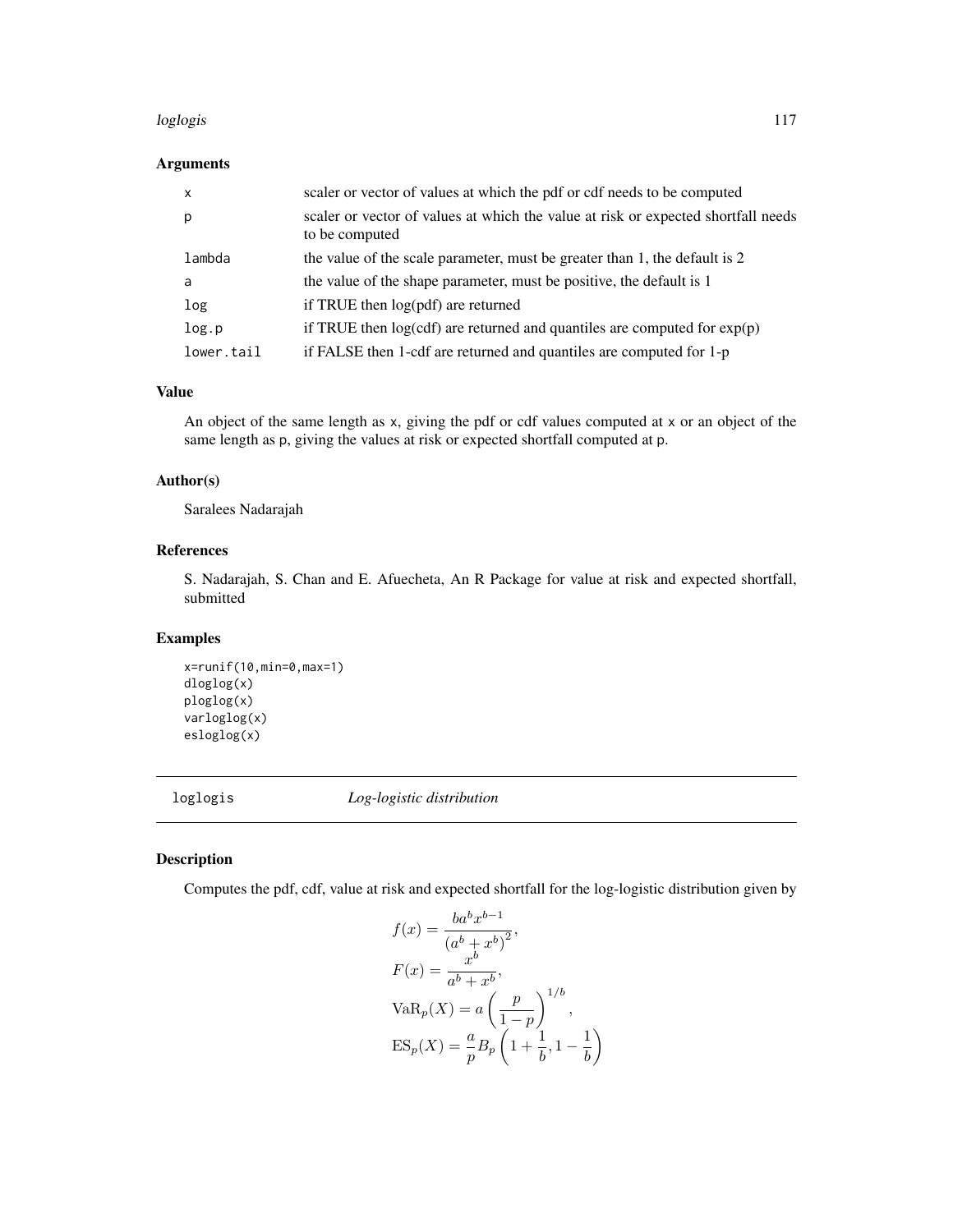### Arguments

| | |
|---|---|
| x | scaler or vector of values at which the pdf or cdf needs to be computed |
| p | scaler or vector of values at which the value at risk or expected shortfall needs to be computed |
| lambda | the value of the scale parameter, must be greater than 1, the default is 2 |
| a | the value of the shape parameter, must be positive, the default is 1 |
| log | if TRUE then log(pdf) are returned |
| log.p | if TRUE then log(cdf) are returned and quantiles are computed for exp(p) |
| lower.tail | if FALSE then 1-cdf are returned and quantiles are computed for 1-p |

### Value

An object of the same length as x, giving the pdf or cdf values computed at x or an object of the same length as p, giving the values at risk or expected shortfall computed at p.

### Author(s)

Saralees Nadarajah

### References

S. Nadarajah, S. Chan and E. Afuecheta, An R Package for value at risk and expected shortfall, submitted

### Examples

```
x=runif(10,min=0,max=1)
dloglog(x)
ploglog(x)
varloglog(x)
esloglog(x)
```

---

## loglogis *Log-logistic distribution*

---

### Description

Computes the pdf, cdf, value at risk and expected shortfall for the log-logistic distribution given by

$$
\begin{aligned}
f(x) &= \frac{b a^b x^{b-1}}{\left(a^b + x^b\right)^2}, \\
F(x) &= \frac{x^b}{a^b + x^b}, \\
\mathrm{VaR}_p(X) &= a \left( \frac{p}{1-p} \right)^{1/b}, \\
\mathrm{ES}_p(X) &= \frac{a}{p} B_p \left( 1 + \frac{1}{b}, 1 - \frac{1}{b} \right)
\end{aligned}
$$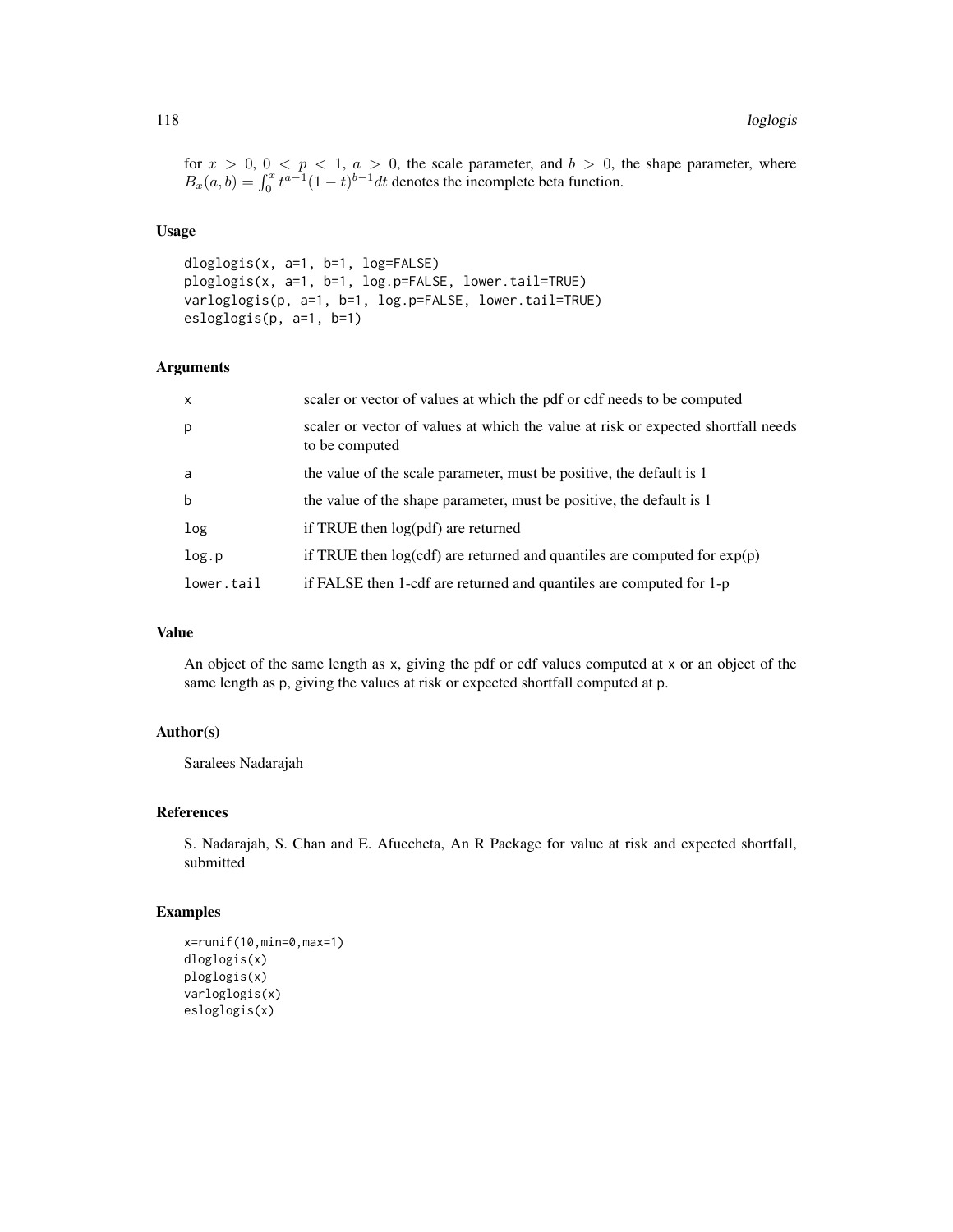for $x > 0$, $0 < p < 1$, $a > 0$, the scale parameter, and $b > 0$, the shape parameter, where $B_x(a, b) = \int_0^x t^{a-1}(1-t)^{b-1} dt$ denotes the incomplete beta function.

## Usage

```
dloglogis(x, a=1, b=1, log=FALSE)
ploglogis(x, a=1, b=1, log.p=FALSE, lower.tail=TRUE)
varloglogis(p, a=1, b=1, log.p=FALSE, lower.tail=TRUE)
esloglogis(p, a=1, b=1)
```

## Arguments

| | |
|---|---|
| x | scaler or vector of values at which the pdf or cdf needs to be computed |
| p | scaler or vector of values at which the value at risk or expected shortfall needs to be computed |
| a | the value of the scale parameter, must be positive, the default is 1 |
| b | the value of the shape parameter, must be positive, the default is 1 |
| log | if TRUE then log(pdf) are returned |
| log.p | if TRUE then log(cdf) are returned and quantiles are computed for exp(p) |
| lower.tail | if FALSE then 1-cdf are returned and quantiles are computed for 1-p |

## Value

An object of the same length as x, giving the pdf or cdf values computed at x or an object of the same length as p, giving the values at risk or expected shortfall computed at p.

## Author(s)

Saralees Nadarajah

## References

S. Nadarajah, S. Chan and E. Afuecheta, An R Package for value at risk and expected shortfall, submitted

## Examples

```
x=runif(10,min=0,max=1)
dloglogis(x)
ploglogis(x)
varloglogis(x)
esloglogis(x)
```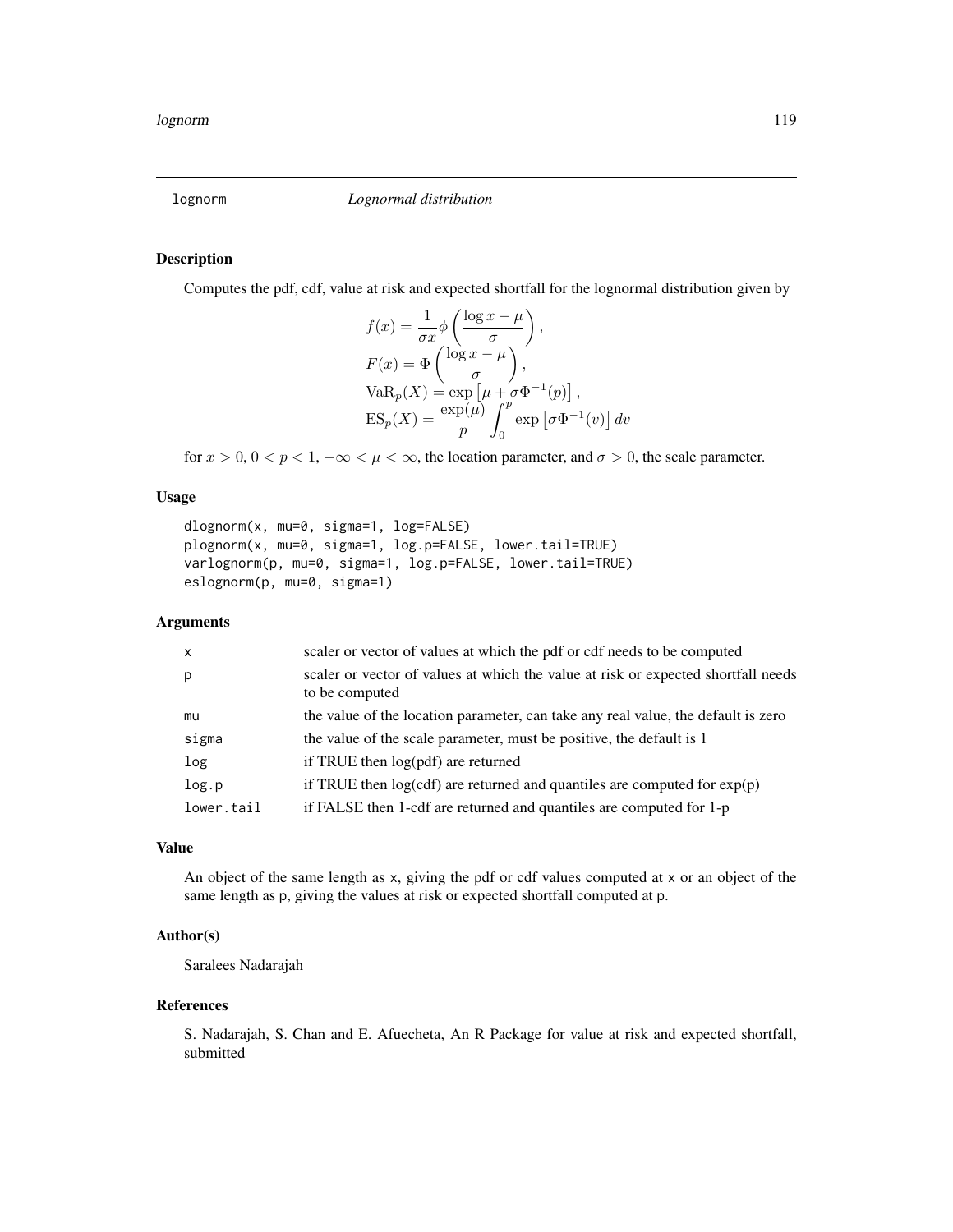lognorm *Lognormal distribution*

## Description

Computes the pdf, cdf, value at risk and expected shortfall for the lognormal distribution given by

$$
\begin{aligned}
f(x) &= \frac{1}{\sigma x}\phi\left(\frac{\log x - \mu}{\sigma}\right), \\
F(x) &= \Phi\left(\frac{\log x - \mu}{\sigma}\right), \\
\mathrm{VaR}_p(X) &= \exp\left[\mu + \sigma\Phi^{-1}(p)\right], \\
\mathrm{ES}_p(X) &= \frac{\exp(\mu)}{p}\int_0^p \exp\left[\sigma\Phi^{-1}(v)\right] dv
\end{aligned}
$$

for $x > 0$, $0 < p < 1$, $-\infty < \mu < \infty$, the location parameter, and $\sigma > 0$, the scale parameter.

## Usage

```
dlognorm(x, mu=0, sigma=1, log=FALSE)
plognorm(x, mu=0, sigma=1, log.p=FALSE, lower.tail=TRUE)
varlognorm(p, mu=0, sigma=1, log.p=FALSE, lower.tail=TRUE)
eslognorm(p, mu=0, sigma=1)
```

## Arguments

| | |
|---|---|
| x | scaler or vector of values at which the pdf or cdf needs to be computed |
| p | scaler or vector of values at which the value at risk or expected shortfall needs to be computed |
| mu | the value of the location parameter, can take any real value, the default is zero |
| sigma | the value of the scale parameter, must be positive, the default is 1 |
| log | if TRUE then log(pdf) are returned |
| log.p | if TRUE then log(cdf) are returned and quantiles are computed for exp(p) |
| lower.tail | if FALSE then 1-cdf are returned and quantiles are computed for 1-p |

## Value

An object of the same length as x, giving the pdf or cdf values computed at x or an object of the same length as p, giving the values at risk or expected shortfall computed at p.

## Author(s)

Saralees Nadarajah

## References

S. Nadarajah, S. Chan and E. Afuecheta, An R Package for value at risk and expected shortfall, submitted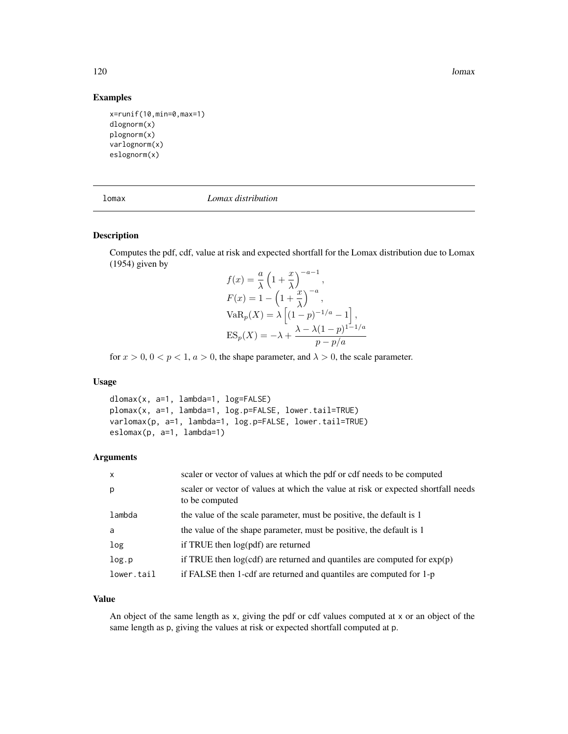## Examples

```
x=runif(10,min=0,max=1)
dlognorm(x)
plognorm(x)
varlognorm(x)
eslognorm(x)
```

---

lomax *Lomax distribution*

---

## Description

Computes the pdf, cdf, value at risk and expected shortfall for the Lomax distribution due to Lomax (1954) given by

$$
\begin{aligned}
f(x) &= \frac{a}{\lambda}\left(1+\frac{x}{\lambda}\right)^{-a-1}, \\
F(x) &= 1-\left(1+\frac{x}{\lambda}\right)^{-a}, \\
\mathrm{VaR}_p(X) &= \lambda\left[(1-p)^{-1/a}-1\right], \\
\mathrm{ES}_p(X) &= -\lambda+\frac{\lambda-\lambda(1-p)^{1-1/a}}{p-p/a}
\end{aligned}
$$

for $x > 0$, $0 < p < 1$, $a > 0$, the shape parameter, and $\lambda > 0$, the scale parameter.

## Usage

```
dlomax(x, a=1, lambda=1, log=FALSE)
plomax(x, a=1, lambda=1, log.p=FALSE, lower.tail=TRUE)
varlomax(p, a=1, lambda=1, log.p=FALSE, lower.tail=TRUE)
eslomax(p, a=1, lambda=1)
```

## Arguments

| | |
|---|---|
| x | scaler or vector of values at which the pdf or cdf needs to be computed |
| p | scaler or vector of values at which the value at risk or expected shortfall needs to be computed |
| lambda | the value of the scale parameter, must be positive, the default is 1 |
| a | the value of the shape parameter, must be positive, the default is 1 |
| log | if TRUE then log(pdf) are returned |
| log.p | if TRUE then log(cdf) are returned and quantiles are computed for exp(p) |
| lower.tail | if FALSE then 1-cdf are returned and quantiles are computed for 1-p |

## Value

An object of the same length as x, giving the pdf or cdf values computed at x or an object of the same length as p, giving the values at risk or expected shortfall computed at p.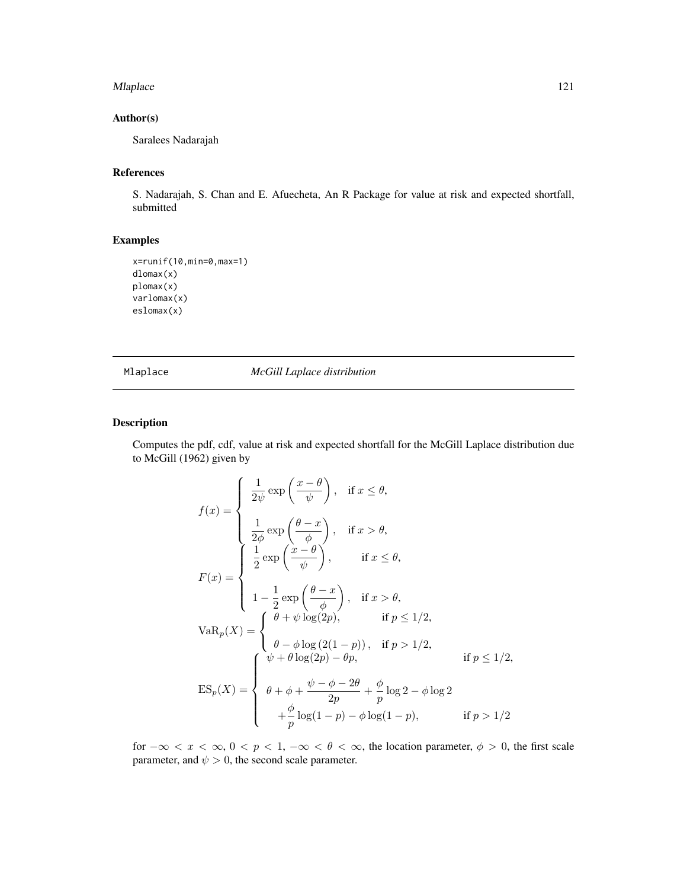### Author(s)

Saralees Nadarajah

### References

S. Nadarajah, S. Chan and E. Afuecheta, An R Package for value at risk and expected shortfall, submitted

### Examples

```
x=runif(10,min=0,max=1)
dlomax(x)
plomax(x)
varlomax(x)
eslomax(x)
```

---

## Mlaplace *McGill Laplace distribution*

---

### Description

Computes the pdf, cdf, value at risk and expected shortfall for the McGill Laplace distribution due to McGill (1962) given by

$$
f(x) = \begin{cases} \dfrac{1}{2\psi} \exp\left(\dfrac{x-\theta}{\psi}\right), & \text{if } x \le \theta, \\[2ex] \dfrac{1}{2\phi} \exp\left(\dfrac{\theta - x}{\phi}\right), & \text{if } x > \theta, \end{cases}
$$

$$
F(x) = \begin{cases} \dfrac{1}{2} \exp\left(\dfrac{x-\theta}{\psi}\right), & \text{if } x \le \theta, \\[2ex] 1 - \dfrac{1}{2} \exp\left(\dfrac{\theta - x}{\phi}\right), & \text{if } x > \theta, \end{cases}
$$

$$
\mathrm{VaR}_p(X) = \begin{cases} \theta + \psi \log(2p), & \text{if } p \le 1/2, \\[2ex] \theta - \phi \log\left(2(1-p)\right), & \text{if } p > 1/2, \end{cases}
$$

$$
\mathrm{ES}_p(X) = \begin{cases} \psi + \theta \log(2p) - \theta p, & \text{if } p \le 1/2, \\[2ex] \theta + \phi + \dfrac{\psi - \phi - 2\theta}{2p} + \dfrac{\phi}{p} \log 2 - \phi \log 2 \\ \quad + \dfrac{\phi}{p} \log(1-p) - \phi \log(1-p), & \text{if } p > 1/2 \end{cases}
$$

for $-\infty < x < \infty$, $0 < p < 1$, $-\infty < \theta < \infty$, the location parameter, $\phi > 0$, the first scale parameter, and $\psi > 0$, the second scale parameter.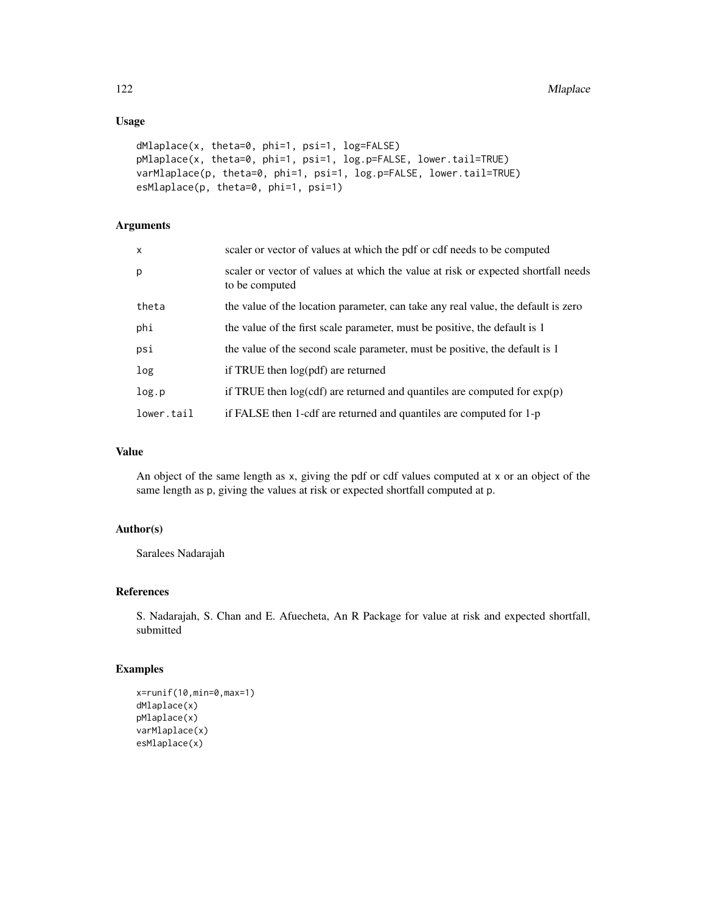## Usage

```
dMlaplace(x, theta=0, phi=1, psi=1, log=FALSE)
pMlaplace(x, theta=0, phi=1, psi=1, log.p=FALSE, lower.tail=TRUE)
varMlaplace(p, theta=0, phi=1, psi=1, log.p=FALSE, lower.tail=TRUE)
esMlaplace(p, theta=0, phi=1, psi=1)
```

## Arguments

| | |
|---|---|
| x | scaler or vector of values at which the pdf or cdf needs to be computed |
| p | scaler or vector of values at which the value at risk or expected shortfall needs to be computed |
| theta | the value of the location parameter, can take any real value, the default is zero |
| phi | the value of the first scale parameter, must be positive, the default is 1 |
| psi | the value of the second scale parameter, must be positive, the default is 1 |
| log | if TRUE then log(pdf) are returned |
| log.p | if TRUE then log(cdf) are returned and quantiles are computed for exp(p) |
| lower.tail | if FALSE then 1-cdf are returned and quantiles are computed for 1-p |

## Value

An object of the same length as x, giving the pdf or cdf values computed at x or an object of the same length as p, giving the values at risk or expected shortfall computed at p.

## Author(s)

Saralees Nadarajah

## References

S. Nadarajah, S. Chan and E. Afuecheta, An R Package for value at risk and expected shortfall, submitted

## Examples

```
x=runif(10,min=0,max=1)
dMlaplace(x)
pMlaplace(x)
varMlaplace(x)
esMlaplace(x)
```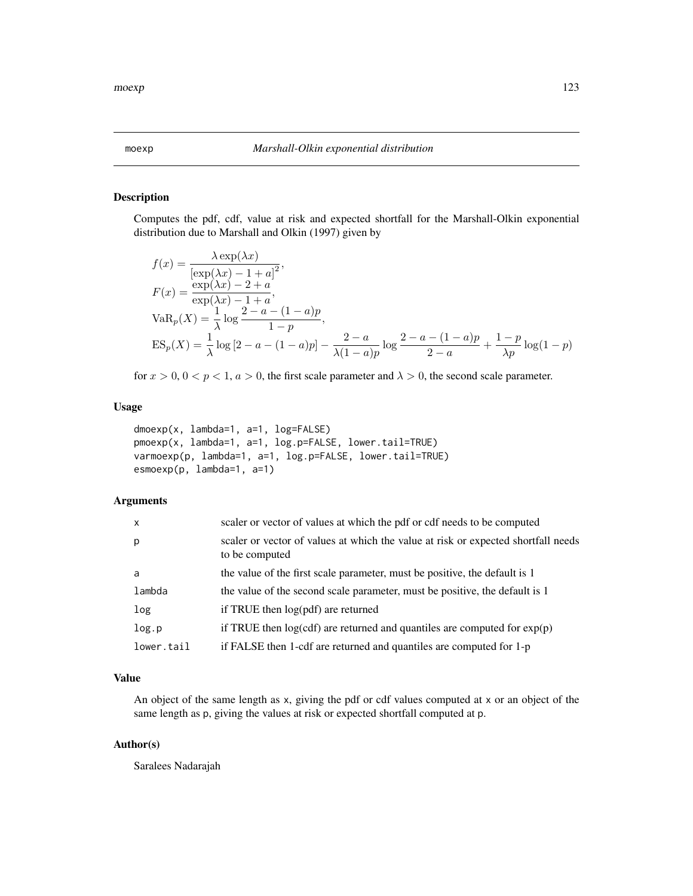# moexp *Marshall-Olkin exponential distribution*

## Description

Computes the pdf, cdf, value at risk and expected shortfall for the Marshall-Olkin exponential distribution due to Marshall and Olkin (1997) given by

$$
\begin{aligned}
f(x) &= \frac{\lambda \exp(\lambda x)}{\left[\exp(\lambda x) - 1 + a\right]^2}, \\
F(x) &= \frac{\exp(\lambda x) - 2 + a}{\exp(\lambda x) - 1 + a}, \\
\mathrm{VaR}_p(X) &= \frac{1}{\lambda} \log \frac{2 - a - (1-a)p}{1-p}, \\
\mathrm{ES}_p(X) &= \frac{1}{\lambda} \log\left[2 - a - (1-a)p\right] - \frac{2-a}{\lambda(1-a)p} \log \frac{2 - a - (1-a)p}{2-a} + \frac{1-p}{\lambda p} \log(1-p)
\end{aligned}
$$

for $x > 0$, $0 < p < 1$, $a > 0$, the first scale parameter and $\lambda > 0$, the second scale parameter.

## Usage

```
dmoexp(x, lambda=1, a=1, log=FALSE)
pmoexp(x, lambda=1, a=1, log.p=FALSE, lower.tail=TRUE)
varmoexp(p, lambda=1, a=1, log.p=FALSE, lower.tail=TRUE)
esmoexp(p, lambda=1, a=1)
```

## Arguments

| | |
|---|---|
| x | scaler or vector of values at which the pdf or cdf needs to be computed |
| p | scaler or vector of values at which the value at risk or expected shortfall needs to be computed |
| a | the value of the first scale parameter, must be positive, the default is 1 |
| lambda | the value of the second scale parameter, must be positive, the default is 1 |
| log | if TRUE then log(pdf) are returned |
| log.p | if TRUE then log(cdf) are returned and quantiles are computed for exp(p) |
| lower.tail | if FALSE then 1-cdf are returned and quantiles are computed for 1-p |

## Value

An object of the same length as x, giving the pdf or cdf values computed at x or an object of the same length as p, giving the values at risk or expected shortfall computed at p.

## Author(s)

Saralees Nadarajah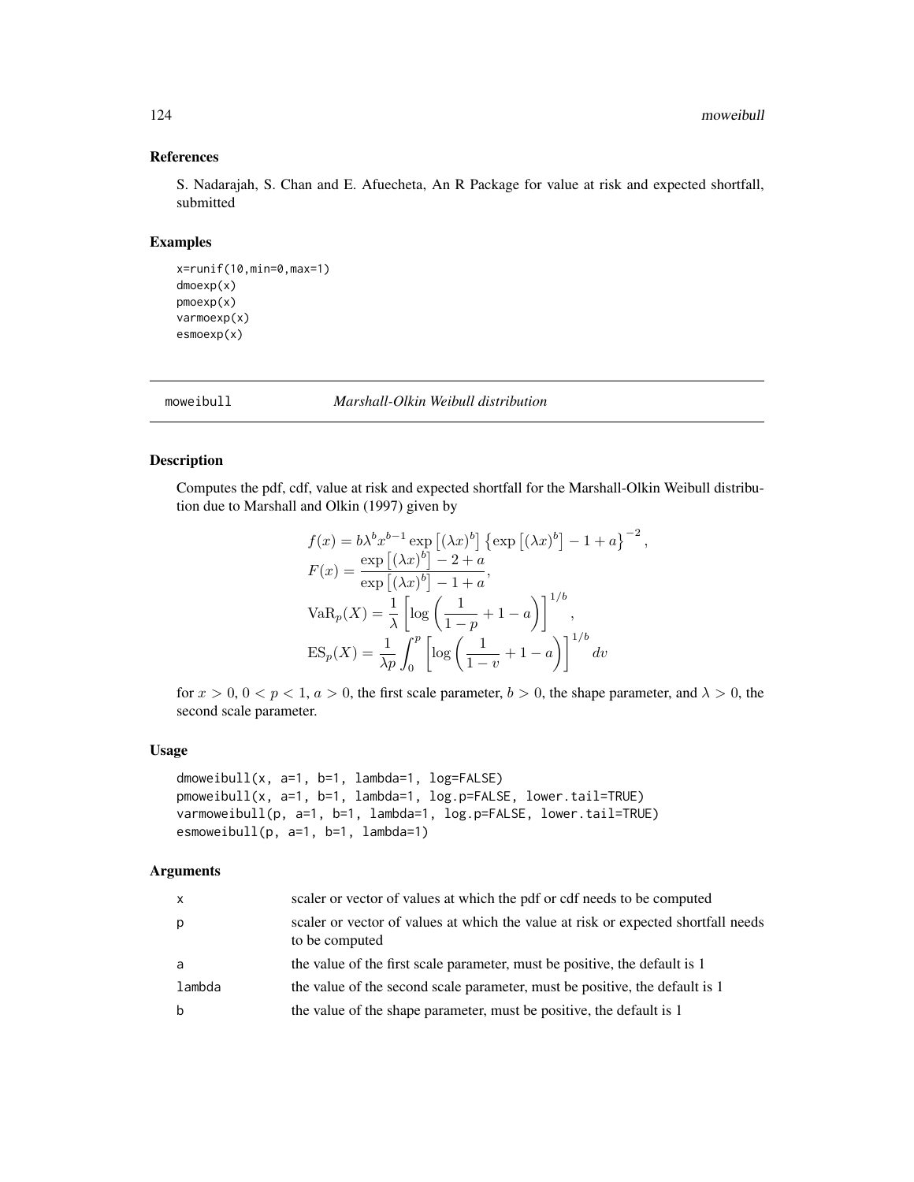### References

S. Nadarajah, S. Chan and E. Afuecheta, An R Package for value at risk and expected shortfall, submitted

### Examples

```
x=runif(10,min=0,max=1)
dmoexp(x)
pmoexp(x)
varmoexp(x)
esmoexp(x)
```

---

moweibull *Marshall-Olkin Weibull distribution*

---

### Description

Computes the pdf, cdf, value at risk and expected shortfall for the Marshall-Olkin Weibull distribution due to Marshall and Olkin (1997) given by

$$
\begin{aligned}
f(x) &= b\lambda^b x^{b-1} \exp\left[(\lambda x)^b\right] \left\{\exp\left[(\lambda x)^b\right] - 1 + a\right\}^{-2}, \\
F(x) &= \frac{\exp\left[(\lambda x)^b\right] - 2 + a}{\exp\left[(\lambda x)^b\right] - 1 + a}, \\
\mathrm{VaR}_p(X) &= \frac{1}{\lambda}\left[\log\left(\frac{1}{1-p} + 1 - a\right)\right]^{1/b}, \\
\mathrm{ES}_p(X) &= \frac{1}{\lambda p}\int_0^p \left[\log\left(\frac{1}{1-v} + 1 - a\right)\right]^{1/b} dv
\end{aligned}
$$

for $x > 0$, $0 < p < 1$, $a > 0$, the first scale parameter, $b > 0$, the shape parameter, and $\lambda > 0$, the second scale parameter.

### Usage

```
dmoweibull(x, a=1, b=1, lambda=1, log=FALSE)
pmoweibull(x, a=1, b=1, lambda=1, log.p=FALSE, lower.tail=TRUE)
varmoweibull(p, a=1, b=1, lambda=1, log.p=FALSE, lower.tail=TRUE)
esmoweibull(p, a=1, b=1, lambda=1)
```

### Arguments

| | |
|---|---|
| x | scaler or vector of values at which the pdf or cdf needs to be computed |
| p | scaler or vector of values at which the value at risk or expected shortfall needs to be computed |
| a | the value of the first scale parameter, must be positive, the default is 1 |
| lambda | the value of the second scale parameter, must be positive, the default is 1 |
| b | the value of the shape parameter, must be positive, the default is 1 |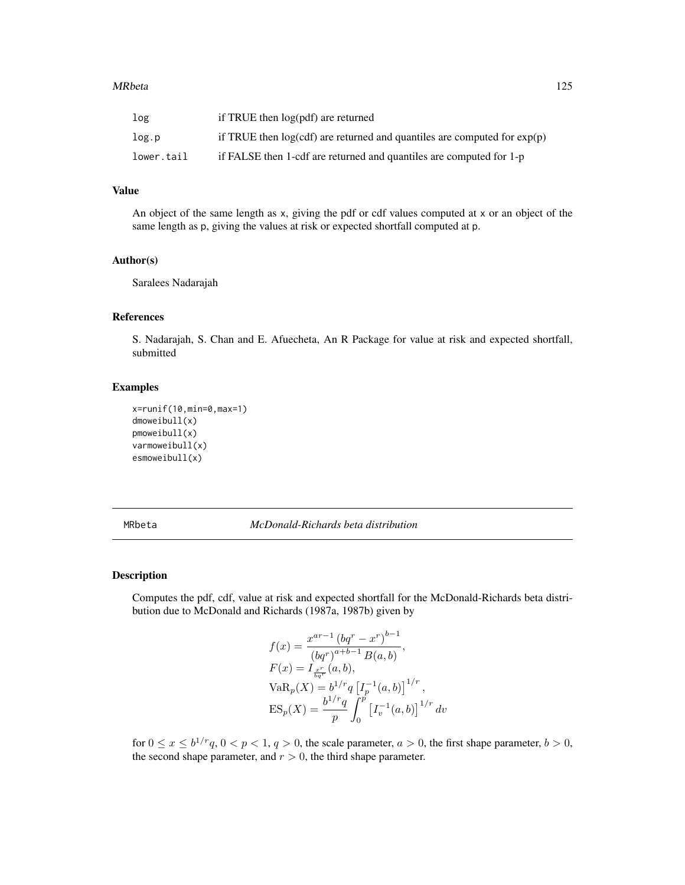| | |
|---|---|
| log | if TRUE then log(pdf) are returned |
| log.p | if TRUE then log(cdf) are returned and quantiles are computed for exp(p) |
| lower.tail | if FALSE then 1-cdf are returned and quantiles are computed for 1-p |

### Value

An object of the same length as x, giving the pdf or cdf values computed at x or an object of the same length as p, giving the values at risk or expected shortfall computed at p.

### Author(s)

Saralees Nadarajah

### References

S. Nadarajah, S. Chan and E. Afuecheta, An R Package for value at risk and expected shortfall, submitted

### Examples

```
x=runif(10,min=0,max=1)
dmoweibull(x)
pmoweibull(x)
varmoweibull(x)
esmoweibull(x)
```

---

## MRbeta *McDonald-Richards beta distribution*

### Description

Computes the pdf, cdf, value at risk and expected shortfall for the McDonald-Richards beta distribution due to McDonald and Richards (1987a, 1987b) given by

$$
\begin{aligned}
f(x) &= \frac{x^{ar-1}\left(bq^r - x^r\right)^{b-1}}{\left(bq^r\right)^{a+b-1} B(a,b)}, \\
F(x) &= I_{\frac{x^r}{bq^r}}(a,b), \\
\mathrm{VaR}_p(X) &= b^{1/r} q \left[I_p^{-1}(a,b)\right]^{1/r}, \\
\mathrm{ES}_p(X) &= \frac{b^{1/r} q}{p} \int_0^p \left[I_v^{-1}(a,b)\right]^{1/r} dv
\end{aligned}
$$

for $0 \leq x \leq b^{1/r} q$, $0 < p < 1$, $q > 0$, the scale parameter, $a > 0$, the first shape parameter, $b > 0$, the second shape parameter, and $r > 0$, the third shape parameter.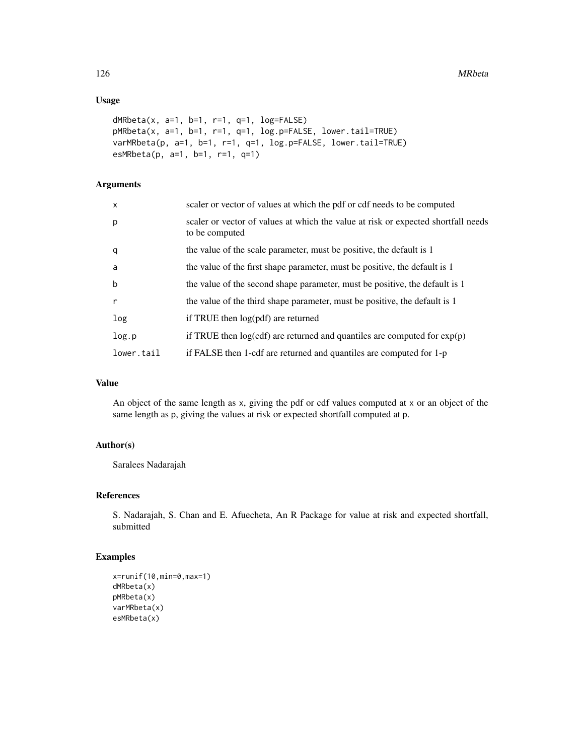## Usage

```
dMRbeta(x, a=1, b=1, r=1, q=1, log=FALSE)
pMRbeta(x, a=1, b=1, r=1, q=1, log.p=FALSE, lower.tail=TRUE)
varMRbeta(p, a=1, b=1, r=1, q=1, log.p=FALSE, lower.tail=TRUE)
esMRbeta(p, a=1, b=1, r=1, q=1)
```

## Arguments

| | |
|---|---|
| x | scaler or vector of values at which the pdf or cdf needs to be computed |
| p | scaler or vector of values at which the value at risk or expected shortfall needs to be computed |
| q | the value of the scale parameter, must be positive, the default is 1 |
| a | the value of the first shape parameter, must be positive, the default is 1 |
| b | the value of the second shape parameter, must be positive, the default is 1 |
| r | the value of the third shape parameter, must be positive, the default is 1 |
| log | if TRUE then log(pdf) are returned |
| log.p | if TRUE then log(cdf) are returned and quantiles are computed for exp(p) |
| lower.tail | if FALSE then 1-cdf are returned and quantiles are computed for 1-p |

## Value

An object of the same length as x, giving the pdf or cdf values computed at x or an object of the same length as p, giving the values at risk or expected shortfall computed at p.

## Author(s)

Saralees Nadarajah

## References

S. Nadarajah, S. Chan and E. Afuecheta, An R Package for value at risk and expected shortfall, submitted

## Examples

```
x=runif(10,min=0,max=1)
dMRbeta(x)
pMRbeta(x)
varMRbeta(x)
esMRbeta(x)
```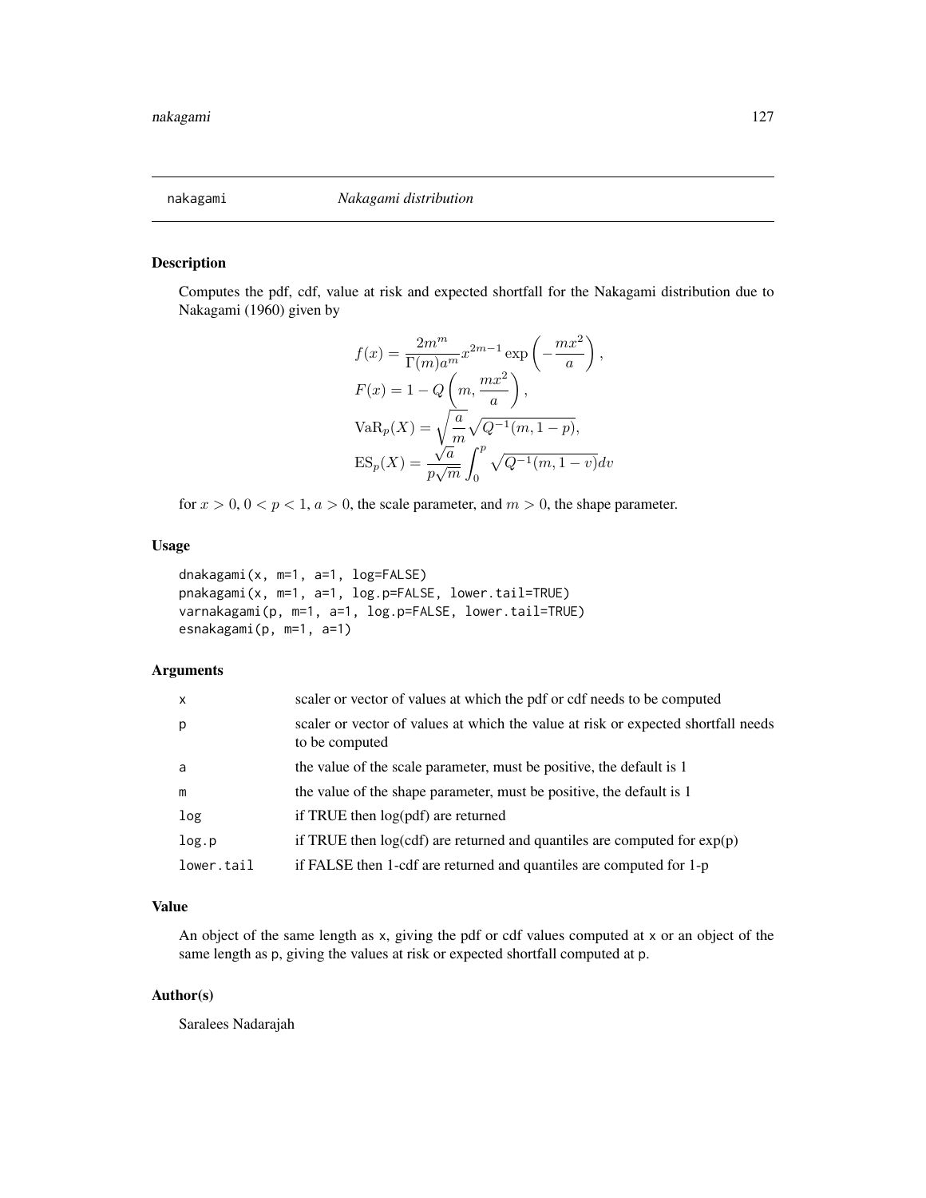nakagami *Nakagami distribution*

## Description

Computes the pdf, cdf, value at risk and expected shortfall for the Nakagami distribution due to Nakagami (1960) given by

$$
\begin{aligned}
f(x) &= \frac{2m^m}{\Gamma(m)a^m} x^{2m-1} \exp\left(-\frac{mx^2}{a}\right), \\
F(x) &= 1 - Q\left(m, \frac{mx^2}{a}\right), \\
\mathrm{VaR}_p(X) &= \sqrt{\frac{a}{m}} \sqrt{Q^{-1}(m, 1-p)}, \\
\mathrm{ES}_p(X) &= \frac{\sqrt{a}}{p\sqrt{m}} \int_0^p \sqrt{Q^{-1}(m, 1-v)} dv
\end{aligned}
$$

for $x > 0$, $0 < p < 1$, $a > 0$, the scale parameter, and $m > 0$, the shape parameter.

## Usage

```
dnakagami(x, m=1, a=1, log=FALSE)
pnakagami(x, m=1, a=1, log.p=FALSE, lower.tail=TRUE)
varnakagami(p, m=1, a=1, log.p=FALSE, lower.tail=TRUE)
esnakagami(p, m=1, a=1)
```

## Arguments

| | |
|---|---|
| x | scaler or vector of values at which the pdf or cdf needs to be computed |
| p | scaler or vector of values at which the value at risk or expected shortfall needs to be computed |
| a | the value of the scale parameter, must be positive, the default is 1 |
| m | the value of the shape parameter, must be positive, the default is 1 |
| log | if TRUE then log(pdf) are returned |
| log.p | if TRUE then log(cdf) are returned and quantiles are computed for exp(p) |
| lower.tail | if FALSE then 1-cdf are returned and quantiles are computed for 1-p |

## Value

An object of the same length as x, giving the pdf or cdf values computed at x or an object of the same length as p, giving the values at risk or expected shortfall computed at p.

## Author(s)

Saralees Nadarajah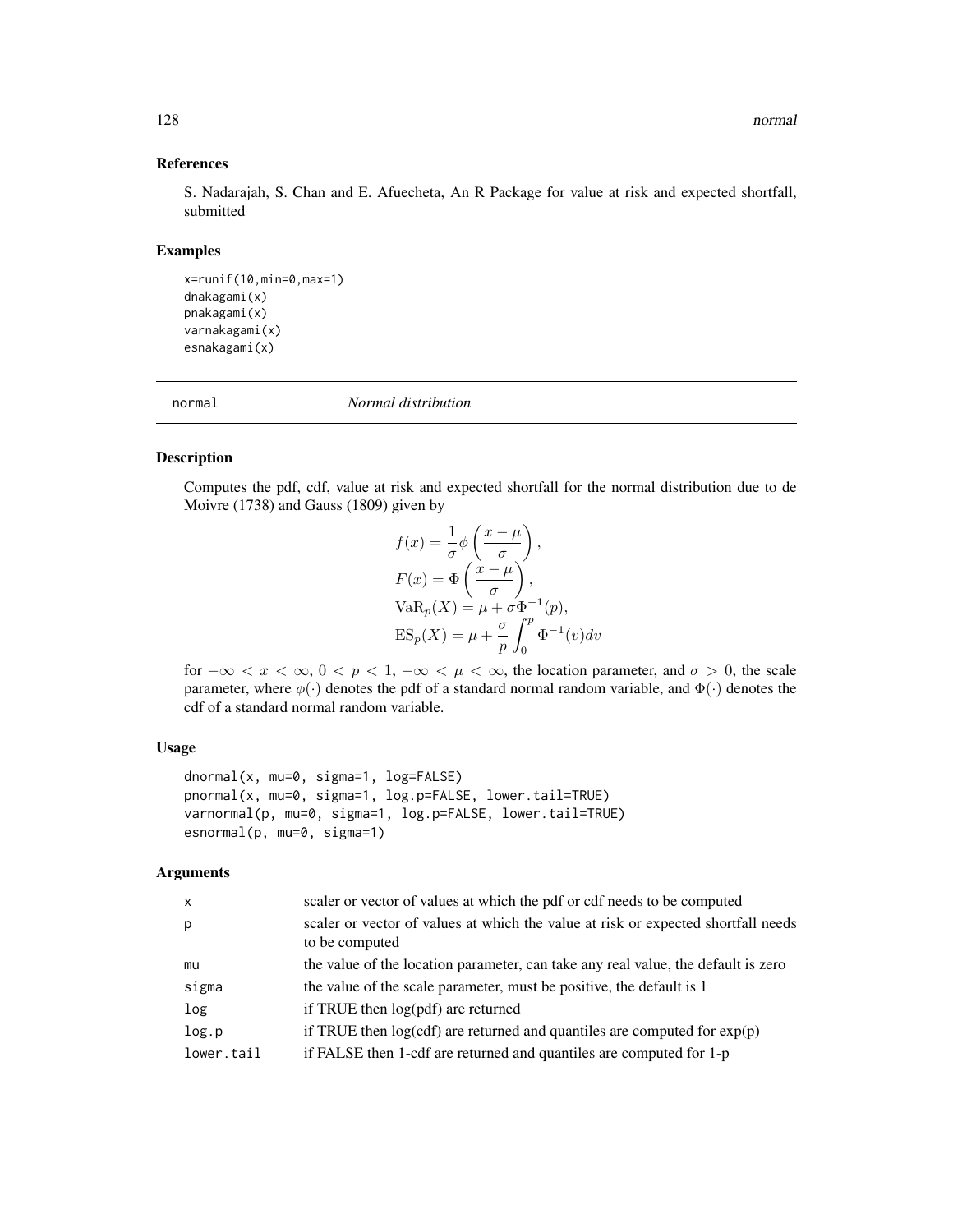### References

S. Nadarajah, S. Chan and E. Afuecheta, An R Package for value at risk and expected shortfall, submitted

### Examples

```
x=runif(10,min=0,max=1)
dnakagami(x)
pnakagami(x)
varnakagami(x)
esnakagami(x)
```

---

## normal — *Normal distribution*

---

### Description

Computes the pdf, cdf, value at risk and expected shortfall for the normal distribution due to de Moivre (1738) and Gauss (1809) given by

$$
\begin{aligned}
f(x) &= \frac{1}{\sigma}\phi\left(\frac{x-\mu}{\sigma}\right), \\
F(x) &= \Phi\left(\frac{x-\mu}{\sigma}\right), \\
\mathrm{VaR}_p(X) &= \mu + \sigma\Phi^{-1}(p), \\
\mathrm{ES}_p(X) &= \mu + \frac{\sigma}{p}\int_0^p \Phi^{-1}(v)dv
\end{aligned}
$$

for $-\infty < x < \infty$, $0 < p < 1$, $-\infty < \mu < \infty$, the location parameter, and $\sigma > 0$, the scale parameter, where $\phi(\cdot)$ denotes the pdf of a standard normal random variable, and $\Phi(\cdot)$ denotes the cdf of a standard normal random variable.

### Usage

```
dnormal(x, mu=0, sigma=1, log=FALSE)
pnormal(x, mu=0, sigma=1, log.p=FALSE, lower.tail=TRUE)
varnormal(p, mu=0, sigma=1, log.p=FALSE, lower.tail=TRUE)
esnormal(p, mu=0, sigma=1)
```

### Arguments

| | |
|---|---|
| x | scaler or vector of values at which the pdf or cdf needs to be computed |
| p | scaler or vector of values at which the value at risk or expected shortfall needs to be computed |
| mu | the value of the location parameter, can take any real value, the default is zero |
| sigma | the value of the scale parameter, must be positive, the default is 1 |
| log | if TRUE then log(pdf) are returned |
| log.p | if TRUE then log(cdf) are returned and quantiles are computed for exp(p) |
| lower.tail | if FALSE then 1-cdf are returned and quantiles are computed for 1-p |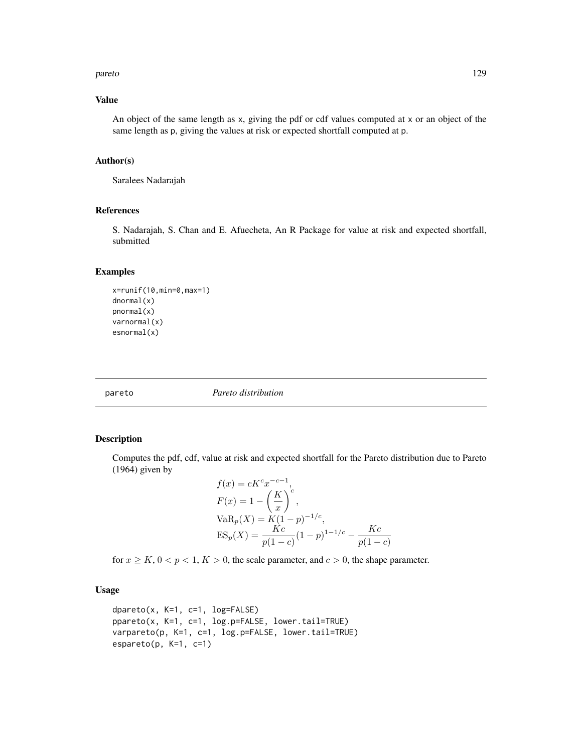### Value

An object of the same length as x, giving the pdf or cdf values computed at x or an object of the same length as p, giving the values at risk or expected shortfall computed at p.

### Author(s)

Saralees Nadarajah

### References

S. Nadarajah, S. Chan and E. Afuecheta, An R Package for value at risk and expected shortfall, submitted

### Examples

```
x=runif(10,min=0,max=1)
dnormal(x)
pnormal(x)
varnormal(x)
esnormal(x)
```

---

## pareto *Pareto distribution*

---

### Description

Computes the pdf, cdf, value at risk and expected shortfall for the Pareto distribution due to Pareto (1964) given by

$$
\begin{aligned}
f(x) &= cK^c x^{-c-1}, \\
F(x) &= 1 - \left(\frac{K}{x}\right)^c, \\
\mathrm{VaR}_p(X) &= K(1-p)^{-1/c}, \\
\mathrm{ES}_p(X) &= \frac{Kc}{p(1-c)}(1-p)^{1-1/c} - \frac{Kc}{p(1-c)}
\end{aligned}
$$

for $x \geq K$, $0 < p < 1$, $K > 0$, the scale parameter, and $c > 0$, the shape parameter.

### Usage

```
dpareto(x, K=1, c=1, log=FALSE)
ppareto(x, K=1, c=1, log.p=FALSE, lower.tail=TRUE)
varpareto(p, K=1, c=1, log.p=FALSE, lower.tail=TRUE)
espareto(p, K=1, c=1)
```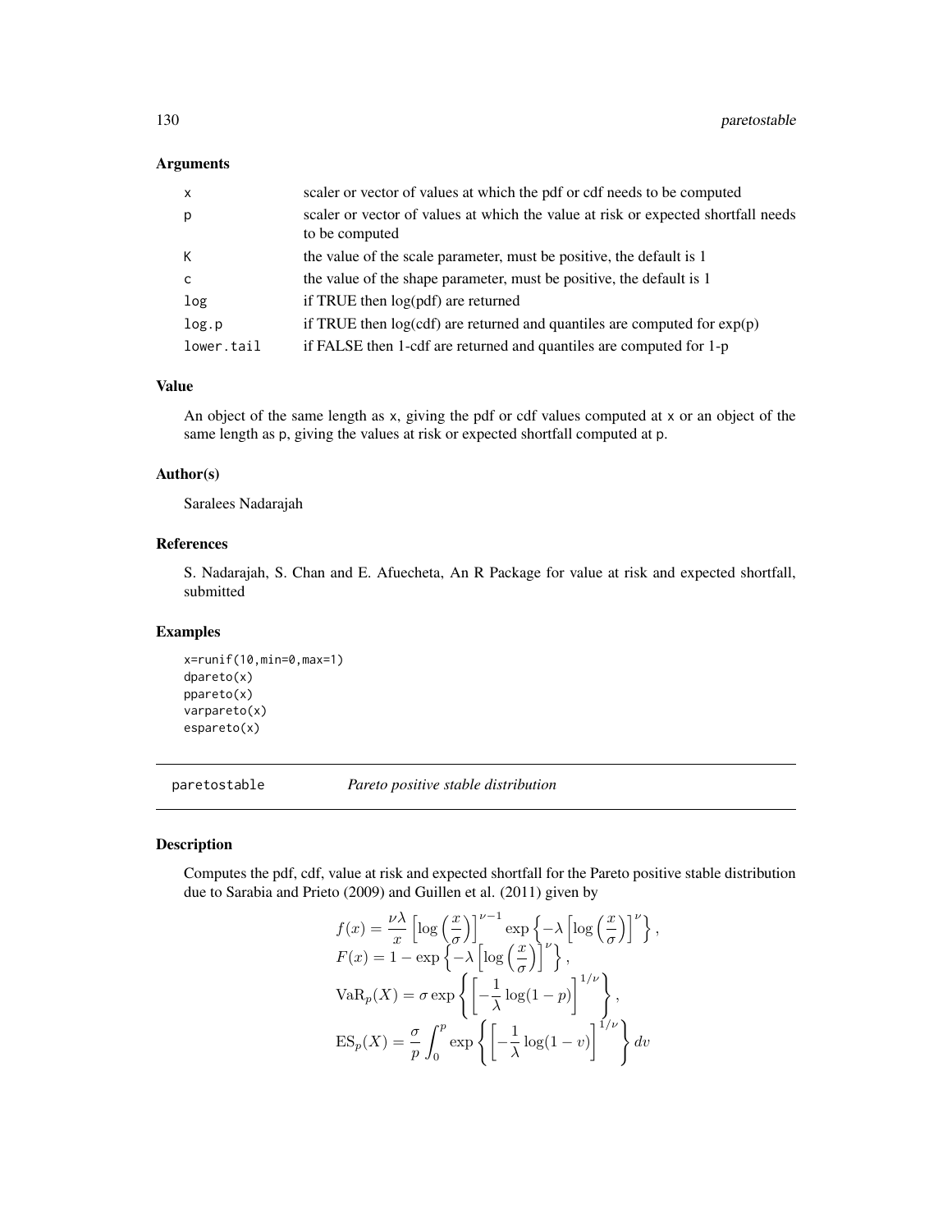### Arguments

| | |
|---|---|
| x | scaler or vector of values at which the pdf or cdf needs to be computed |
| p | scaler or vector of values at which the value at risk or expected shortfall needs to be computed |
| K | the value of the scale parameter, must be positive, the default is 1 |
| c | the value of the shape parameter, must be positive, the default is 1 |
| log | if TRUE then log(pdf) are returned |
| log.p | if TRUE then log(cdf) are returned and quantiles are computed for exp(p) |
| lower.tail | if FALSE then 1-cdf are returned and quantiles are computed for 1-p |

### Value

An object of the same length as x, giving the pdf or cdf values computed at x or an object of the same length as p, giving the values at risk or expected shortfall computed at p.

### Author(s)

Saralees Nadarajah

### References

S. Nadarajah, S. Chan and E. Afuecheta, An R Package for value at risk and expected shortfall, submitted

### Examples

```
x=runif(10,min=0,max=1)
dpareto(x)
ppareto(x)
varpareto(x)
espareto(x)
```

---

## paretostable — *Pareto positive stable distribution*

### Description

Computes the pdf, cdf, value at risk and expected shortfall for the Pareto positive stable distribution due to Sarabia and Prieto (2009) and Guillen et al. (2011) given by

$$
\begin{aligned}
f(x) &= \frac{\nu\lambda}{x}\left[\log\left(\frac{x}{\sigma}\right)\right]^{\nu-1}\exp\left\{-\lambda\left[\log\left(\frac{x}{\sigma}\right)\right]^{\nu}\right\}, \\
F(x) &= 1-\exp\left\{-\lambda\left[\log\left(\frac{x}{\sigma}\right)\right]^{\nu}\right\}, \\
\mathrm{VaR}_p(X) &= \sigma\exp\left\{\left[-\frac{1}{\lambda}\log(1-p)\right]^{1/\nu}\right\}, \\
\mathrm{ES}_p(X) &= \frac{\sigma}{p}\int_0^p \exp\left\{\left[-\frac{1}{\lambda}\log(1-v)\right]^{1/\nu}\right\}dv
\end{aligned}
$$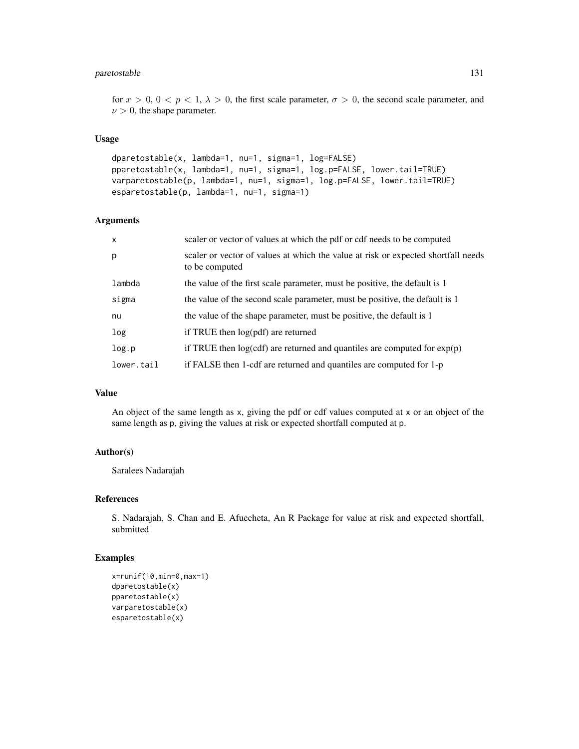for $x > 0$, $0 < p < 1$, $\lambda > 0$, the first scale parameter, $\sigma > 0$, the second scale parameter, and $\nu > 0$, the shape parameter.

## Usage

```
dparetostable(x, lambda=1, nu=1, sigma=1, log=FALSE)
pparetostable(x, lambda=1, nu=1, sigma=1, log.p=FALSE, lower.tail=TRUE)
varparetostable(p, lambda=1, nu=1, sigma=1, log.p=FALSE, lower.tail=TRUE)
esparetostable(p, lambda=1, nu=1, sigma=1)
```

## Arguments

| | |
|---|---|
| x | scaler or vector of values at which the pdf or cdf needs to be computed |
| p | scaler or vector of values at which the value at risk or expected shortfall needs to be computed |
| lambda | the value of the first scale parameter, must be positive, the default is 1 |
| sigma | the value of the second scale parameter, must be positive, the default is 1 |
| nu | the value of the shape parameter, must be positive, the default is 1 |
| log | if TRUE then log(pdf) are returned |
| log.p | if TRUE then log(cdf) are returned and quantiles are computed for exp(p) |
| lower.tail | if FALSE then 1-cdf are returned and quantiles are computed for 1-p |

## Value

An object of the same length as x, giving the pdf or cdf values computed at x or an object of the same length as p, giving the values at risk or expected shortfall computed at p.

## Author(s)

Saralees Nadarajah

## References

S. Nadarajah, S. Chan and E. Afuecheta, An R Package for value at risk and expected shortfall, submitted

## Examples

```
x=runif(10,min=0,max=1)
dparetostable(x)
pparetostable(x)
varparetostable(x)
esparetostable(x)
```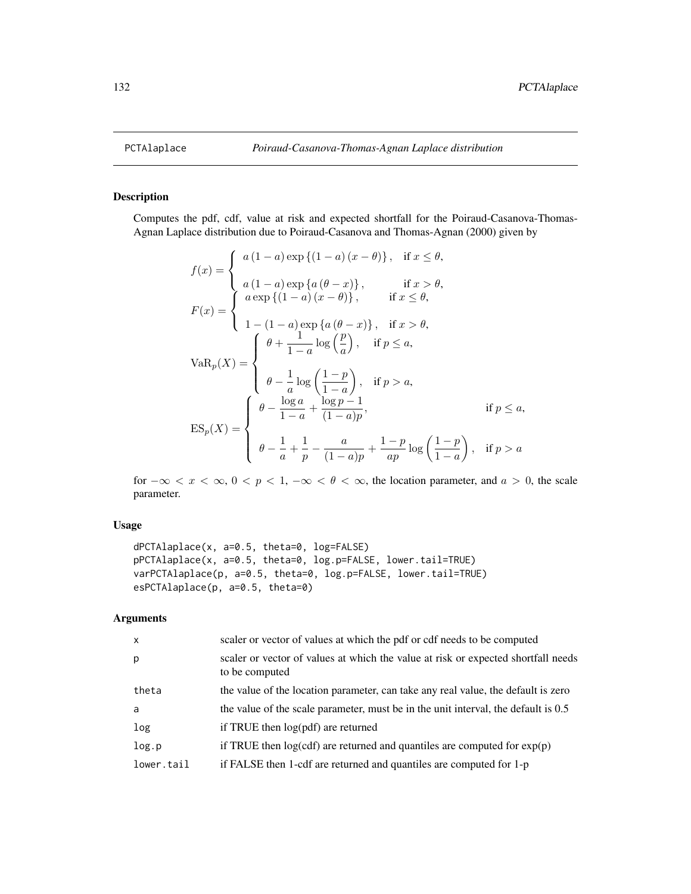# PCTAlaplace — Poiraud-Casanova-Thomas-Agnan Laplace distribution

## Description

Computes the pdf, cdf, value at risk and expected shortfall for the Poiraud-Casanova-Thomas-Agnan Laplace distribution due to Poiraud-Casanova and Thomas-Agnan (2000) given by

$$
f(x) = \begin{cases} a\,(1-a)\exp\left\{(1-a)\,(x-\theta)\right\}, & \text{if } x \le \theta, \\ a\,(1-a)\exp\left\{a\,(\theta - x)\right\}, & \text{if } x > \theta, \end{cases}
$$

$$
F(x) = \begin{cases} a\exp\left\{(1-a)\,(x-\theta)\right\}, & \text{if } x \le \theta, \\ 1-(1-a)\exp\left\{a\,(\theta - x)\right\}, & \text{if } x > \theta, \end{cases}
$$

$$
\mathrm{VaR}_p(X) = \begin{cases} \theta + \dfrac{1}{1-a}\log\left(\dfrac{p}{a}\right), & \text{if } p \le a, \\ \theta - \dfrac{1}{a}\log\left(\dfrac{1-p}{1-a}\right), & \text{if } p > a, \end{cases}
$$

$$
\mathrm{ES}_p(X) = \begin{cases} \theta - \dfrac{\log a}{1-a} + \dfrac{\log p - 1}{(1-a)p}, & \text{if } p \le a, \\ \theta - \dfrac{1}{a} + \dfrac{1}{p} - \dfrac{a}{(1-a)p} + \dfrac{1-p}{ap}\log\left(\dfrac{1-p}{1-a}\right), & \text{if } p > a \end{cases}
$$

for $-\infty < x < \infty$, $0 < p < 1$, $-\infty < \theta < \infty$, the location parameter, and $a > 0$, the scale parameter.

## Usage

```
dPCTAlaplace(x, a=0.5, theta=0, log=FALSE)
pPCTAlaplace(x, a=0.5, theta=0, log.p=FALSE, lower.tail=TRUE)
varPCTAlaplace(p, a=0.5, theta=0, log.p=FALSE, lower.tail=TRUE)
esPCTAlaplace(p, a=0.5, theta=0)
```

## Arguments

| | |
|---|---|
| x | scaler or vector of values at which the pdf or cdf needs to be computed |
| p | scaler or vector of values at which the value at risk or expected shortfall needs to be computed |
| theta | the value of the location parameter, can take any real value, the default is zero |
| a | the value of the scale parameter, must be in the unit interval, the default is 0.5 |
| log | if TRUE then log(pdf) are returned |
| log.p | if TRUE then log(cdf) are returned and quantiles are computed for exp(p) |
| lower.tail | if FALSE then 1-cdf are returned and quantiles are computed for 1-p |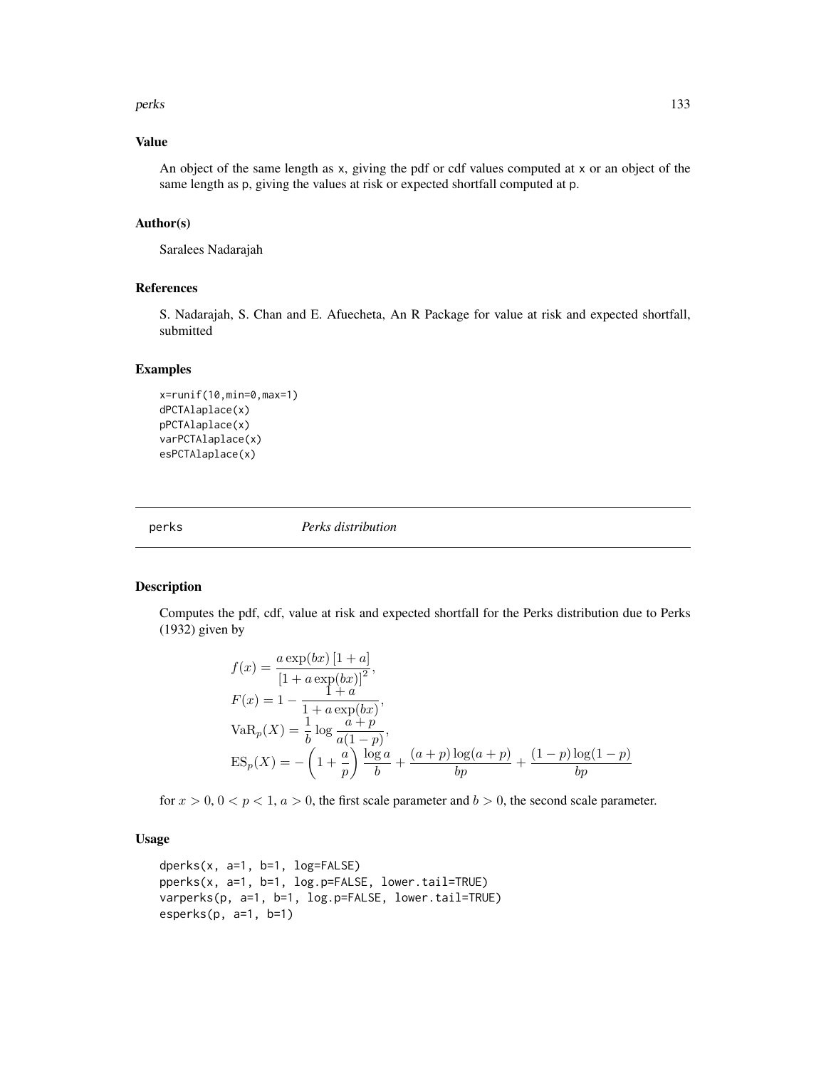## Value

An object of the same length as x, giving the pdf or cdf values computed at x or an object of the same length as p, giving the values at risk or expected shortfall computed at p.

## Author(s)

Saralees Nadarajah

## References

S. Nadarajah, S. Chan and E. Afuecheta, An R Package for value at risk and expected shortfall, submitted

## Examples

```
x=runif(10,min=0,max=1)
dPCTAlaplace(x)
pPCTAlaplace(x)
varPCTAlaplace(x)
esPCTAlaplace(x)
```

---

# perks *Perks distribution*

## Description

Computes the pdf, cdf, value at risk and expected shortfall for the Perks distribution due to Perks (1932) given by

$$
\begin{aligned}
f(x) &= \frac{a \exp(bx) \left[1 + a\right]}{\left[1 + a \exp(bx)\right]^2}, \\
F(x) &= 1 - \frac{1 + a}{1 + a \exp(bx)}, \\
\mathrm{VaR}_p(X) &= \frac{1}{b} \log \frac{a + p}{a(1 - p)}, \\
\mathrm{ES}_p(X) &= -\left(1 + \frac{a}{p}\right) \frac{\log a}{b} + \frac{(a + p) \log(a + p)}{bp} + \frac{(1 - p) \log(1 - p)}{bp}
\end{aligned}
$$

for $x > 0$, $0 < p < 1$, $a > 0$, the first scale parameter and $b > 0$, the second scale parameter.

## Usage

```
dperks(x, a=1, b=1, log=FALSE)
pperks(x, a=1, b=1, log.p=FALSE, lower.tail=TRUE)
varperks(p, a=1, b=1, log.p=FALSE, lower.tail=TRUE)
esperks(p, a=1, b=1)
```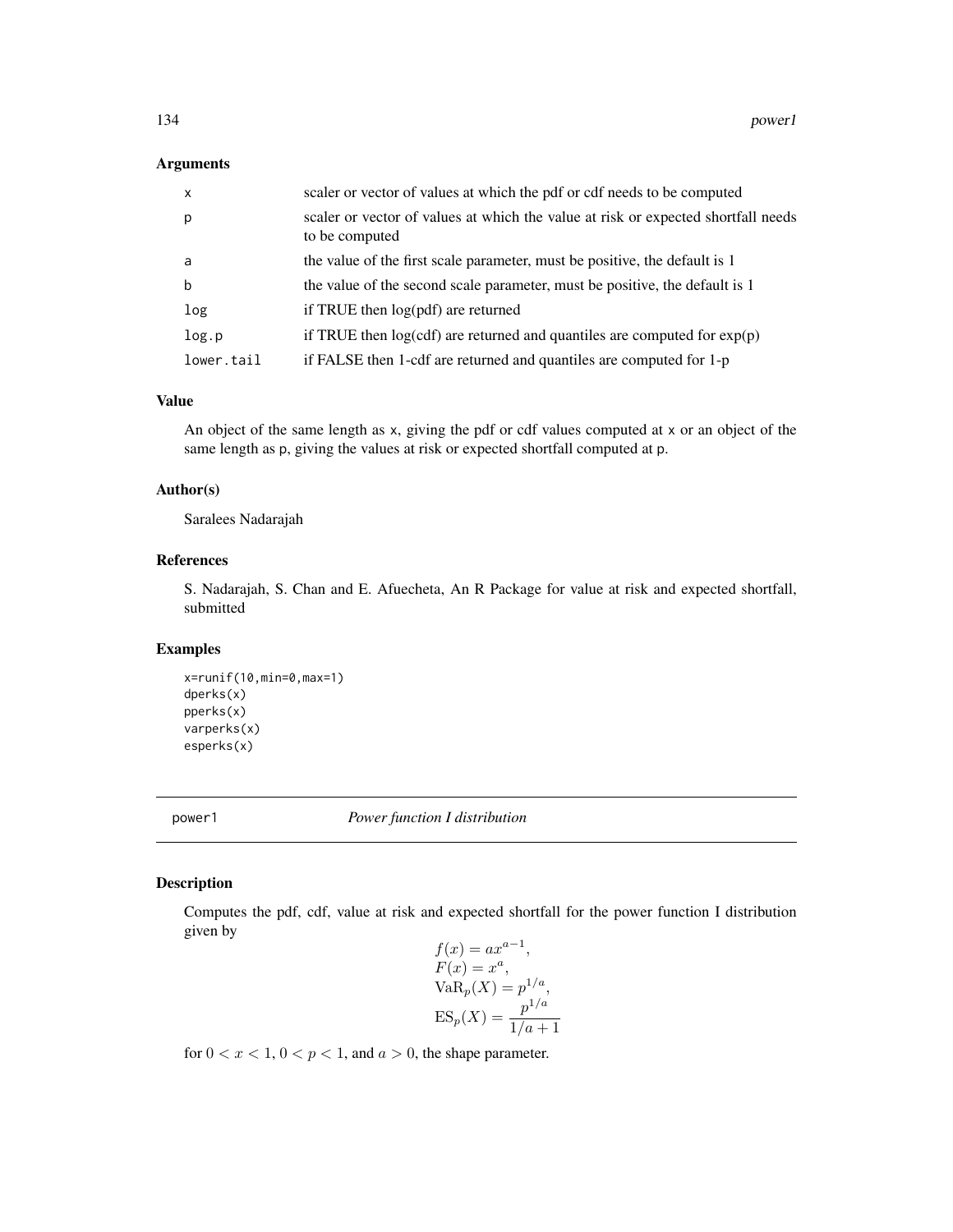## Arguments

| | |
|---|---|
| x | scaler or vector of values at which the pdf or cdf needs to be computed |
| p | scaler or vector of values at which the value at risk or expected shortfall needs to be computed |
| a | the value of the first scale parameter, must be positive, the default is 1 |
| b | the value of the second scale parameter, must be positive, the default is 1 |
| log | if TRUE then log(pdf) are returned |
| log.p | if TRUE then log(cdf) are returned and quantiles are computed for exp(p) |
| lower.tail | if FALSE then 1-cdf are returned and quantiles are computed for 1-p |

## Value

An object of the same length as x, giving the pdf or cdf values computed at x or an object of the same length as p, giving the values at risk or expected shortfall computed at p.

## Author(s)

Saralees Nadarajah

## References

S. Nadarajah, S. Chan and E. Afuecheta, An R Package for value at risk and expected shortfall, submitted

## Examples

```
x=runif(10,min=0,max=1)
dperks(x)
pperks(x)
varperks(x)
esperks(x)
```

---

# power1 *Power function I distribution*

## Description

Computes the pdf, cdf, value at risk and expected shortfall for the power function I distribution given by

$$
\begin{aligned}
&f(x) = a x^{a-1}, \\
&F(x) = x^a, \\
&\mathrm{VaR}_p(X) = p^{1/a}, \\
&\mathrm{ES}_p(X) = \frac{p^{1/a}}{1/a + 1}
\end{aligned}
$$

for $0 < x < 1$, $0 < p < 1$, and $a > 0$, the shape parameter.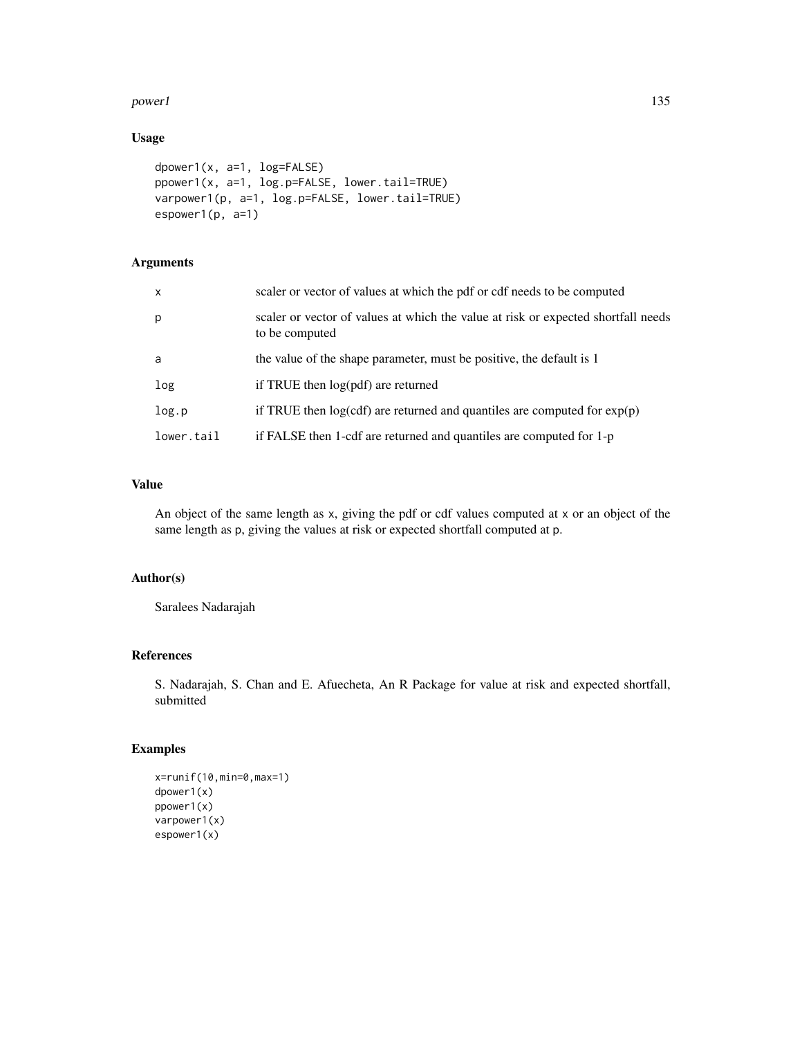## Usage

```
dpower1(x, a=1, log=FALSE)
ppower1(x, a=1, log.p=FALSE, lower.tail=TRUE)
varpower1(p, a=1, log.p=FALSE, lower.tail=TRUE)
espower1(p, a=1)
```

## Arguments

| | |
|---|---|
| x | scaler or vector of values at which the pdf or cdf needs to be computed |
| p | scaler or vector of values at which the value at risk or expected shortfall needs to be computed |
| a | the value of the shape parameter, must be positive, the default is 1 |
| log | if TRUE then log(pdf) are returned |
| log.p | if TRUE then log(cdf) are returned and quantiles are computed for exp(p) |
| lower.tail | if FALSE then 1-cdf are returned and quantiles are computed for 1-p |

## Value

An object of the same length as x, giving the pdf or cdf values computed at x or an object of the same length as p, giving the values at risk or expected shortfall computed at p.

## Author(s)

Saralees Nadarajah

## References

S. Nadarajah, S. Chan and E. Afuecheta, An R Package for value at risk and expected shortfall, submitted

## Examples

```
x=runif(10,min=0,max=1)
dpower1(x)
ppower1(x)
varpower1(x)
espower1(x)
```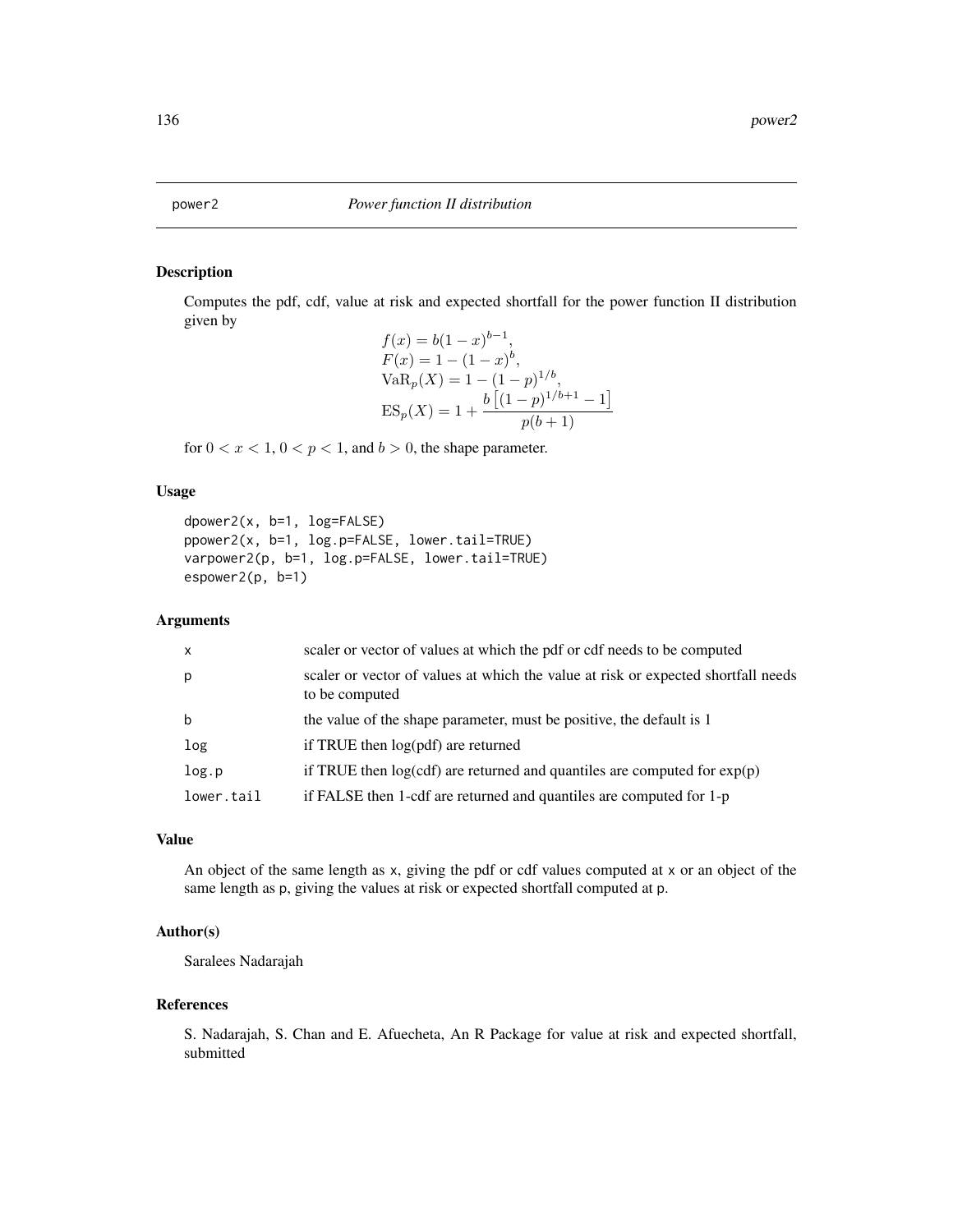power2 *Power function II distribution*

## Description

Computes the pdf, cdf, value at risk and expected shortfall for the power function II distribution given by

$$
\begin{aligned}
&f(x) = b(1-x)^{b-1}, \\
&F(x) = 1-(1-x)^{b}, \\
&\mathrm{VaR}_p(X) = 1-(1-p)^{1/b}, \\
&\mathrm{ES}_p(X) = 1+\frac{b\left[(1-p)^{1/b+1}-1\right]}{p(b+1)}
\end{aligned}
$$

for $0 < x < 1$, $0 < p < 1$, and $b > 0$, the shape parameter.

## Usage

```
dpower2(x, b=1, log=FALSE)
ppower2(x, b=1, log.p=FALSE, lower.tail=TRUE)
varpower2(p, b=1, log.p=FALSE, lower.tail=TRUE)
espower2(p, b=1)
```

## Arguments

| | |
|---|---|
| x | scaler or vector of values at which the pdf or cdf needs to be computed |
| p | scaler or vector of values at which the value at risk or expected shortfall needs to be computed |
| b | the value of the shape parameter, must be positive, the default is 1 |
| log | if TRUE then log(pdf) are returned |
| log.p | if TRUE then log(cdf) are returned and quantiles are computed for exp(p) |
| lower.tail | if FALSE then 1-cdf are returned and quantiles are computed for 1-p |

## Value

An object of the same length as x, giving the pdf or cdf values computed at x or an object of the same length as p, giving the values at risk or expected shortfall computed at p.

## Author(s)

Saralees Nadarajah

## References

S. Nadarajah, S. Chan and E. Afuecheta, An R Package for value at risk and expected shortfall, submitted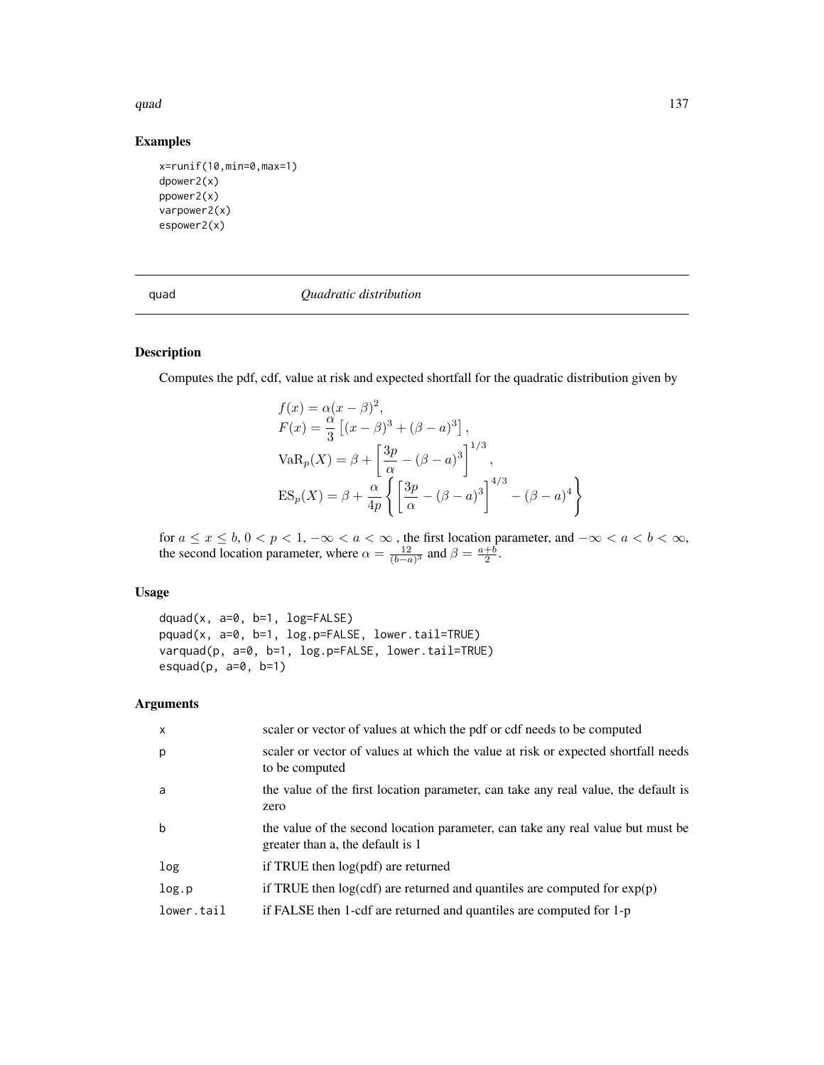## Examples

```
x=runif(10,min=0,max=1)
dpower2(x)
ppower2(x)
varpower2(x)
espower2(x)
```

---

quad *Quadratic distribution*

---

## Description

Computes the pdf, cdf, value at risk and expected shortfall for the quadratic distribution given by

$$
\begin{aligned}
&f(x) = \alpha (x-\beta)^2, \\
&F(x) = \frac{\alpha}{3}\left[(x-\beta)^3 + (\beta - a)^3\right], \\
&\mathrm{VaR}_p(X) = \beta + \left[\frac{3p}{\alpha} - (\beta - a)^3\right]^{1/3}, \\
&\mathrm{ES}_p(X) = \beta + \frac{\alpha}{4p}\left\{\left[\frac{3p}{\alpha} - (\beta - a)^3\right]^{4/3} - (\beta - a)^4\right\}
\end{aligned}
$$

for $a \leq x \leq b$, $0 < p < 1$, $-\infty < a < \infty$ , the first location parameter, and $-\infty < a < b < \infty$, the second location parameter, where $\alpha = \frac{12}{(b-a)^3}$ and $\beta = \frac{a+b}{2}$.

## Usage

```
dquad(x, a=0, b=1, log=FALSE)
pquad(x, a=0, b=1, log.p=FALSE, lower.tail=TRUE)
varquad(p, a=0, b=1, log.p=FALSE, lower.tail=TRUE)
esquad(p, a=0, b=1)
```

## Arguments

| | |
|---|---|
| x | scaler or vector of values at which the pdf or cdf needs to be computed |
| p | scaler or vector of values at which the value at risk or expected shortfall needs to be computed |
| a | the value of the first location parameter, can take any real value, the default is zero |
| b | the value of the second location parameter, can take any real value but must be greater than a, the default is 1 |
| log | if TRUE then log(pdf) are returned |
| log.p | if TRUE then log(cdf) are returned and quantiles are computed for exp(p) |
| lower.tail | if FALSE then 1-cdf are returned and quantiles are computed for 1-p |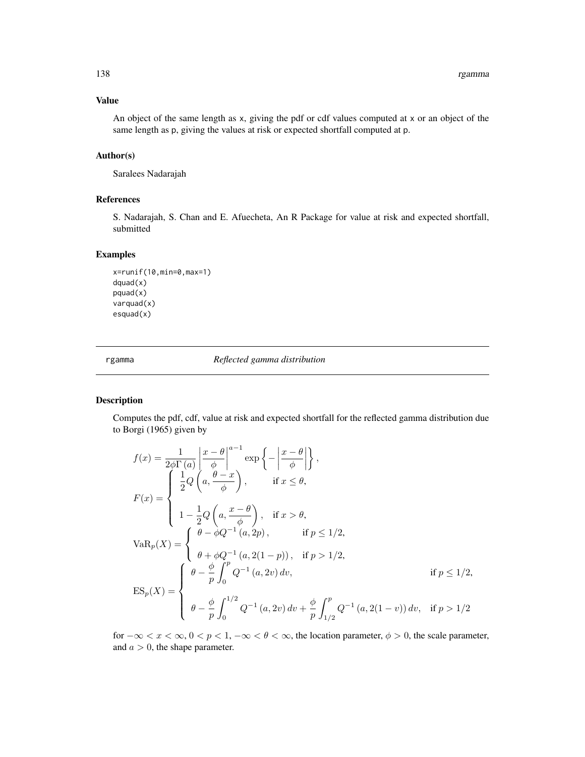## Value

An object of the same length as x, giving the pdf or cdf values computed at x or an object of the same length as p, giving the values at risk or expected shortfall computed at p.

## Author(s)

Saralees Nadarajah

## References

S. Nadarajah, S. Chan and E. Afuecheta, An R Package for value at risk and expected shortfall, submitted

## Examples

```
x=runif(10,min=0,max=1)
dquad(x)
pquad(x)
varquad(x)
esquad(x)
```

---

rgamma *Reflected gamma distribution*

---

## Description

Computes the pdf, cdf, value at risk and expected shortfall for the reflected gamma distribution due to Borgi (1965) given by

$$f(x) = \frac{1}{2\phi\Gamma(a)} \left| \frac{x-\theta}{\phi} \right|^{a-1} \exp\left\{ - \left| \frac{x-\theta}{\phi} \right| \right\},$$

$$F(x) = \begin{cases} \frac{1}{2} Q\left(a, \frac{\theta - x}{\phi}\right), & \text{if } x \le \theta, \\ 1 - \frac{1}{2} Q\left(a, \frac{x-\theta}{\phi}\right), & \text{if } x > \theta, \end{cases}$$

$$\mathrm{VaR}_p(X) = \begin{cases} \theta - \phi Q^{-1}\left(a, 2p\right), & \text{if } p \le 1/2, \\ \theta + \phi Q^{-1}\left(a, 2(1-p)\right), & \text{if } p > 1/2, \end{cases}$$

$$\mathrm{ES}_p(X) = \begin{cases} \theta - \frac{\phi}{p} \int_0^p Q^{-1}\left(a, 2v\right) dv, & \text{if } p \le 1/2, \\ \theta - \frac{\phi}{p} \int_0^{1/2} Q^{-1}\left(a, 2v\right) dv + \frac{\phi}{p} \int_{1/2}^p Q^{-1}\left(a, 2(1-v)\right) dv, & \text{if } p > 1/2 \end{cases}$$

for $-\infty < x < \infty$, $0 < p < 1$, $-\infty < \theta < \infty$, the location parameter, $\phi > 0$, the scale parameter, and $a > 0$, the shape parameter.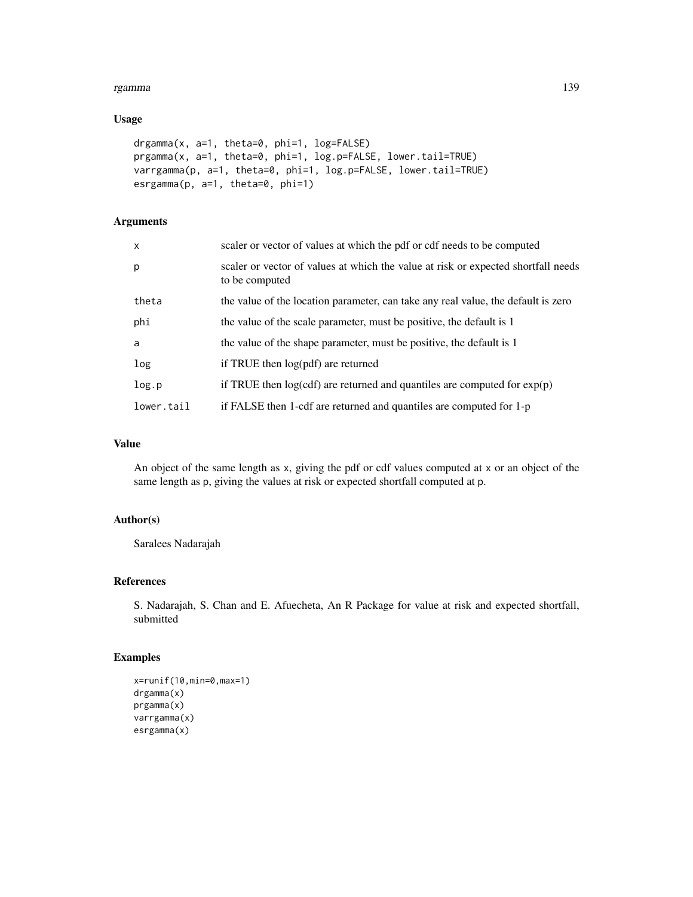## Usage

```
drgamma(x, a=1, theta=0, phi=1, log=FALSE)
prgamma(x, a=1, theta=0, phi=1, log.p=FALSE, lower.tail=TRUE)
varrgamma(p, a=1, theta=0, phi=1, log.p=FALSE, lower.tail=TRUE)
esrgamma(p, a=1, theta=0, phi=1)
```

## Arguments

| | |
|---|---|
| x | scaler or vector of values at which the pdf or cdf needs to be computed |
| p | scaler or vector of values at which the value at risk or expected shortfall needs to be computed |
| theta | the value of the location parameter, can take any real value, the default is zero |
| phi | the value of the scale parameter, must be positive, the default is 1 |
| a | the value of the shape parameter, must be positive, the default is 1 |
| log | if TRUE then log(pdf) are returned |
| log.p | if TRUE then log(cdf) are returned and quantiles are computed for exp(p) |
| lower.tail | if FALSE then 1-cdf are returned and quantiles are computed for 1-p |

## Value

An object of the same length as x, giving the pdf or cdf values computed at x or an object of the same length as p, giving the values at risk or expected shortfall computed at p.

## Author(s)

Saralees Nadarajah

## References

S. Nadarajah, S. Chan and E. Afuecheta, An R Package for value at risk and expected shortfall, submitted

## Examples

```
x=runif(10,min=0,max=1)
drgamma(x)
prgamma(x)
varrgamma(x)
esrgamma(x)
```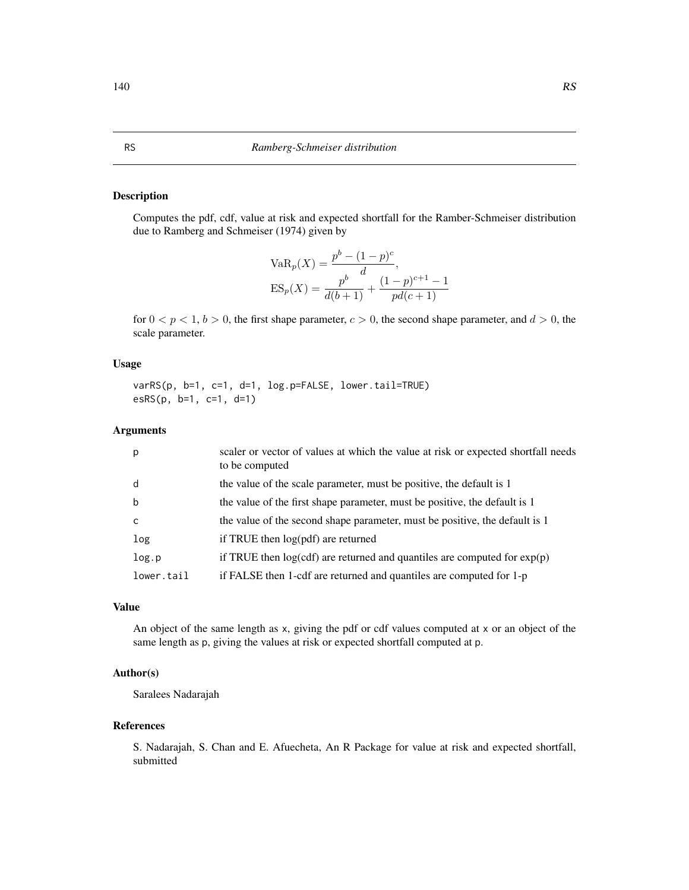# RS *Ramberg-Schmeiser distribution*

## Description

Computes the pdf, cdf, value at risk and expected shortfall for the Ramber-Schmeiser distribution due to Ramberg and Schmeiser (1974) given by

$$
\begin{aligned}
\mathrm{VaR}_p(X) &= \frac{p^b - (1-p)^c}{d}, \\
\mathrm{ES}_p(X) &= \frac{p^b}{d(b+1)} + \frac{(1-p)^{c+1} - 1}{pd(c+1)}
\end{aligned}
$$

for $0 < p < 1$, $b > 0$, the first shape parameter, $c > 0$, the second shape parameter, and $d > 0$, the scale parameter.

## Usage

```
varRS(p, b=1, c=1, d=1, log.p=FALSE, lower.tail=TRUE)
esRS(p, b=1, c=1, d=1)
```

## Arguments

| | |
|---|---|
| p | scaler or vector of values at which the value at risk or expected shortfall needs to be computed |
| d | the value of the scale parameter, must be positive, the default is 1 |
| b | the value of the first shape parameter, must be positive, the default is 1 |
| c | the value of the second shape parameter, must be positive, the default is 1 |
| log | if TRUE then log(pdf) are returned |
| log.p | if TRUE then log(cdf) are returned and quantiles are computed for exp(p) |
| lower.tail | if FALSE then 1-cdf are returned and quantiles are computed for 1-p |

## Value

An object of the same length as x, giving the pdf or cdf values computed at x or an object of the same length as p, giving the values at risk or expected shortfall computed at p.

## Author(s)

Saralees Nadarajah

## References

S. Nadarajah, S. Chan and E. Afuecheta, An R Package for value at risk and expected shortfall, submitted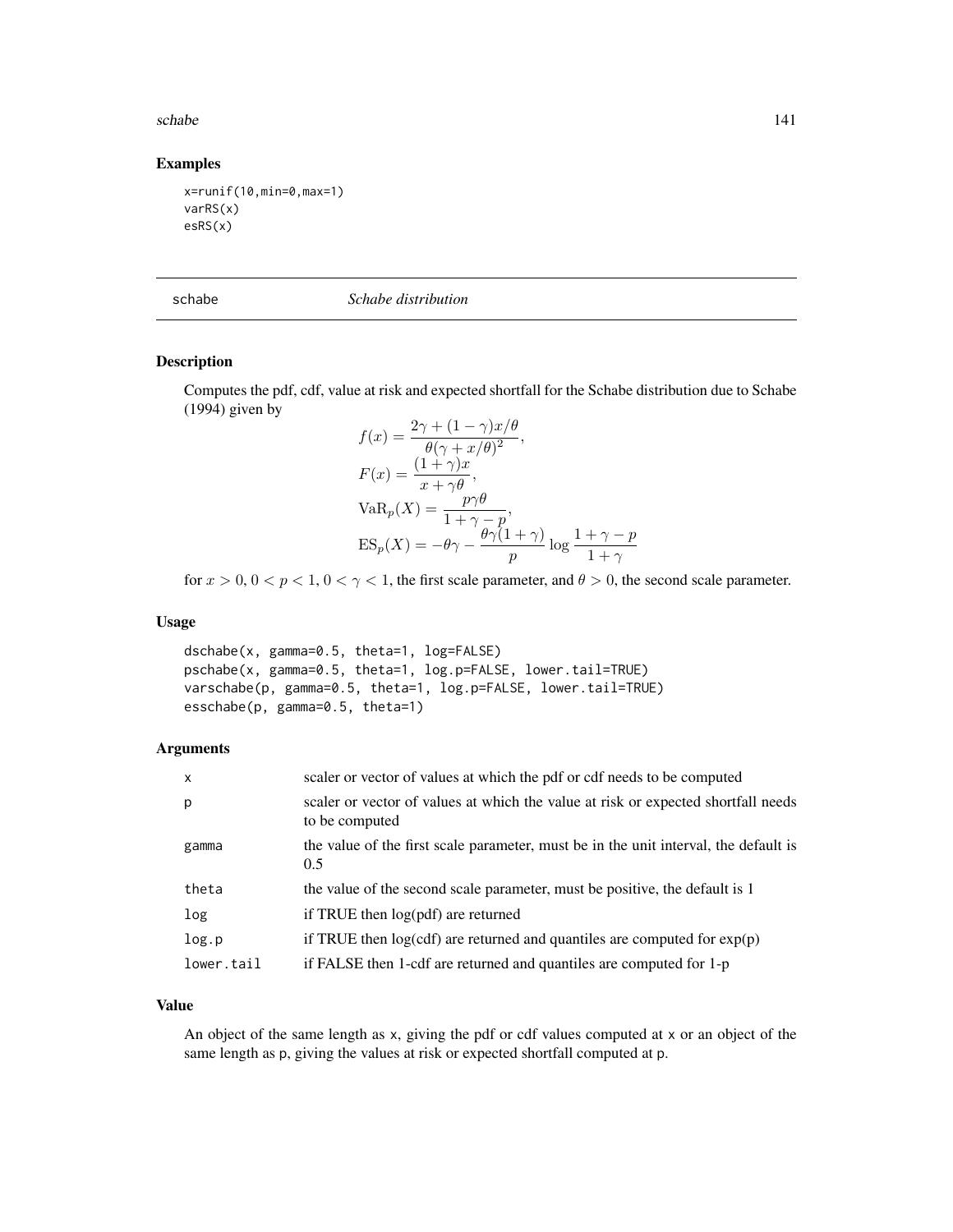## Examples

```
x=runif(10,min=0,max=1)
varRS(x)
esRS(x)
```

---

# schabe *Schabe distribution*

## Description

Computes the pdf, cdf, value at risk and expected shortfall for the Schabe distribution due to Schabe (1994) given by

$$
\begin{aligned}
f(x) &= \frac{2\gamma + (1-\gamma)x/\theta}{\theta(\gamma + x/\theta)^2}, \\
F(x) &= \frac{(1+\gamma)x}{x + \gamma\theta}, \\
\mathrm{VaR}_p(X) &= \frac{p\gamma\theta}{1+\gamma-p}, \\
\mathrm{ES}_p(X) &= -\theta\gamma - \frac{\theta\gamma(1+\gamma)}{p}\log\frac{1+\gamma-p}{1+\gamma}
\end{aligned}
$$

for $x > 0$, $0 < p < 1$, $0 < \gamma < 1$, the first scale parameter, and $\theta > 0$, the second scale parameter.

## Usage

```
dschabe(x, gamma=0.5, theta=1, log=FALSE)
pschabe(x, gamma=0.5, theta=1, log.p=FALSE, lower.tail=TRUE)
varschabe(p, gamma=0.5, theta=1, log.p=FALSE, lower.tail=TRUE)
esschabe(p, gamma=0.5, theta=1)
```

## Arguments

| | |
|---|---|
| x | scaler or vector of values at which the pdf or cdf needs to be computed |
| p | scaler or vector of values at which the value at risk or expected shortfall needs to be computed |
| gamma | the value of the first scale parameter, must be in the unit interval, the default is 0.5 |
| theta | the value of the second scale parameter, must be positive, the default is 1 |
| log | if TRUE then log(pdf) are returned |
| log.p | if TRUE then log(cdf) are returned and quantiles are computed for exp(p) |
| lower.tail | if FALSE then 1-cdf are returned and quantiles are computed for 1-p |

## Value

An object of the same length as x, giving the pdf or cdf values computed at x or an object of the same length as p, giving the values at risk or expected shortfall computed at p.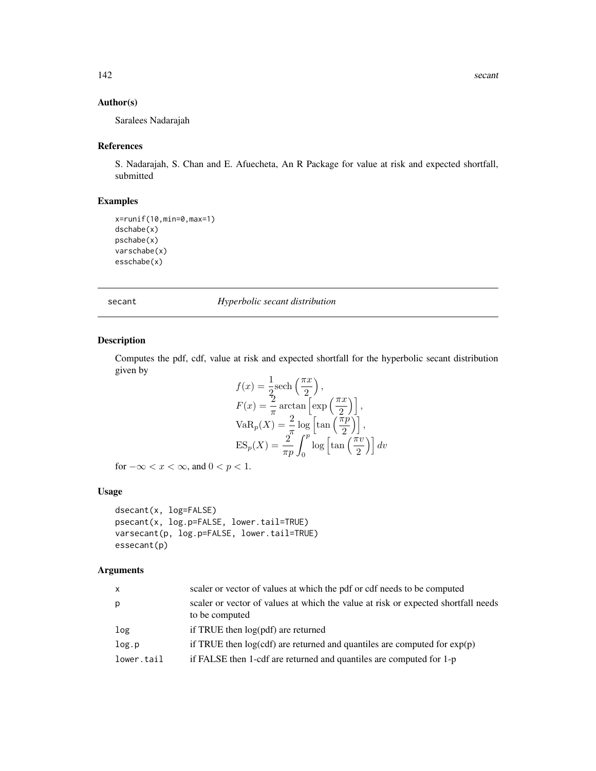## Author(s)

Saralees Nadarajah

## References

S. Nadarajah, S. Chan and E. Afuecheta, An R Package for value at risk and expected shortfall, submitted

## Examples

```
x=runif(10,min=0,max=1)
dschabe(x)
pschabe(x)
varschabe(x)
esschabe(x)
```

---

# secant — *Hyperbolic secant distribution*

## Description

Computes the pdf, cdf, value at risk and expected shortfall for the hyperbolic secant distribution given by

$$
\begin{aligned}
f(x) &= \frac{1}{2}\mathrm{sech}\left(\frac{\pi x}{2}\right), \\
F(x) &= \frac{2}{\pi}\arctan\left[\exp\left(\frac{\pi x}{2}\right)\right], \\
\mathrm{VaR}_p(X) &= \frac{2}{\pi}\log\left[\tan\left(\frac{\pi p}{2}\right)\right], \\
\mathrm{ES}_p(X) &= \frac{2}{\pi p}\int_0^p \log\left[\tan\left(\frac{\pi v}{2}\right)\right] dv
\end{aligned}
$$

for $-\infty < x < \infty$, and $0 < p < 1$.

## Usage

```
dsecant(x, log=FALSE)
psecant(x, log.p=FALSE, lower.tail=TRUE)
varsecant(p, log.p=FALSE, lower.tail=TRUE)
essecant(p)
```

## Arguments

| | |
|---|---|
| x | scaler or vector of values at which the pdf or cdf needs to be computed |
| p | scaler or vector of values at which the value at risk or expected shortfall needs to be computed |
| log | if TRUE then log(pdf) are returned |
| log.p | if TRUE then log(cdf) are returned and quantiles are computed for exp(p) |
| lower.tail | if FALSE then 1-cdf are returned and quantiles are computed for 1-p |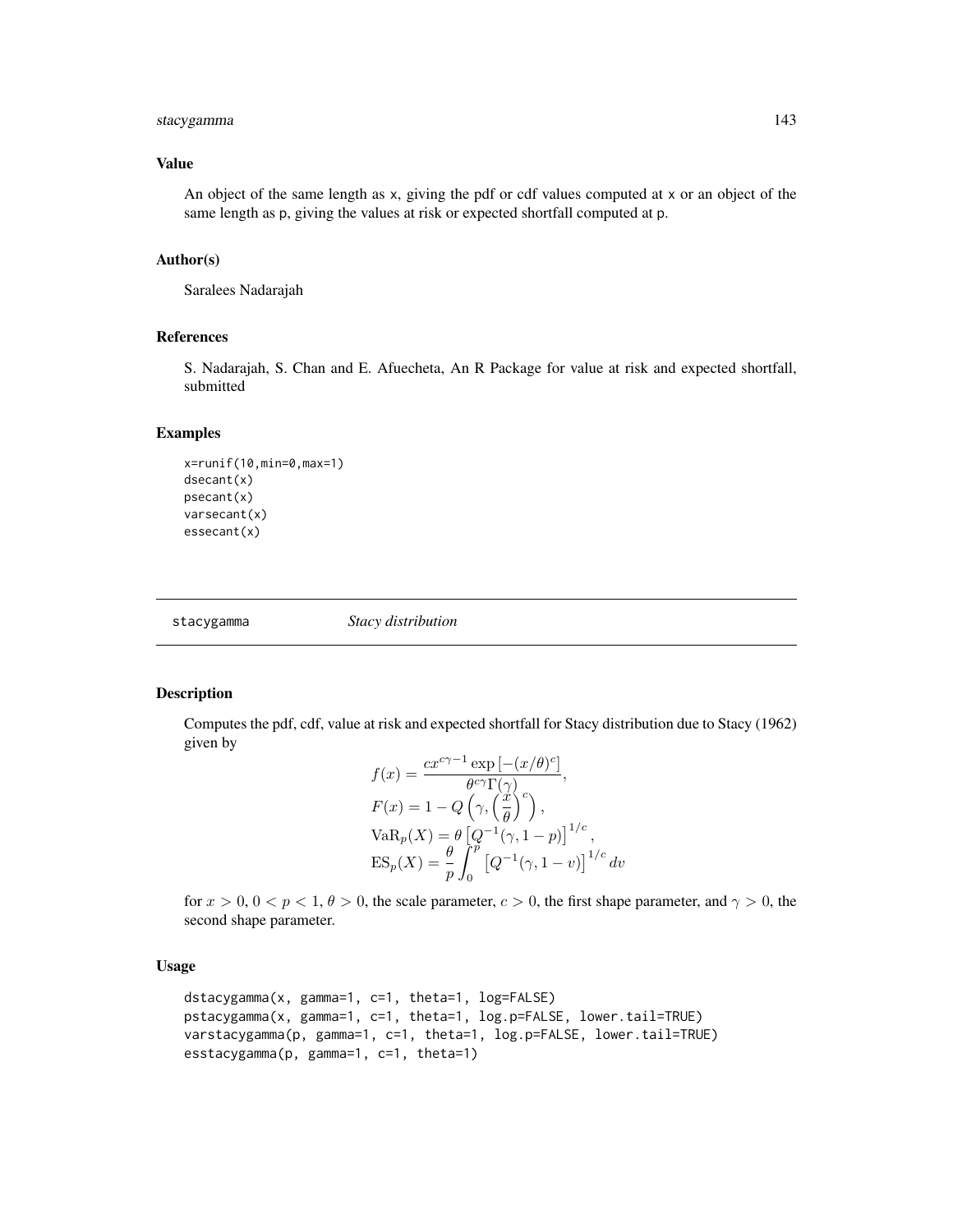## Value

An object of the same length as x, giving the pdf or cdf values computed at x or an object of the same length as p, giving the values at risk or expected shortfall computed at p.

## Author(s)

Saralees Nadarajah

## References

S. Nadarajah, S. Chan and E. Afuecheta, An R Package for value at risk and expected shortfall, submitted

## Examples

```
x=runif(10,min=0,max=1)
dsecant(x)
psecant(x)
varsecant(x)
essecant(x)
```

---

stacygamma *Stacy distribution*

---

## Description

Computes the pdf, cdf, value at risk and expected shortfall for Stacy distribution due to Stacy (1962) given by

$$
\begin{aligned}
f(x) &= \frac{c x^{c\gamma - 1} \exp\left[-(x/\theta)^c\right]}{\theta^{c\gamma}\Gamma(\gamma)}, \\
F(x) &= 1 - Q\left(\gamma, \left(\frac{x}{\theta}\right)^c\right), \\
\mathrm{VaR}_p(X) &= \theta\left[Q^{-1}(\gamma, 1-p)\right]^{1/c}, \\
\mathrm{ES}_p(X) &= \frac{\theta}{p}\int_0^p \left[Q^{-1}(\gamma, 1-v)\right]^{1/c} dv
\end{aligned}
$$

for $x > 0$, $0 < p < 1$, $\theta > 0$, the scale parameter, $c > 0$, the first shape parameter, and $\gamma > 0$, the second shape parameter.

## Usage

```
dstacygamma(x, gamma=1, c=1, theta=1, log=FALSE)
pstacygamma(x, gamma=1, c=1, theta=1, log.p=FALSE, lower.tail=TRUE)
varstacygamma(p, gamma=1, c=1, theta=1, log.p=FALSE, lower.tail=TRUE)
esstacygamma(p, gamma=1, c=1, theta=1)
```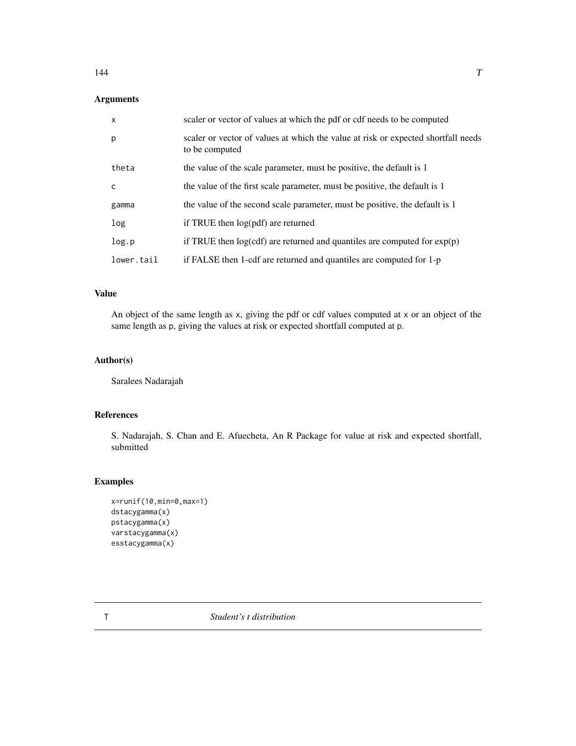## Arguments

| | |
|---|---|
| x | scaler or vector of values at which the pdf or cdf needs to be computed |
| p | scaler or vector of values at which the value at risk or expected shortfall needs to be computed |
| theta | the value of the scale parameter, must be positive, the default is 1 |
| c | the value of the first scale parameter, must be positive, the default is 1 |
| gamma | the value of the second scale parameter, must be positive, the default is 1 |
| log | if TRUE then log(pdf) are returned |
| log.p | if TRUE then log(cdf) are returned and quantiles are computed for exp(p) |
| lower.tail | if FALSE then 1-cdf are returned and quantiles are computed for 1-p |

## Value

An object of the same length as x, giving the pdf or cdf values computed at x or an object of the same length as p, giving the values at risk or expected shortfall computed at p.

## Author(s)

Saralees Nadarajah

## References

S. Nadarajah, S. Chan and E. Afuecheta, An R Package for value at risk and expected shortfall, submitted

## Examples

```
x=runif(10,min=0,max=1)
dstacygamma(x)
pstacygamma(x)
varstacygamma(x)
esstacygamma(x)
```

---

# T *Student's t distribution*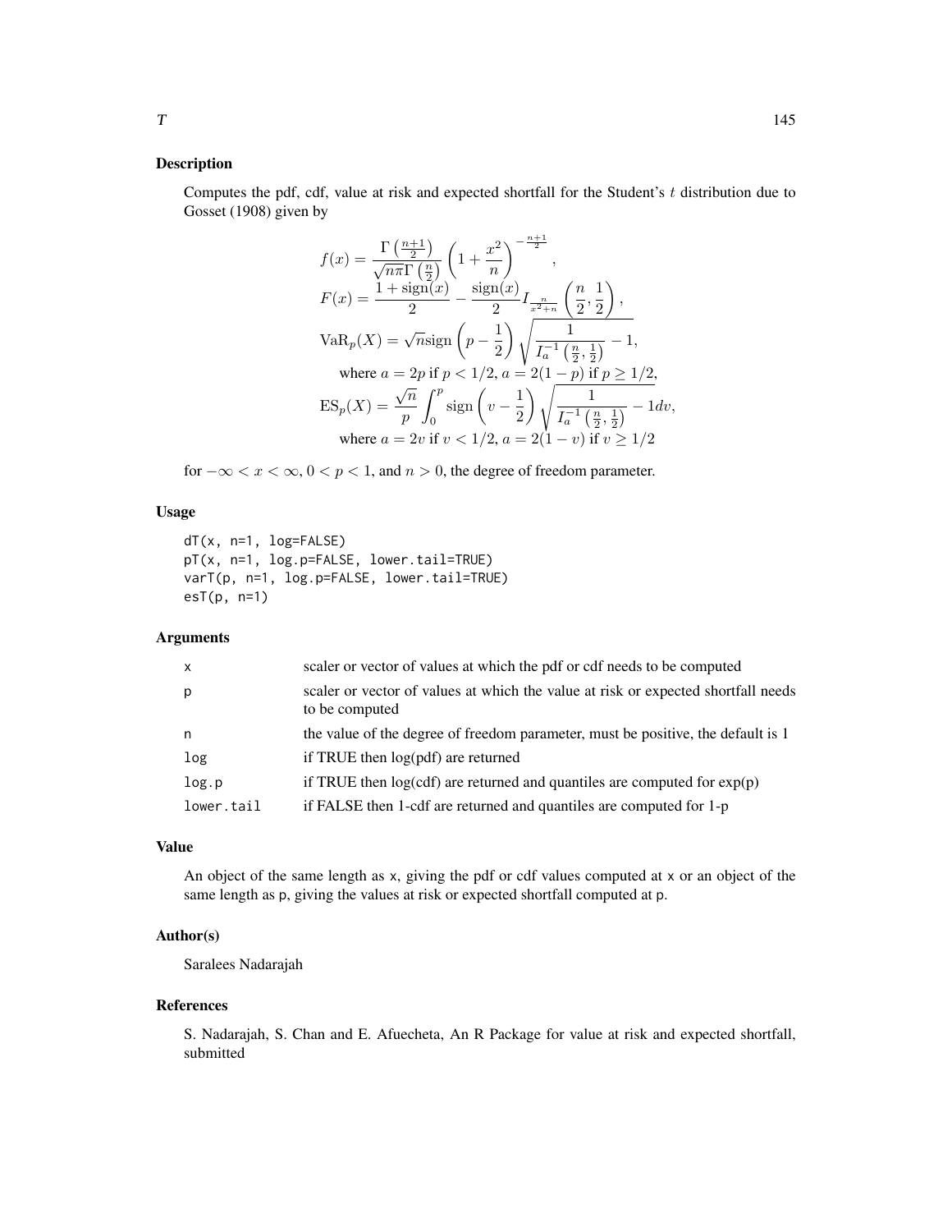## Description

Computes the pdf, cdf, value at risk and expected shortfall for the Student's $t$ distribution due to Gosset (1908) given by

$$
\begin{array}{c}
f(x) = \dfrac{\Gamma\left(\frac{n+1}{2}\right)}{\sqrt{n\pi}\Gamma\left(\frac{n}{2}\right)} \left(1 + \dfrac{x^2}{n}\right)^{-\frac{n+1}{2}}, \\
F(x) = \dfrac{1 + \mathrm{sign}(x)}{2} - \dfrac{\mathrm{sign}(x)}{2} I_{\frac{n}{x^2+n}} \left(\dfrac{n}{2}, \dfrac{1}{2}\right), \\
\mathrm{VaR}_p(X) = \sqrt{n}\,\mathrm{sign}\left(p - \dfrac{1}{2}\right) \sqrt{\dfrac{1}{I_a^{-1}\left(\frac{n}{2}, \frac{1}{2}\right)} - 1}, \\
\text{where } a = 2p \text{ if } p < 1/2,\ a = 2(1-p) \text{ if } p \geq 1/2, \\
\mathrm{ES}_p(X) = \dfrac{\sqrt{n}}{p} \displaystyle\int_0^p \mathrm{sign}\left(v - \dfrac{1}{2}\right) \sqrt{\dfrac{1}{I_a^{-1}\left(\frac{n}{2}, \frac{1}{2}\right)} - 1 dv}, \\
\text{where } a = 2v \text{ if } v < 1/2,\ a = 2(1-v) \text{ if } v \geq 1/2
\end{array}
$$

for $-\infty < x < \infty$, $0 < p < 1$, and $n > 0$, the degree of freedom parameter.

## Usage

```
dT(x, n=1, log=FALSE)
pT(x, n=1, log.p=FALSE, lower.tail=TRUE)
varT(p, n=1, log.p=FALSE, lower.tail=TRUE)
esT(p, n=1)
```

## Arguments

| | |
|---|---|
| x | scaler or vector of values at which the pdf or cdf needs to be computed |
| p | scaler or vector of values at which the value at risk or expected shortfall needs to be computed |
| n | the value of the degree of freedom parameter, must be positive, the default is 1 |
| log | if TRUE then log(pdf) are returned |
| log.p | if TRUE then log(cdf) are returned and quantiles are computed for exp(p) |
| lower.tail | if FALSE then 1-cdf are returned and quantiles are computed for 1-p |

## Value

An object of the same length as x, giving the pdf or cdf values computed at x or an object of the same length as p, giving the values at risk or expected shortfall computed at p.

## Author(s)

Saralees Nadarajah

## References

S. Nadarajah, S. Chan and E. Afuecheta, An R Package for value at risk and expected shortfall, submitted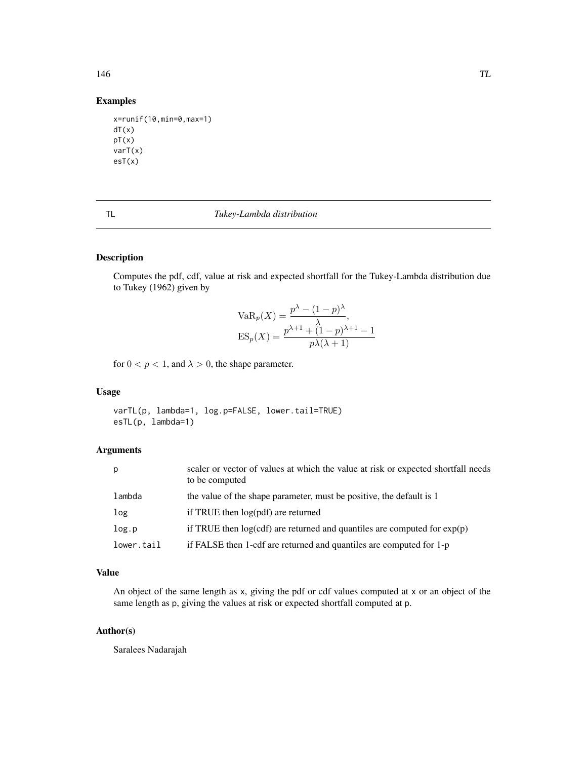## Examples

```
x=runif(10,min=0,max=1)
dT(x)
pT(x)
varT(x)
esT(x)
```

---

TL *Tukey-Lambda distribution*

---

## Description

Computes the pdf, cdf, value at risk and expected shortfall for the Tukey-Lambda distribution due to Tukey (1962) given by

$$
\begin{array}{c}
\mathrm{VaR}_p(X) = \dfrac{p^{\lambda} - (1-p)^{\lambda}}{\lambda}, \\
\mathrm{ES}_p(X) = \dfrac{p^{\lambda+1} + (1-p)^{\lambda+1} - 1}{p\lambda(\lambda+1)}
\end{array}
$$

for $0 < p < 1$, and $\lambda > 0$, the shape parameter.

## Usage

```
varTL(p, lambda=1, log.p=FALSE, lower.tail=TRUE)
esTL(p, lambda=1)
```

## Arguments

| | |
|---|---|
| p | scaler or vector of values at which the value at risk or expected shortfall needs to be computed |
| lambda | the value of the shape parameter, must be positive, the default is 1 |
| log | if TRUE then log(pdf) are returned |
| log.p | if TRUE then log(cdf) are returned and quantiles are computed for exp(p) |
| lower.tail | if FALSE then 1-cdf are returned and quantiles are computed for 1-p |

## Value

An object of the same length as x, giving the pdf or cdf values computed at x or an object of the same length as p, giving the values at risk or expected shortfall computed at p.

## Author(s)

Saralees Nadarajah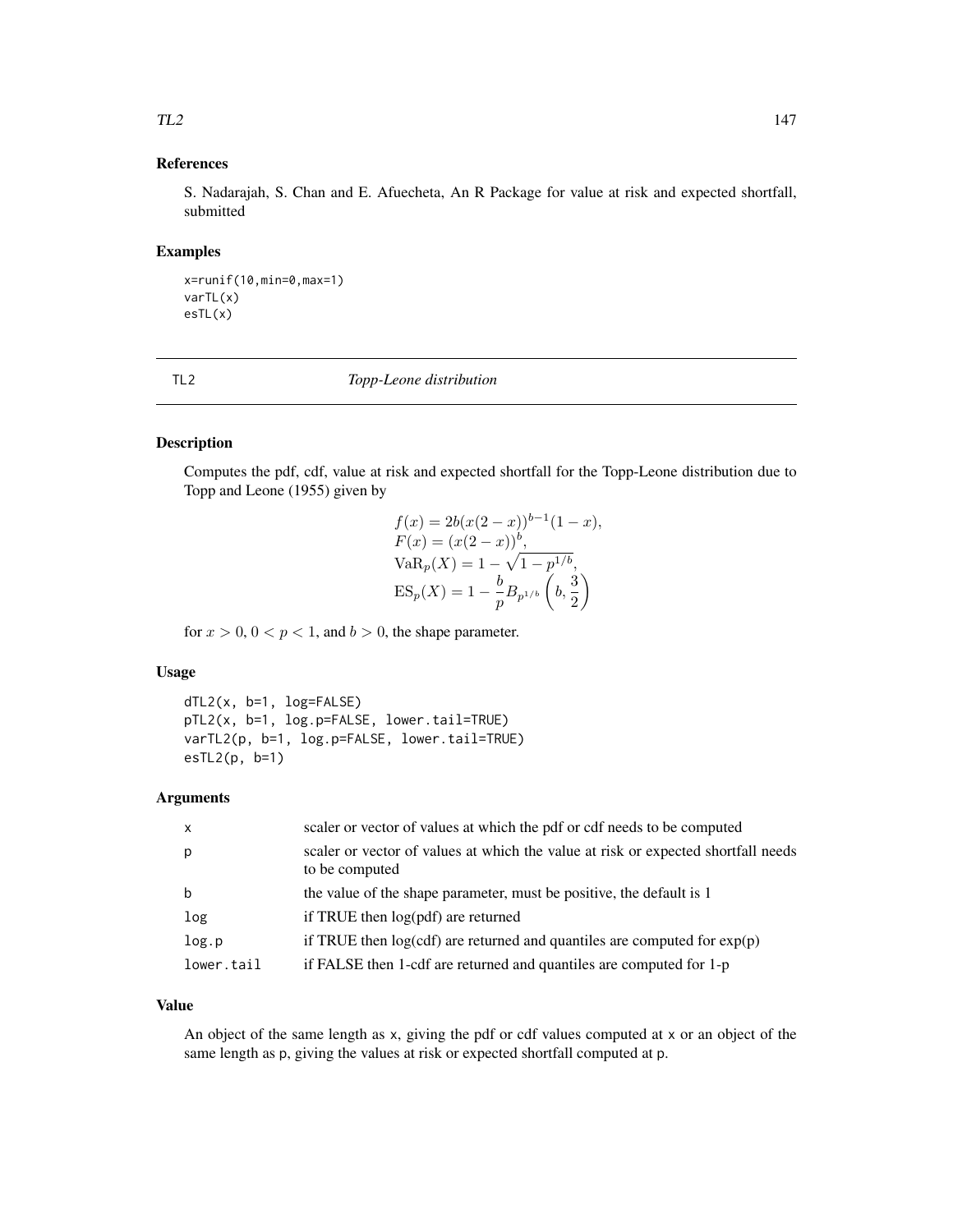### References

S. Nadarajah, S. Chan and E. Afuecheta, An R Package for value at risk and expected shortfall, submitted

### Examples

```
x=runif(10,min=0,max=1)
varTL(x)
esTL(x)
```

---

## TL2 *Topp-Leone distribution*

---

### Description

Computes the pdf, cdf, value at risk and expected shortfall for the Topp-Leone distribution due to Topp and Leone (1955) given by

$$
\begin{array}{l}
f(x) = 2b(x(2-x))^{b-1}(1-x), \\
F(x) = (x(2-x))^{b}, \\
\mathrm{VaR}_p(X) = 1 - \sqrt{1-p^{1/b}}, \\
\mathrm{ES}_p(X) = 1 - \dfrac{b}{p} B_{p^{1/b}}\left(b, \dfrac{3}{2}\right)
\end{array}
$$

for $x > 0$, $0 < p < 1$, and $b > 0$, the shape parameter.

### Usage

```
dTL2(x, b=1, log=FALSE)
pTL2(x, b=1, log.p=FALSE, lower.tail=TRUE)
varTL2(p, b=1, log.p=FALSE, lower.tail=TRUE)
esTL2(p, b=1)
```

### Arguments

| | |
|---|---|
| x | scaler or vector of values at which the pdf or cdf needs to be computed |
| p | scaler or vector of values at which the value at risk or expected shortfall needs to be computed |
| b | the value of the shape parameter, must be positive, the default is 1 |
| log | if TRUE then log(pdf) are returned |
| log.p | if TRUE then log(cdf) are returned and quantiles are computed for exp(p) |
| lower.tail | if FALSE then 1-cdf are returned and quantiles are computed for 1-p |

### Value

An object of the same length as x, giving the pdf or cdf values computed at x or an object of the same length as p, giving the values at risk or expected shortfall computed at p.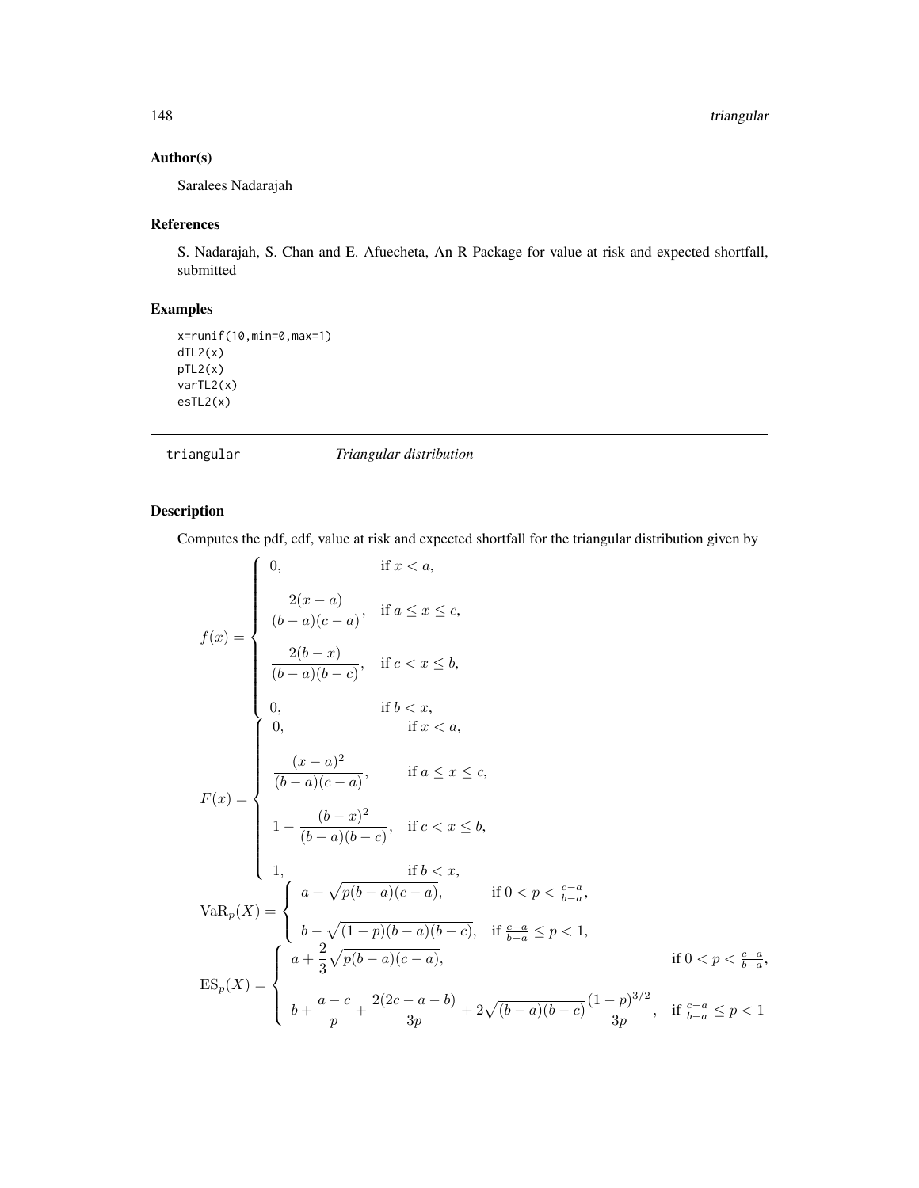### Author(s)

Saralees Nadarajah

### References

S. Nadarajah, S. Chan and E. Afuecheta, An R Package for value at risk and expected shortfall, submitted

### Examples

```
x=runif(10,min=0,max=1)
dTL2(x)
pTL2(x)
varTL2(x)
esTL2(x)
```

---

## triangular *Triangular distribution*

---

### Description

Computes the pdf, cdf, value at risk and expected shortfall for the triangular distribution given by

$$
f(x) = \begin{cases} 0, & \text{if } x < a, \\ \dfrac{2(x-a)}{(b-a)(c-a)}, & \text{if } a \leq x \leq c, \\ \dfrac{2(b-x)}{(b-a)(b-c)}, & \text{if } c < x \leq b, \\ 0, & \text{if } b < x, \end{cases}
$$

$$
F(x) = \begin{cases} 0, & \text{if } x < a, \\ \dfrac{(x-a)^2}{(b-a)(c-a)}, & \text{if } a \leq x \leq c, \\ 1 - \dfrac{(b-x)^2}{(b-a)(b-c)}, & \text{if } c < x \leq b, \\ 1, & \text{if } b < x, \end{cases}
$$

$$
\mathrm{VaR}_p(X) = \begin{cases} a + \sqrt{p(b-a)(c-a)}, & \text{if } 0 < p < \frac{c-a}{b-a}, \\ b - \sqrt{(1-p)(b-a)(b-c)}, & \text{if } \frac{c-a}{b-a} \leq p < 1, \end{cases}
$$

$$
\mathrm{ES}_p(X) = \begin{cases} a + \dfrac{2}{3}\sqrt{p(b-a)(c-a)}, & \text{if } 0 < p < \frac{c-a}{b-a}, \\ b + \dfrac{a-c}{p} + \dfrac{2(2c-a-b)}{3p} + 2\sqrt{(b-a)(b-c)}\dfrac{(1-p)^{3/2}}{3p}, & \text{if } \frac{c-a}{b-a} \leq p < 1 \end{cases}
$$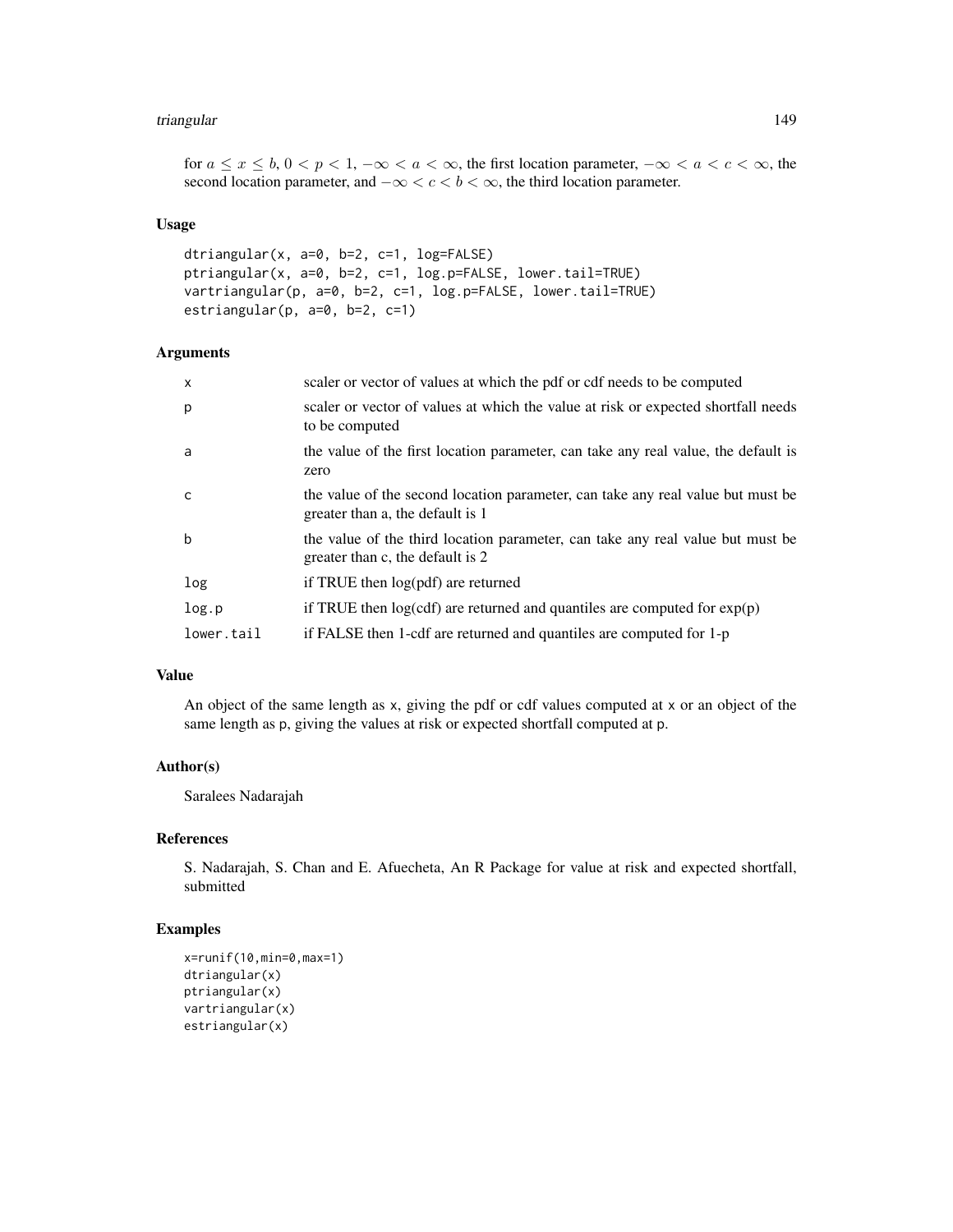for $a \le x \le b$, $0 < p < 1$, $-\infty < a < \infty$, the first location parameter, $-\infty < a < c < \infty$, the second location parameter, and $-\infty < c < b < \infty$, the third location parameter.

### Usage

```
dtriangular(x, a=0, b=2, c=1, log=FALSE)
ptriangular(x, a=0, b=2, c=1, log.p=FALSE, lower.tail=TRUE)
vartriangular(p, a=0, b=2, c=1, log.p=FALSE, lower.tail=TRUE)
estriangular(p, a=0, b=2, c=1)
```

### Arguments

| | |
|---|---|
| `x` | scaler or vector of values at which the pdf or cdf needs to be computed |
| `p` | scaler or vector of values at which the value at risk or expected shortfall needs to be computed |
| `a` | the value of the first location parameter, can take any real value, the default is zero |
| `c` | the value of the second location parameter, can take any real value but must be greater than a, the default is 1 |
| `b` | the value of the third location parameter, can take any real value but must be greater than c, the default is 2 |
| `log` | if TRUE then log(pdf) are returned |
| `log.p` | if TRUE then log(cdf) are returned and quantiles are computed for exp(p) |
| `lower.tail` | if FALSE then 1-cdf are returned and quantiles are computed for 1-p |

### Value

An object of the same length as `x`, giving the pdf or cdf values computed at `x` or an object of the same length as `p`, giving the values at risk or expected shortfall computed at `p`.

### Author(s)

Saralees Nadarajah

### References

S. Nadarajah, S. Chan and E. Afuecheta, An R Package for value at risk and expected shortfall, submitted

### Examples

```
x=runif(10,min=0,max=1)
dtriangular(x)
ptriangular(x)
vartriangular(x)
estriangular(x)
```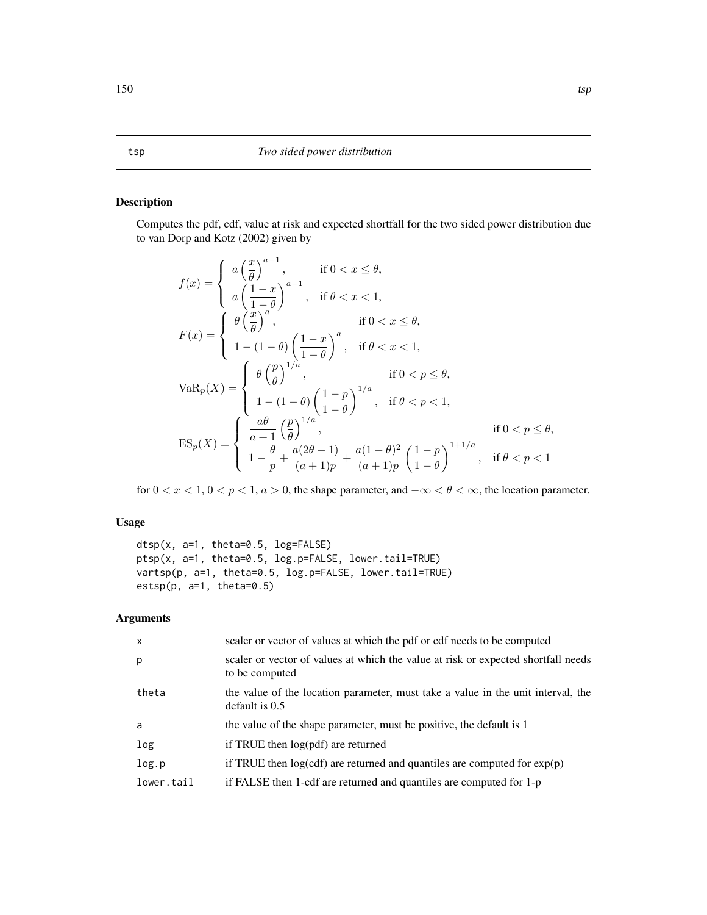tsp *Two sided power distribution*

## Description

Computes the pdf, cdf, value at risk and expected shortfall for the two sided power distribution due to van Dorp and Kotz (2002) given by

$$
f(x) = \begin{cases} a\left(\dfrac{x}{\theta}\right)^{a-1}, & \text{if } 0 < x \leq \theta, \\ a\left(\dfrac{1-x}{1-\theta}\right)^{a-1}, & \text{if } \theta < x < 1, \end{cases}
$$

$$
F(x) = \begin{cases} \theta\left(\dfrac{x}{\theta}\right)^{a}, & \text{if } 0 < x \leq \theta, \\ 1-(1-\theta)\left(\dfrac{1-x}{1-\theta}\right)^{a}, & \text{if } \theta < x < 1, \end{cases}
$$

$$
\mathrm{VaR}_p(X) = \begin{cases} \theta\left(\dfrac{p}{\theta}\right)^{1/a}, & \text{if } 0 < p \leq \theta, \\ 1-(1-\theta)\left(\dfrac{1-p}{1-\theta}\right)^{1/a}, & \text{if } \theta < p < 1, \end{cases}
$$

$$
\mathrm{ES}_p(X) = \begin{cases} \dfrac{a\theta}{a+1}\left(\dfrac{p}{\theta}\right)^{1/a}, & \text{if } 0 < p \leq \theta, \\ 1-\dfrac{\theta}{p}+\dfrac{a(2\theta-1)}{(a+1)p}+\dfrac{a(1-\theta)^2}{(a+1)p}\left(\dfrac{1-p}{1-\theta}\right)^{1+1/a}, & \text{if } \theta < p < 1 \end{cases}
$$

for $0 < x < 1$, $0 < p < 1$, $a > 0$, the shape parameter, and $-\infty < \theta < \infty$, the location parameter.

## Usage

```
dtsp(x, a=1, theta=0.5, log=FALSE)
ptsp(x, a=1, theta=0.5, log.p=FALSE, lower.tail=TRUE)
vartsp(p, a=1, theta=0.5, log.p=FALSE, lower.tail=TRUE)
estsp(p, a=1, theta=0.5)
```

## Arguments

| | |
|---|---|
| x | scaler or vector of values at which the pdf or cdf needs to be computed |
| p | scaler or vector of values at which the value at risk or expected shortfall needs to be computed |
| theta | the value of the location parameter, must take a value in the unit interval, the default is 0.5 |
| a | the value of the shape parameter, must be positive, the default is 1 |
| log | if TRUE then log(pdf) are returned |
| log.p | if TRUE then log(cdf) are returned and quantiles are computed for exp(p) |
| lower.tail | if FALSE then 1-cdf are returned and quantiles are computed for 1-p |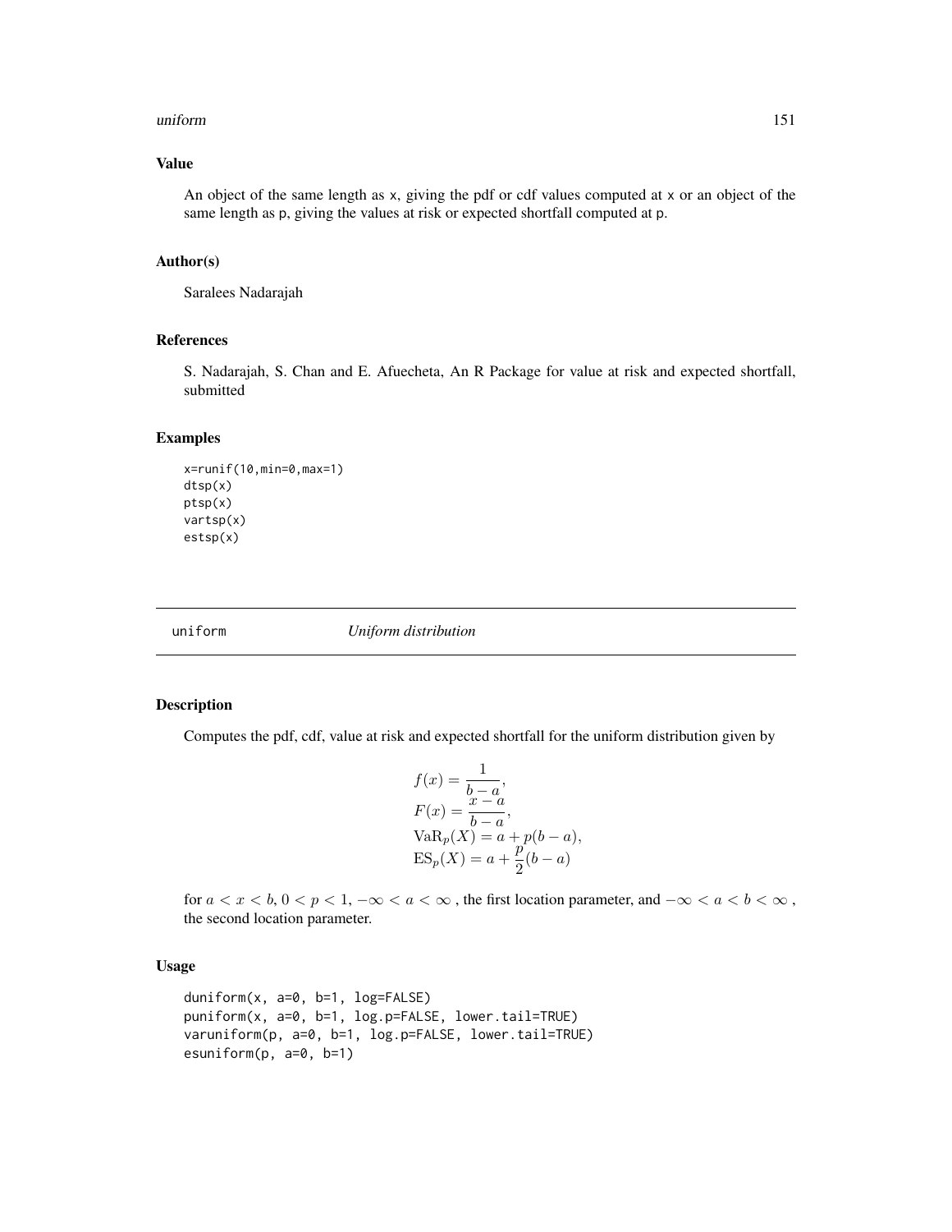## Value

An object of the same length as x, giving the pdf or cdf values computed at x or an object of the same length as p, giving the values at risk or expected shortfall computed at p.

## Author(s)

Saralees Nadarajah

## References

S. Nadarajah, S. Chan and E. Afuecheta, An R Package for value at risk and expected shortfall, submitted

## Examples

```
x=runif(10,min=0,max=1)
dtsp(x)
ptsp(x)
vartsp(x)
estsp(x)
```

---

# uniform *Uniform distribution*

## Description

Computes the pdf, cdf, value at risk and expected shortfall for the uniform distribution given by

$$
\begin{aligned}
f(x) &= \frac{1}{b-a}, \\
F(x) &= \frac{x-a}{b-a}, \\
\mathrm{VaR}_p(X) &= a + p(b-a), \\
\mathrm{ES}_p(X) &= a + \frac{p}{2}(b-a)
\end{aligned}
$$

for $a < x < b$, $0 < p < 1$, $-\infty < a < \infty$ , the first location parameter, and $-\infty < a < b < \infty$ , the second location parameter.

## Usage

```
duniform(x, a=0, b=1, log=FALSE)
puniform(x, a=0, b=1, log.p=FALSE, lower.tail=TRUE)
varuniform(p, a=0, b=1, log.p=FALSE, lower.tail=TRUE)
esuniform(p, a=0, b=1)
```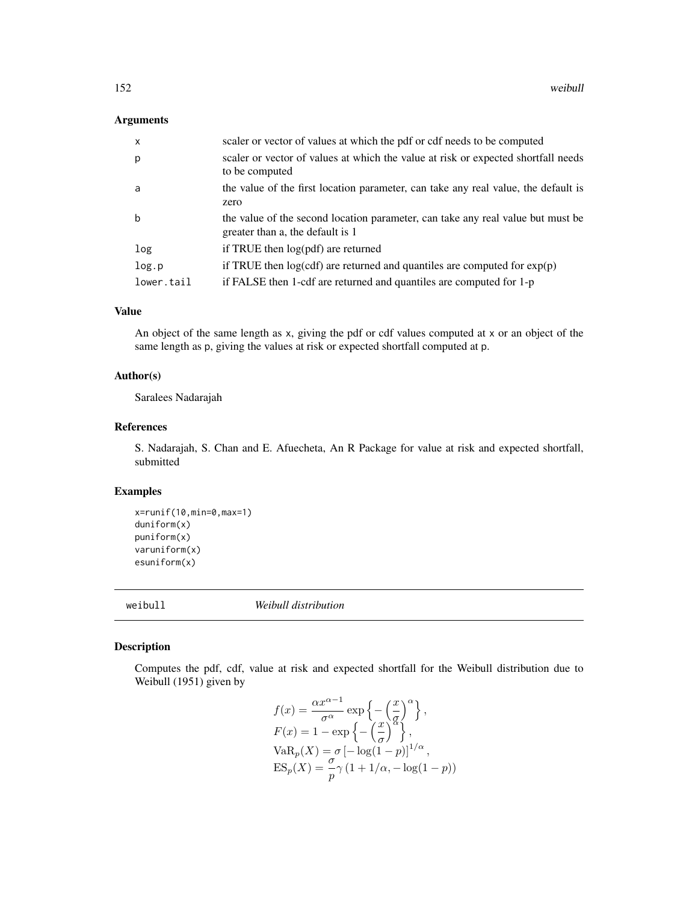## Arguments

| | |
|---|---|
| x | scaler or vector of values at which the pdf or cdf needs to be computed |
| p | scaler or vector of values at which the value at risk or expected shortfall needs to be computed |
| a | the value of the first location parameter, can take any real value, the default is zero |
| b | the value of the second location parameter, can take any real value but must be greater than a, the default is 1 |
| log | if TRUE then log(pdf) are returned |
| log.p | if TRUE then log(cdf) are returned and quantiles are computed for exp(p) |
| lower.tail | if FALSE then 1-cdf are returned and quantiles are computed for 1-p |

## Value

An object of the same length as x, giving the pdf or cdf values computed at x or an object of the same length as p, giving the values at risk or expected shortfall computed at p.

## Author(s)

Saralees Nadarajah

## References

S. Nadarajah, S. Chan and E. Afuecheta, An R Package for value at risk and expected shortfall, submitted

## Examples

```
x=runif(10,min=0,max=1)
duniform(x)
puniform(x)
varuniform(x)
esuniform(x)
```

---

# weibull *Weibull distribution*

---

## Description

Computes the pdf, cdf, value at risk and expected shortfall for the Weibull distribution due to Weibull (1951) given by

$$
\begin{aligned}
f(x) &= \frac{\alpha x^{\alpha-1}}{\sigma^{\alpha}} \exp\left\{ -\left(\frac{x}{\sigma}\right)^{\alpha} \right\}, \\
F(x) &= 1 - \exp\left\{ -\left(\frac{x}{\sigma}\right)^{\alpha} \right\}, \\
\mathrm{VaR}_p(X) &= \sigma \left[ -\log(1-p) \right]^{1/\alpha}, \\
\mathrm{ES}_p(X) &= \frac{\sigma}{p} \gamma \left( 1 + 1/\alpha, -\log(1-p) \right)
\end{aligned}
$$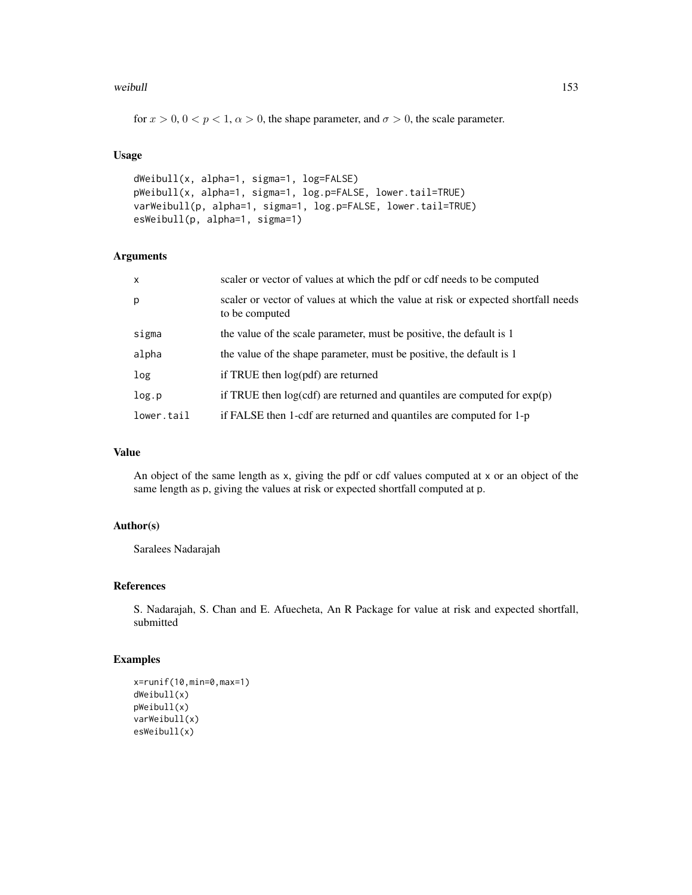for $x > 0$, $0 < p < 1$, $\alpha > 0$, the shape parameter, and $\sigma > 0$, the scale parameter.

### Usage

```
dWeibull(x, alpha=1, sigma=1, log=FALSE)
pWeibull(x, alpha=1, sigma=1, log.p=FALSE, lower.tail=TRUE)
varWeibull(p, alpha=1, sigma=1, log.p=FALSE, lower.tail=TRUE)
esWeibull(p, alpha=1, sigma=1)
```

### Arguments

| | |
|---|---|
| x | scaler or vector of values at which the pdf or cdf needs to be computed |
| p | scaler or vector of values at which the value at risk or expected shortfall needs to be computed |
| sigma | the value of the scale parameter, must be positive, the default is 1 |
| alpha | the value of the shape parameter, must be positive, the default is 1 |
| log | if TRUE then log(pdf) are returned |
| log.p | if TRUE then log(cdf) are returned and quantiles are computed for exp(p) |
| lower.tail | if FALSE then 1-cdf are returned and quantiles are computed for 1-p |

### Value

An object of the same length as x, giving the pdf or cdf values computed at x or an object of the same length as p, giving the values at risk or expected shortfall computed at p.

### Author(s)

Saralees Nadarajah

### References

S. Nadarajah, S. Chan and E. Afuecheta, An R Package for value at risk and expected shortfall, submitted

### Examples

```
x=runif(10,min=0,max=1)
dWeibull(x)
pWeibull(x)
varWeibull(x)
esWeibull(x)
```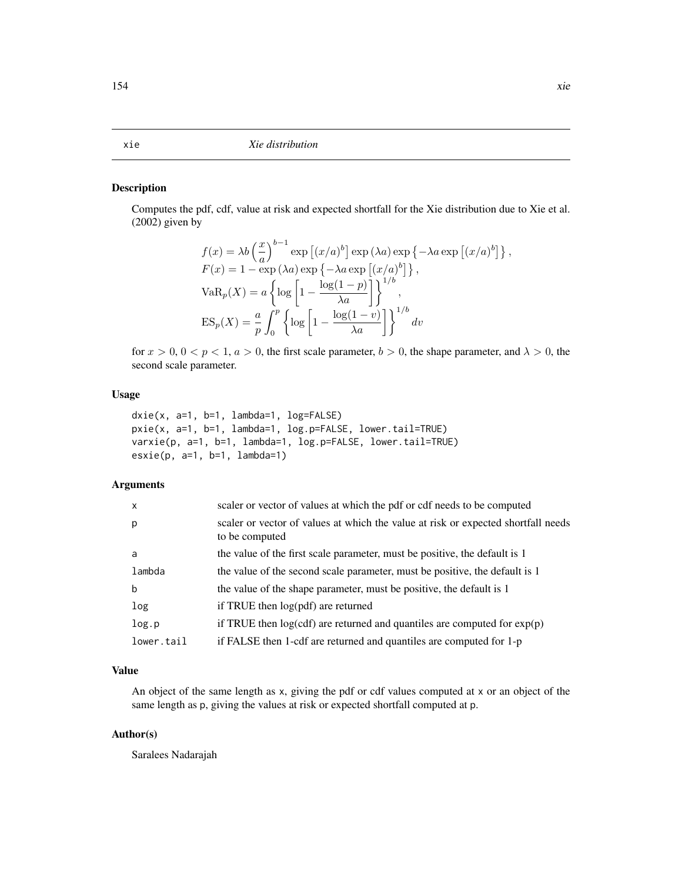xie *Xie distribution*

## Description

Computes the pdf, cdf, value at risk and expected shortfall for the Xie distribution due to Xie et al. (2002) given by

$$
\begin{aligned}
& f(x) = \lambda b \left(\frac{x}{a}\right)^{b-1} \exp\left[(x/a)^b\right] \exp\left(\lambda a\right) \exp\left\{-\lambda a \exp\left[(x/a)^b\right]\right\}, \\
& F(x) = 1 - \exp\left(\lambda a\right) \exp\left\{-\lambda a \exp\left[(x/a)^b\right]\right\}, \\
& \mathrm{VaR}_p(X) = a \left\{\log\left[1 - \frac{\log(1-p)}{\lambda a}\right]\right\}^{1/b}, \\
& \mathrm{ES}_p(X) = \frac{a}{p} \int_0^p \left\{\log\left[1 - \frac{\log(1-v)}{\lambda a}\right]\right\}^{1/b} dv
\end{aligned}
$$

for $x > 0$, $0 < p < 1$, $a > 0$, the first scale parameter, $b > 0$, the shape parameter, and $\lambda > 0$, the second scale parameter.

## Usage

```
dxie(x, a=1, b=1, lambda=1, log=FALSE)
pxie(x, a=1, b=1, lambda=1, log.p=FALSE, lower.tail=TRUE)
varxie(p, a=1, b=1, lambda=1, log.p=FALSE, lower.tail=TRUE)
esxie(p, a=1, b=1, lambda=1)
```

## Arguments

| | |
|---|---|
| x | scaler or vector of values at which the pdf or cdf needs to be computed |
| p | scaler or vector of values at which the value at risk or expected shortfall needs to be computed |
| a | the value of the first scale parameter, must be positive, the default is 1 |
| lambda | the value of the second scale parameter, must be positive, the default is 1 |
| b | the value of the shape parameter, must be positive, the default is 1 |
| log | if TRUE then log(pdf) are returned |
| log.p | if TRUE then log(cdf) are returned and quantiles are computed for exp(p) |
| lower.tail | if FALSE then 1-cdf are returned and quantiles are computed for 1-p |

## Value

An object of the same length as x, giving the pdf or cdf values computed at x or an object of the same length as p, giving the values at risk or expected shortfall computed at p.

## Author(s)

Saralees Nadarajah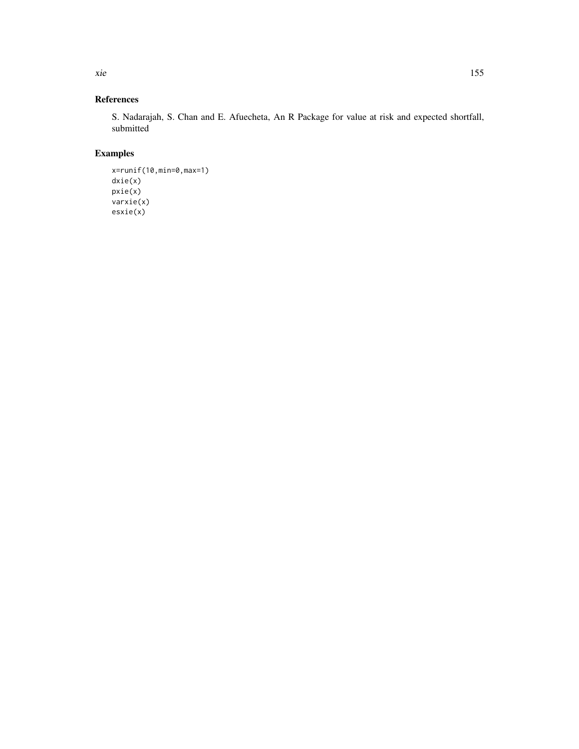## References

S. Nadarajah, S. Chan and E. Afuecheta, An R Package for value at risk and expected shortfall, submitted

## Examples

```
x=runif(10,min=0,max=1)
dxie(x)
pxie(x)
varxie(x)
esxie(x)
```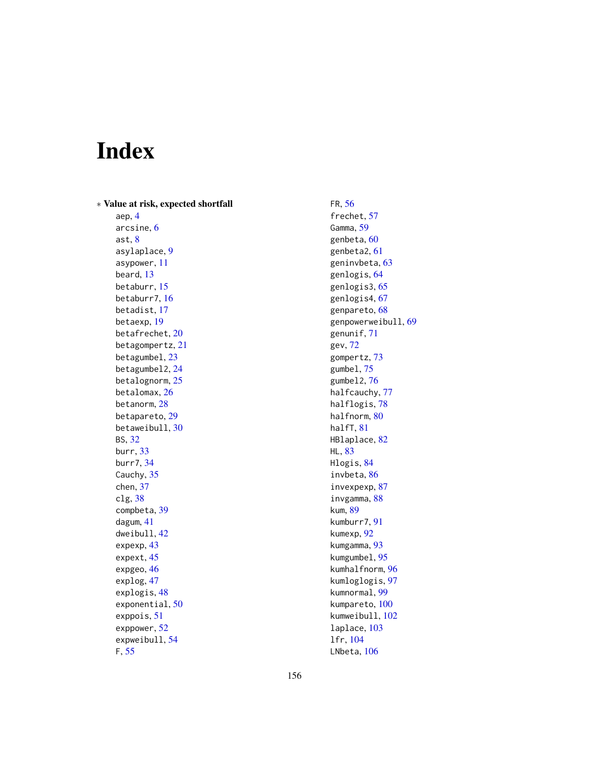# Index

∗ **Value at risk, expected shortfall**

aep, 4
arcsine, 6
ast, 8
asylaplace, 9
asypower, 11
beard, 13
betaburr, 15
betaburr7, 16
betadist, 17
betaexp, 19
betafrechet, 20
betagompertz, 21
betagumbel, 23
betagumbel2, 24
betalognorm, 25
betalomax, 26
betanorm, 28
betapareto, 29
betaweibull, 30
BS, 32
burr, 33
burr7, 34
Cauchy, 35
chen, 37
clg, 38
compbeta, 39
dagum, 41
dweibull, 42
expexp, 43
expext, 45
expgeo, 46
explog, 47
explogis, 48
exponential, 50
exppois, 51
exppower, 52
expweibull, 54
F, 55
FR, 56
frechet, 57
Gamma, 59
genbeta, 60
genbeta2, 61
geninvbeta, 63
genlogis, 64
genlogis3, 65
genlogis4, 67
genpareto, 68
genpowerweibull, 69
genunif, 71
gev, 72
gompertz, 73
gumbel, 75
gumbel2, 76
halfcauchy, 77
halflogis, 78
halfnorm, 80
halfT, 81
HBlaplace, 82
HL, 83
Hlogis, 84
invbeta, 86
invexpexp, 87
invgamma, 88
kum, 89
kumburr7, 91
kumexp, 92
kumgamma, 93
kumgumbel, 95
kumhalfnorm, 96
kumloglogis, 97
kumnormal, 99
kumpareto, 100
kumweibull, 102
laplace, 103
lfr, 104
LNbeta, 106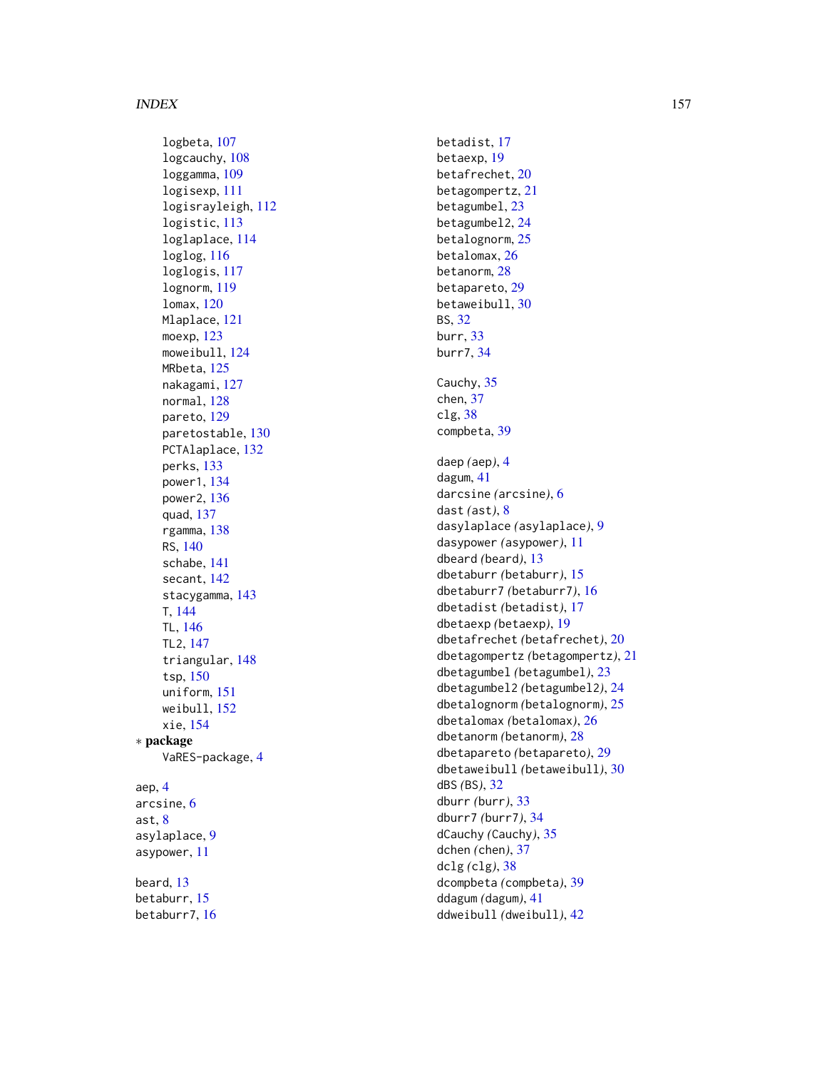logbeta, 107
logcauchy, 108
loggamma, 109
logisexp, 111
logisrayleigh, 112
logistic, 113
loglaplace, 114
loglog, 116
loglogis, 117
lognorm, 119
lomax, 120
Mlaplace, 121
moexp, 123
moweibull, 124
MRbeta, 125
nakagami, 127
normal, 128
pareto, 129
paretostable, 130
PCTAlaplace, 132
perks, 133
power1, 134
power2, 136
quad, 137
rgamma, 138
RS, 140
schabe, 141
secant, 142
stacygamma, 143
T, 144
TL, 146
TL2, 147
triangular, 148
tsp, 150
uniform, 151
weibull, 152
xie, 154

∗ **package**

VaRES-package, 4

aep, 4
arcsine, 6
ast, 8
asylaplace, 9
asypower, 11

beard, 13
betaburr, 15
betaburr7, 16
betadist, 17
betaexp, 19
betafrechet, 20
betagompertz, 21
betagumbel, 23
betagumbel2, 24
betalognorm, 25
betalomax, 26
betanorm, 28
betapareto, 29
betaweibull, 30
BS, 32
burr, 33
burr7, 34

Cauchy, 35
chen, 37
clg, 38
compbeta, 39

daep *(*aep*)*, 4
dagum, 41
darcsine *(*arcsine*)*, 6
dast *(*ast*)*, 8
dasylaplace *(*asylaplace*)*, 9
dasypower *(*asypower*)*, 11
dbeard *(*beard*)*, 13
dbetaburr *(*betaburr*)*, 15
dbetaburr7 *(*betaburr7*)*, 16
dbetadist *(*betadist*)*, 17
dbetaexp *(*betaexp*)*, 19
dbetafrechet *(*betafrechet*)*, 20
dbetagompertz *(*betagompertz*)*, 21
dbetagumbel *(*betagumbel*)*, 23
dbetagumbel2 *(*betagumbel2*)*, 24
dbetalognorm *(*betalognorm*)*, 25
dbetalomax *(*betalomax*)*, 26
dbetanorm *(*betanorm*)*, 28
dbetapareto *(*betapareto*)*, 29
dbetaweibull *(*betaweibull*)*, 30
dBS *(*BS*)*, 32
dburr *(*burr*)*, 33
dburr7 *(*burr7*)*, 34
dCauchy *(*Cauchy*)*, 35
dchen *(*chen*)*, 37
dclg *(*clg*)*, 38
dcompbeta *(*compbeta*)*, 39
ddagum *(*dagum*)*, 41
ddweibull *(*dweibull*)*, 42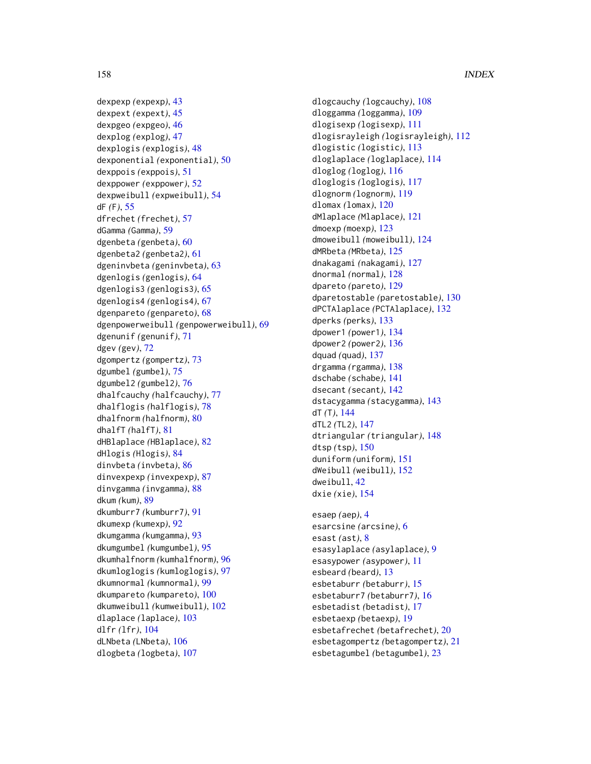dexpexp *(expexp)*, 43
dexpext *(expext)*, 45
dexpgeo *(expgeo)*, 46
dexplog *(explog)*, 47
dexplogis *(explogis)*, 48
dexponential *(exponential)*, 50
dexppois *(exppois)*, 51
dexppower *(exppower)*, 52
dexpweibull *(expweibull)*, 54
dF *(F)*, 55
dfrechet *(frechet)*, 57
dGamma *(Gamma)*, 59
dgenbeta *(genbeta)*, 60
dgenbeta2 *(genbeta2)*, 61
dgeninvbeta *(geninvbeta)*, 63
dgenlogis *(genlogis)*, 64
dgenlogis3 *(genlogis3)*, 65
dgenlogis4 *(genlogis4)*, 67
dgenpareto *(genpareto)*, 68
dgenpowerweibull *(genpowerweibull)*, 69
dgenunif *(genunif)*, 71
dgev *(gev)*, 72
dgompertz *(gompertz)*, 73
dgumbel *(gumbel)*, 75
dgumbel2 *(gumbel2)*, 76
dhalfcauchy *(halfcauchy)*, 77
dhalflogis *(halflogis)*, 78
dhalfnorm *(halfnorm)*, 80
dhalfT *(halfT)*, 81
dHBlaplace *(HBlaplace)*, 82
dHlogis *(Hlogis)*, 84
dinvbeta *(invbeta)*, 86
dinvexpexp *(invexpexp)*, 87
dinvgamma *(invgamma)*, 88
dkum *(kum)*, 89
dkumburr7 *(kumburr7)*, 91
dkumexp *(kumexp)*, 92
dkumgamma *(kumgamma)*, 93
dkumgumbel *(kumgumbel)*, 95
dkumhalfnorm *(kumhalfnorm)*, 96
dkumloglogis *(kumloglogis)*, 97
dkumnormal *(kumnormal)*, 99
dkumpareto *(kumpareto)*, 100
dkumweibull *(kumweibull)*, 102
dlaplace *(laplace)*, 103
dlfr *(lfr)*, 104
dLNbeta *(LNbeta)*, 106
dlogbeta *(logbeta)*, 107
dlogcauchy *(logcauchy)*, 108
dloggamma *(loggamma)*, 109
dlogisexp *(logisexp)*, 111
dlogisrayleigh *(logisrayleigh)*, 112
dlogistic *(logistic)*, 113
dloglaplace *(loglaplace)*, 114
dloglog *(loglog)*, 116
dloglogis *(loglogis)*, 117
dlognorm *(lognorm)*, 119
dlomax *(lomax)*, 120
dMlaplace *(Mlaplace)*, 121
dmoexp *(moexp)*, 123
dmoweibull *(moweibull)*, 124
dMRbeta *(MRbeta)*, 125
dnakagami *(nakagami)*, 127
dnormal *(normal)*, 128
dpareto *(pareto)*, 129
dparetostable *(paretostable)*, 130
dPCTAlaplace *(PCTAlaplace)*, 132
dperks *(perks)*, 133
dpower1 *(power1)*, 134
dpower2 *(power2)*, 136
dquad *(quad)*, 137
drgamma *(rgamma)*, 138
dschabe *(schabe)*, 141
dsecant *(secant)*, 142
dstacygamma *(stacygamma)*, 143
dT *(T)*, 144
dTL2 *(TL2)*, 147
dtriangular *(triangular)*, 148
dtsp *(tsp)*, 150
duniform *(uniform)*, 151
dWeibull *(weibull)*, 152
dweibull, 42
dxie *(xie)*, 154

esaep *(aep)*, 4
esarcsine *(arcsine)*, 6
esast *(ast)*, 8
esasylaplace *(asylaplace)*, 9
esasypower *(asypower)*, 11
esbeard *(beard)*, 13
esbetaburr *(betaburr)*, 15
esbetaburr7 *(betaburr7)*, 16
esbetadist *(betadist)*, 17
esbetaexp *(betaexp)*, 19
esbetafrechet *(betafrechet)*, 20
esbetagompertz *(betagompertz)*, 21
esbetagumbel *(betagumbel)*, 23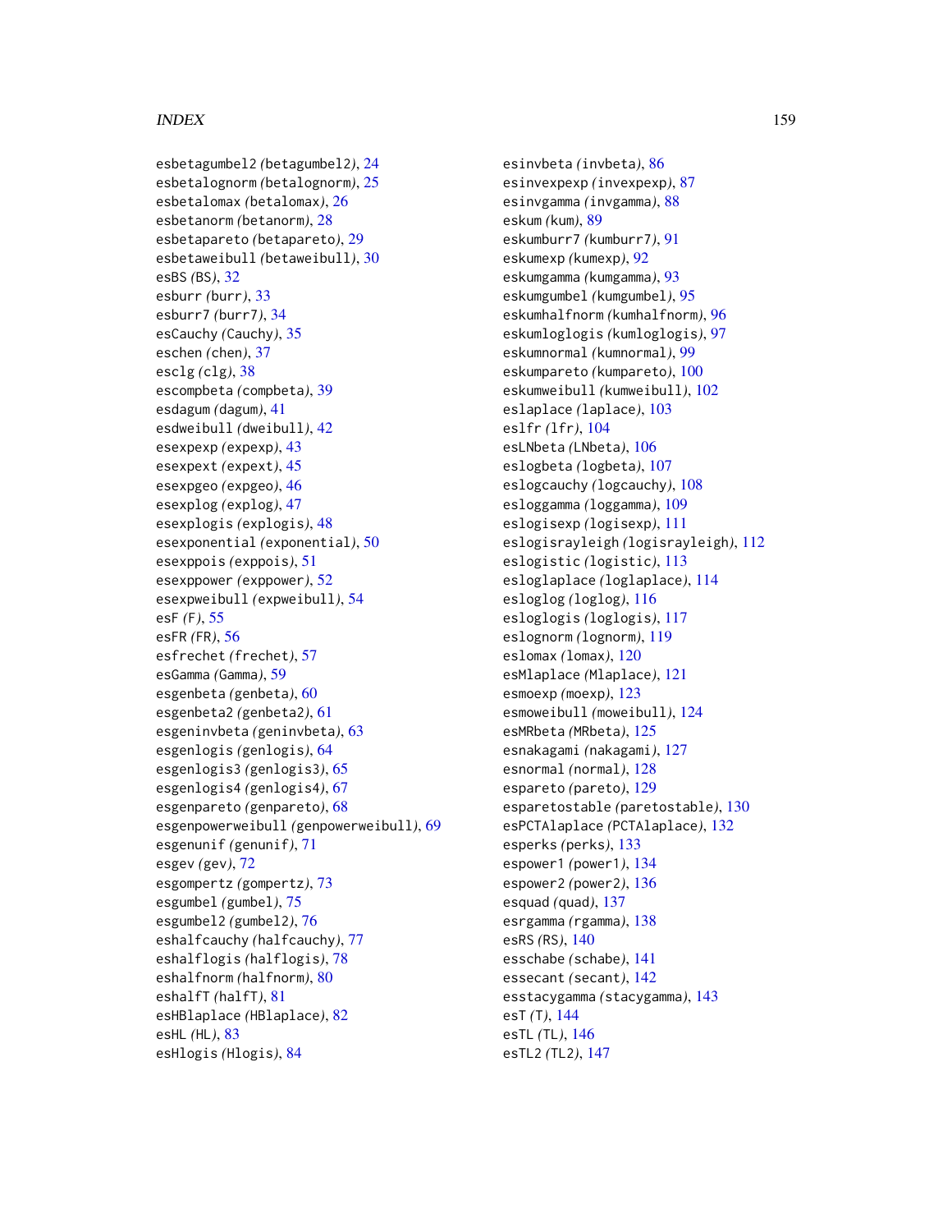esbetagumbel2 *(betagumbel2)*, 24
esbetalognorm *(betalognorm)*, 25
esbetalomax *(betalomax)*, 26
esbetanorm *(betanorm)*, 28
esbetapareto *(betapareto)*, 29
esbetaweibull *(betaweibull)*, 30
esBS *(BS)*, 32
esburr *(burr)*, 33
esburr7 *(burr7)*, 34
esCauchy *(Cauchy)*, 35
eschen *(chen)*, 37
esclg *(clg)*, 38
escompbeta *(compbeta)*, 39
esdagum *(dagum)*, 41
esdweibull *(dweibull)*, 42
esexpexp *(expexp)*, 43
esexpext *(expext)*, 45
esexpgeo *(expgeo)*, 46
esexplog *(explog)*, 47
esexplogis *(explogis)*, 48
esexponential *(exponential)*, 50
esexppois *(exppois)*, 51
esexppower *(exppower)*, 52
esexpweibull *(expweibull)*, 54
esF *(F)*, 55
esFR *(FR)*, 56
esfrechet *(frechet)*, 57
esGamma *(Gamma)*, 59
esgenbeta *(genbeta)*, 60
esgenbeta2 *(genbeta2)*, 61
esgeninvbeta *(geninvbeta)*, 63
esgenlogis *(genlogis)*, 64
esgenlogis3 *(genlogis3)*, 65
esgenlogis4 *(genlogis4)*, 67
esgenpareto *(genpareto)*, 68
esgenpowerweibull *(genpowerweibull)*, 69
esgenunif *(genunif)*, 71
esgev *(gev)*, 72
esgompertz *(gompertz)*, 73
esgumbel *(gumbel)*, 75
esgumbel2 *(gumbel2)*, 76
eshalfcauchy *(halfcauchy)*, 77
eshalflogis *(halflogis)*, 78
eshalfnorm *(halfnorm)*, 80
eshalfT *(halfT)*, 81
esHBlaplace *(HBlaplace)*, 82
esHL *(HL)*, 83
esHlogis *(Hlogis)*, 84
esinvbeta *(invbeta)*, 86
esinvexpexp *(invexpexp)*, 87
esinvgamma *(invgamma)*, 88
eskum *(kum)*, 89
eskumburr7 *(kumburr7)*, 91
eskumexp *(kumexp)*, 92
eskumgamma *(kumgamma)*, 93
eskumgumbel *(kumgumbel)*, 95
eskumhalfnorm *(kumhalfnorm)*, 96
eskumloglogis *(kumloglogis)*, 97
eskumnormal *(kumnormal)*, 99
eskumpareto *(kumpareto)*, 100
eskumweibull *(kumweibull)*, 102
eslaplace *(laplace)*, 103
eslfr *(lfr)*, 104
esLNbeta *(LNbeta)*, 106
eslogbeta *(logbeta)*, 107
eslogcauchy *(logcauchy)*, 108
esloggamma *(loggamma)*, 109
eslogisexp *(logisexp)*, 111
eslogisrayleigh *(logisrayleigh)*, 112
eslogistic *(logistic)*, 113
esloglaplace *(loglaplace)*, 114
esloglog *(loglog)*, 116
esloglogis *(loglogis)*, 117
eslognorm *(lognorm)*, 119
eslomax *(lomax)*, 120
esMlaplace *(Mlaplace)*, 121
esmoexp *(moexp)*, 123
esmoweibull *(moweibull)*, 124
esMRbeta *(MRbeta)*, 125
esnakagami *(nakagami)*, 127
esnormal *(normal)*, 128
espareto *(pareto)*, 129
esparetostable *(paretostable)*, 130
esPCTAlaplace *(PCTAlaplace)*, 132
esperks *(perks)*, 133
espower1 *(power1)*, 134
espower2 *(power2)*, 136
esquad *(quad)*, 137
esrgamma *(rgamma)*, 138
esRS *(RS)*, 140
esschabe *(schabe)*, 141
essecant *(secant)*, 142
esstacygamma *(stacygamma)*, 143
esT *(T)*, 144
esTL *(TL)*, 146
esTL2 *(TL2)*, 147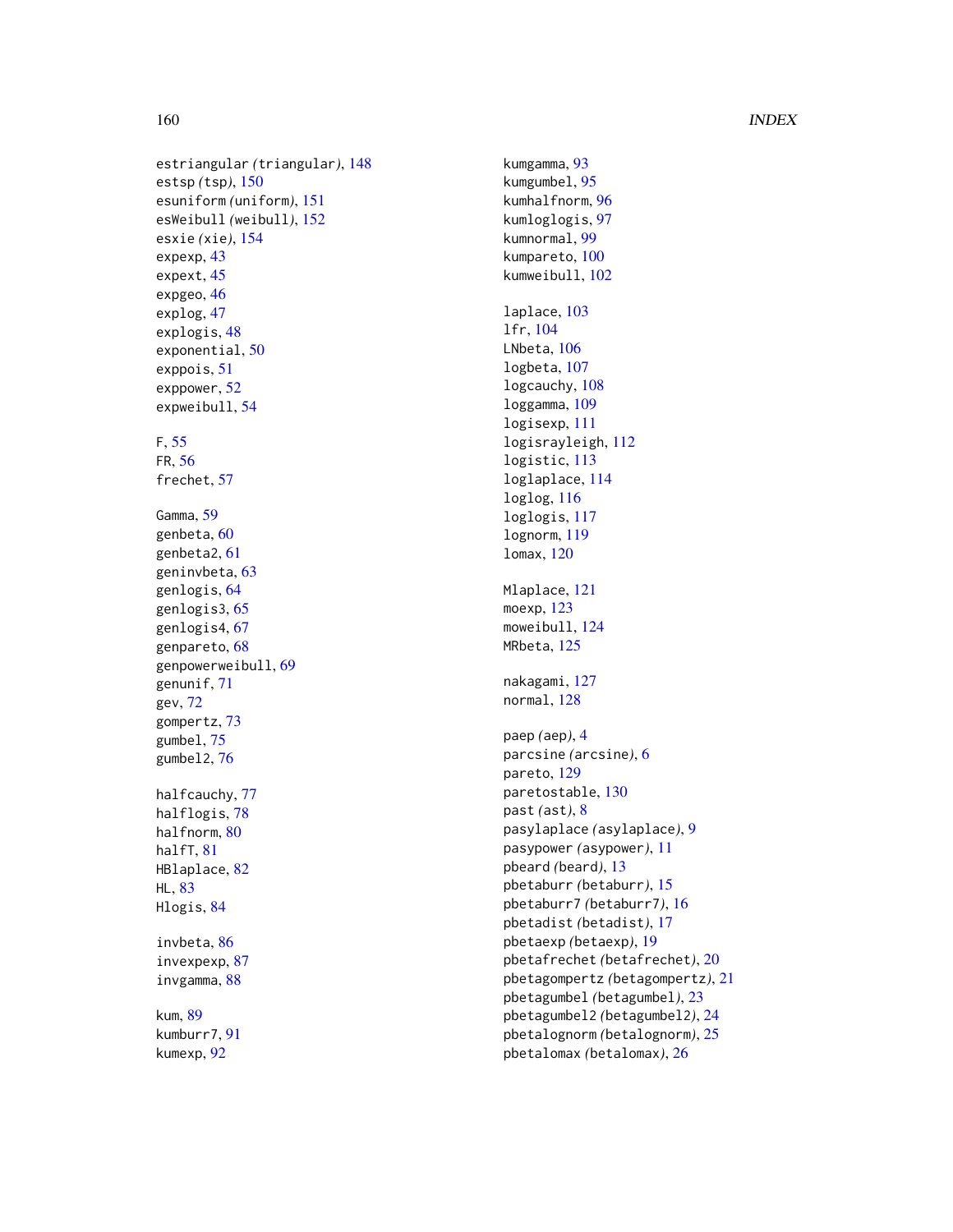estriangular *(triangular)*, 148
estsp *(tsp)*, 150
esuniform *(uniform)*, 151
esWeibull *(weibull)*, 152
esxie *(xie)*, 154
expexp, 43
expext, 45
expgeo, 46
explog, 47
explogis, 48
exponential, 50
exppois, 51
exppower, 52
expweibull, 54

F, 55
FR, 56
frechet, 57

Gamma, 59
genbeta, 60
genbeta2, 61
geninvbeta, 63
genlogis, 64
genlogis3, 65
genlogis4, 67
genpareto, 68
genpowerweibull, 69
genunif, 71
gev, 72
gompertz, 73
gumbel, 75
gumbel2, 76

halfcauchy, 77
halflogis, 78
halfnorm, 80
halfT, 81
HBlaplace, 82
HL, 83
Hlogis, 84

invbeta, 86
invexpexp, 87
invgamma, 88

kum, 89
kumburr7, 91
kumexp, 92
kumgamma, 93
kumgumbel, 95
kumhalfnorm, 96
kumloglogis, 97
kumnormal, 99
kumpareto, 100
kumweibull, 102

laplace, 103
lfr, 104
LNbeta, 106
logbeta, 107
logcauchy, 108
loggamma, 109
logisexp, 111
logisrayleigh, 112
logistic, 113
loglaplace, 114
loglog, 116
loglogis, 117
lognorm, 119
lomax, 120

Mlaplace, 121
moexp, 123
moweibull, 124
MRbeta, 125

nakagami, 127
normal, 128

paep *(aep)*, 4
parcsine *(arcsine)*, 6
pareto, 129
paretostable, 130
past *(ast)*, 8
pasylaplace *(asylaplace)*, 9
pasypower *(asypower)*, 11
pbeard *(beard)*, 13
pbetaburr *(betaburr)*, 15
pbetaburr7 *(betaburr7)*, 16
pbetadist *(betadist)*, 17
pbetaexp *(betaexp)*, 19
pbetafrechet *(betafrechet)*, 20
pbetagompertz *(betagompertz)*, 21
pbetagumbel *(betagumbel)*, 23
pbetagumbel2 *(betagumbel2)*, 24
pbetalognorm *(betalognorm)*, 25
pbetalomax *(betalomax)*, 26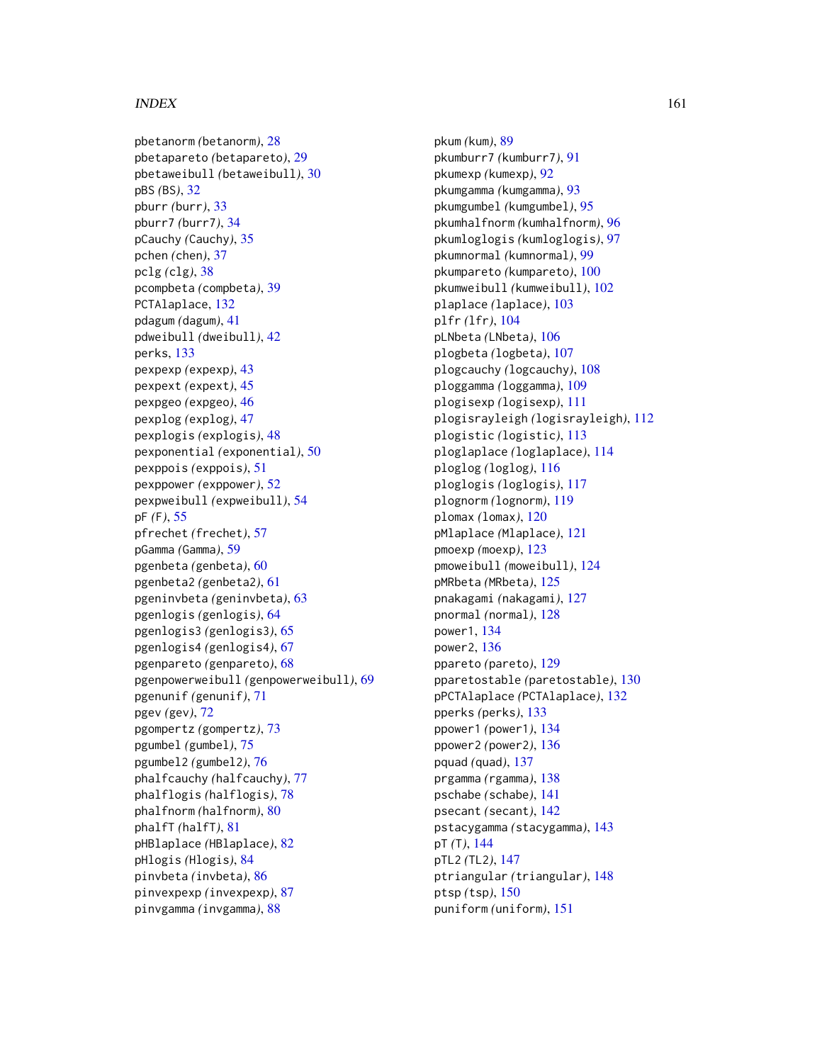pbetanorm (betanorm), 28
pbetapareto (betapareto), 29
pbetaweibull (betaweibull), 30
pBS (BS), 32
pburr (burr), 33
pburr7 (burr7), 34
pCauchy (Cauchy), 35
pchen (chen), 37
pclg (clg), 38
pcompbeta (compbeta), 39
PCTAlaplace, 132
pdagum (dagum), 41
pdweibull (dweibull), 42
perks, 133
pexpexp (expexp), 43
pexpext (expext), 45
pexpgeo (expgeo), 46
pexplog (explog), 47
pexplogis (explogis), 48
pexponential (exponential), 50
pexppois (exppois), 51
pexppower (exppower), 52
pexpweibull (expweibull), 54
pF (F), 55
pfrechet (frechet), 57
pGamma (Gamma), 59
pgenbeta (genbeta), 60
pgenbeta2 (genbeta2), 61
pgeninvbeta (geninvbeta), 63
pgenlogis (genlogis), 64
pgenlogis3 (genlogis3), 65
pgenlogis4 (genlogis4), 67
pgenpareto (genpareto), 68
pgenpowerweibull (genpowerweibull), 69
pgenunif (genunif), 71
pgev (gev), 72
pgompertz (gompertz), 73
pgumbel (gumbel), 75
pgumbel2 (gumbel2), 76
phalfcauchy (halfcauchy), 77
phalflogis (halflogis), 78
phalfnorm (halfnorm), 80
phalfT (halfT), 81
pHBlaplace (HBlaplace), 82
pHlogis (Hlogis), 84
pinvbeta (invbeta), 86
pinvexpexp (invexpexp), 87
pinvgamma (invgamma), 88
pkum (kum), 89
pkumburr7 (kumburr7), 91
pkumexp (kumexp), 92
pkumgamma (kumgamma), 93
pkumgumbel (kumgumbel), 95
pkumhalfnorm (kumhalfnorm), 96
pkumloglogis (kumloglogis), 97
pkumnormal (kumnormal), 99
pkumpareto (kumpareto), 100
pkumweibull (kumweibull), 102
plaplace (laplace), 103
plfr (lfr), 104
pLNbeta (LNbeta), 106
plogbeta (logbeta), 107
plogcauchy (logcauchy), 108
ploggamma (loggamma), 109
plogisexp (logisexp), 111
plogisrayleigh (logisrayleigh), 112
plogistic (logistic), 113
ploglaplace (loglaplace), 114
ploglog (loglog), 116
ploglogis (loglogis), 117
plognorm (lognorm), 119
plomax (lomax), 120
pMlaplace (Mlaplace), 121
pmoexp (moexp), 123
pmoweibull (moweibull), 124
pMRbeta (MRbeta), 125
pnakagami (nakagami), 127
pnormal (normal), 128
power1, 134
power2, 136
ppareto (pareto), 129
pparetostable (paretostable), 130
pPCTAlaplace (PCTAlaplace), 132
pperks (perks), 133
ppower1 (power1), 134
ppower2 (power2), 136
pquad (quad), 137
prgamma (rgamma), 138
pschabe (schabe), 141
psecant (secant), 142
pstacygamma (stacygamma), 143
pT (T), 144
pTL2 (TL2), 147
ptriangular (triangular), 148
ptsp (tsp), 150
puniform (uniform), 151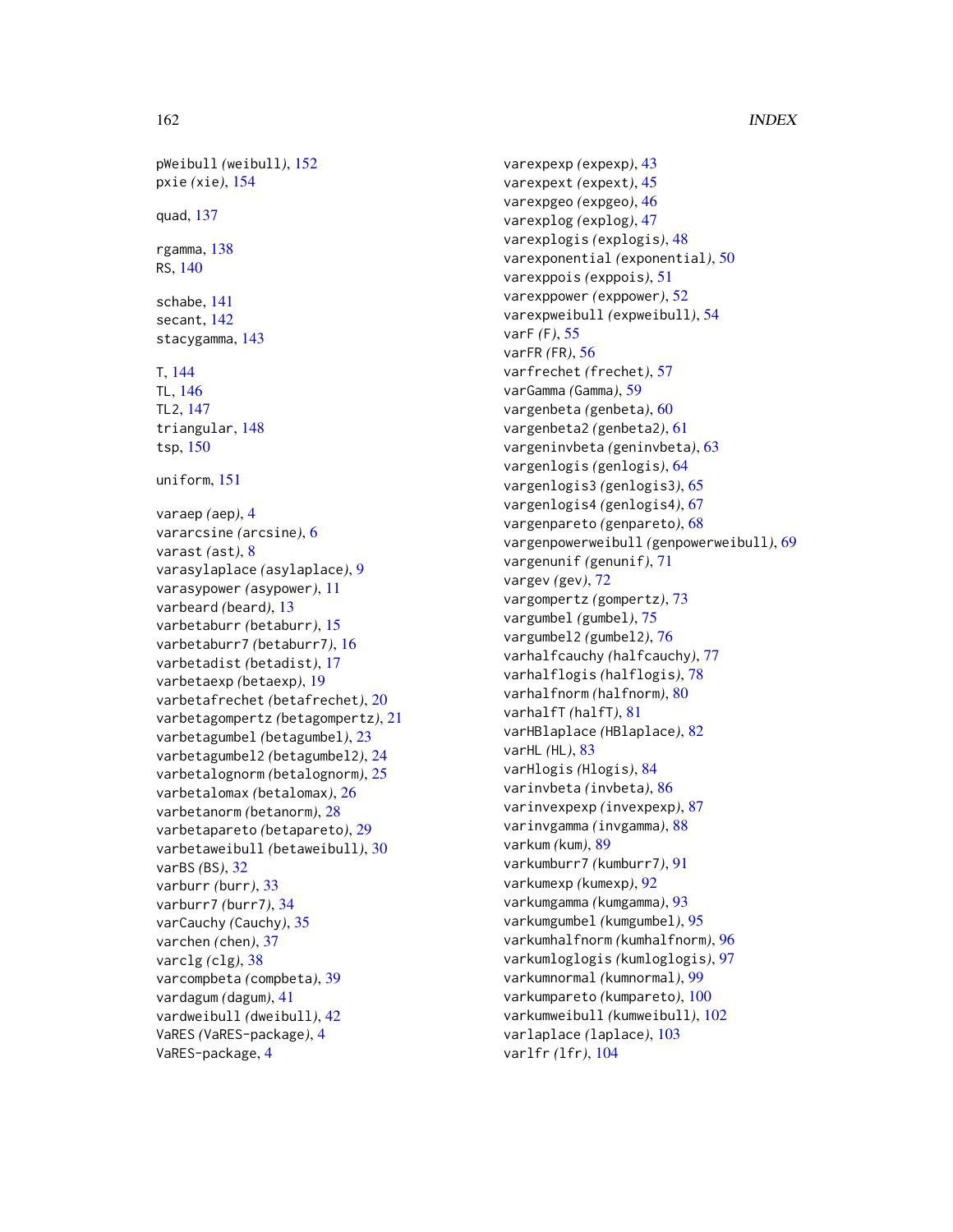pWeibull *(weibull)*, 152
pxie *(xie)*, 154

quad, 137

rgamma, 138
RS, 140

schabe, 141
secant, 142
stacygamma, 143

T, 144
TL, 146
TL2, 147
triangular, 148
tsp, 150

uniform, 151

varaep *(aep)*, 4
vararcsine *(arcsine)*, 6
varast *(ast)*, 8
varasylaplace *(asylaplace)*, 9
varasypower *(asypower)*, 11
varbeard *(beard)*, 13
varbetaburr *(betaburr)*, 15
varbetaburr7 *(betaburr7)*, 16
varbetadist *(betadist)*, 17
varbetaexp *(betaexp)*, 19
varbetafrechet *(betafrechet)*, 20
varbetagompertz *(betagompertz)*, 21
varbetagumbel *(betagumbel)*, 23
varbetagumbel2 *(betagumbel2)*, 24
varbetalognorm *(betalognorm)*, 25
varbetalomax *(betalomax)*, 26
varbetanorm *(betanorm)*, 28
varbetapareto *(betapareto)*, 29
varbetaweibull *(betaweibull)*, 30
varBS *(BS)*, 32
varburr *(burr)*, 33
varburr7 *(burr7)*, 34
varCauchy *(Cauchy)*, 35
varchen *(chen)*, 37
varclg *(clg)*, 38
varcompbeta *(compbeta)*, 39
vardagum *(dagum)*, 41
vardweibull *(dweibull)*, 42
VaRES *(VaRES-package)*, 4
VaRES-package, 4
varexpexp *(expexp)*, 43
varexpext *(expext)*, 45
varexpgeo *(expgeo)*, 46
varexplog *(explog)*, 47
varexplogis *(explogis)*, 48
varexponential *(exponential)*, 50
varexppois *(exppois)*, 51
varexppower *(exppower)*, 52
varexpweibull *(expweibull)*, 54
varF *(F)*, 55
varFR *(FR)*, 56
varfrechet *(frechet)*, 57
varGamma *(Gamma)*, 59
vargenbeta *(genbeta)*, 60
vargenbeta2 *(genbeta2)*, 61
vargeninvbeta *(geninvbeta)*, 63
vargenlogis *(genlogis)*, 64
vargenlogis3 *(genlogis3)*, 65
vargenlogis4 *(genlogis4)*, 67
vargenpareto *(genpareto)*, 68
vargenpowerweibull *(genpowerweibull)*, 69
vargenunif *(genunif)*, 71
vargev *(gev)*, 72
vargompertz *(gompertz)*, 73
vargumbel *(gumbel)*, 75
vargumbel2 *(gumbel2)*, 76
varhalfcauchy *(halfcauchy)*, 77
varhalflogis *(halflogis)*, 78
varhalfnorm *(halfnorm)*, 80
varhalfT *(halfT)*, 81
varHBlaplace *(HBlaplace)*, 82
varHL *(HL)*, 83
varHlogis *(Hlogis)*, 84
varinvbeta *(invbeta)*, 86
varinvexpexp *(invexpexp)*, 87
varinvgamma *(invgamma)*, 88
varkum *(kum)*, 89
varkumburr7 *(kumburr7)*, 91
varkumexp *(kumexp)*, 92
varkumgamma *(kumgamma)*, 93
varkumgumbel *(kumgumbel)*, 95
varkumhalfnorm *(kumhalfnorm)*, 96
varkumloglogis *(kumloglogis)*, 97
varkumnormal *(kumnormal)*, 99
varkumpareto *(kumpareto)*, 100
varkumweibull *(kumweibull)*, 102
varlaplace *(laplace)*, 103
varlfr *(lfr)*, 104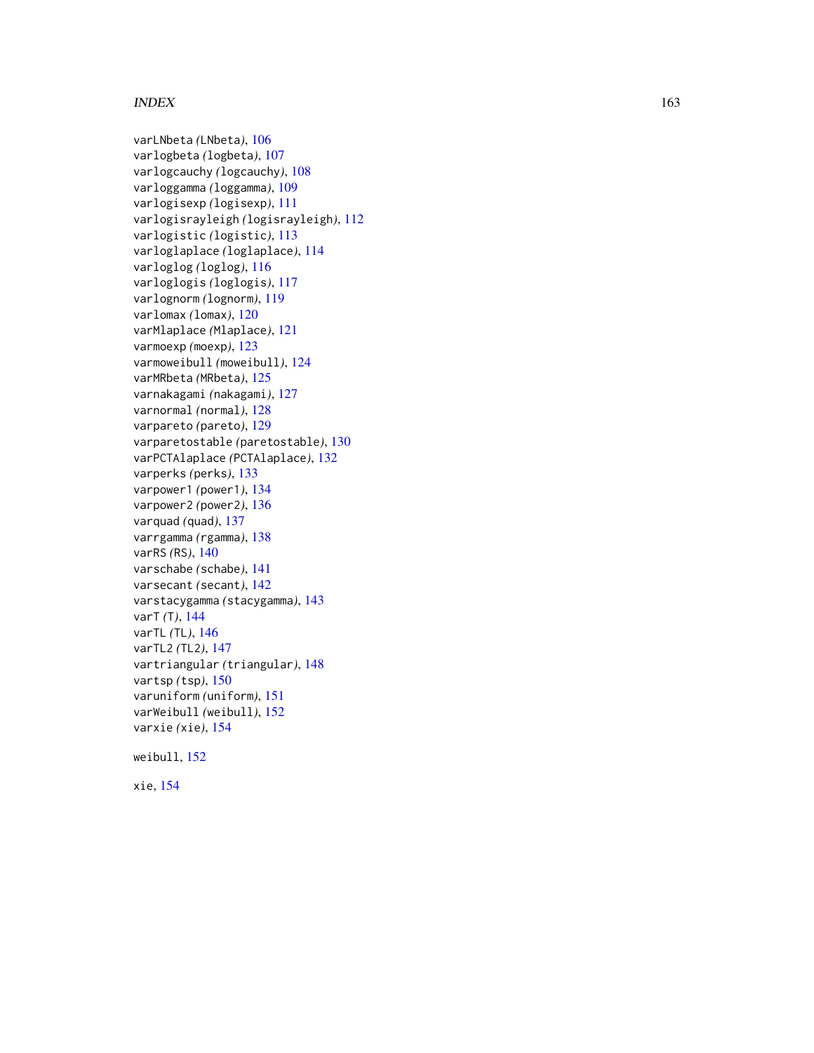varLNbeta (LNbeta), 106
varlogbeta (logbeta), 107
varlogcauchy (logcauchy), 108
varloggamma (loggamma), 109
varlogisexp (logisexp), 111
varlogisrayleigh (logisrayleigh), 112
varlogistic (logistic), 113
varloglaplace (loglaplace), 114
varloglog (loglog), 116
varloglogis (loglogis), 117
varlognorm (lognorm), 119
varlomax (lomax), 120
varMlaplace (Mlaplace), 121
varmoexp (moexp), 123
varmoweibull (moweibull), 124
varMRbeta (MRbeta), 125
varnakagami (nakagami), 127
varnormal (normal), 128
varpareto (pareto), 129
varparetostable (paretostable), 130
varPCTAlaplace (PCTAlaplace), 132
varperks (perks), 133
varpower1 (power1), 134
varpower2 (power2), 136
varquad (quad), 137
varrgamma (rgamma), 138
varRS (RS), 140
varschabe (schabe), 141
varsecant (secant), 142
varstacygamma (stacygamma), 143
varT (T), 144
varTL (TL), 146
varTL2 (TL2), 147
vartriangular (triangular), 148
vartsp (tsp), 150
varuniform (uniform), 151
varWeibull (weibull), 152
varxie (xie), 154

weibull, 152

xie, 154